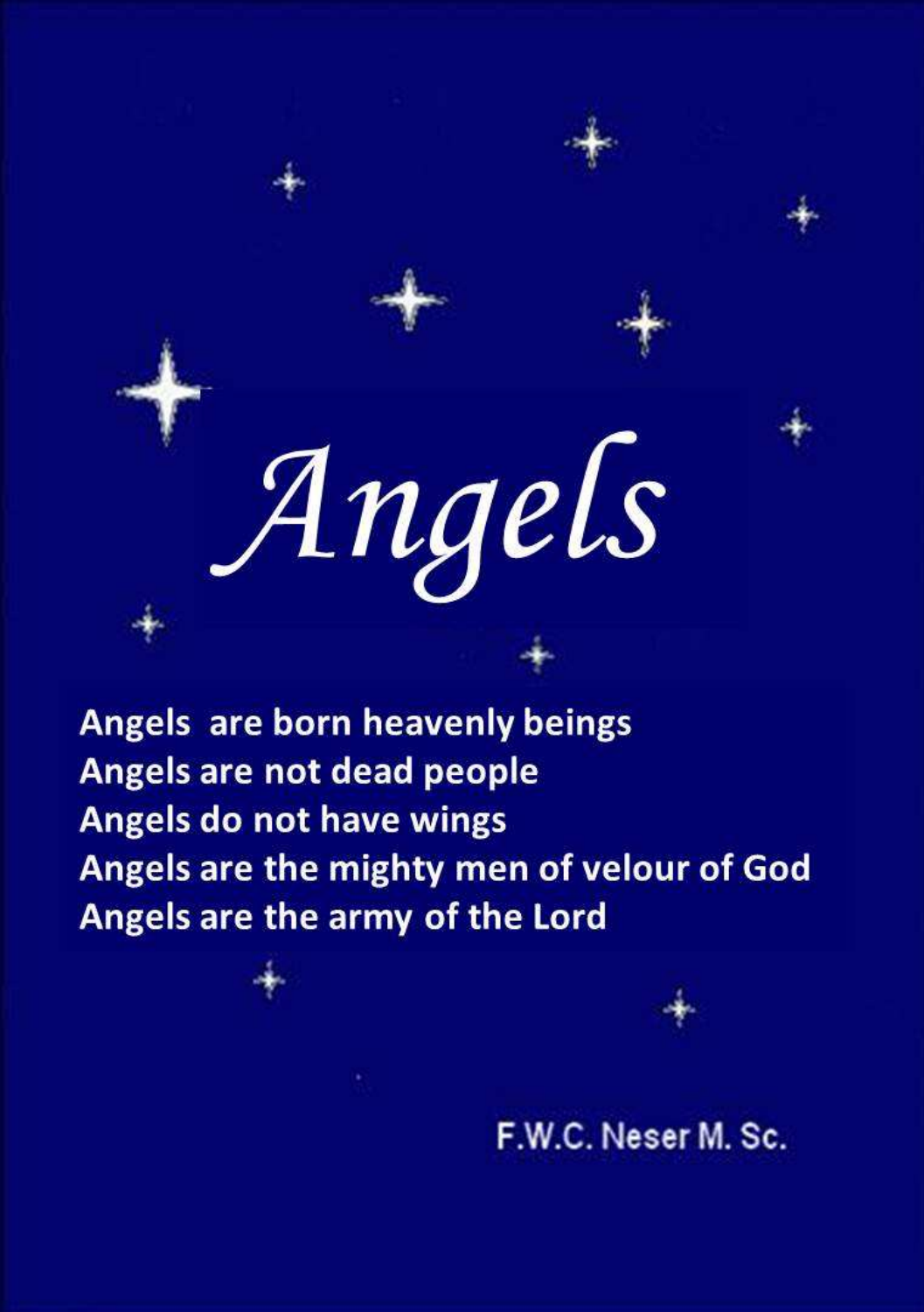# Angels

**Angels are born heavenly beings**
**Angels are not dead people**
**Angels do not have wings**
**Angels are the mighty men of velour of God**
**Angels are the army of the Lord**

F.W.C. Neser M. Sc.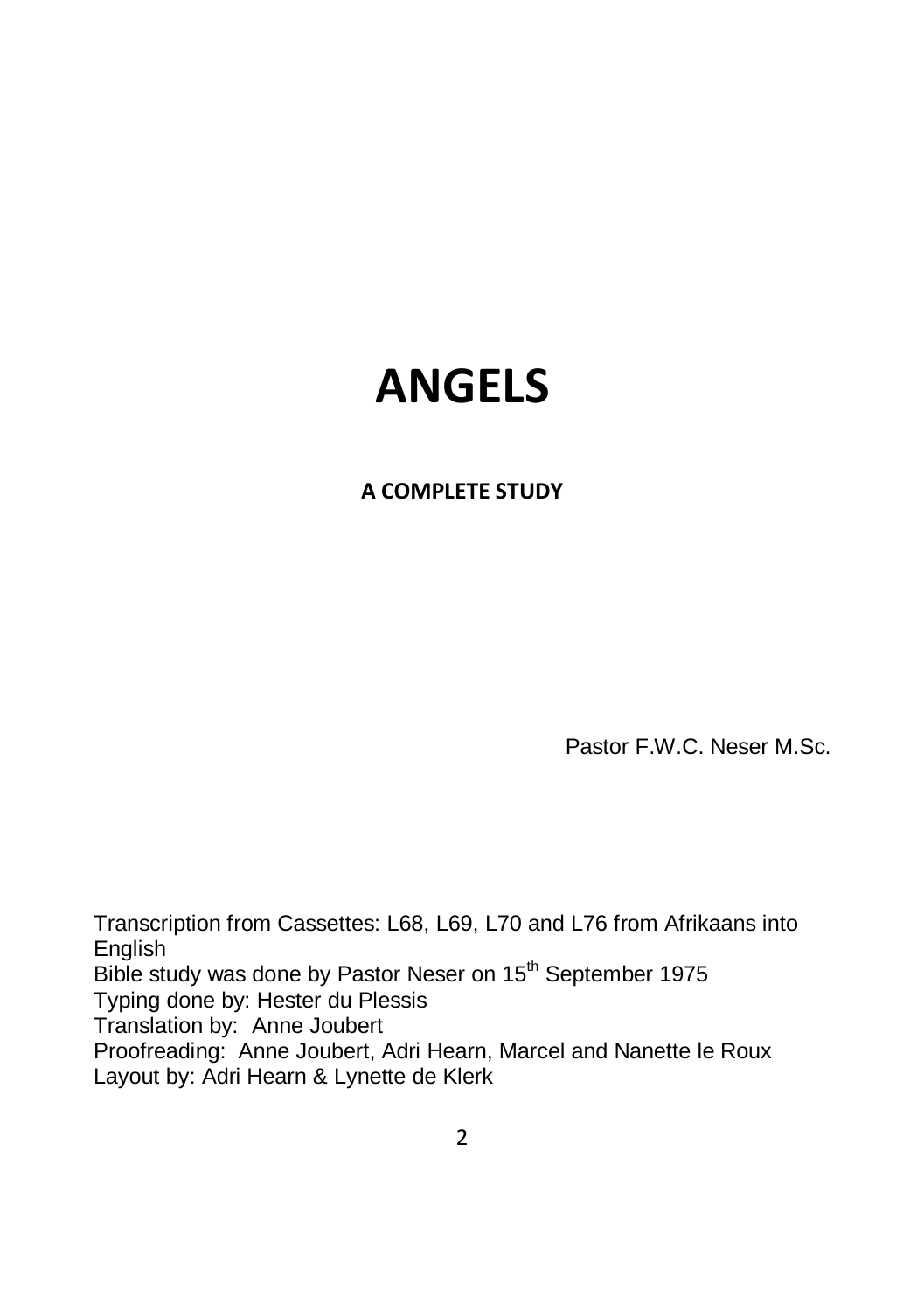# ANGELS

**A COMPLETE STUDY**

Pastor F.W.C. Neser M.Sc.

Transcription from Cassettes: L68, L69, L70 and L76 from Afrikaans into English
Bible study was done by Pastor Neser on 15th September 1975
Typing done by: Hester du Plessis
Translation by: Anne Joubert
Proofreading: Anne Joubert, Adri Hearn, Marcel and Nanette le Roux
Layout by: Adri Hearn & Lynette de Klerk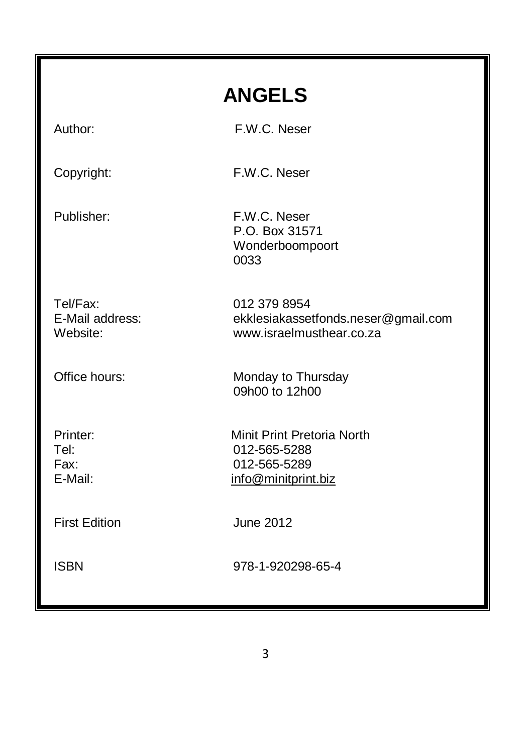# ANGELS

| | |
|---|---|
| Author: | F.W.C. Neser |
| Copyright: | F.W.C. Neser |
| Publisher: | F.W.C. Neser<br>P.O. Box 31571<br>Wonderboompoort<br>0033 |
| Tel/Fax: | 012 379 8954 |
| E-Mail address: | ekklesiakassetfonds.neser@gmail.com |
| Website: | www.israelmusthear.co.za |
| Office hours: | Monday to Thursday<br>09h00 to 12h00 |
| Printer: | Minit Print Pretoria North |
| Tel: | 012-565-5288 |
| Fax: | 012-565-5289 |
| E-Mail: | info@minitprint.biz |
| First Edition | June 2012 |
| ISBN | 978-1-920298-65-4 |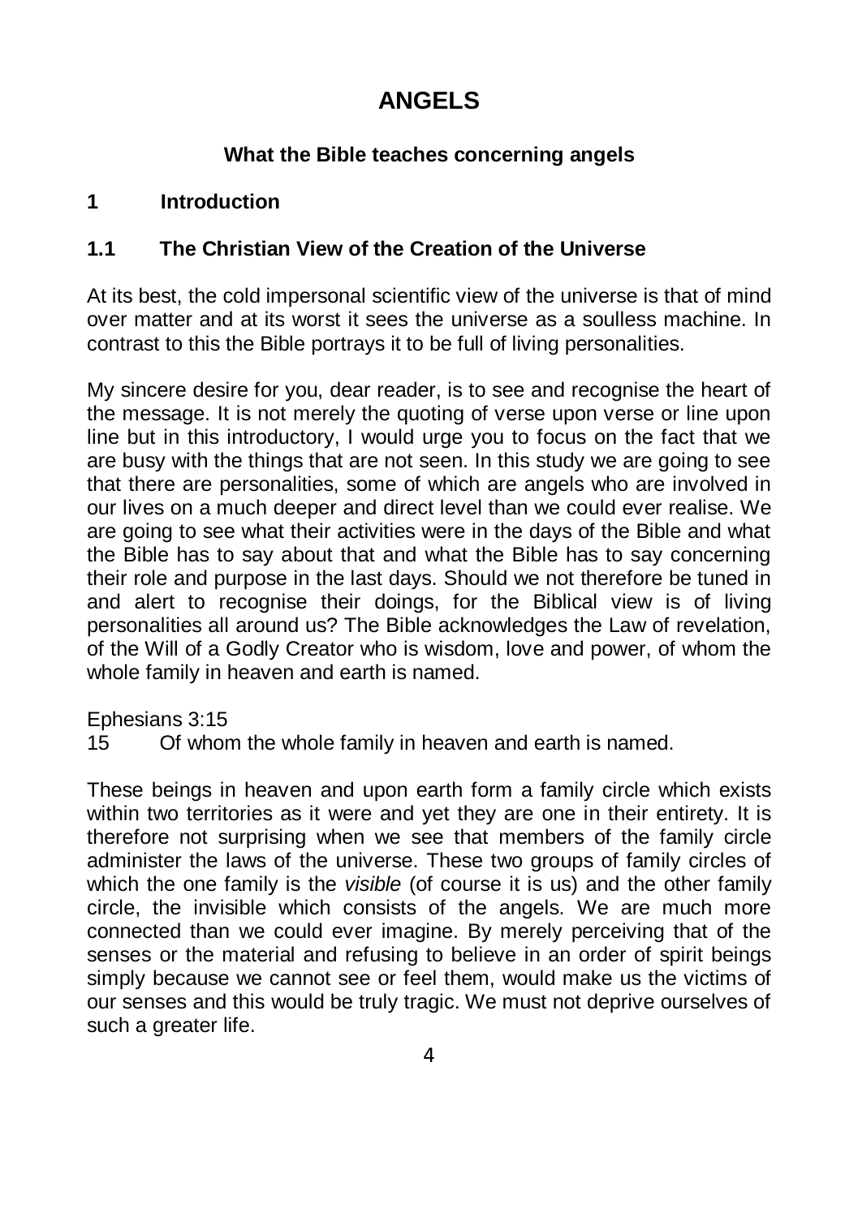# ANGELS

### What the Bible teaches concerning angels

## 1 Introduction

### 1.1 The Christian View of the Creation of the Universe

At its best, the cold impersonal scientific view of the universe is that of mind over matter and at its worst it sees the universe as a soulless machine. In contrast to this the Bible portrays it to be full of living personalities.

My sincere desire for you, dear reader, is to see and recognise the heart of the message. It is not merely the quoting of verse upon verse or line upon line but in this introductory, I would urge you to focus on the fact that we are busy with the things that are not seen. In this study we are going to see that there are personalities, some of which are angels who are involved in our lives on a much deeper and direct level than we could ever realise. We are going to see what their activities were in the days of the Bible and what the Bible has to say about that and what the Bible has to say concerning their role and purpose in the last days. Should we not therefore be tuned in and alert to recognise their doings, for the Biblical view is of living personalities all around us? The Bible acknowledges the Law of revelation, of the Will of a Godly Creator who is wisdom, love and power, of whom the whole family in heaven and earth is named.

Ephesians 3:15
15 Of whom the whole family in heaven and earth is named.

These beings in heaven and upon earth form a family circle which exists within two territories as it were and yet they are one in their entirety. It is therefore not surprising when we see that members of the family circle administer the laws of the universe. These two groups of family circles of which the one family is the *visible* (of course it is us) and the other family circle, the invisible which consists of the angels. We are much more connected than we could ever imagine. By merely perceiving that of the senses or the material and refusing to believe in an order of spirit beings simply because we cannot see or feel them, would make us the victims of our senses and this would be truly tragic. We must not deprive ourselves of such a greater life.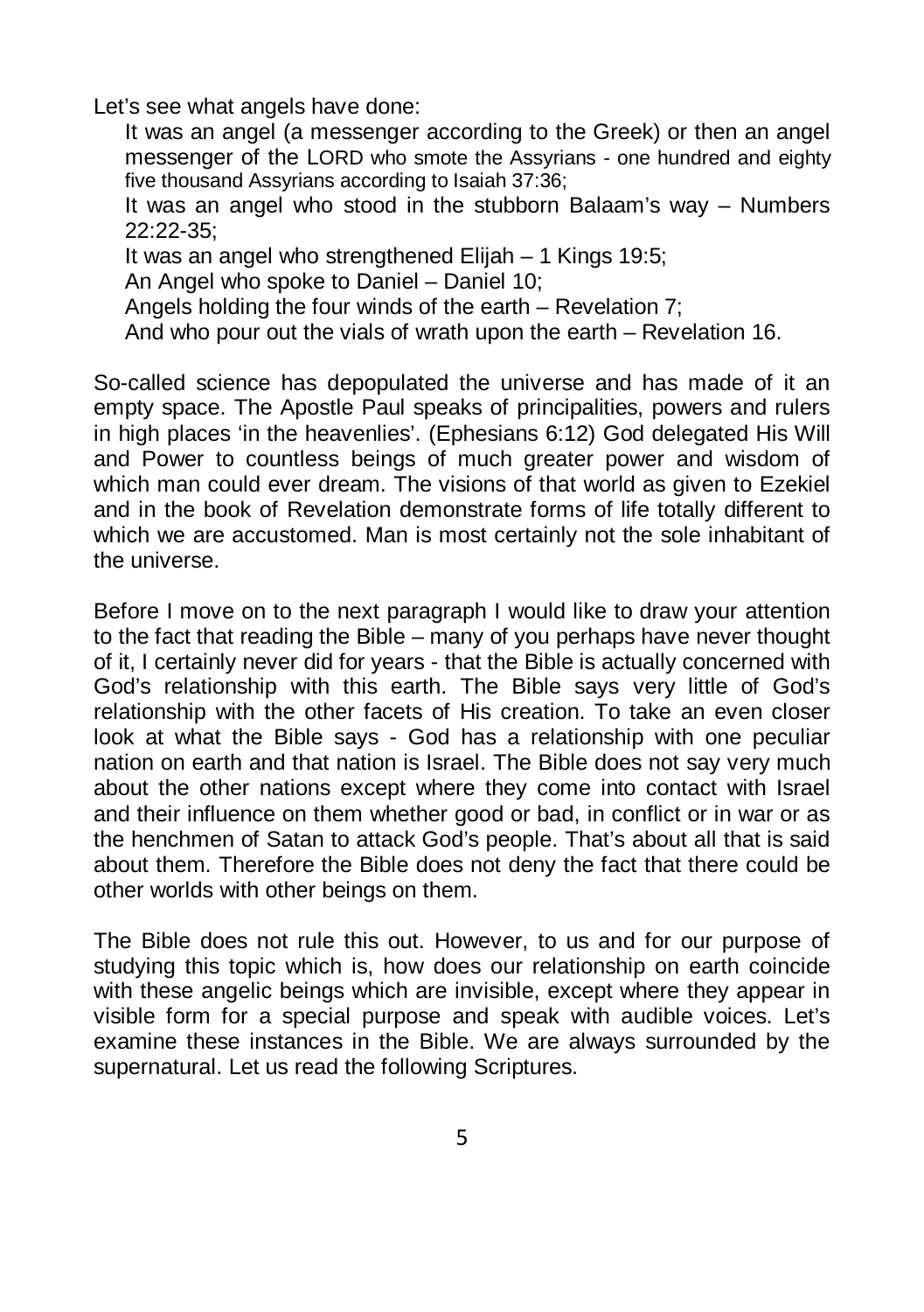Let's see what angels have done:

It was an angel (a messenger according to the Greek) or then an angel messenger of the LORD who smote the Assyrians - one hundred and eighty five thousand Assyrians according to Isaiah 37:36;

It was an angel who stood in the stubborn Balaam's way – Numbers 22:22-35;

It was an angel who strengthened Elijah – 1 Kings 19:5;

An Angel who spoke to Daniel – Daniel 10;

Angels holding the four winds of the earth – Revelation 7;

And who pour out the vials of wrath upon the earth – Revelation 16.

So-called science has depopulated the universe and has made of it an empty space. The Apostle Paul speaks of principalities, powers and rulers in high places 'in the heavenlies'. (Ephesians 6:12) God delegated His Will and Power to countless beings of much greater power and wisdom of which man could ever dream. The visions of that world as given to Ezekiel and in the book of Revelation demonstrate forms of life totally different to which we are accustomed. Man is most certainly not the sole inhabitant of the universe.

Before I move on to the next paragraph I would like to draw your attention to the fact that reading the Bible – many of you perhaps have never thought of it, I certainly never did for years - that the Bible is actually concerned with God's relationship with this earth. The Bible says very little of God's relationship with the other facets of His creation. To take an even closer look at what the Bible says - God has a relationship with one peculiar nation on earth and that nation is Israel. The Bible does not say very much about the other nations except where they come into contact with Israel and their influence on them whether good or bad, in conflict or in war or as the henchmen of Satan to attack God's people. That's about all that is said about them. Therefore the Bible does not deny the fact that there could be other worlds with other beings on them.

The Bible does not rule this out. However, to us and for our purpose of studying this topic which is, how does our relationship on earth coincide with these angelic beings which are invisible, except where they appear in visible form for a special purpose and speak with audible voices. Let's examine these instances in the Bible. We are always surrounded by the supernatural. Let us read the following Scriptures.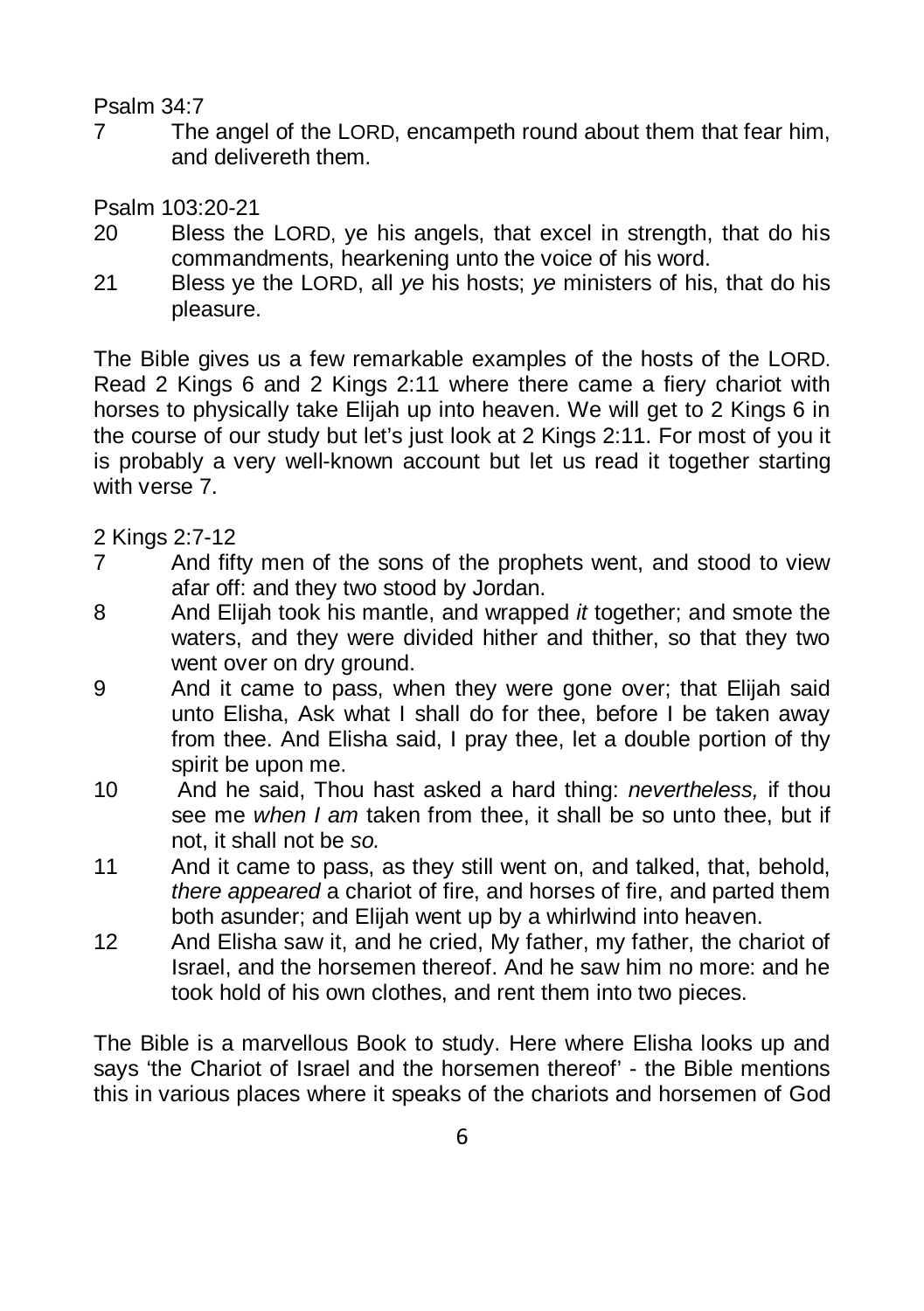Psalm 34:7

7 The angel of the LORD, encampeth round about them that fear him, and delivereth them.

Psalm 103:20-21

20 Bless the LORD, ye his angels, that excel in strength, that do his commandments, hearkening unto the voice of his word.

21 Bless ye the LORD, all *ye* his hosts; *ye* ministers of his, that do his pleasure.

The Bible gives us a few remarkable examples of the hosts of the LORD. Read 2 Kings 6 and 2 Kings 2:11 where there came a fiery chariot with horses to physically take Elijah up into heaven. We will get to 2 Kings 6 in the course of our study but let's just look at 2 Kings 2:11. For most of you it is probably a very well-known account but let us read it together starting with verse 7.

2 Kings 2:7-12

7 And fifty men of the sons of the prophets went, and stood to view afar off: and they two stood by Jordan.

8 And Elijah took his mantle, and wrapped *it* together; and smote the waters, and they were divided hither and thither, so that they two went over on dry ground.

9 And it came to pass, when they were gone over; that Elijah said unto Elisha, Ask what I shall do for thee, before I be taken away from thee. And Elisha said, I pray thee, let a double portion of thy spirit be upon me.

10 And he said, Thou hast asked a hard thing: *nevertheless,* if thou see me *when I am* taken from thee, it shall be so unto thee, but if not, it shall not be *so.*

11 And it came to pass, as they still went on, and talked, that, behold, *there appeared* a chariot of fire, and horses of fire, and parted them both asunder; and Elijah went up by a whirlwind into heaven.

12 And Elisha saw it, and he cried, My father, my father, the chariot of Israel, and the horsemen thereof. And he saw him no more: and he took hold of his own clothes, and rent them into two pieces.

The Bible is a marvellous Book to study. Here where Elisha looks up and says 'the Chariot of Israel and the horsemen thereof' - the Bible mentions this in various places where it speaks of the chariots and horsemen of God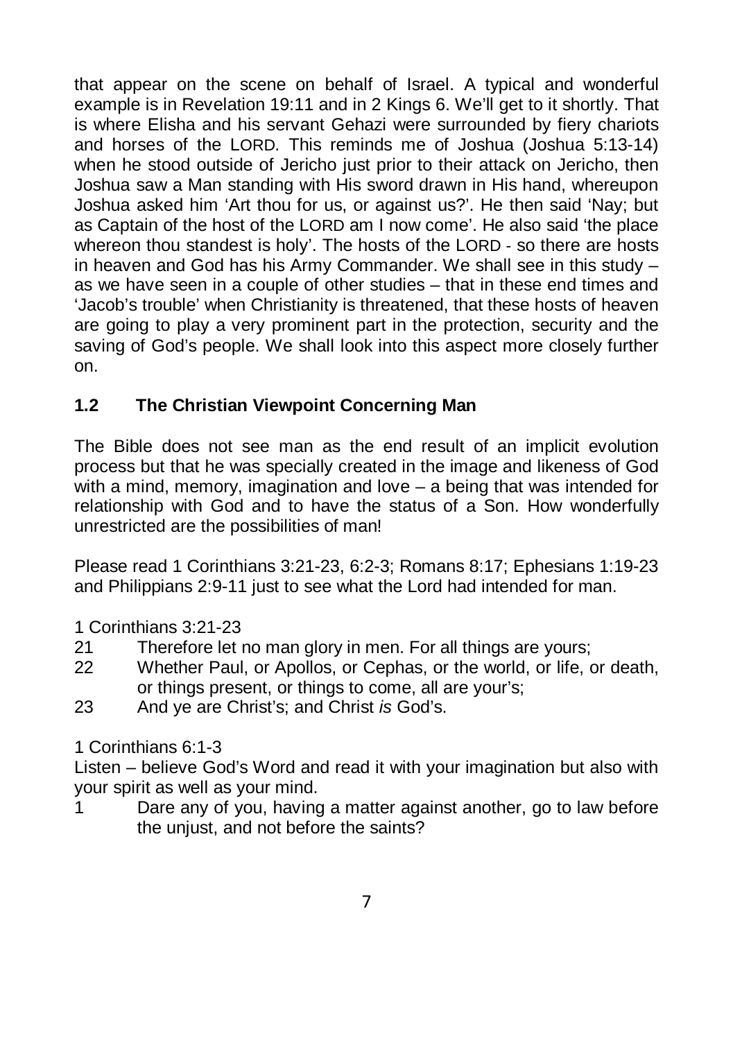that appear on the scene on behalf of Israel. A typical and wonderful example is in Revelation 19:11 and in 2 Kings 6. We'll get to it shortly. That is where Elisha and his servant Gehazi were surrounded by fiery chariots and horses of the LORD. This reminds me of Joshua (Joshua 5:13-14) when he stood outside of Jericho just prior to their attack on Jericho, then Joshua saw a Man standing with His sword drawn in His hand, whereupon Joshua asked him 'Art thou for us, or against us?'. He then said 'Nay; but as Captain of the host of the LORD am I now come'. He also said 'the place whereon thou standest is holy'. The hosts of the LORD - so there are hosts in heaven and God has his Army Commander. We shall see in this study – as we have seen in a couple of other studies – that in these end times and 'Jacob's trouble' when Christianity is threatened, that these hosts of heaven are going to play a very prominent part in the protection, security and the saving of God's people. We shall look into this aspect more closely further on.

## 1.2 The Christian Viewpoint Concerning Man

The Bible does not see man as the end result of an implicit evolution process but that he was specially created in the image and likeness of God with a mind, memory, imagination and love – a being that was intended for relationship with God and to have the status of a Son. How wonderfully unrestricted are the possibilities of man!

Please read 1 Corinthians 3:21-23, 6:2-3; Romans 8:17; Ephesians 1:19-23 and Philippians 2:9-11 just to see what the Lord had intended for man.

1 Corinthians 3:21-23

21 Therefore let no man glory in men. For all things are yours;

22 Whether Paul, or Apollos, or Cephas, or the world, or life, or death, or things present, or things to come, all are your's;

23 And ye are Christ's; and Christ *is* God's.

1 Corinthians 6:1-3

Listen – believe God's Word and read it with your imagination but also with your spirit as well as your mind.

1 Dare any of you, having a matter against another, go to law before the unjust, and not before the saints?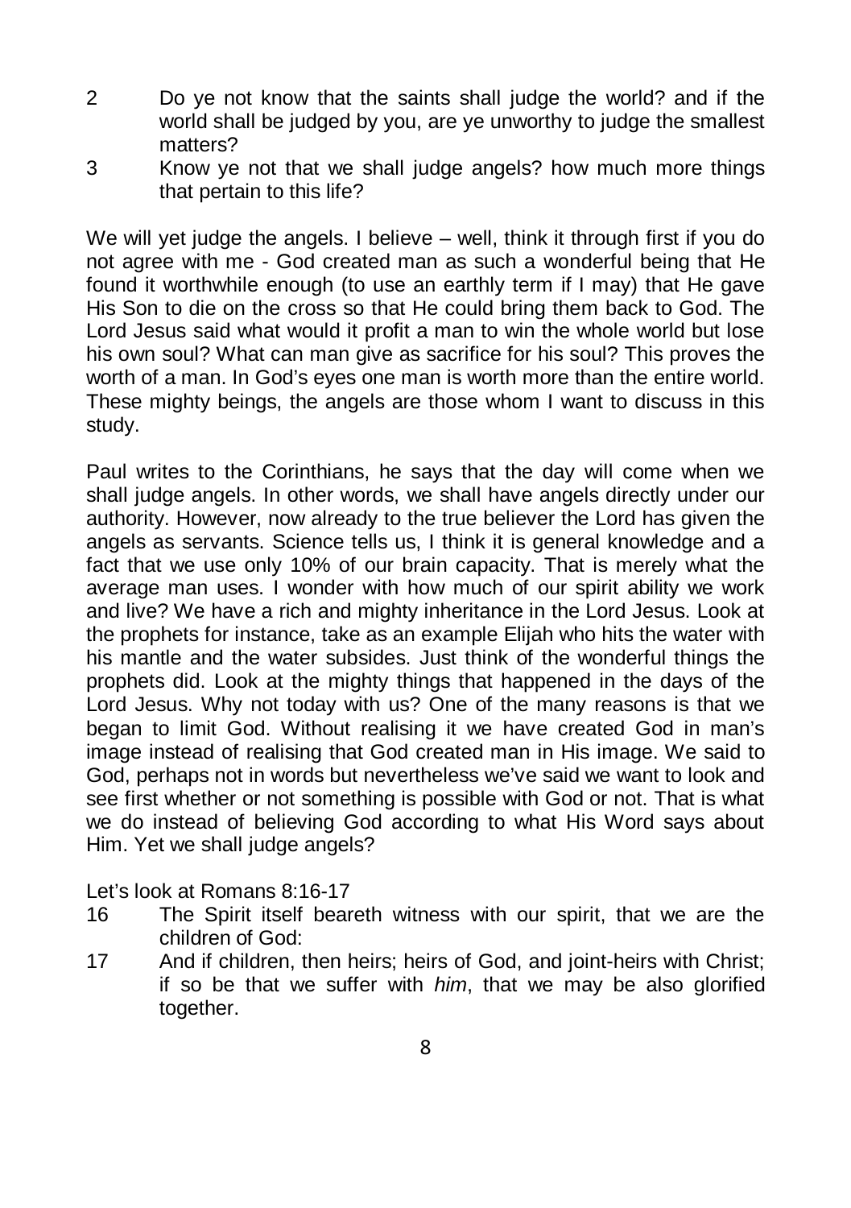2 Do ye not know that the saints shall judge the world? and if the world shall be judged by you, are ye unworthy to judge the smallest matters?

3 Know ye not that we shall judge angels? how much more things that pertain to this life?

We will yet judge the angels. I believe – well, think it through first if you do not agree with me - God created man as such a wonderful being that He found it worthwhile enough (to use an earthly term if I may) that He gave His Son to die on the cross so that He could bring them back to God. The Lord Jesus said what would it profit a man to win the whole world but lose his own soul? What can man give as sacrifice for his soul? This proves the worth of a man. In God's eyes one man is worth more than the entire world. These mighty beings, the angels are those whom I want to discuss in this study.

Paul writes to the Corinthians, he says that the day will come when we shall judge angels. In other words, we shall have angels directly under our authority. However, now already to the true believer the Lord has given the angels as servants. Science tells us, I think it is general knowledge and a fact that we use only 10% of our brain capacity. That is merely what the average man uses. I wonder with how much of our spirit ability we work and live? We have a rich and mighty inheritance in the Lord Jesus. Look at the prophets for instance, take as an example Elijah who hits the water with his mantle and the water subsides. Just think of the wonderful things the prophets did. Look at the mighty things that happened in the days of the Lord Jesus. Why not today with us? One of the many reasons is that we began to limit God. Without realising it we have created God in man's image instead of realising that God created man in His image. We said to God, perhaps not in words but nevertheless we've said we want to look and see first whether or not something is possible with God or not. That is what we do instead of believing God according to what His Word says about Him. Yet we shall judge angels?

Let's look at Romans 8:16-17

16 The Spirit itself beareth witness with our spirit, that we are the children of God:

17 And if children, then heirs; heirs of God, and joint-heirs with Christ; if so be that we suffer with *him*, that we may be also glorified together.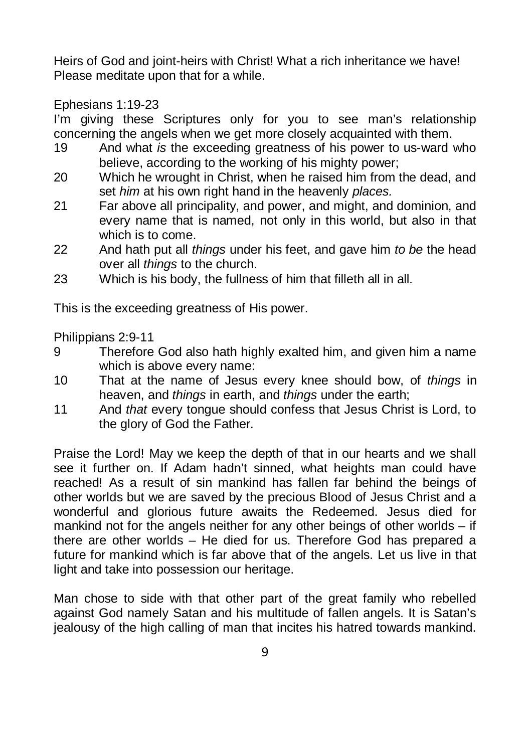Heirs of God and joint-heirs with Christ! What a rich inheritance we have! Please meditate upon that for a while.

Ephesians 1:19-23

I'm giving these Scriptures only for you to see man's relationship concerning the angels when we get more closely acquainted with them.

19 And what *is* the exceeding greatness of his power to us-ward who believe, according to the working of his mighty power;

20 Which he wrought in Christ, when he raised him from the dead, and set *him* at his own right hand in the heavenly *places.*

21 Far above all principality, and power, and might, and dominion, and every name that is named, not only in this world, but also in that which is to come.

22 And hath put all *things* under his feet, and gave him *to be* the head over all *things* to the church.

23 Which is his body, the fullness of him that filleth all in all.

This is the exceeding greatness of His power.

Philippians 2:9-11

9 Therefore God also hath highly exalted him, and given him a name which is above every name:

10 That at the name of Jesus every knee should bow, of *things* in heaven, and *things* in earth, and *things* under the earth;

11 And *that* every tongue should confess that Jesus Christ is Lord, to the glory of God the Father.

Praise the Lord! May we keep the depth of that in our hearts and we shall see it further on. If Adam hadn't sinned, what heights man could have reached! As a result of sin mankind has fallen far behind the beings of other worlds but we are saved by the precious Blood of Jesus Christ and a wonderful and glorious future awaits the Redeemed. Jesus died for mankind not for the angels neither for any other beings of other worlds – if there are other worlds – He died for us. Therefore God has prepared a future for mankind which is far above that of the angels. Let us live in that light and take into possession our heritage.

Man chose to side with that other part of the great family who rebelled against God namely Satan and his multitude of fallen angels. It is Satan's jealousy of the high calling of man that incites his hatred towards mankind.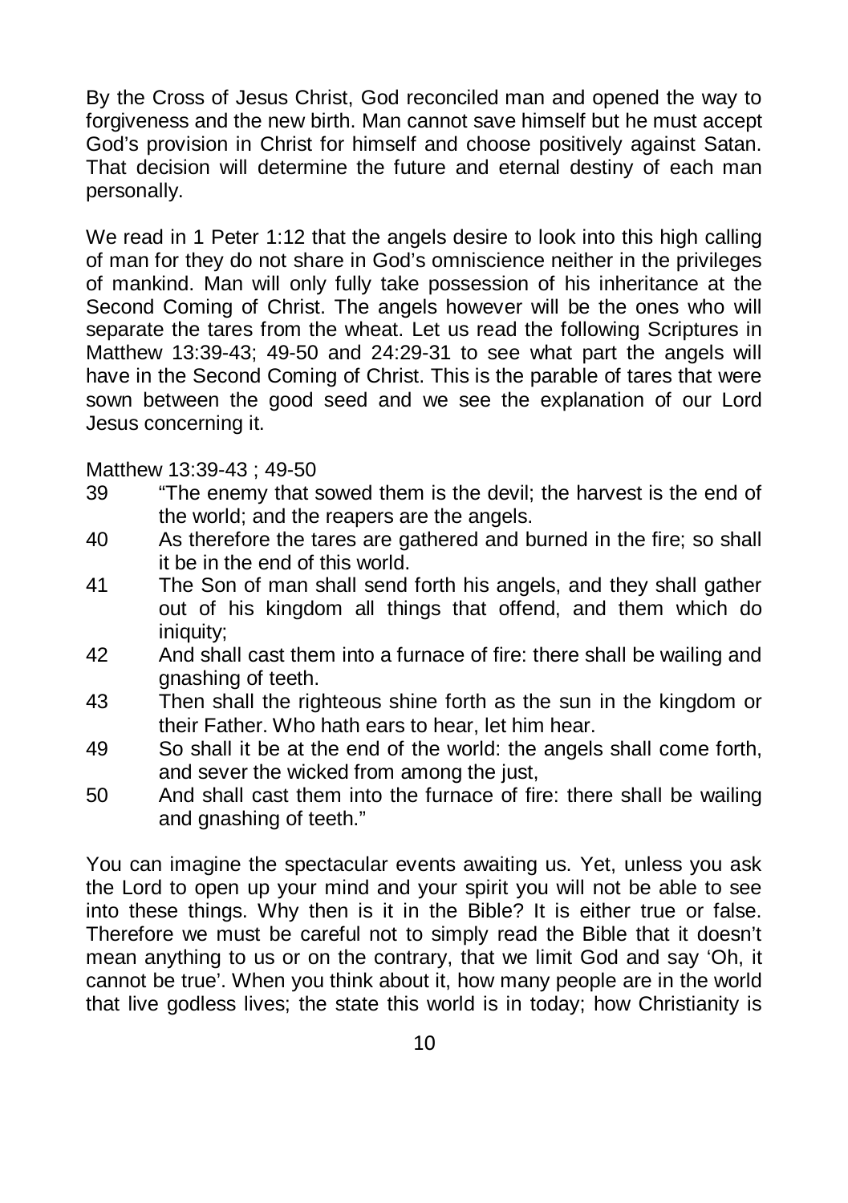By the Cross of Jesus Christ, God reconciled man and opened the way to forgiveness and the new birth. Man cannot save himself but he must accept God's provision in Christ for himself and choose positively against Satan. That decision will determine the future and eternal destiny of each man personally.

We read in 1 Peter 1:12 that the angels desire to look into this high calling of man for they do not share in God's omniscience neither in the privileges of mankind. Man will only fully take possession of his inheritance at the Second Coming of Christ. The angels however will be the ones who will separate the tares from the wheat. Let us read the following Scriptures in Matthew 13:39-43; 49-50 and 24:29-31 to see what part the angels will have in the Second Coming of Christ. This is the parable of tares that were sown between the good seed and we see the explanation of our Lord Jesus concerning it.

Matthew 13:39-43 ; 49-50

39 "The enemy that sowed them is the devil; the harvest is the end of the world; and the reapers are the angels.

40 As therefore the tares are gathered and burned in the fire; so shall it be in the end of this world.

41 The Son of man shall send forth his angels, and they shall gather out of his kingdom all things that offend, and them which do iniquity;

42 And shall cast them into a furnace of fire: there shall be wailing and gnashing of teeth.

43 Then shall the righteous shine forth as the sun in the kingdom or their Father. Who hath ears to hear, let him hear.

49 So shall it be at the end of the world: the angels shall come forth, and sever the wicked from among the just,

50 And shall cast them into the furnace of fire: there shall be wailing and gnashing of teeth."

You can imagine the spectacular events awaiting us. Yet, unless you ask the Lord to open up your mind and your spirit you will not be able to see into these things. Why then is it in the Bible? It is either true or false. Therefore we must be careful not to simply read the Bible that it doesn't mean anything to us or on the contrary, that we limit God and say 'Oh, it cannot be true'. When you think about it, how many people are in the world that live godless lives; the state this world is in today; how Christianity is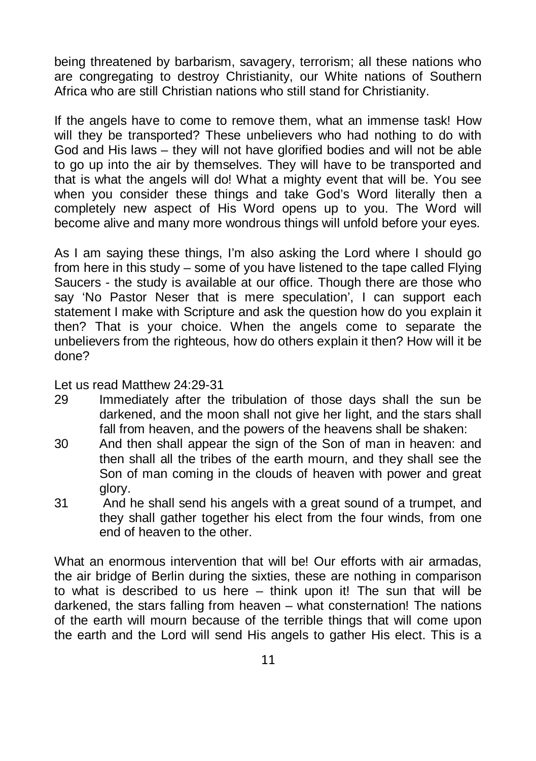being threatened by barbarism, savagery, terrorism; all these nations who are congregating to destroy Christianity, our White nations of Southern Africa who are still Christian nations who still stand for Christianity.

If the angels have to come to remove them, what an immense task! How will they be transported? These unbelievers who had nothing to do with God and His laws – they will not have glorified bodies and will not be able to go up into the air by themselves. They will have to be transported and that is what the angels will do! What a mighty event that will be. You see when you consider these things and take God's Word literally then a completely new aspect of His Word opens up to you. The Word will become alive and many more wondrous things will unfold before your eyes.

As I am saying these things, I'm also asking the Lord where I should go from here in this study – some of you have listened to the tape called Flying Saucers - the study is available at our office. Though there are those who say 'No Pastor Neser that is mere speculation', I can support each statement I make with Scripture and ask the question how do you explain it then? That is your choice. When the angels come to separate the unbelievers from the righteous, how do others explain it then? How will it be done?

Let us read Matthew 24:29-31

29 Immediately after the tribulation of those days shall the sun be darkened, and the moon shall not give her light, and the stars shall fall from heaven, and the powers of the heavens shall be shaken:

30 And then shall appear the sign of the Son of man in heaven: and then shall all the tribes of the earth mourn, and they shall see the Son of man coming in the clouds of heaven with power and great glory.

31 And he shall send his angels with a great sound of a trumpet, and they shall gather together his elect from the four winds, from one end of heaven to the other.

What an enormous intervention that will be! Our efforts with air armadas, the air bridge of Berlin during the sixties, these are nothing in comparison to what is described to us here – think upon it! The sun that will be darkened, the stars falling from heaven – what consternation! The nations of the earth will mourn because of the terrible things that will come upon the earth and the Lord will send His angels to gather His elect. This is a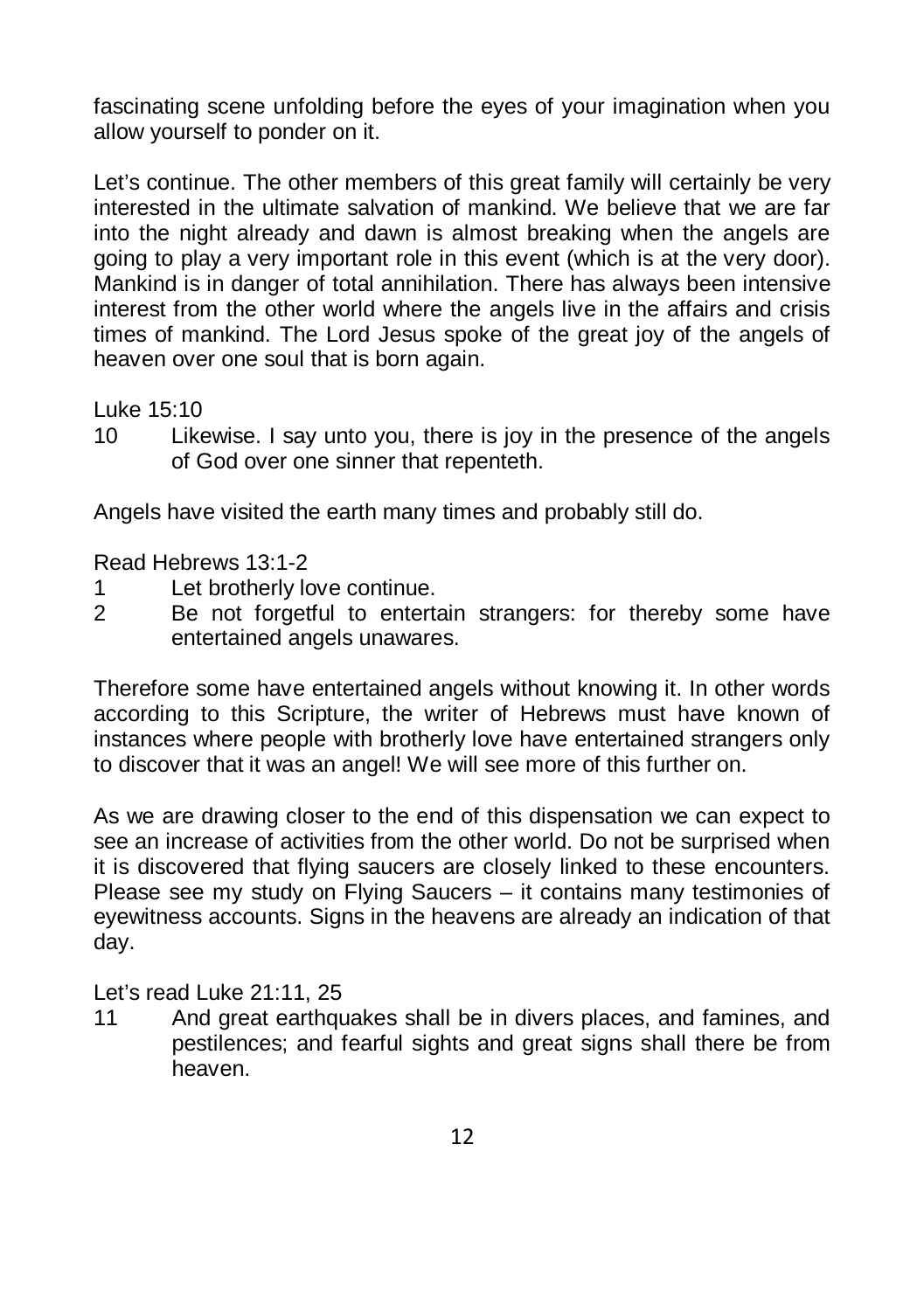fascinating scene unfolding before the eyes of your imagination when you allow yourself to ponder on it.

Let's continue. The other members of this great family will certainly be very interested in the ultimate salvation of mankind. We believe that we are far into the night already and dawn is almost breaking when the angels are going to play a very important role in this event (which is at the very door). Mankind is in danger of total annihilation. There has always been intensive interest from the other world where the angels live in the affairs and crisis times of mankind. The Lord Jesus spoke of the great joy of the angels of heaven over one soul that is born again.

Luke 15:10

10 Likewise. I say unto you, there is joy in the presence of the angels of God over one sinner that repenteth.

Angels have visited the earth many times and probably still do.

Read Hebrews 13:1-2

1 Let brotherly love continue.

2 Be not forgetful to entertain strangers: for thereby some have entertained angels unawares.

Therefore some have entertained angels without knowing it. In other words according to this Scripture, the writer of Hebrews must have known of instances where people with brotherly love have entertained strangers only to discover that it was an angel! We will see more of this further on.

As we are drawing closer to the end of this dispensation we can expect to see an increase of activities from the other world. Do not be surprised when it is discovered that flying saucers are closely linked to these encounters. Please see my study on Flying Saucers – it contains many testimonies of eyewitness accounts. Signs in the heavens are already an indication of that day.

Let's read Luke 21:11, 25

11 And great earthquakes shall be in divers places, and famines, and pestilences; and fearful sights and great signs shall there be from heaven.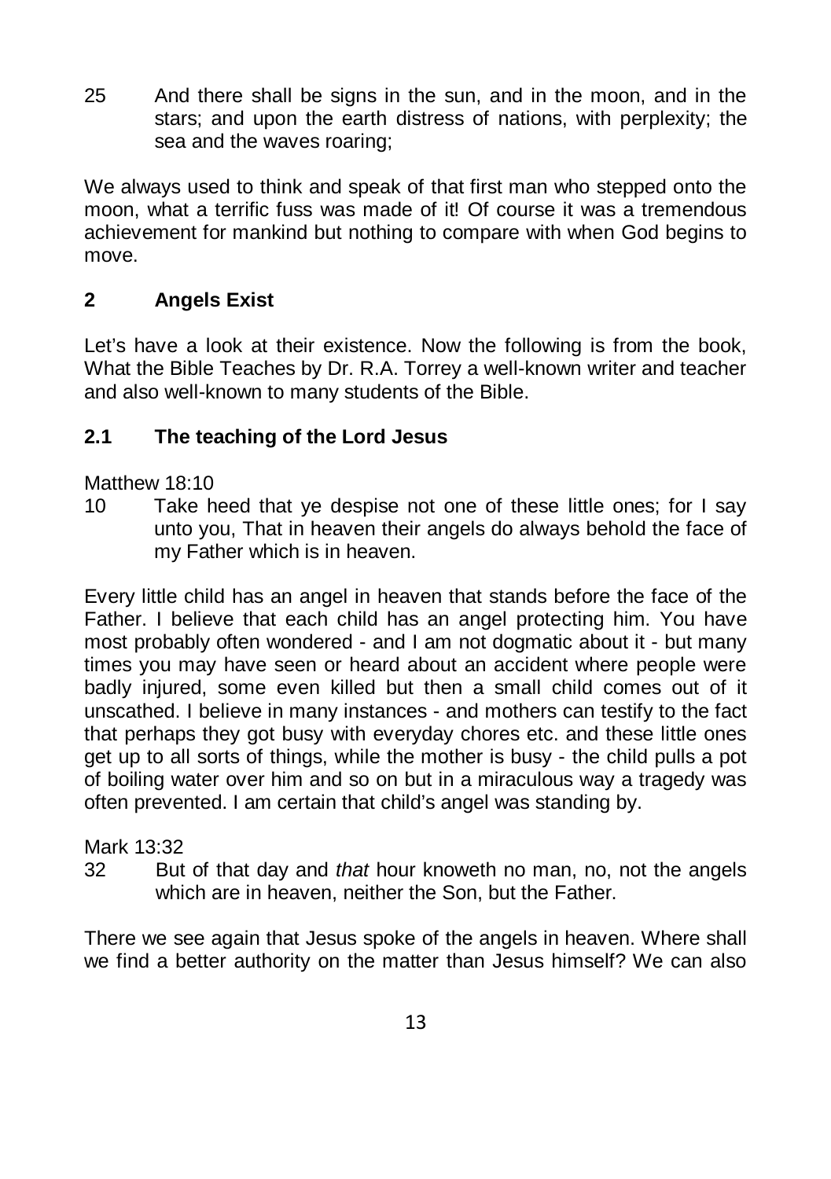25 And there shall be signs in the sun, and in the moon, and in the stars; and upon the earth distress of nations, with perplexity; the sea and the waves roaring;

We always used to think and speak of that first man who stepped onto the moon, what a terrific fuss was made of it! Of course it was a tremendous achievement for mankind but nothing to compare with when God begins to move.

## 2 Angels Exist

Let's have a look at their existence. Now the following is from the book, What the Bible Teaches by Dr. R.A. Torrey a well-known writer and teacher and also well-known to many students of the Bible.

### 2.1 The teaching of the Lord Jesus

Matthew 18:10

10 Take heed that ye despise not one of these little ones; for I say unto you, That in heaven their angels do always behold the face of my Father which is in heaven.

Every little child has an angel in heaven that stands before the face of the Father. I believe that each child has an angel protecting him. You have most probably often wondered - and I am not dogmatic about it - but many times you may have seen or heard about an accident where people were badly injured, some even killed but then a small child comes out of it unscathed. I believe in many instances - and mothers can testify to the fact that perhaps they got busy with everyday chores etc. and these little ones get up to all sorts of things, while the mother is busy - the child pulls a pot of boiling water over him and so on but in a miraculous way a tragedy was often prevented. I am certain that child's angel was standing by.

Mark 13:32

32 But of that day and *that* hour knoweth no man, no, not the angels which are in heaven, neither the Son, but the Father.

There we see again that Jesus spoke of the angels in heaven. Where shall we find a better authority on the matter than Jesus himself? We can also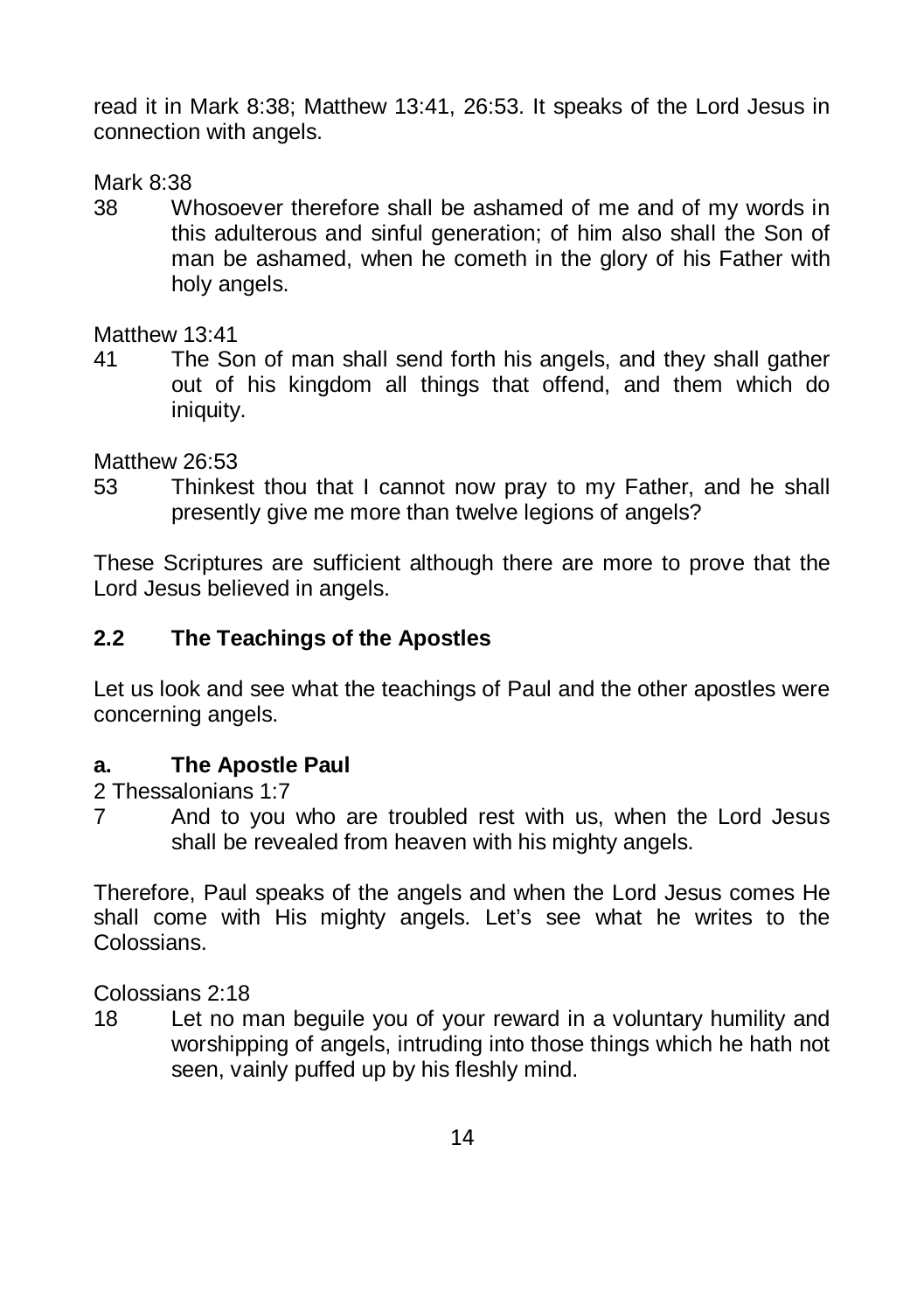read it in Mark 8:38; Matthew 13:41, 26:53. It speaks of the Lord Jesus in connection with angels.

Mark 8:38

38 Whosoever therefore shall be ashamed of me and of my words in this adulterous and sinful generation; of him also shall the Son of man be ashamed, when he cometh in the glory of his Father with holy angels.

Matthew 13:41

41 The Son of man shall send forth his angels, and they shall gather out of his kingdom all things that offend, and them which do iniquity.

Matthew 26:53

53 Thinkest thou that I cannot now pray to my Father, and he shall presently give me more than twelve legions of angels?

These Scriptures are sufficient although there are more to prove that the Lord Jesus believed in angels.

## 2.2 The Teachings of the Apostles

Let us look and see what the teachings of Paul and the other apostles were concerning angels.

### a. The Apostle Paul

2 Thessalonians 1:7

7 And to you who are troubled rest with us, when the Lord Jesus shall be revealed from heaven with his mighty angels.

Therefore, Paul speaks of the angels and when the Lord Jesus comes He shall come with His mighty angels. Let's see what he writes to the Colossians.

Colossians 2:18

18 Let no man beguile you of your reward in a voluntary humility and worshipping of angels, intruding into those things which he hath not seen, vainly puffed up by his fleshly mind.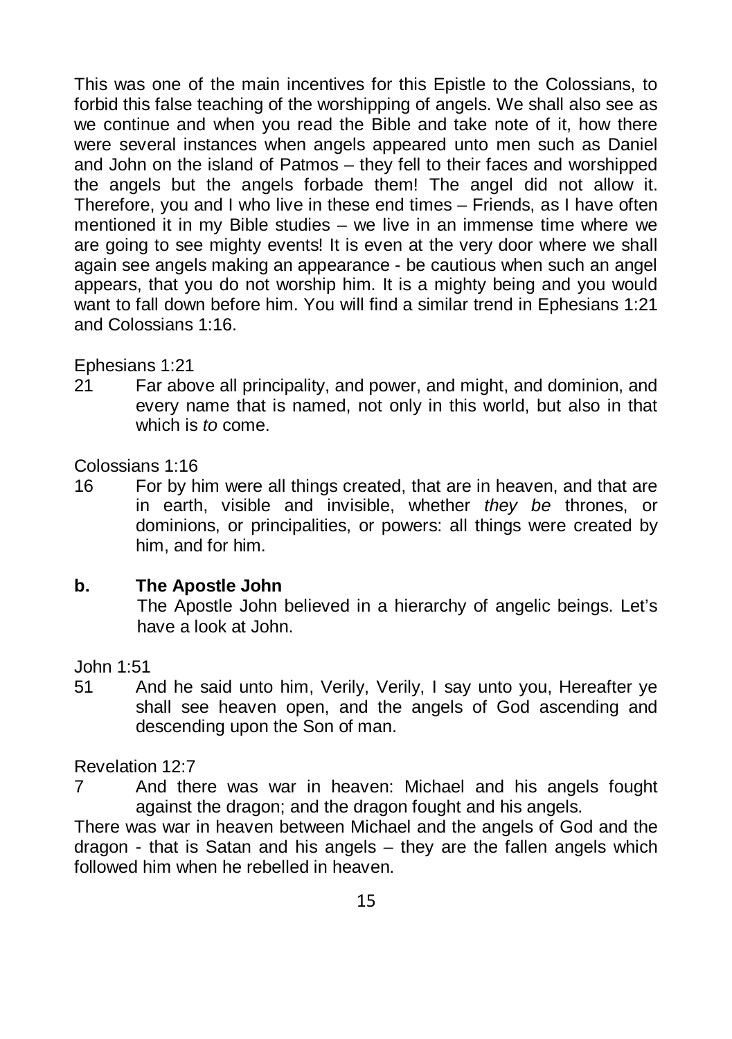This was one of the main incentives for this Epistle to the Colossians, to forbid this false teaching of the worshipping of angels. We shall also see as we continue and when you read the Bible and take note of it, how there were several instances when angels appeared unto men such as Daniel and John on the island of Patmos – they fell to their faces and worshipped the angels but the angels forbade them! The angel did not allow it. Therefore, you and I who live in these end times – Friends, as I have often mentioned it in my Bible studies – we live in an immense time where we are going to see mighty events! It is even at the very door where we shall again see angels making an appearance - be cautious when such an angel appears, that you do not worship him. It is a mighty being and you would want to fall down before him. You will find a similar trend in Ephesians 1:21 and Colossians 1:16.

Ephesians 1:21

21 Far above all principality, and power, and might, and dominion, and every name that is named, not only in this world, but also in that which is *to* come.

Colossians 1:16

16 For by him were all things created, that are in heaven, and that are in earth, visible and invisible, whether *they be* thrones, or dominions, or principalities, or powers: all things were created by him, and for him.

**b. The Apostle John**

The Apostle John believed in a hierarchy of angelic beings. Let's have a look at John.

John 1:51

51 And he said unto him, Verily, Verily, I say unto you, Hereafter ye shall see heaven open, and the angels of God ascending and descending upon the Son of man.

Revelation 12:7

7 And there was war in heaven: Michael and his angels fought against the dragon; and the dragon fought and his angels.

There was war in heaven between Michael and the angels of God and the dragon - that is Satan and his angels – they are the fallen angels which followed him when he rebelled in heaven.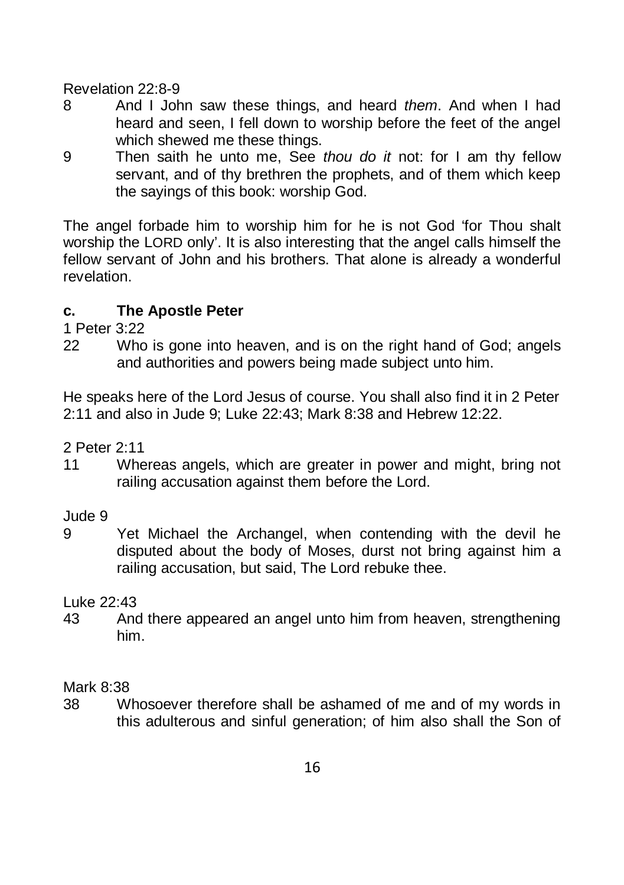Revelation 22:8-9

8 And I John saw these things, and heard *them*. And when I had heard and seen, I fell down to worship before the feet of the angel which shewed me these things.

9 Then saith he unto me, See *thou do it* not: for I am thy fellow servant, and of thy brethren the prophets, and of them which keep the sayings of this book: worship God.

The angel forbade him to worship him for he is not God 'for Thou shalt worship the LORD only'. It is also interesting that the angel calls himself the fellow servant of John and his brothers. That alone is already a wonderful revelation.

### c. The Apostle Peter

1 Peter 3:22

22 Who is gone into heaven, and is on the right hand of God; angels and authorities and powers being made subject unto him.

He speaks here of the Lord Jesus of course. You shall also find it in 2 Peter 2:11 and also in Jude 9; Luke 22:43; Mark 8:38 and Hebrew 12:22.

2 Peter 2:11

11 Whereas angels, which are greater in power and might, bring not railing accusation against them before the Lord.

Jude 9

9 Yet Michael the Archangel, when contending with the devil he disputed about the body of Moses, durst not bring against him a railing accusation, but said, The Lord rebuke thee.

Luke 22:43

43 And there appeared an angel unto him from heaven, strengthening him.

Mark 8:38

38 Whosoever therefore shall be ashamed of me and of my words in this adulterous and sinful generation; of him also shall the Son of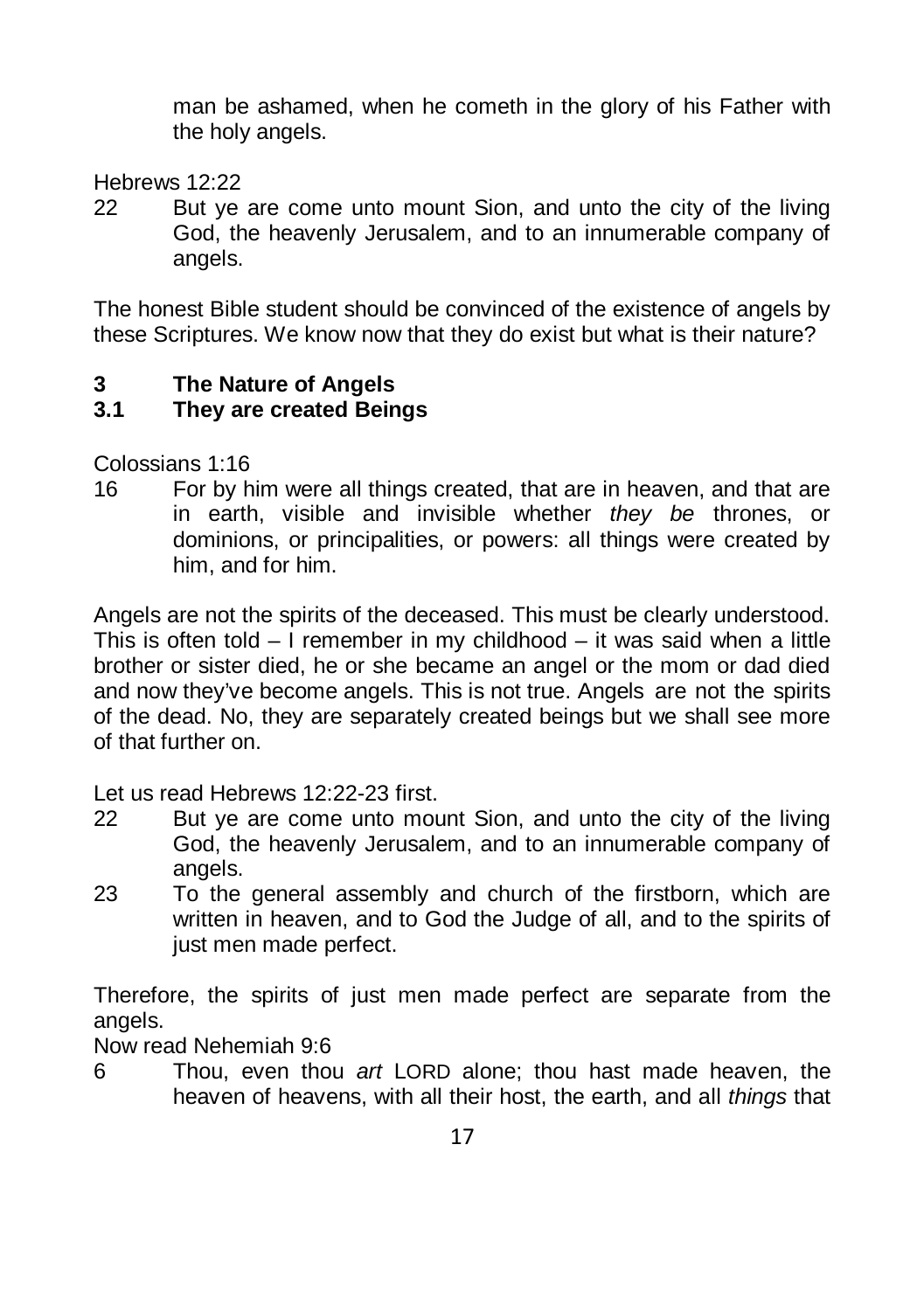man be ashamed, when he cometh in the glory of his Father with the holy angels.

Hebrews 12:22

22 But ye are come unto mount Sion, and unto the city of the living God, the heavenly Jerusalem, and to an innumerable company of angels.

The honest Bible student should be convinced of the existence of angels by these Scriptures. We know now that they do exist but what is their nature?

## 3 The Nature of Angels

### 3.1 They are created Beings

Colossians 1:16

16 For by him were all things created, that are in heaven, and that are in earth, visible and invisible whether *they be* thrones, or dominions, or principalities, or powers: all things were created by him, and for him.

Angels are not the spirits of the deceased. This must be clearly understood. This is often told – I remember in my childhood – it was said when a little brother or sister died, he or she became an angel or the mom or dad died and now they've become angels. This is not true. Angels are not the spirits of the dead. No, they are separately created beings but we shall see more of that further on.

Let us read Hebrews 12:22-23 first.

22 But ye are come unto mount Sion, and unto the city of the living God, the heavenly Jerusalem, and to an innumerable company of angels.

23 To the general assembly and church of the firstborn, which are written in heaven, and to God the Judge of all, and to the spirits of just men made perfect.

Therefore, the spirits of just men made perfect are separate from the angels.

Now read Nehemiah 9:6

6 Thou, even thou *art* LORD alone; thou hast made heaven, the heaven of heavens, with all their host, the earth, and all *things* that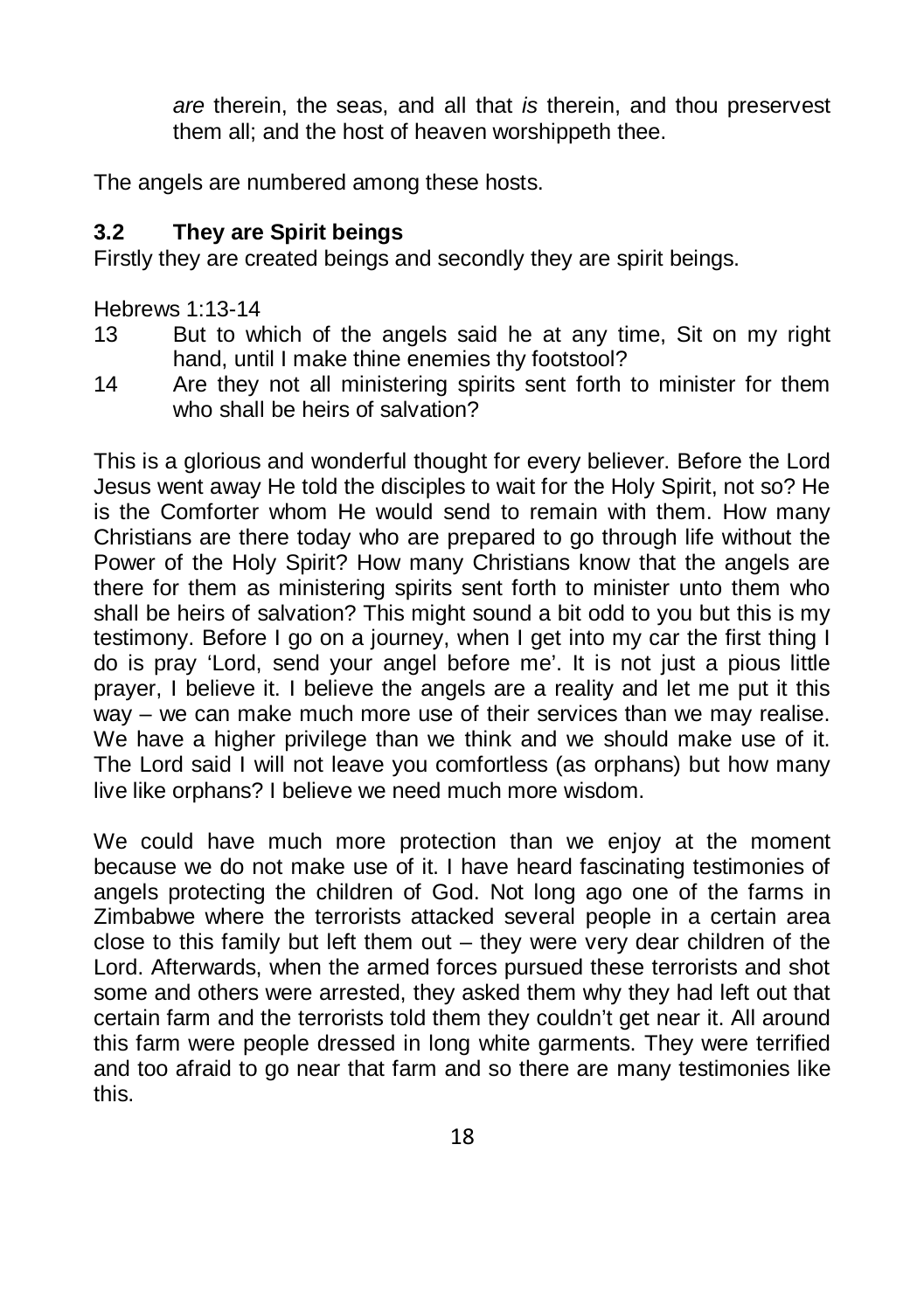*are* therein, the seas, and all that *is* therein, and thou preservest them all; and the host of heaven worshippeth thee.

The angels are numbered among these hosts.

### 3.2 They are Spirit beings

Firstly they are created beings and secondly they are spirit beings.

Hebrews 1:13-14

13 But to which of the angels said he at any time, Sit on my right hand, until I make thine enemies thy footstool?

14 Are they not all ministering spirits sent forth to minister for them who shall be heirs of salvation?

This is a glorious and wonderful thought for every believer. Before the Lord Jesus went away He told the disciples to wait for the Holy Spirit, not so? He is the Comforter whom He would send to remain with them. How many Christians are there today who are prepared to go through life without the Power of the Holy Spirit? How many Christians know that the angels are there for them as ministering spirits sent forth to minister unto them who shall be heirs of salvation? This might sound a bit odd to you but this is my testimony. Before I go on a journey, when I get into my car the first thing I do is pray 'Lord, send your angel before me'. It is not just a pious little prayer, I believe it. I believe the angels are a reality and let me put it this way – we can make much more use of their services than we may realise. We have a higher privilege than we think and we should make use of it. The Lord said I will not leave you comfortless (as orphans) but how many live like orphans? I believe we need much more wisdom.

We could have much more protection than we enjoy at the moment because we do not make use of it. I have heard fascinating testimonies of angels protecting the children of God. Not long ago one of the farms in Zimbabwe where the terrorists attacked several people in a certain area close to this family but left them out – they were very dear children of the Lord. Afterwards, when the armed forces pursued these terrorists and shot some and others were arrested, they asked them why they had left out that certain farm and the terrorists told them they couldn't get near it. All around this farm were people dressed in long white garments. They were terrified and too afraid to go near that farm and so there are many testimonies like this.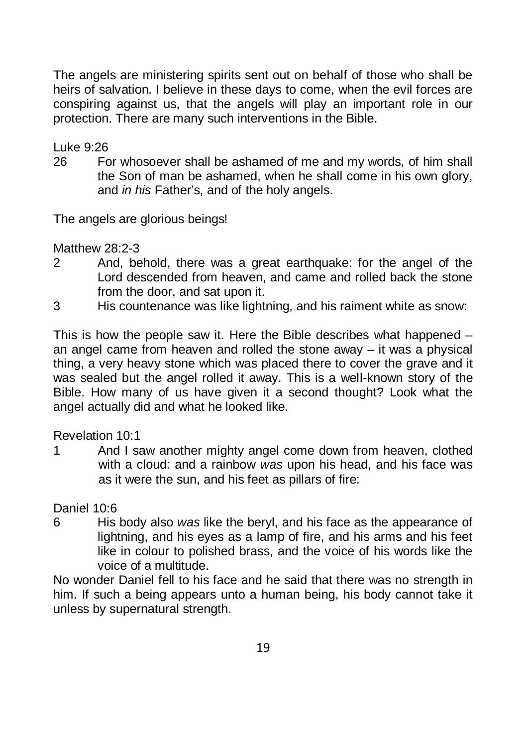The angels are ministering spirits sent out on behalf of those who shall be heirs of salvation. I believe in these days to come, when the evil forces are conspiring against us, that the angels will play an important role in our protection. There are many such interventions in the Bible.

Luke 9:26

26 For whosoever shall be ashamed of me and my words, of him shall the Son of man be ashamed, when he shall come in his own glory, and *in his* Father's, and of the holy angels.

The angels are glorious beings!

Matthew 28:2-3

2 And, behold, there was a great earthquake: for the angel of the Lord descended from heaven, and came and rolled back the stone from the door, and sat upon it.

3 His countenance was like lightning, and his raiment white as snow:

This is how the people saw it. Here the Bible describes what happened – an angel came from heaven and rolled the stone away – it was a physical thing, a very heavy stone which was placed there to cover the grave and it was sealed but the angel rolled it away. This is a well-known story of the Bible. How many of us have given it a second thought? Look what the angel actually did and what he looked like.

Revelation 10:1

1 And I saw another mighty angel come down from heaven, clothed with a cloud: and a rainbow *was* upon his head, and his face was as it were the sun, and his feet as pillars of fire:

Daniel 10:6

6 His body also *was* like the beryl, and his face as the appearance of lightning, and his eyes as a lamp of fire, and his arms and his feet like in colour to polished brass, and the voice of his words like the voice of a multitude.

No wonder Daniel fell to his face and he said that there was no strength in him. If such a being appears unto a human being, his body cannot take it unless by supernatural strength.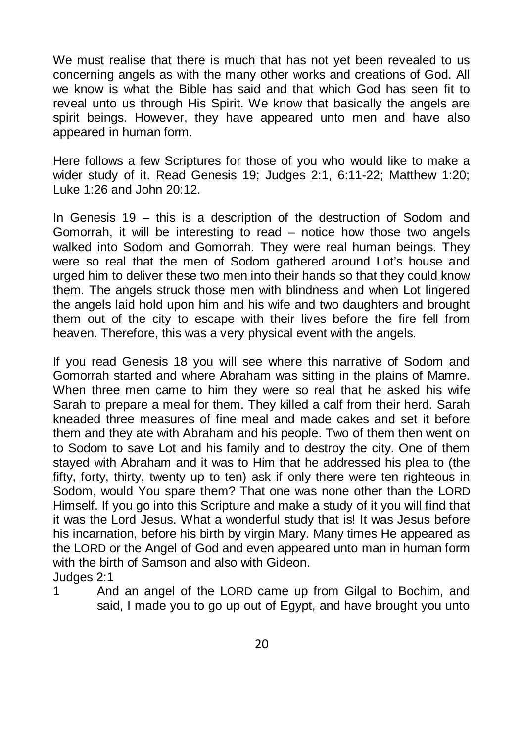We must realise that there is much that has not yet been revealed to us concerning angels as with the many other works and creations of God. All we know is what the Bible has said and that which God has seen fit to reveal unto us through His Spirit. We know that basically the angels are spirit beings. However, they have appeared unto men and have also appeared in human form.

Here follows a few Scriptures for those of you who would like to make a wider study of it. Read Genesis 19; Judges 2:1, 6:11-22; Matthew 1:20; Luke 1:26 and John 20:12.

In Genesis 19 – this is a description of the destruction of Sodom and Gomorrah, it will be interesting to read – notice how those two angels walked into Sodom and Gomorrah. They were real human beings. They were so real that the men of Sodom gathered around Lot's house and urged him to deliver these two men into their hands so that they could know them. The angels struck those men with blindness and when Lot lingered the angels laid hold upon him and his wife and two daughters and brought them out of the city to escape with their lives before the fire fell from heaven. Therefore, this was a very physical event with the angels.

If you read Genesis 18 you will see where this narrative of Sodom and Gomorrah started and where Abraham was sitting in the plains of Mamre. When three men came to him they were so real that he asked his wife Sarah to prepare a meal for them. They killed a calf from their herd. Sarah kneaded three measures of fine meal and made cakes and set it before them and they ate with Abraham and his people. Two of them then went on to Sodom to save Lot and his family and to destroy the city. One of them stayed with Abraham and it was to Him that he addressed his plea to (the fifty, forty, thirty, twenty up to ten) ask if only there were ten righteous in Sodom, would You spare them? That one was none other than the LORD Himself. If you go into this Scripture and make a study of it you will find that it was the Lord Jesus. What a wonderful study that is! It was Jesus before his incarnation, before his birth by virgin Mary. Many times He appeared as the LORD or the Angel of God and even appeared unto man in human form with the birth of Samson and also with Gideon.

Judges 2:1

1 And an angel of the LORD came up from Gilgal to Bochim, and said, I made you to go up out of Egypt, and have brought you unto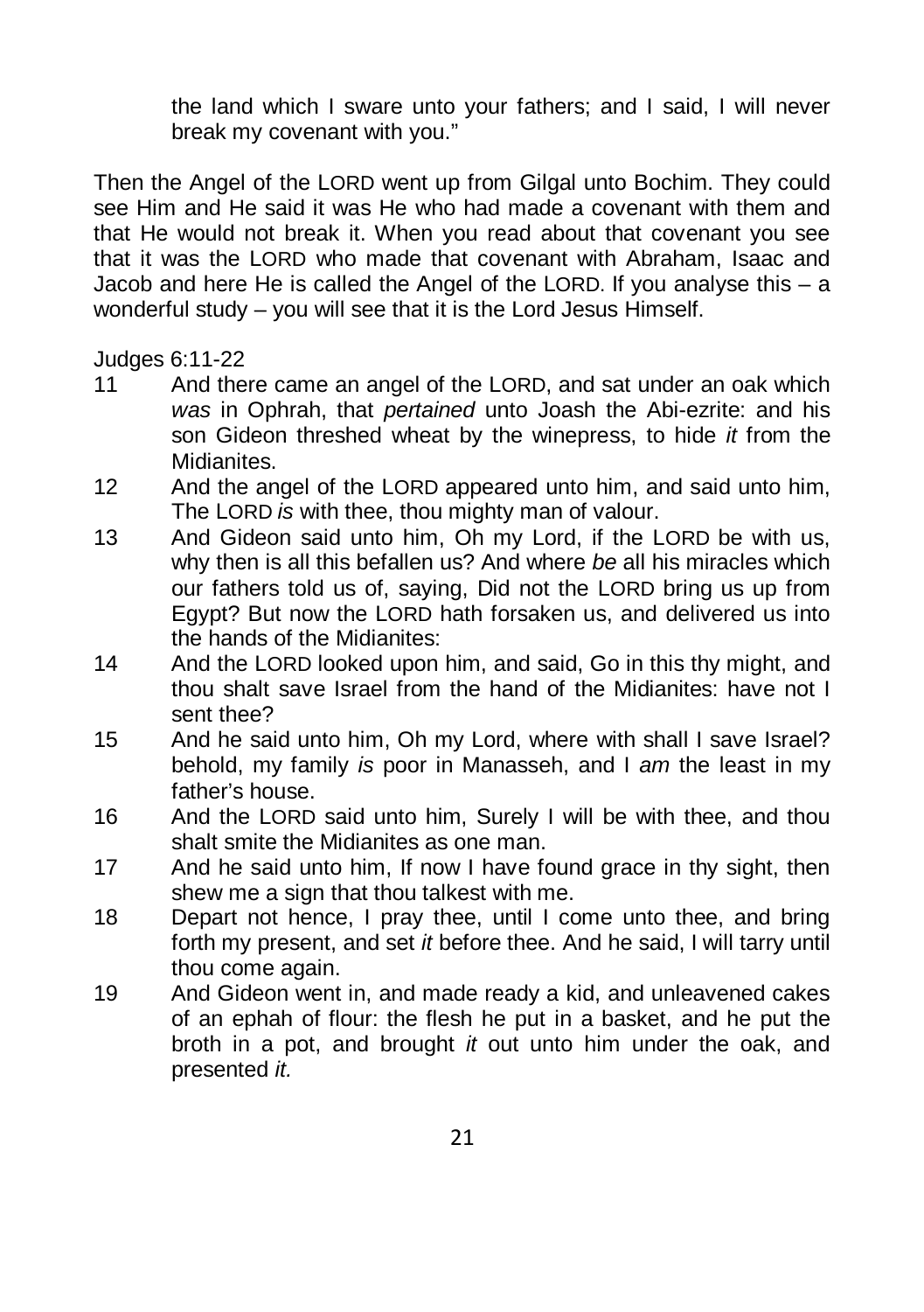the land which I sware unto your fathers; and I said, I will never break my covenant with you."

Then the Angel of the LORD went up from Gilgal unto Bochim. They could see Him and He said it was He who had made a covenant with them and that He would not break it. When you read about that covenant you see that it was the LORD who made that covenant with Abraham, Isaac and Jacob and here He is called the Angel of the LORD. If you analyse this – a wonderful study – you will see that it is the Lord Jesus Himself.

Judges 6:11-22

11 And there came an angel of the LORD, and sat under an oak which *was* in Ophrah, that *pertained* unto Joash the Abi-ezrite: and his son Gideon threshed wheat by the winepress, to hide *it* from the Midianites.

12 And the angel of the LORD appeared unto him, and said unto him, The LORD *is* with thee, thou mighty man of valour.

13 And Gideon said unto him, Oh my Lord, if the LORD be with us, why then is all this befallen us? And where *be* all his miracles which our fathers told us of, saying, Did not the LORD bring us up from Egypt? But now the LORD hath forsaken us, and delivered us into the hands of the Midianites:

14 And the LORD looked upon him, and said, Go in this thy might, and thou shalt save Israel from the hand of the Midianites: have not I sent thee?

15 And he said unto him, Oh my Lord, where with shall I save Israel? behold, my family *is* poor in Manasseh, and I *am* the least in my father's house.

16 And the LORD said unto him, Surely I will be with thee, and thou shalt smite the Midianites as one man.

17 And he said unto him, If now I have found grace in thy sight, then shew me a sign that thou talkest with me.

18 Depart not hence, I pray thee, until I come unto thee, and bring forth my present, and set *it* before thee. And he said, I will tarry until thou come again.

19 And Gideon went in, and made ready a kid, and unleavened cakes of an ephah of flour: the flesh he put in a basket, and he put the broth in a pot, and brought *it* out unto him under the oak, and presented *it.*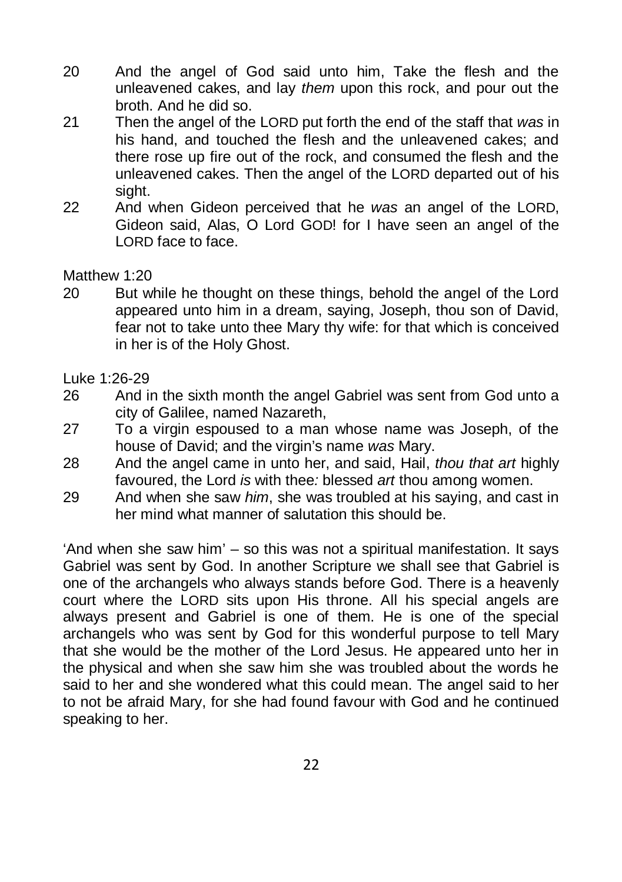20 And the angel of God said unto him, Take the flesh and the unleavened cakes, and lay *them* upon this rock, and pour out the broth. And he did so.

21 Then the angel of the LORD put forth the end of the staff that *was* in his hand, and touched the flesh and the unleavened cakes; and there rose up fire out of the rock, and consumed the flesh and the unleavened cakes. Then the angel of the LORD departed out of his sight.

22 And when Gideon perceived that he *was* an angel of the LORD, Gideon said, Alas, O Lord GOD! for I have seen an angel of the LORD face to face.

Matthew 1:20

20 But while he thought on these things, behold the angel of the Lord appeared unto him in a dream, saying, Joseph, thou son of David, fear not to take unto thee Mary thy wife: for that which is conceived in her is of the Holy Ghost.

Luke 1:26-29

26 And in the sixth month the angel Gabriel was sent from God unto a city of Galilee, named Nazareth,

27 To a virgin espoused to a man whose name was Joseph, of the house of David; and the virgin's name *was* Mary.

28 And the angel came in unto her, and said, Hail, *thou that art* highly favoured, the Lord *is* with thee*:* blessed *art* thou among women.

29 And when she saw *him*, she was troubled at his saying, and cast in her mind what manner of salutation this should be.

'And when she saw him' – so this was not a spiritual manifestation. It says Gabriel was sent by God. In another Scripture we shall see that Gabriel is one of the archangels who always stands before God. There is a heavenly court where the LORD sits upon His throne. All his special angels are always present and Gabriel is one of them. He is one of the special archangels who was sent by God for this wonderful purpose to tell Mary that she would be the mother of the Lord Jesus. He appeared unto her in the physical and when she saw him she was troubled about the words he said to her and she wondered what this could mean. The angel said to her to not be afraid Mary, for she had found favour with God and he continued speaking to her.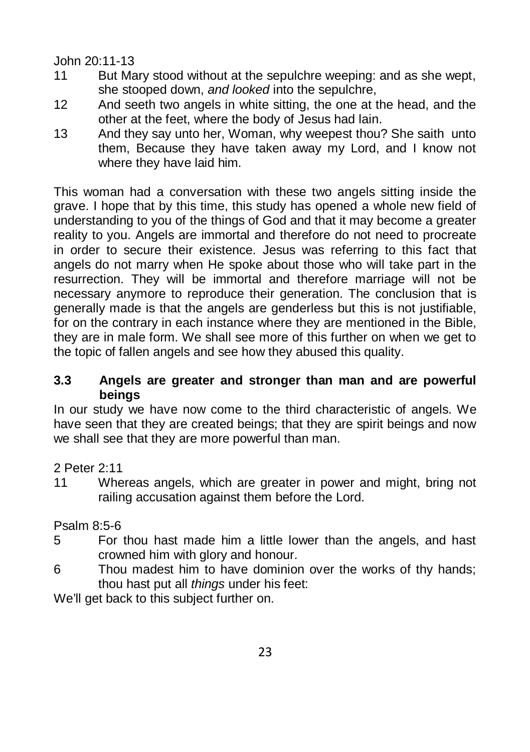John 20:11-13

11 But Mary stood without at the sepulchre weeping: and as she wept, she stooped down, *and looked* into the sepulchre,

12 And seeth two angels in white sitting, the one at the head, and the other at the feet, where the body of Jesus had lain.

13 And they say unto her, Woman, why weepest thou? She saith unto them, Because they have taken away my Lord, and I know not where they have laid him.

This woman had a conversation with these two angels sitting inside the grave. I hope that by this time, this study has opened a whole new field of understanding to you of the things of God and that it may become a greater reality to you. Angels are immortal and therefore do not need to procreate in order to secure their existence. Jesus was referring to this fact that angels do not marry when He spoke about those who will take part in the resurrection. They will be immortal and therefore marriage will not be necessary anymore to reproduce their generation. The conclusion that is generally made is that the angels are genderless but this is not justifiable, for on the contrary in each instance where they are mentioned in the Bible, they are in male form. We shall see more of this further on when we get to the topic of fallen angels and see how they abused this quality.

### 3.3 Angels are greater and stronger than man and are powerful beings

In our study we have now come to the third characteristic of angels. We have seen that they are created beings; that they are spirit beings and now we shall see that they are more powerful than man.

2 Peter 2:11

11 Whereas angels, which are greater in power and might, bring not railing accusation against them before the Lord.

Psalm 8:5-6

5 For thou hast made him a little lower than the angels, and hast crowned him with glory and honour.

6 Thou madest him to have dominion over the works of thy hands; thou hast put all *things* under his feet:

We'll get back to this subject further on.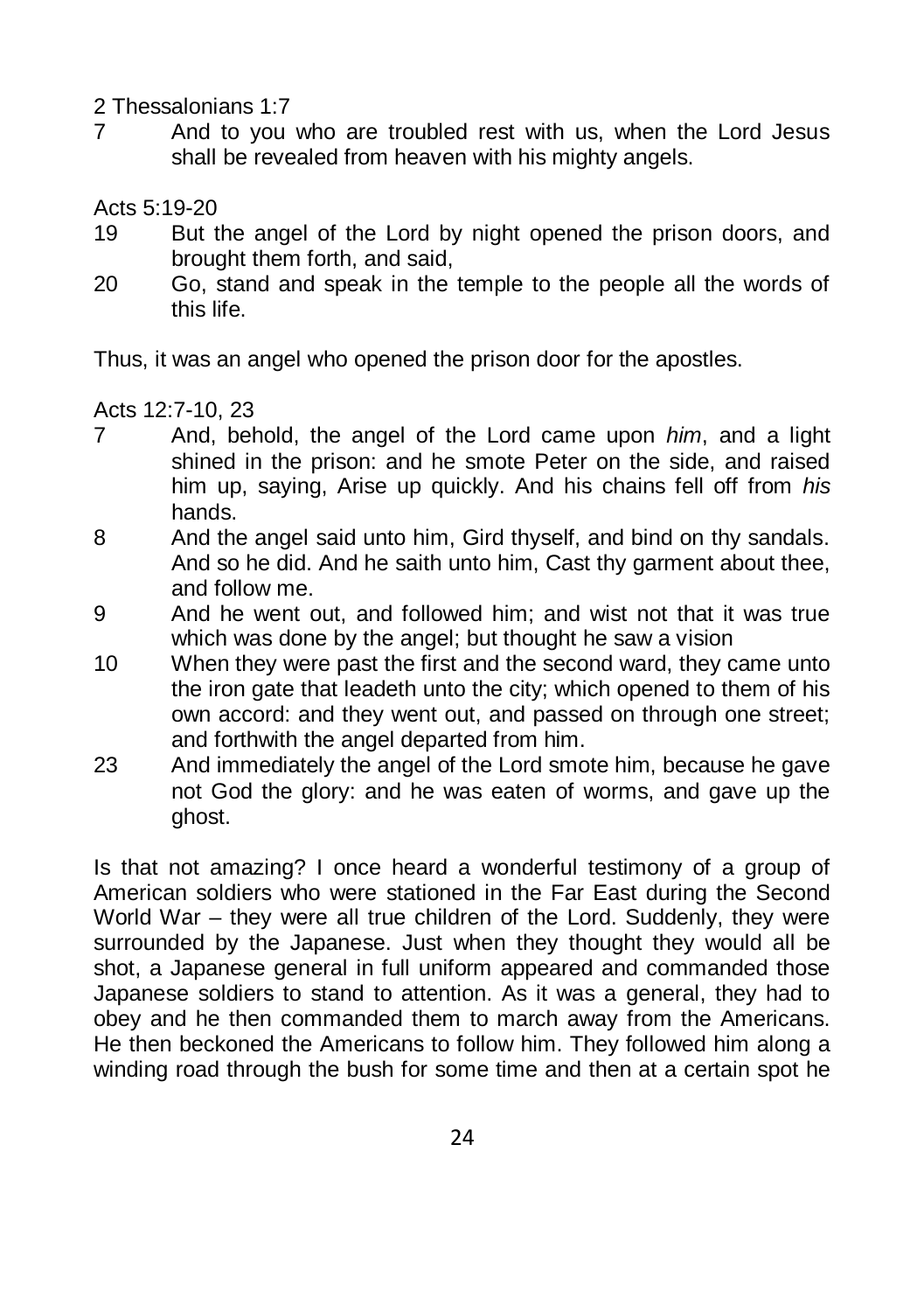2 Thessalonians 1:7

7 And to you who are troubled rest with us, when the Lord Jesus shall be revealed from heaven with his mighty angels.

Acts 5:19-20

19 But the angel of the Lord by night opened the prison doors, and brought them forth, and said,

20 Go, stand and speak in the temple to the people all the words of this life.

Thus, it was an angel who opened the prison door for the apostles.

Acts 12:7-10, 23

7 And, behold, the angel of the Lord came upon *him*, and a light shined in the prison: and he smote Peter on the side, and raised him up, saying, Arise up quickly. And his chains fell off from *his* hands.

8 And the angel said unto him, Gird thyself, and bind on thy sandals. And so he did. And he saith unto him, Cast thy garment about thee, and follow me.

9 And he went out, and followed him; and wist not that it was true which was done by the angel; but thought he saw a vision

10 When they were past the first and the second ward, they came unto the iron gate that leadeth unto the city; which opened to them of his own accord: and they went out, and passed on through one street; and forthwith the angel departed from him.

23 And immediately the angel of the Lord smote him, because he gave not God the glory: and he was eaten of worms, and gave up the ghost.

Is that not amazing? I once heard a wonderful testimony of a group of American soldiers who were stationed in the Far East during the Second World War – they were all true children of the Lord. Suddenly, they were surrounded by the Japanese. Just when they thought they would all be shot, a Japanese general in full uniform appeared and commanded those Japanese soldiers to stand to attention. As it was a general, they had to obey and he then commanded them to march away from the Americans. He then beckoned the Americans to follow him. They followed him along a winding road through the bush for some time and then at a certain spot he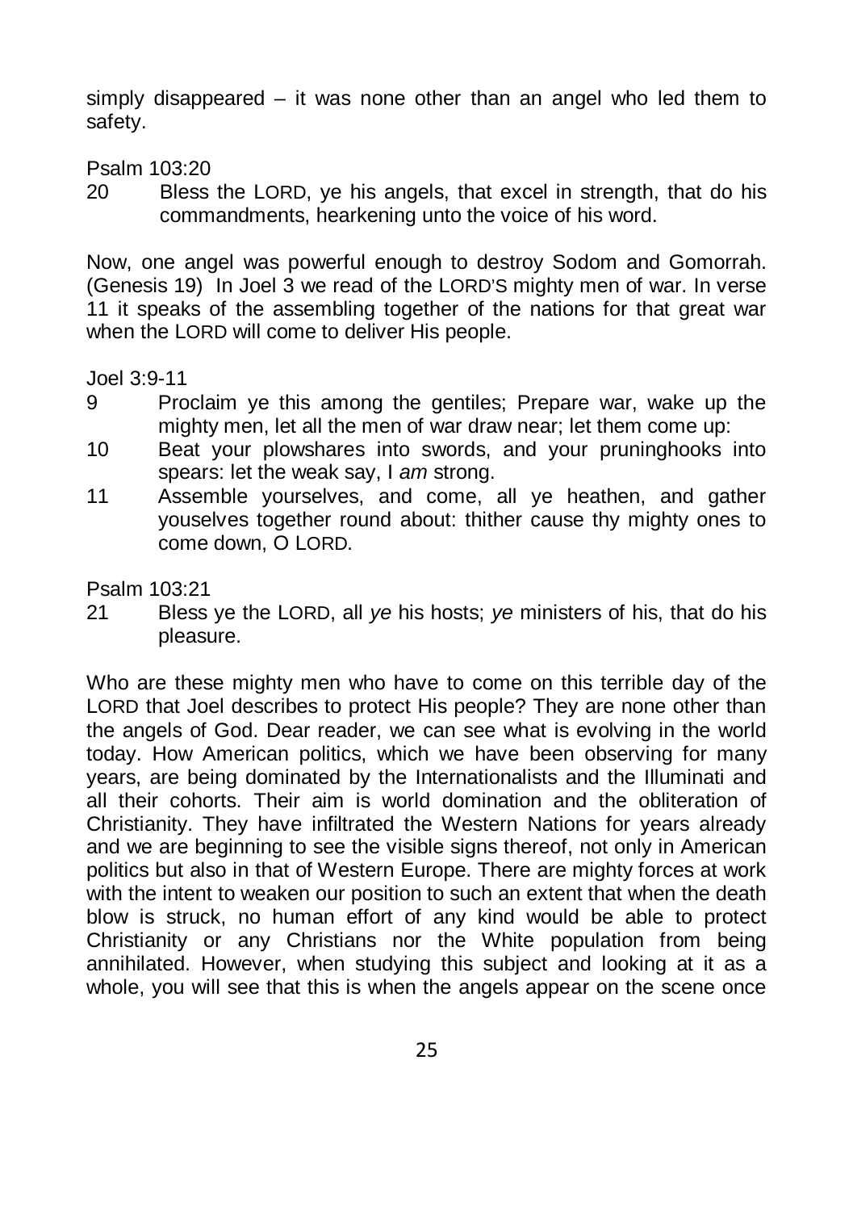simply disappeared – it was none other than an angel who led them to safety.

Psalm 103:20

20 Bless the LORD, ye his angels, that excel in strength, that do his commandments, hearkening unto the voice of his word.

Now, one angel was powerful enough to destroy Sodom and Gomorrah. (Genesis 19) In Joel 3 we read of the LORD'S mighty men of war. In verse 11 it speaks of the assembling together of the nations for that great war when the LORD will come to deliver His people.

Joel 3:9-11

9 Proclaim ye this among the gentiles; Prepare war, wake up the mighty men, let all the men of war draw near; let them come up:

10 Beat your plowshares into swords, and your pruninghooks into spears: let the weak say, I *am* strong.

11 Assemble yourselves, and come, all ye heathen, and gather youselves together round about: thither cause thy mighty ones to come down, O LORD.

Psalm 103:21

21 Bless ye the LORD, all *ye* his hosts; *ye* ministers of his, that do his pleasure.

Who are these mighty men who have to come on this terrible day of the LORD that Joel describes to protect His people? They are none other than the angels of God. Dear reader, we can see what is evolving in the world today. How American politics, which we have been observing for many years, are being dominated by the Internationalists and the Illuminati and all their cohorts. Their aim is world domination and the obliteration of Christianity. They have infiltrated the Western Nations for years already and we are beginning to see the visible signs thereof, not only in American politics but also in that of Western Europe. There are mighty forces at work with the intent to weaken our position to such an extent that when the death blow is struck, no human effort of any kind would be able to protect Christianity or any Christians nor the White population from being annihilated. However, when studying this subject and looking at it as a whole, you will see that this is when the angels appear on the scene once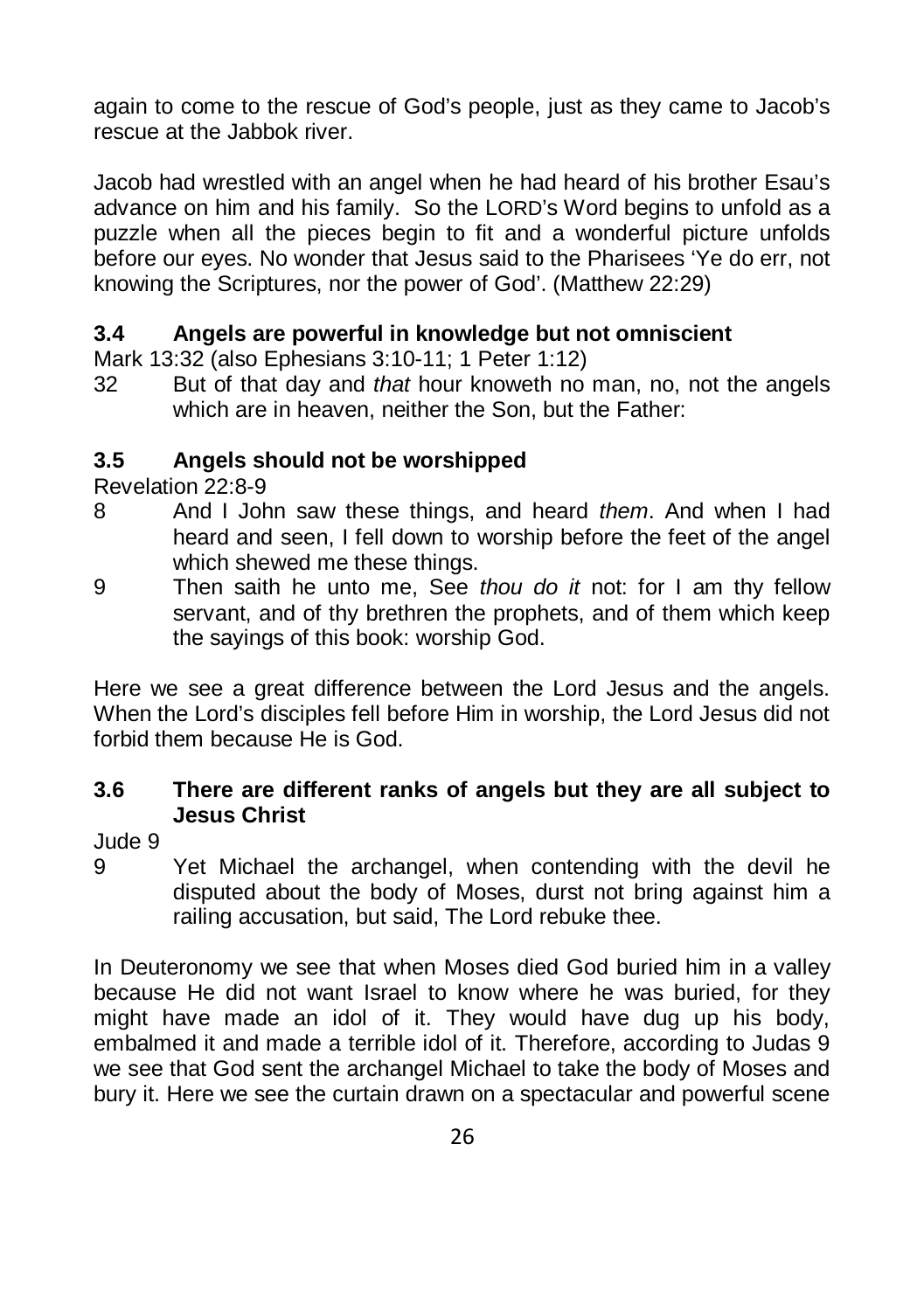again to come to the rescue of God's people, just as they came to Jacob's rescue at the Jabbok river.

Jacob had wrestled with an angel when he had heard of his brother Esau's advance on him and his family. So the LORD's Word begins to unfold as a puzzle when all the pieces begin to fit and a wonderful picture unfolds before our eyes. No wonder that Jesus said to the Pharisees 'Ye do err, not knowing the Scriptures, nor the power of God'. (Matthew 22:29)

### 3.4 Angels are powerful in knowledge but not omniscient

Mark 13:32 (also Ephesians 3:10-11; 1 Peter 1:12)

32 But of that day and *that* hour knoweth no man, no, not the angels which are in heaven, neither the Son, but the Father:

### 3.5 Angels should not be worshipped

Revelation 22:8-9

8 And I John saw these things, and heard *them*. And when I had heard and seen, I fell down to worship before the feet of the angel which shewed me these things.

9 Then saith he unto me, See *thou do it* not: for I am thy fellow servant, and of thy brethren the prophets, and of them which keep the sayings of this book: worship God.

Here we see a great difference between the Lord Jesus and the angels. When the Lord's disciples fell before Him in worship, the Lord Jesus did not forbid them because He is God.

### 3.6 There are different ranks of angels but they are all subject to Jesus Christ

Jude 9

9 Yet Michael the archangel, when contending with the devil he disputed about the body of Moses, durst not bring against him a railing accusation, but said, The Lord rebuke thee.

In Deuteronomy we see that when Moses died God buried him in a valley because He did not want Israel to know where he was buried, for they might have made an idol of it. They would have dug up his body, embalmed it and made a terrible idol of it. Therefore, according to Judas 9 we see that God sent the archangel Michael to take the body of Moses and bury it. Here we see the curtain drawn on a spectacular and powerful scene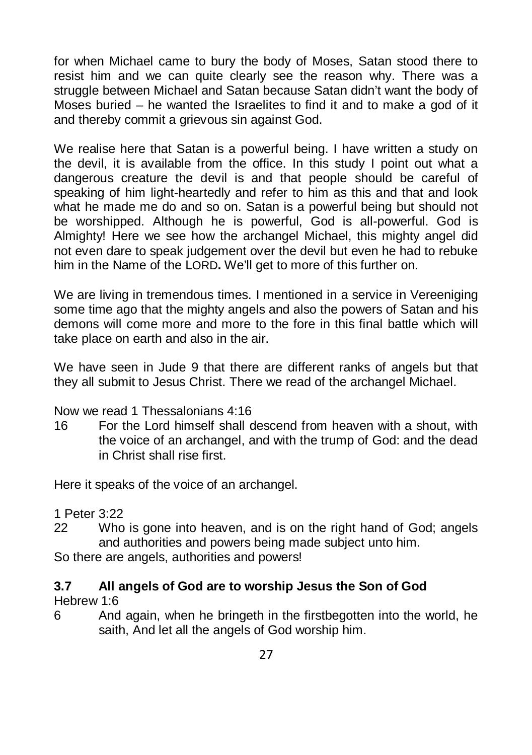for when Michael came to bury the body of Moses, Satan stood there to resist him and we can quite clearly see the reason why. There was a struggle between Michael and Satan because Satan didn't want the body of Moses buried – he wanted the Israelites to find it and to make a god of it and thereby commit a grievous sin against God.

We realise here that Satan is a powerful being. I have written a study on the devil, it is available from the office. In this study I point out what a dangerous creature the devil is and that people should be careful of speaking of him light-heartedly and refer to him as this and that and look what he made me do and so on. Satan is a powerful being but should not be worshipped. Although he is powerful, God is all-powerful. God is Almighty! Here we see how the archangel Michael, this mighty angel did not even dare to speak judgement over the devil but even he had to rebuke him in the Name of the LORD**.** We'll get to more of this further on.

We are living in tremendous times. I mentioned in a service in Vereeniging some time ago that the mighty angels and also the powers of Satan and his demons will come more and more to the fore in this final battle which will take place on earth and also in the air.

We have seen in Jude 9 that there are different ranks of angels but that they all submit to Jesus Christ. There we read of the archangel Michael.

Now we read 1 Thessalonians 4:16

16 For the Lord himself shall descend from heaven with a shout, with the voice of an archangel, and with the trump of God: and the dead in Christ shall rise first.

Here it speaks of the voice of an archangel.

1 Peter 3:22

22 Who is gone into heaven, and is on the right hand of God; angels and authorities and powers being made subject unto him.

So there are angels, authorities and powers!

### 3.7 All angels of God are to worship Jesus the Son of God

Hebrew 1:6

6 And again, when he bringeth in the firstbegotten into the world, he saith, And let all the angels of God worship him.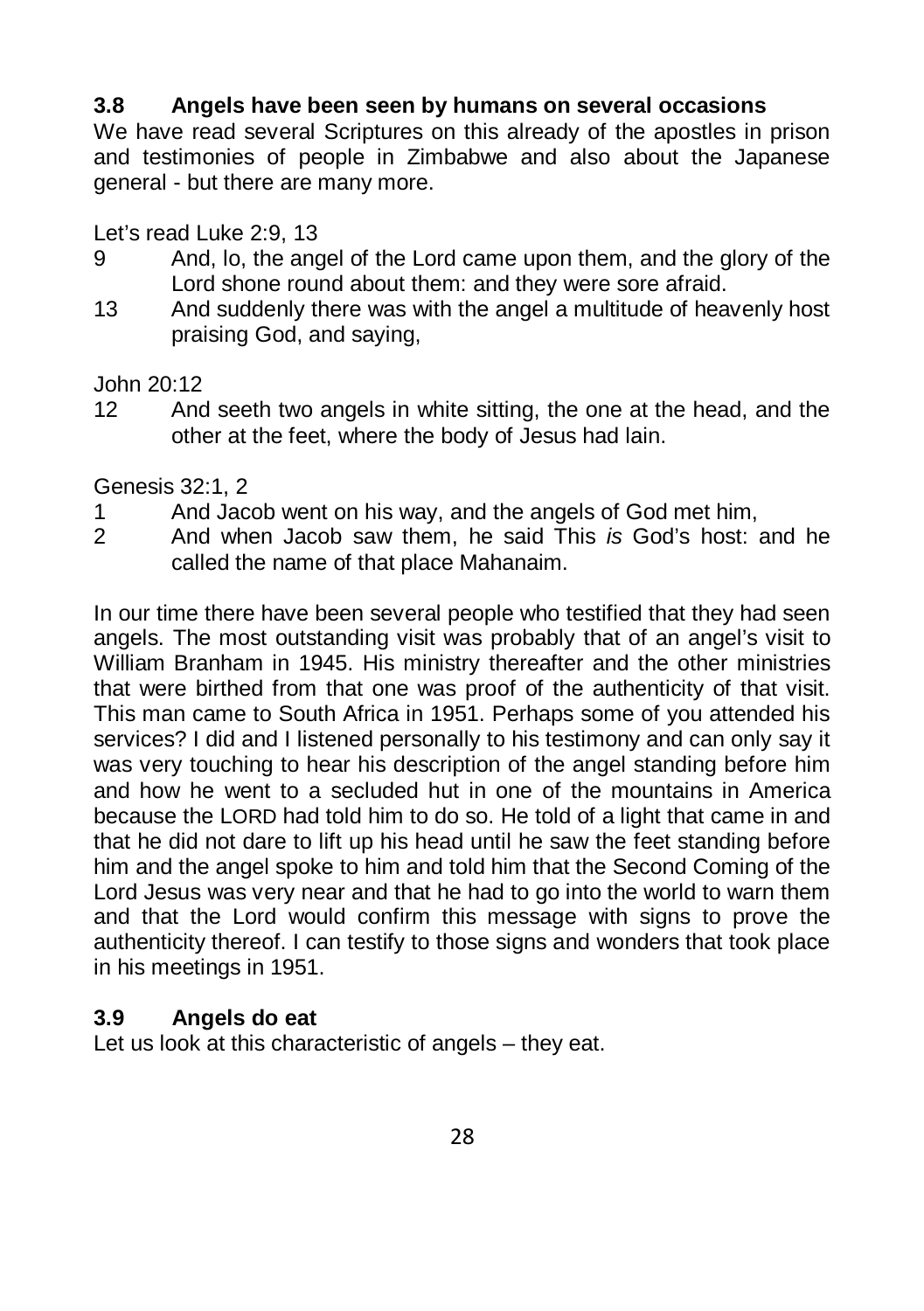### 3.8 Angels have been seen by humans on several occasions

We have read several Scriptures on this already of the apostles in prison and testimonies of people in Zimbabwe and also about the Japanese general - but there are many more.

Let's read Luke 2:9, 13

9 And, lo, the angel of the Lord came upon them, and the glory of the Lord shone round about them: and they were sore afraid.

13 And suddenly there was with the angel a multitude of heavenly host praising God, and saying,

John 20:12

12 And seeth two angels in white sitting, the one at the head, and the other at the feet, where the body of Jesus had lain.

Genesis 32:1, 2

1 And Jacob went on his way, and the angels of God met him,

2 And when Jacob saw them, he said This *is* God's host: and he called the name of that place Mahanaim.

In our time there have been several people who testified that they had seen angels. The most outstanding visit was probably that of an angel's visit to William Branham in 1945. His ministry thereafter and the other ministries that were birthed from that one was proof of the authenticity of that visit. This man came to South Africa in 1951. Perhaps some of you attended his services? I did and I listened personally to his testimony and can only say it was very touching to hear his description of the angel standing before him and how he went to a secluded hut in one of the mountains in America because the LORD had told him to do so. He told of a light that came in and that he did not dare to lift up his head until he saw the feet standing before him and the angel spoke to him and told him that the Second Coming of the Lord Jesus was very near and that he had to go into the world to warn them and that the Lord would confirm this message with signs to prove the authenticity thereof. I can testify to those signs and wonders that took place in his meetings in 1951.

### 3.9 Angels do eat

Let us look at this characteristic of angels – they eat.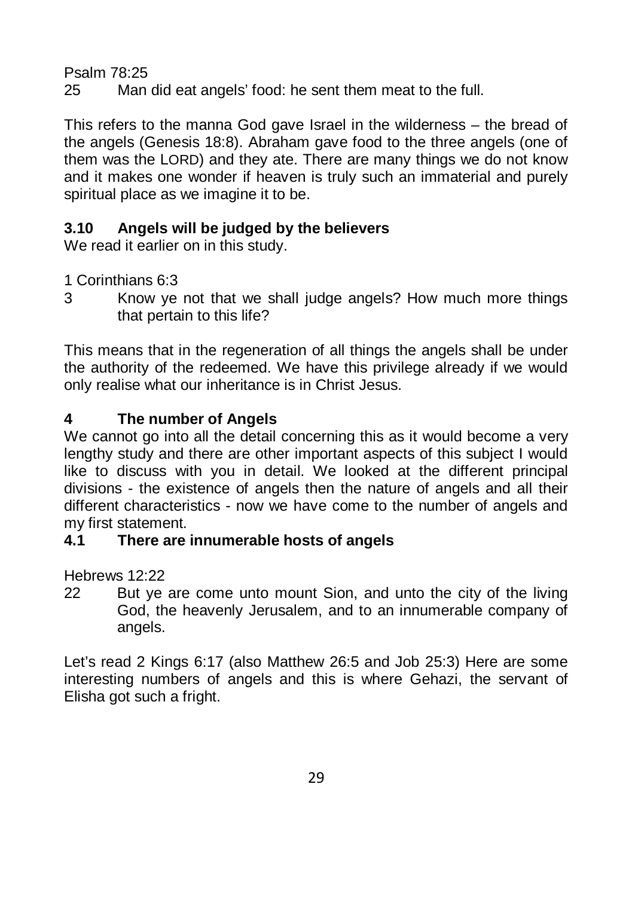Psalm 78:25

25 Man did eat angels' food: he sent them meat to the full.

This refers to the manna God gave Israel in the wilderness – the bread of the angels (Genesis 18:8). Abraham gave food to the three angels (one of them was the LORD) and they ate. There are many things we do not know and it makes one wonder if heaven is truly such an immaterial and purely spiritual place as we imagine it to be.

### 3.10 Angels will be judged by the believers

We read it earlier on in this study.

1 Corinthians 6:3

3 Know ye not that we shall judge angels? How much more things that pertain to this life?

This means that in the regeneration of all things the angels shall be under the authority of the redeemed. We have this privilege already if we would only realise what our inheritance is in Christ Jesus.

## 4 The number of Angels

We cannot go into all the detail concerning this as it would become a very lengthy study and there are other important aspects of this subject I would like to discuss with you in detail. We looked at the different principal divisions - the existence of angels then the nature of angels and all their different characteristics - now we have come to the number of angels and my first statement.

### 4.1 There are innumerable hosts of angels

Hebrews 12:22

22 But ye are come unto mount Sion, and unto the city of the living God, the heavenly Jerusalem, and to an innumerable company of angels.

Let's read 2 Kings 6:17 (also Matthew 26:5 and Job 25:3) Here are some interesting numbers of angels and this is where Gehazi, the servant of Elisha got such a fright.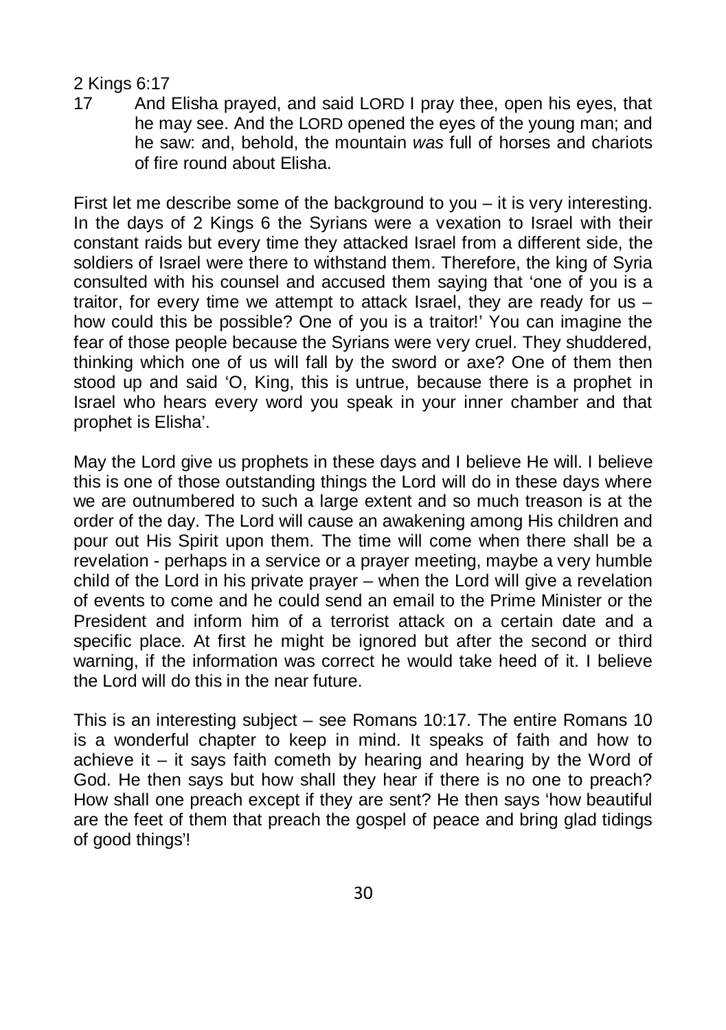2 Kings 6:17

17 And Elisha prayed, and said LORD I pray thee, open his eyes, that he may see. And the LORD opened the eyes of the young man; and he saw: and, behold, the mountain *was* full of horses and chariots of fire round about Elisha.

First let me describe some of the background to you – it is very interesting. In the days of 2 Kings 6 the Syrians were a vexation to Israel with their constant raids but every time they attacked Israel from a different side, the soldiers of Israel were there to withstand them. Therefore, the king of Syria consulted with his counsel and accused them saying that 'one of you is a traitor, for every time we attempt to attack Israel, they are ready for us – how could this be possible? One of you is a traitor!' You can imagine the fear of those people because the Syrians were very cruel. They shuddered, thinking which one of us will fall by the sword or axe? One of them then stood up and said 'O, King, this is untrue, because there is a prophet in Israel who hears every word you speak in your inner chamber and that prophet is Elisha'.

May the Lord give us prophets in these days and I believe He will. I believe this is one of those outstanding things the Lord will do in these days where we are outnumbered to such a large extent and so much treason is at the order of the day. The Lord will cause an awakening among His children and pour out His Spirit upon them. The time will come when there shall be a revelation - perhaps in a service or a prayer meeting, maybe a very humble child of the Lord in his private prayer – when the Lord will give a revelation of events to come and he could send an email to the Prime Minister or the President and inform him of a terrorist attack on a certain date and a specific place. At first he might be ignored but after the second or third warning, if the information was correct he would take heed of it. I believe the Lord will do this in the near future.

This is an interesting subject – see Romans 10:17. The entire Romans 10 is a wonderful chapter to keep in mind. It speaks of faith and how to achieve it – it says faith cometh by hearing and hearing by the Word of God. He then says but how shall they hear if there is no one to preach? How shall one preach except if they are sent? He then says 'how beautiful are the feet of them that preach the gospel of peace and bring glad tidings of good things'!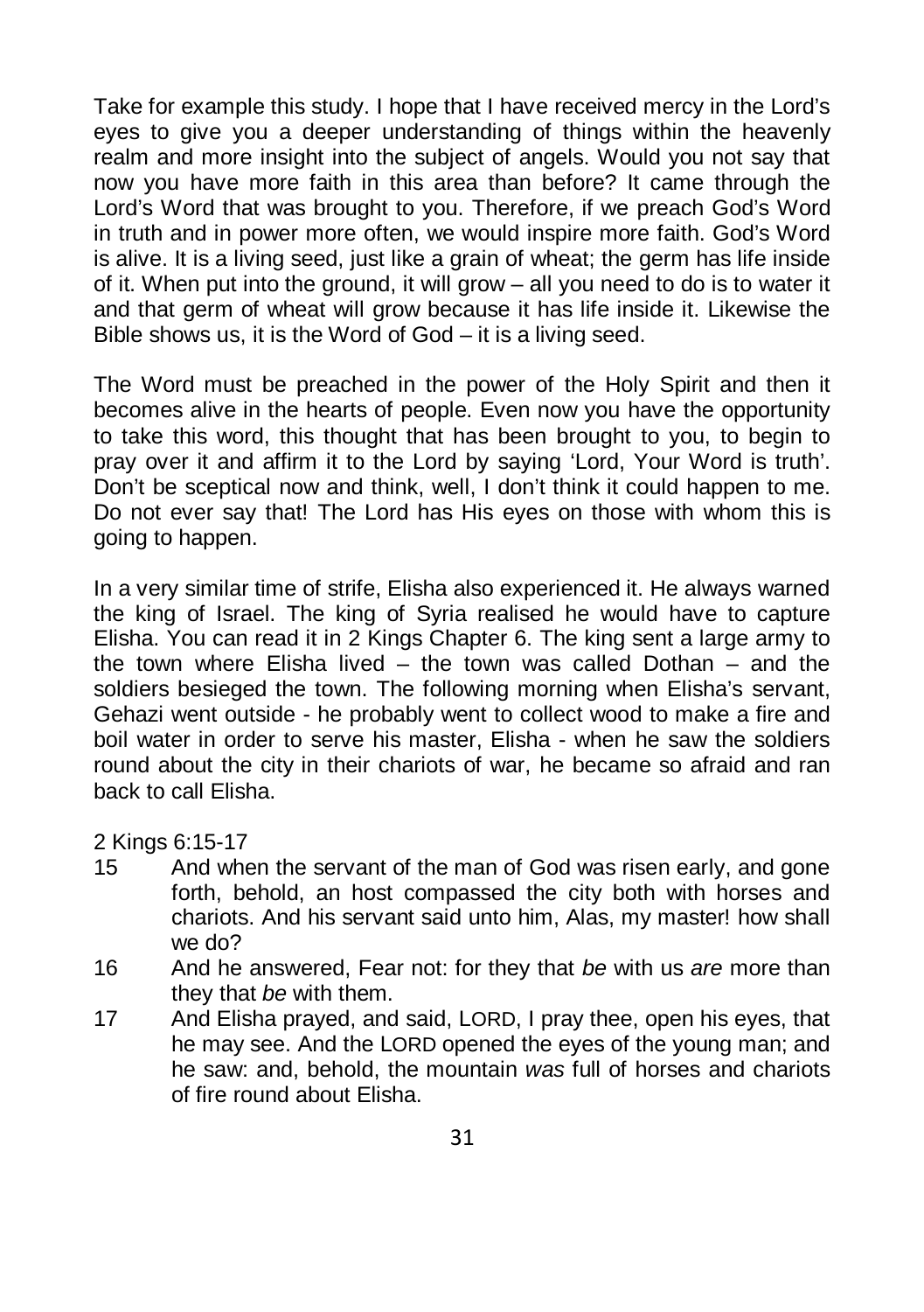Take for example this study. I hope that I have received mercy in the Lord's eyes to give you a deeper understanding of things within the heavenly realm and more insight into the subject of angels. Would you not say that now you have more faith in this area than before? It came through the Lord's Word that was brought to you. Therefore, if we preach God's Word in truth and in power more often, we would inspire more faith. God's Word is alive. It is a living seed, just like a grain of wheat; the germ has life inside of it. When put into the ground, it will grow – all you need to do is to water it and that germ of wheat will grow because it has life inside it. Likewise the Bible shows us, it is the Word of God – it is a living seed.

The Word must be preached in the power of the Holy Spirit and then it becomes alive in the hearts of people. Even now you have the opportunity to take this word, this thought that has been brought to you, to begin to pray over it and affirm it to the Lord by saying 'Lord, Your Word is truth'. Don't be sceptical now and think, well, I don't think it could happen to me. Do not ever say that! The Lord has His eyes on those with whom this is going to happen.

In a very similar time of strife, Elisha also experienced it. He always warned the king of Israel. The king of Syria realised he would have to capture Elisha. You can read it in 2 Kings Chapter 6. The king sent a large army to the town where Elisha lived – the town was called Dothan – and the soldiers besieged the town. The following morning when Elisha's servant, Gehazi went outside - he probably went to collect wood to make a fire and boil water in order to serve his master, Elisha - when he saw the soldiers round about the city in their chariots of war, he became so afraid and ran back to call Elisha.

2 Kings 6:15-17

15 And when the servant of the man of God was risen early, and gone forth, behold, an host compassed the city both with horses and chariots. And his servant said unto him, Alas, my master! how shall we do?

16 And he answered, Fear not: for they that *be* with us *are* more than they that *be* with them.

17 And Elisha prayed, and said, LORD, I pray thee, open his eyes, that he may see. And the LORD opened the eyes of the young man; and he saw: and, behold, the mountain *was* full of horses and chariots of fire round about Elisha.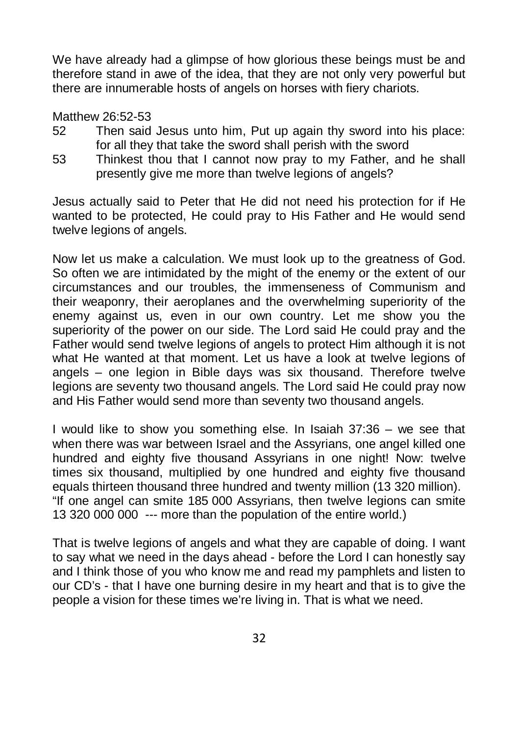We have already had a glimpse of how glorious these beings must be and therefore stand in awe of the idea, that they are not only very powerful but there are innumerable hosts of angels on horses with fiery chariots.

Matthew 26:52-53

52 Then said Jesus unto him, Put up again thy sword into his place: for all they that take the sword shall perish with the sword

53 Thinkest thou that I cannot now pray to my Father, and he shall presently give me more than twelve legions of angels?

Jesus actually said to Peter that He did not need his protection for if He wanted to be protected, He could pray to His Father and He would send twelve legions of angels.

Now let us make a calculation. We must look up to the greatness of God. So often we are intimidated by the might of the enemy or the extent of our circumstances and our troubles, the immenseness of Communism and their weaponry, their aeroplanes and the overwhelming superiority of the enemy against us, even in our own country. Let me show you the superiority of the power on our side. The Lord said He could pray and the Father would send twelve legions of angels to protect Him although it is not what He wanted at that moment. Let us have a look at twelve legions of angels – one legion in Bible days was six thousand. Therefore twelve legions are seventy two thousand angels. The Lord said He could pray now and His Father would send more than seventy two thousand angels.

I would like to show you something else. In Isaiah 37:36 – we see that when there was war between Israel and the Assyrians, one angel killed one hundred and eighty five thousand Assyrians in one night! Now: twelve times six thousand, multiplied by one hundred and eighty five thousand equals thirteen thousand three hundred and twenty million (13 320 million).
"If one angel can smite 185 000 Assyrians, then twelve legions can smite 13 320 000 000 --- more than the population of the entire world.)

That is twelve legions of angels and what they are capable of doing. I want to say what we need in the days ahead - before the Lord I can honestly say and I think those of you who know me and read my pamphlets and listen to our CD's - that I have one burning desire in my heart and that is to give the people a vision for these times we're living in. That is what we need.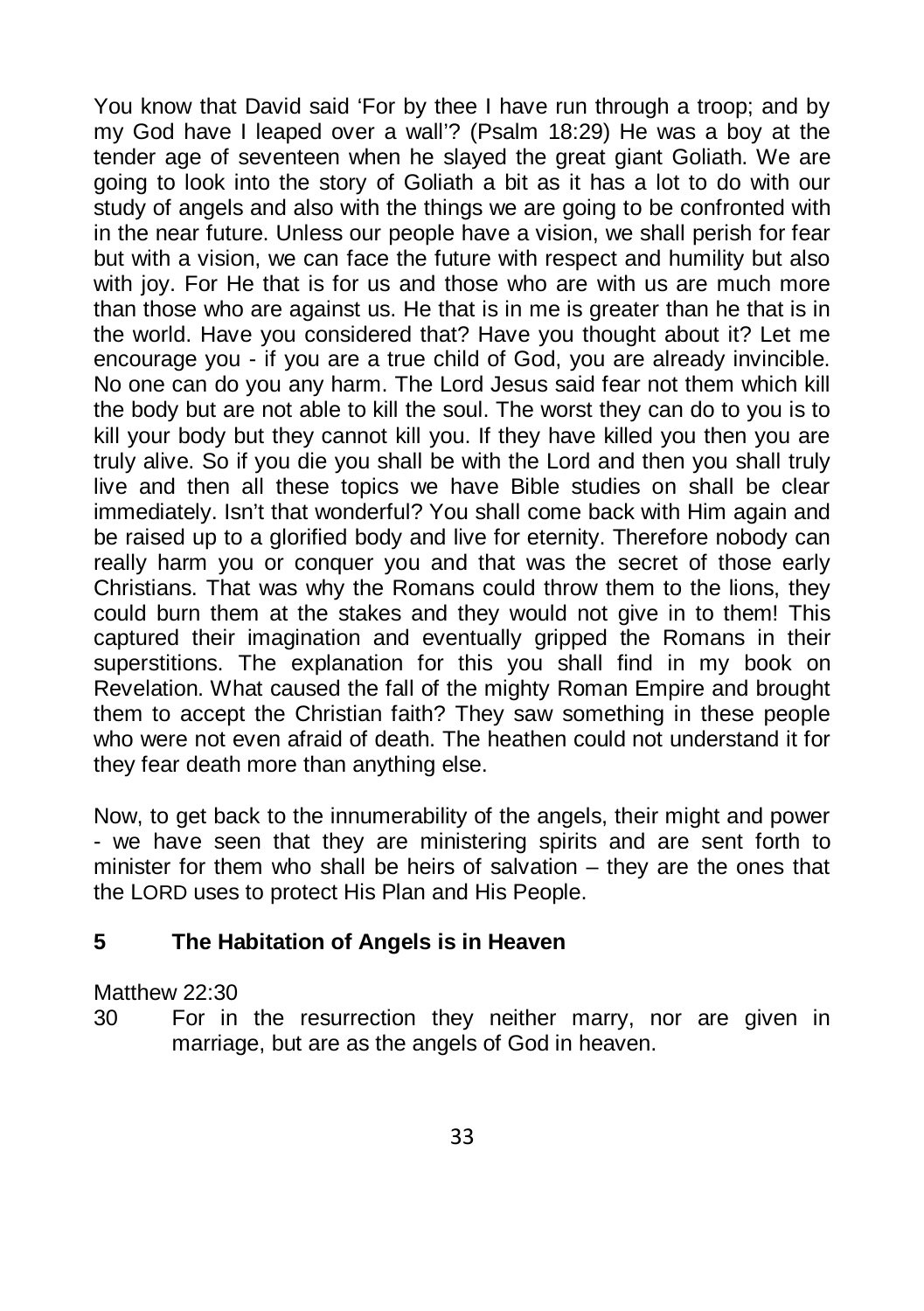You know that David said 'For by thee I have run through a troop; and by my God have I leaped over a wall'? (Psalm 18:29) He was a boy at the tender age of seventeen when he slayed the great giant Goliath. We are going to look into the story of Goliath a bit as it has a lot to do with our study of angels and also with the things we are going to be confronted with in the near future. Unless our people have a vision, we shall perish for fear but with a vision, we can face the future with respect and humility but also with joy. For He that is for us and those who are with us are much more than those who are against us. He that is in me is greater than he that is in the world. Have you considered that? Have you thought about it? Let me encourage you - if you are a true child of God, you are already invincible. No one can do you any harm. The Lord Jesus said fear not them which kill the body but are not able to kill the soul. The worst they can do to you is to kill your body but they cannot kill you. If they have killed you then you are truly alive. So if you die you shall be with the Lord and then you shall truly live and then all these topics we have Bible studies on shall be clear immediately. Isn't that wonderful? You shall come back with Him again and be raised up to a glorified body and live for eternity. Therefore nobody can really harm you or conquer you and that was the secret of those early Christians. That was why the Romans could throw them to the lions, they could burn them at the stakes and they would not give in to them! This captured their imagination and eventually gripped the Romans in their superstitions. The explanation for this you shall find in my book on Revelation. What caused the fall of the mighty Roman Empire and brought them to accept the Christian faith? They saw something in these people who were not even afraid of death. The heathen could not understand it for they fear death more than anything else.

Now, to get back to the innumerability of the angels, their might and power - we have seen that they are ministering spirits and are sent forth to minister for them who shall be heirs of salvation – they are the ones that the LORD uses to protect His Plan and His People.

## 5 The Habitation of Angels is in Heaven

Matthew 22:30

30 For in the resurrection they neither marry, nor are given in marriage, but are as the angels of God in heaven.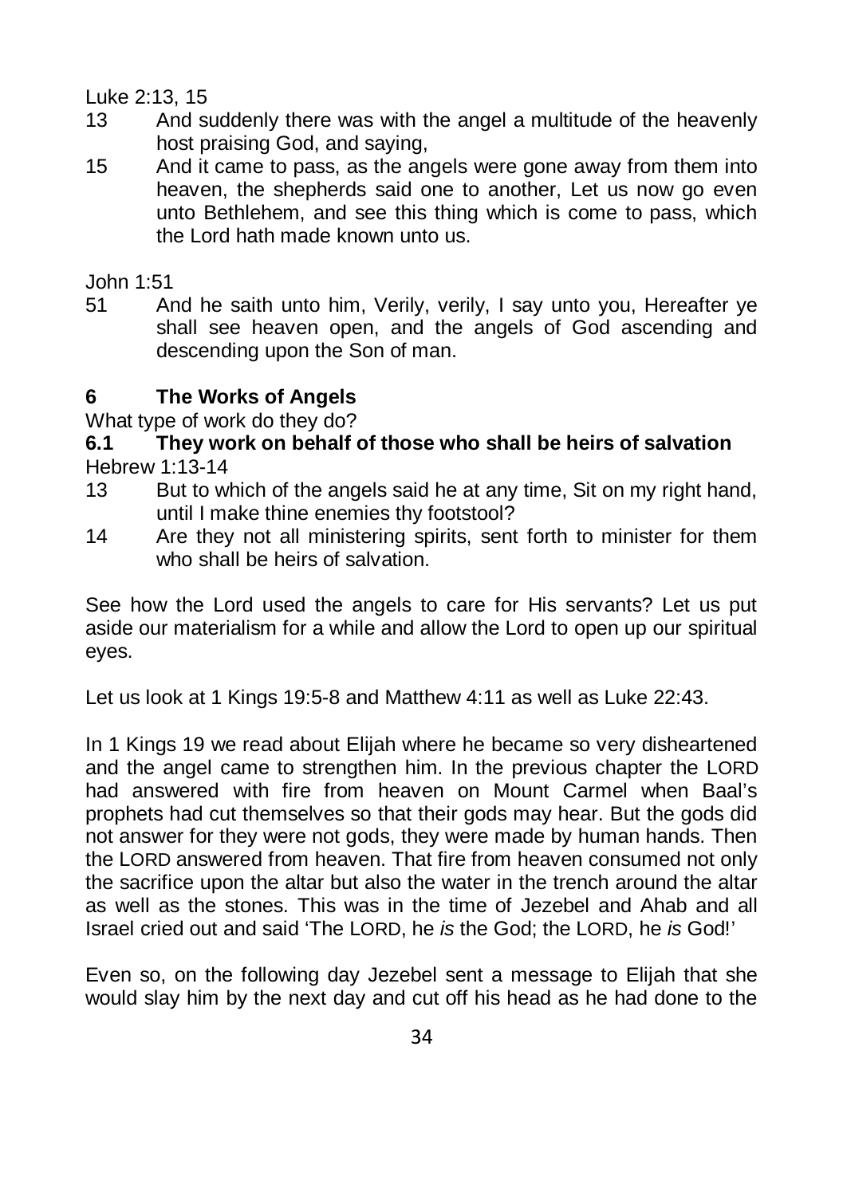Luke 2:13, 15

13 And suddenly there was with the angel a multitude of the heavenly host praising God, and saying,

15 And it came to pass, as the angels were gone away from them into heaven, the shepherds said one to another, Let us now go even unto Bethlehem, and see this thing which is come to pass, which the Lord hath made known unto us.

John 1:51

51 And he saith unto him, Verily, verily, I say unto you, Hereafter ye shall see heaven open, and the angels of God ascending and descending upon the Son of man.

## 6 The Works of Angels

What type of work do they do?

### 6.1 They work on behalf of those who shall be heirs of salvation

Hebrew 1:13-14

13 But to which of the angels said he at any time, Sit on my right hand, until I make thine enemies thy footstool?

14 Are they not all ministering spirits, sent forth to minister for them who shall be heirs of salvation.

See how the Lord used the angels to care for His servants? Let us put aside our materialism for a while and allow the Lord to open up our spiritual eyes.

Let us look at 1 Kings 19:5-8 and Matthew 4:11 as well as Luke 22:43.

In 1 Kings 19 we read about Elijah where he became so very disheartened and the angel came to strengthen him. In the previous chapter the LORD had answered with fire from heaven on Mount Carmel when Baal's prophets had cut themselves so that their gods may hear. But the gods did not answer for they were not gods, they were made by human hands. Then the LORD answered from heaven. That fire from heaven consumed not only the sacrifice upon the altar but also the water in the trench around the altar as well as the stones. This was in the time of Jezebel and Ahab and all Israel cried out and said 'The LORD, he *is* the God; the LORD, he *is* God!'

Even so, on the following day Jezebel sent a message to Elijah that she would slay him by the next day and cut off his head as he had done to the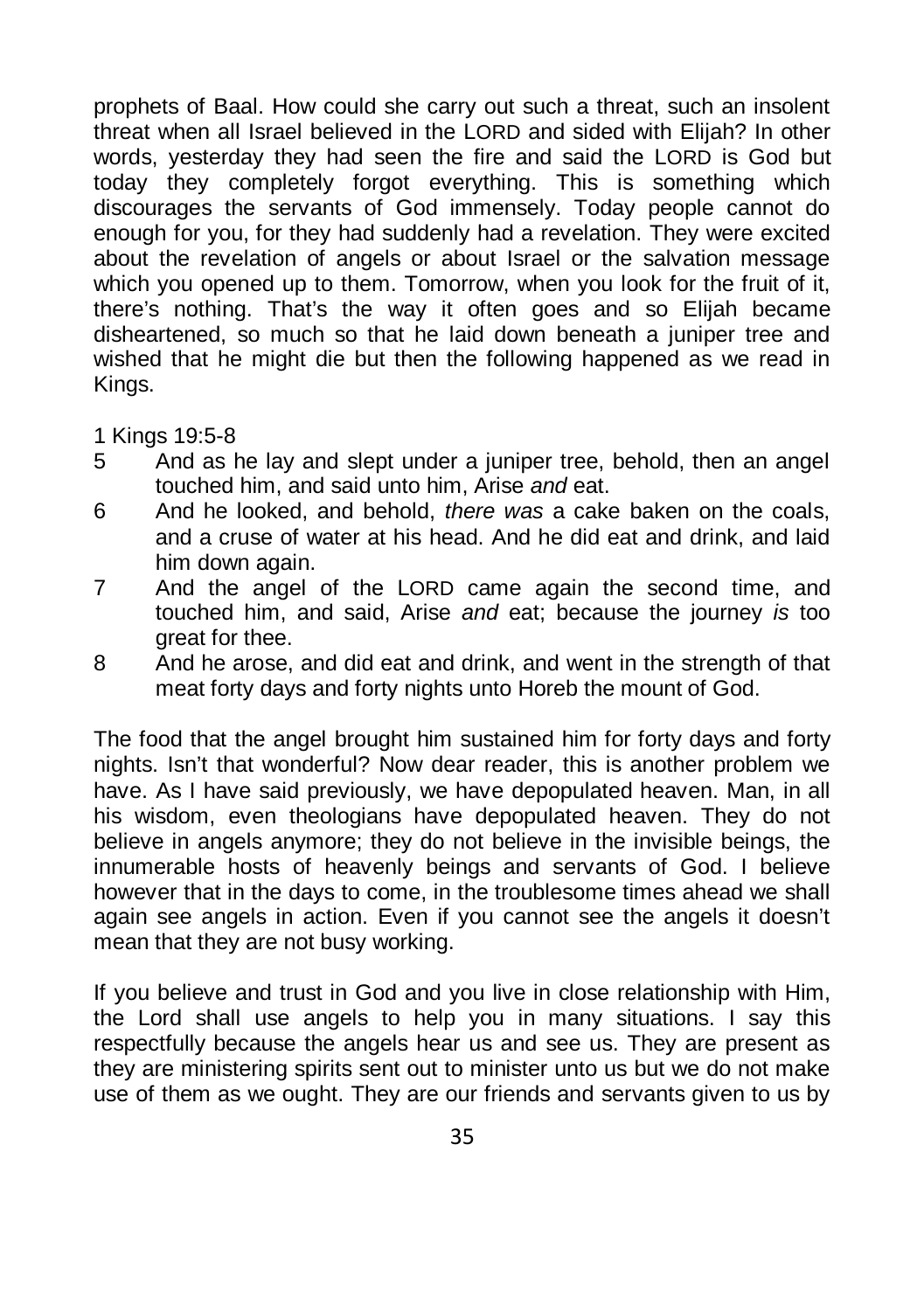prophets of Baal. How could she carry out such a threat, such an insolent threat when all Israel believed in the LORD and sided with Elijah? In other words, yesterday they had seen the fire and said the LORD is God but today they completely forgot everything. This is something which discourages the servants of God immensely. Today people cannot do enough for you, for they had suddenly had a revelation. They were excited about the revelation of angels or about Israel or the salvation message which you opened up to them. Tomorrow, when you look for the fruit of it, there's nothing. That's the way it often goes and so Elijah became disheartened, so much so that he laid down beneath a juniper tree and wished that he might die but then the following happened as we read in Kings.

1 Kings 19:5-8

5 And as he lay and slept under a juniper tree, behold, then an angel touched him, and said unto him, Arise *and* eat.

6 And he looked, and behold, *there was* a cake baken on the coals, and a cruse of water at his head. And he did eat and drink, and laid him down again.

7 And the angel of the LORD came again the second time, and touched him, and said, Arise *and* eat; because the journey *is* too great for thee.

8 And he arose, and did eat and drink, and went in the strength of that meat forty days and forty nights unto Horeb the mount of God.

The food that the angel brought him sustained him for forty days and forty nights. Isn't that wonderful? Now dear reader, this is another problem we have. As I have said previously, we have depopulated heaven. Man, in all his wisdom, even theologians have depopulated heaven. They do not believe in angels anymore; they do not believe in the invisible beings, the innumerable hosts of heavenly beings and servants of God. I believe however that in the days to come, in the troublesome times ahead we shall again see angels in action. Even if you cannot see the angels it doesn't mean that they are not busy working.

If you believe and trust in God and you live in close relationship with Him, the Lord shall use angels to help you in many situations. I say this respectfully because the angels hear us and see us. They are present as they are ministering spirits sent out to minister unto us but we do not make use of them as we ought. They are our friends and servants given to us by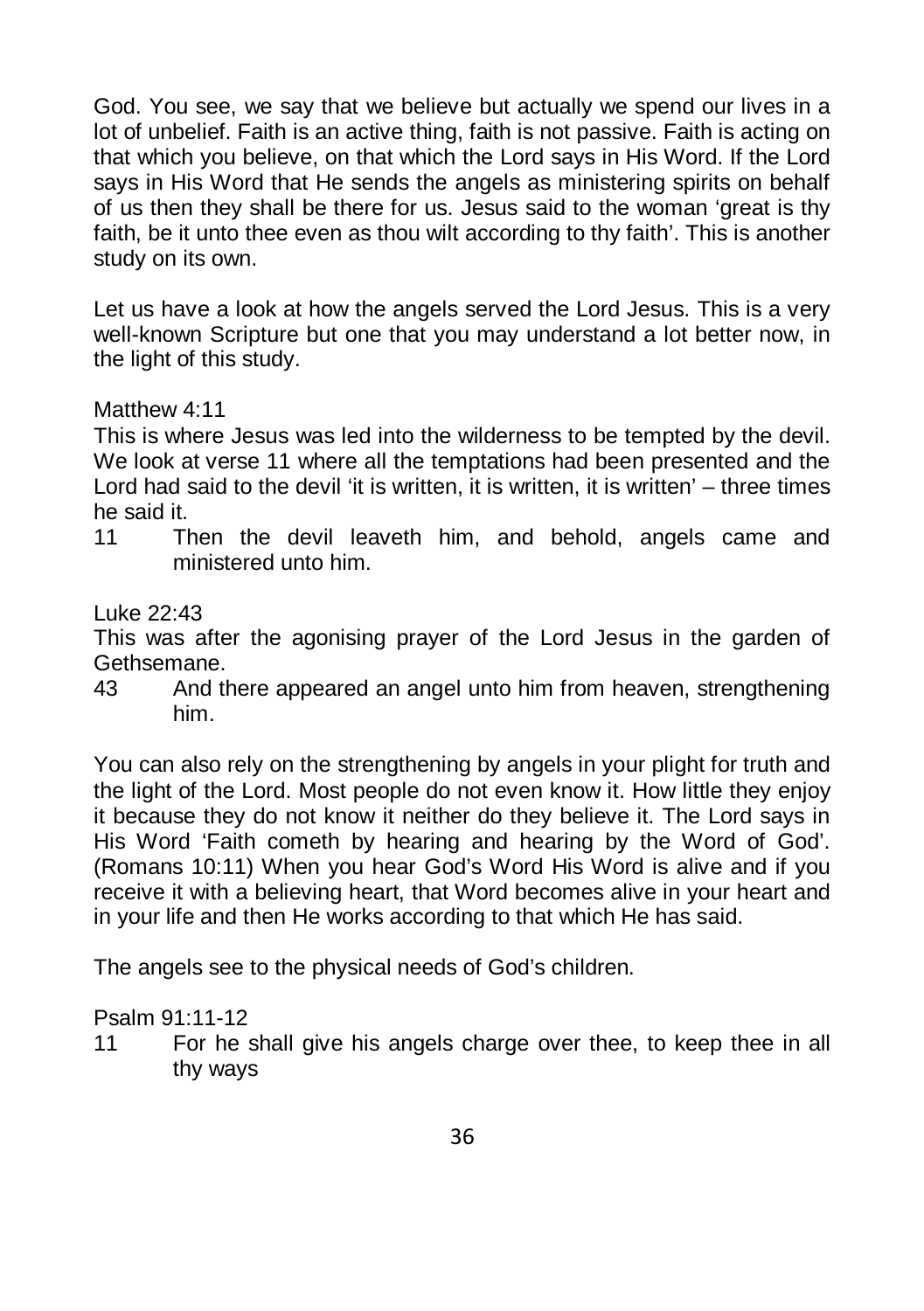God. You see, we say that we believe but actually we spend our lives in a lot of unbelief. Faith is an active thing, faith is not passive. Faith is acting on that which you believe, on that which the Lord says in His Word. If the Lord says in His Word that He sends the angels as ministering spirits on behalf of us then they shall be there for us. Jesus said to the woman 'great is thy faith, be it unto thee even as thou wilt according to thy faith'. This is another study on its own.

Let us have a look at how the angels served the Lord Jesus. This is a very well-known Scripture but one that you may understand a lot better now, in the light of this study.

Matthew 4:11
This is where Jesus was led into the wilderness to be tempted by the devil. We look at verse 11 where all the temptations had been presented and the Lord had said to the devil 'it is written, it is written, it is written' – three times he said it.

11 Then the devil leaveth him, and behold, angels came and ministered unto him.

Luke 22:43
This was after the agonising prayer of the Lord Jesus in the garden of Gethsemane.

43 And there appeared an angel unto him from heaven, strengthening him.

You can also rely on the strengthening by angels in your plight for truth and the light of the Lord. Most people do not even know it. How little they enjoy it because they do not know it neither do they believe it. The Lord says in His Word 'Faith cometh by hearing and hearing by the Word of God'. (Romans 10:11) When you hear God's Word His Word is alive and if you receive it with a believing heart, that Word becomes alive in your heart and in your life and then He works according to that which He has said.

The angels see to the physical needs of God's children.

Psalm 91:11-12

11 For he shall give his angels charge over thee, to keep thee in all thy ways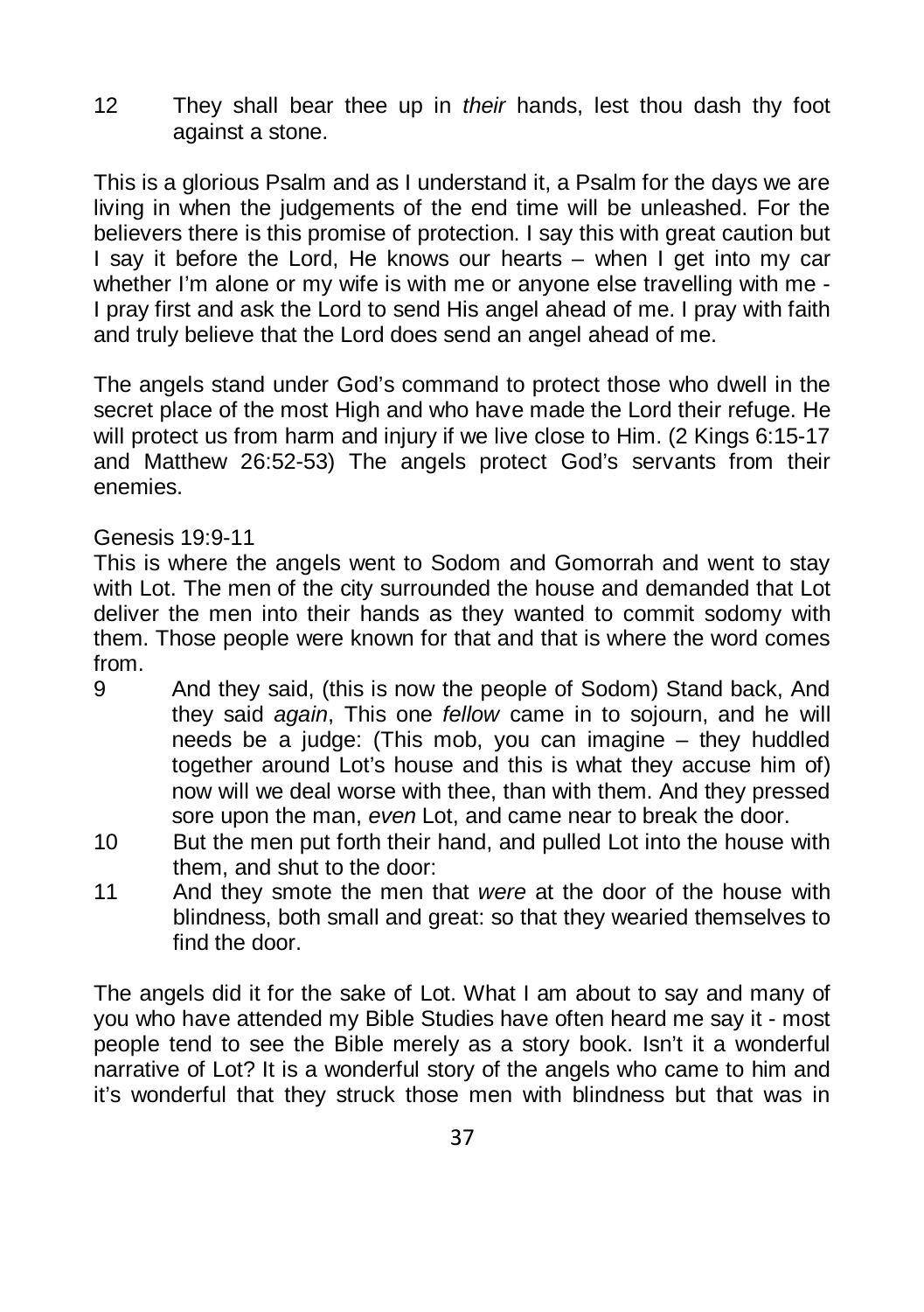12 They shall bear thee up in *their* hands, lest thou dash thy foot against a stone.

This is a glorious Psalm and as I understand it, a Psalm for the days we are living in when the judgements of the end time will be unleashed. For the believers there is this promise of protection. I say this with great caution but I say it before the Lord, He knows our hearts – when I get into my car whether I'm alone or my wife is with me or anyone else travelling with me - I pray first and ask the Lord to send His angel ahead of me. I pray with faith and truly believe that the Lord does send an angel ahead of me.

The angels stand under God's command to protect those who dwell in the secret place of the most High and who have made the Lord their refuge. He will protect us from harm and injury if we live close to Him. (2 Kings 6:15-17 and Matthew 26:52-53) The angels protect God's servants from their enemies.

Genesis 19:9-11
This is where the angels went to Sodom and Gomorrah and went to stay with Lot. The men of the city surrounded the house and demanded that Lot deliver the men into their hands as they wanted to commit sodomy with them. Those people were known for that and that is where the word comes from.

9 And they said, (this is now the people of Sodom) Stand back, And they said *again*, This one *fellow* came in to sojourn, and he will needs be a judge: (This mob, you can imagine – they huddled together around Lot's house and this is what they accuse him of) now will we deal worse with thee, than with them. And they pressed sore upon the man, *even* Lot, and came near to break the door.

10 But the men put forth their hand, and pulled Lot into the house with them, and shut to the door:

11 And they smote the men that *were* at the door of the house with blindness, both small and great: so that they wearied themselves to find the door.

The angels did it for the sake of Lot. What I am about to say and many of you who have attended my Bible Studies have often heard me say it - most people tend to see the Bible merely as a story book. Isn't it a wonderful narrative of Lot? It is a wonderful story of the angels who came to him and it's wonderful that they struck those men with blindness but that was in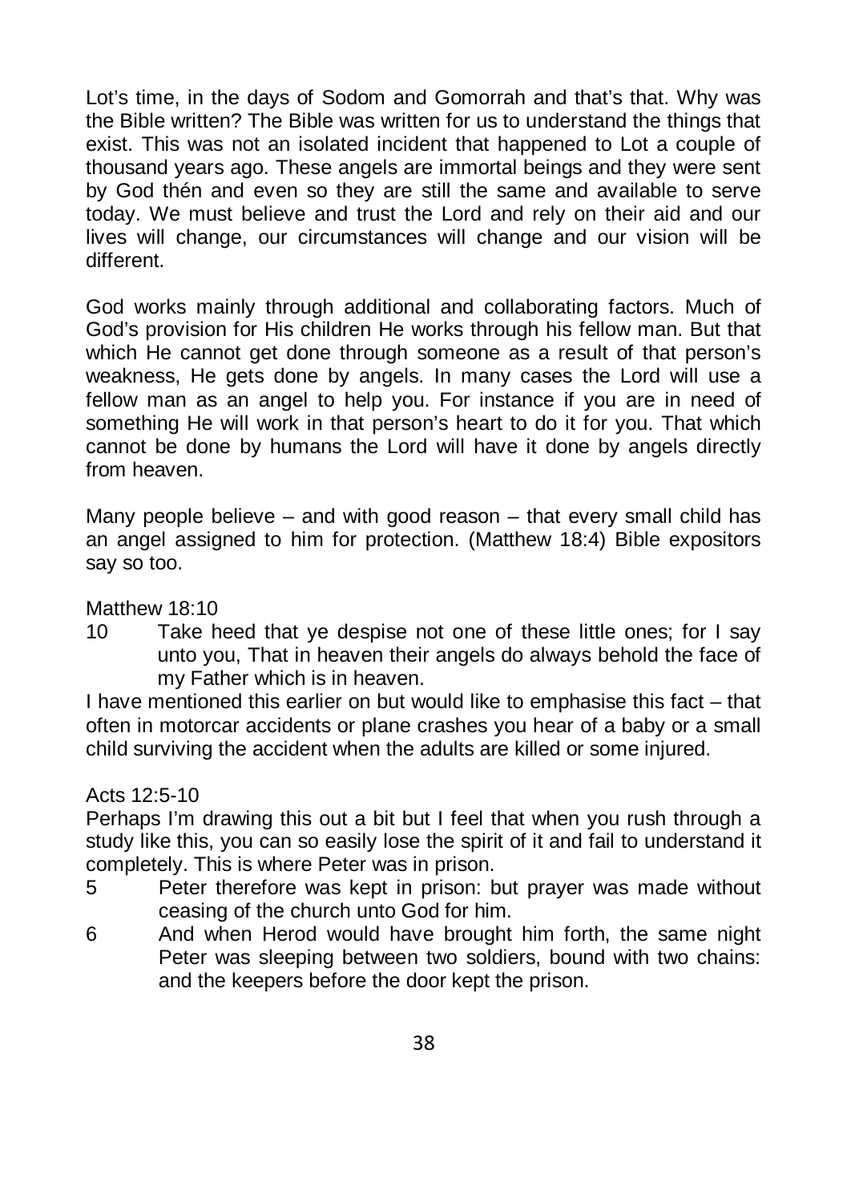Lot's time, in the days of Sodom and Gomorrah and that's that. Why was the Bible written? The Bible was written for us to understand the things that exist. This was not an isolated incident that happened to Lot a couple of thousand years ago. These angels are immortal beings and they were sent by God thén and even so they are still the same and available to serve today. We must believe and trust the Lord and rely on their aid and our lives will change, our circumstances will change and our vision will be different.

God works mainly through additional and collaborating factors. Much of God's provision for His children He works through his fellow man. But that which He cannot get done through someone as a result of that person's weakness, He gets done by angels. In many cases the Lord will use a fellow man as an angel to help you. For instance if you are in need of something He will work in that person's heart to do it for you. That which cannot be done by humans the Lord will have it done by angels directly from heaven.

Many people believe – and with good reason – that every small child has an angel assigned to him for protection. (Matthew 18:4) Bible expositors say so too.

Matthew 18:10

10 Take heed that ye despise not one of these little ones; for I say unto you, That in heaven their angels do always behold the face of my Father which is in heaven.

I have mentioned this earlier on but would like to emphasise this fact – that often in motorcar accidents or plane crashes you hear of a baby or a small child surviving the accident when the adults are killed or some injured.

Acts 12:5-10

Perhaps I'm drawing this out a bit but I feel that when you rush through a study like this, you can so easily lose the spirit of it and fail to understand it completely. This is where Peter was in prison.

5 Peter therefore was kept in prison: but prayer was made without ceasing of the church unto God for him.

6 And when Herod would have brought him forth, the same night Peter was sleeping between two soldiers, bound with two chains: and the keepers before the door kept the prison.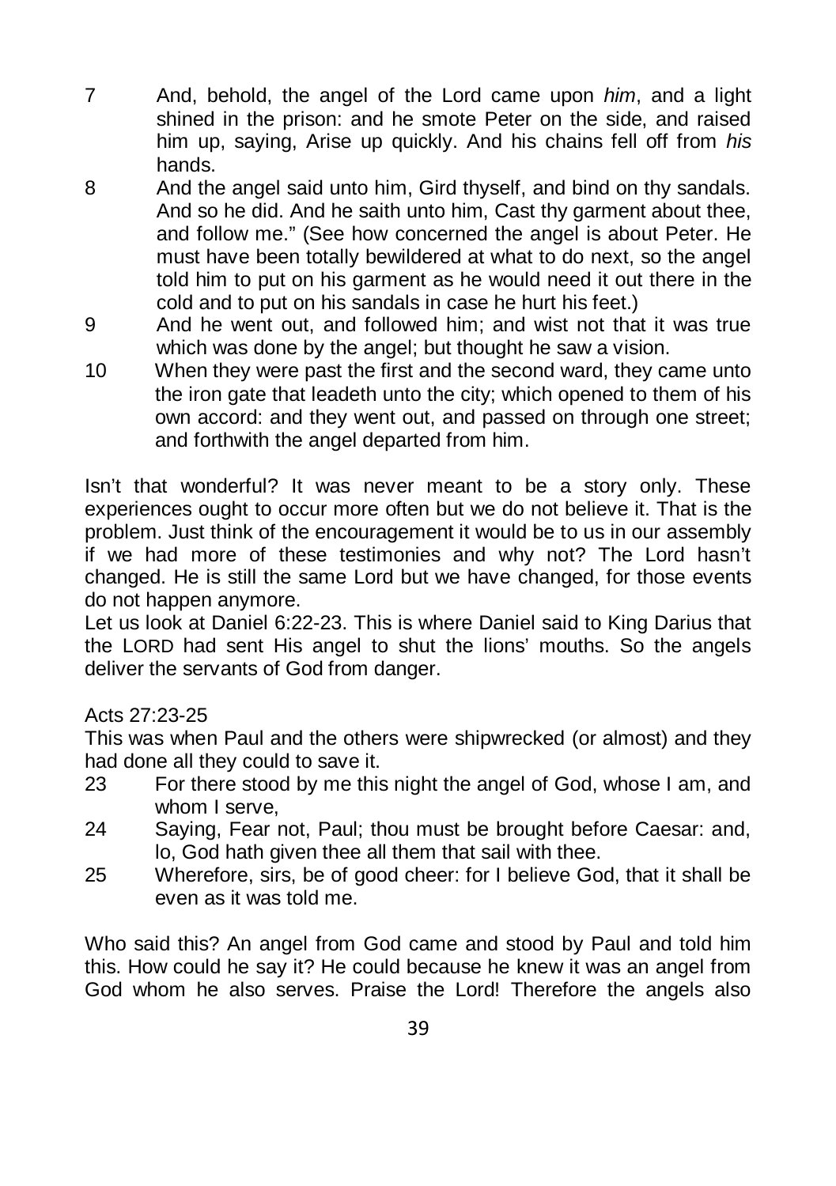7 And, behold, the angel of the Lord came upon *him*, and a light shined in the prison: and he smote Peter on the side, and raised him up, saying, Arise up quickly. And his chains fell off from *his* hands.

8 And the angel said unto him, Gird thyself, and bind on thy sandals. And so he did. And he saith unto him, Cast thy garment about thee, and follow me." (See how concerned the angel is about Peter. He must have been totally bewildered at what to do next, so the angel told him to put on his garment as he would need it out there in the cold and to put on his sandals in case he hurt his feet.)

9 And he went out, and followed him; and wist not that it was true which was done by the angel; but thought he saw a vision.

10 When they were past the first and the second ward, they came unto the iron gate that leadeth unto the city; which opened to them of his own accord: and they went out, and passed on through one street; and forthwith the angel departed from him.

Isn't that wonderful? It was never meant to be a story only. These experiences ought to occur more often but we do not believe it. That is the problem. Just think of the encouragement it would be to us in our assembly if we had more of these testimonies and why not? The Lord hasn't changed. He is still the same Lord but we have changed, for those events do not happen anymore.

Let us look at Daniel 6:22-23. This is where Daniel said to King Darius that the LORD had sent His angel to shut the lions' mouths. So the angels deliver the servants of God from danger.

Acts 27:23-25

This was when Paul and the others were shipwrecked (or almost) and they had done all they could to save it.

23 For there stood by me this night the angel of God, whose I am, and whom I serve,

24 Saying, Fear not, Paul; thou must be brought before Caesar: and, lo, God hath given thee all them that sail with thee.

25 Wherefore, sirs, be of good cheer: for I believe God, that it shall be even as it was told me.

Who said this? An angel from God came and stood by Paul and told him this. How could he say it? He could because he knew it was an angel from God whom he also serves. Praise the Lord! Therefore the angels also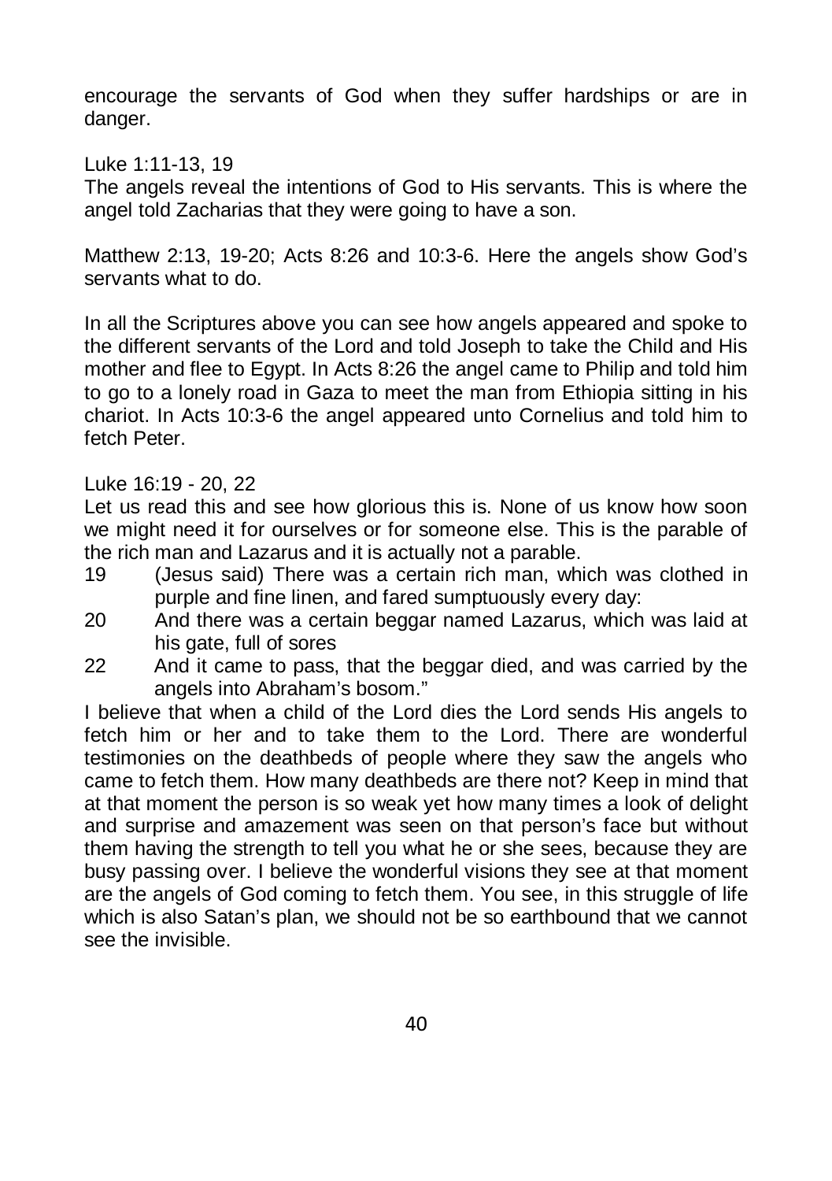encourage the servants of God when they suffer hardships or are in danger.

Luke 1:11-13, 19
The angels reveal the intentions of God to His servants. This is where the angel told Zacharias that they were going to have a son.

Matthew 2:13, 19-20; Acts 8:26 and 10:3-6. Here the angels show God's servants what to do.

In all the Scriptures above you can see how angels appeared and spoke to the different servants of the Lord and told Joseph to take the Child and His mother and flee to Egypt. In Acts 8:26 the angel came to Philip and told him to go to a lonely road in Gaza to meet the man from Ethiopia sitting in his chariot. In Acts 10:3-6 the angel appeared unto Cornelius and told him to fetch Peter.

Luke 16:19 - 20, 22
Let us read this and see how glorious this is. None of us know how soon we might need it for ourselves or for someone else. This is the parable of the rich man and Lazarus and it is actually not a parable.

19 (Jesus said) There was a certain rich man, which was clothed in purple and fine linen, and fared sumptuously every day:

20 And there was a certain beggar named Lazarus, which was laid at his gate, full of sores

22 And it came to pass, that the beggar died, and was carried by the angels into Abraham's bosom."

I believe that when a child of the Lord dies the Lord sends His angels to fetch him or her and to take them to the Lord. There are wonderful testimonies on the deathbeds of people where they saw the angels who came to fetch them. How many deathbeds are there not? Keep in mind that at that moment the person is so weak yet how many times a look of delight and surprise and amazement was seen on that person's face but without them having the strength to tell you what he or she sees, because they are busy passing over. I believe the wonderful visions they see at that moment are the angels of God coming to fetch them. You see, in this struggle of life which is also Satan's plan, we should not be so earthbound that we cannot see the invisible.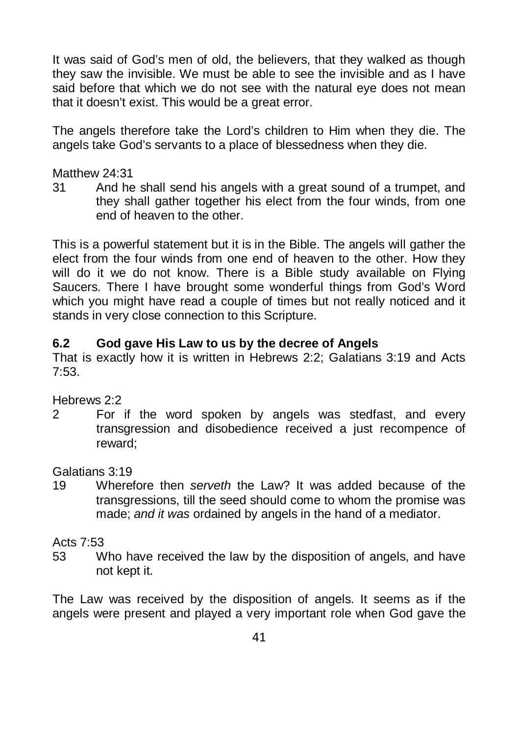It was said of God's men of old, the believers, that they walked as though they saw the invisible. We must be able to see the invisible and as I have said before that which we do not see with the natural eye does not mean that it doesn't exist. This would be a great error.

The angels therefore take the Lord's children to Him when they die. The angels take God's servants to a place of blessedness when they die.

Matthew 24:31

31 And he shall send his angels with a great sound of a trumpet, and they shall gather together his elect from the four winds, from one end of heaven to the other.

This is a powerful statement but it is in the Bible. The angels will gather the elect from the four winds from one end of heaven to the other. How they will do it we do not know. There is a Bible study available on Flying Saucers. There I have brought some wonderful things from God's Word which you might have read a couple of times but not really noticed and it stands in very close connection to this Scripture.

### 6.2 God gave His Law to us by the decree of Angels

That is exactly how it is written in Hebrews 2:2; Galatians 3:19 and Acts 7:53.

Hebrews 2:2

2 For if the word spoken by angels was stedfast, and every transgression and disobedience received a just recompence of reward;

Galatians 3:19

19 Wherefore then *serveth* the Law? It was added because of the transgressions, till the seed should come to whom the promise was made; *and it was* ordained by angels in the hand of a mediator.

Acts 7:53

53 Who have received the law by the disposition of angels, and have not kept it.

The Law was received by the disposition of angels. It seems as if the angels were present and played a very important role when God gave the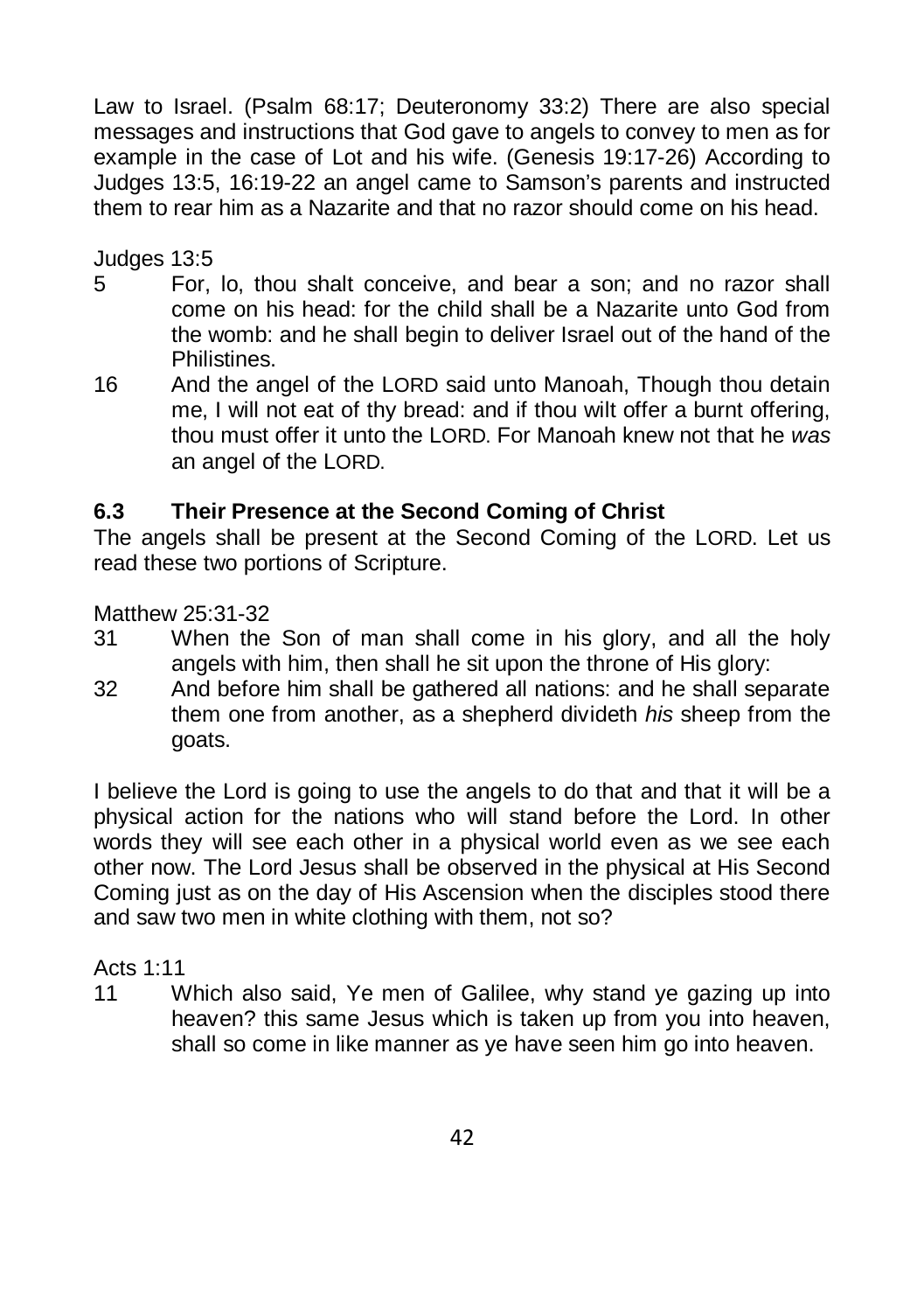Law to Israel. (Psalm 68:17; Deuteronomy 33:2) There are also special messages and instructions that God gave to angels to convey to men as for example in the case of Lot and his wife. (Genesis 19:17-26) According to Judges 13:5, 16:19-22 an angel came to Samson's parents and instructed them to rear him as a Nazarite and that no razor should come on his head.

Judges 13:5

5 For, lo, thou shalt conceive, and bear a son; and no razor shall come on his head: for the child shall be a Nazarite unto God from the womb: and he shall begin to deliver Israel out of the hand of the Philistines.

16 And the angel of the LORD said unto Manoah, Though thou detain me, I will not eat of thy bread: and if thou wilt offer a burnt offering, thou must offer it unto the LORD. For Manoah knew not that he *was* an angel of the LORD.

### 6.3 Their Presence at the Second Coming of Christ

The angels shall be present at the Second Coming of the LORD. Let us read these two portions of Scripture.

Matthew 25:31-32

31 When the Son of man shall come in his glory, and all the holy angels with him, then shall he sit upon the throne of His glory:

32 And before him shall be gathered all nations: and he shall separate them one from another, as a shepherd divideth *his* sheep from the goats.

I believe the Lord is going to use the angels to do that and that it will be a physical action for the nations who will stand before the Lord. In other words they will see each other in a physical world even as we see each other now. The Lord Jesus shall be observed in the physical at His Second Coming just as on the day of His Ascension when the disciples stood there and saw two men in white clothing with them, not so?

Acts 1:11

11 Which also said, Ye men of Galilee, why stand ye gazing up into heaven? this same Jesus which is taken up from you into heaven, shall so come in like manner as ye have seen him go into heaven.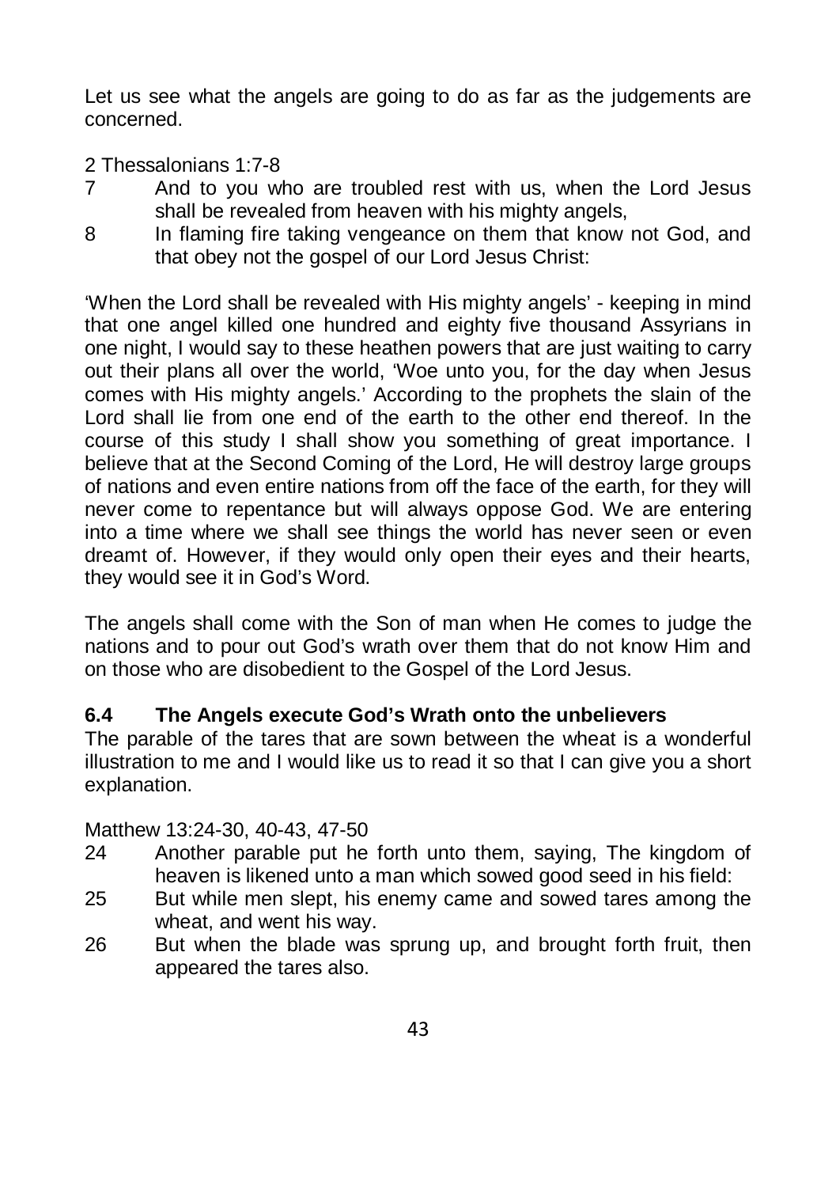Let us see what the angels are going to do as far as the judgements are concerned.

2 Thessalonians 1:7-8

7 And to you who are troubled rest with us, when the Lord Jesus shall be revealed from heaven with his mighty angels,

8 In flaming fire taking vengeance on them that know not God, and that obey not the gospel of our Lord Jesus Christ:

'When the Lord shall be revealed with His mighty angels' - keeping in mind that one angel killed one hundred and eighty five thousand Assyrians in one night, I would say to these heathen powers that are just waiting to carry out their plans all over the world, 'Woe unto you, for the day when Jesus comes with His mighty angels.' According to the prophets the slain of the Lord shall lie from one end of the earth to the other end thereof. In the course of this study I shall show you something of great importance. I believe that at the Second Coming of the Lord, He will destroy large groups of nations and even entire nations from off the face of the earth, for they will never come to repentance but will always oppose God. We are entering into a time where we shall see things the world has never seen or even dreamt of. However, if they would only open their eyes and their hearts, they would see it in God's Word.

The angels shall come with the Son of man when He comes to judge the nations and to pour out God's wrath over them that do not know Him and on those who are disobedient to the Gospel of the Lord Jesus.

### 6.4 The Angels execute God's Wrath onto the unbelievers

The parable of the tares that are sown between the wheat is a wonderful illustration to me and I would like us to read it so that I can give you a short explanation.

Matthew 13:24-30, 40-43, 47-50

24 Another parable put he forth unto them, saying, The kingdom of heaven is likened unto a man which sowed good seed in his field:

25 But while men slept, his enemy came and sowed tares among the wheat, and went his way.

26 But when the blade was sprung up, and brought forth fruit, then appeared the tares also.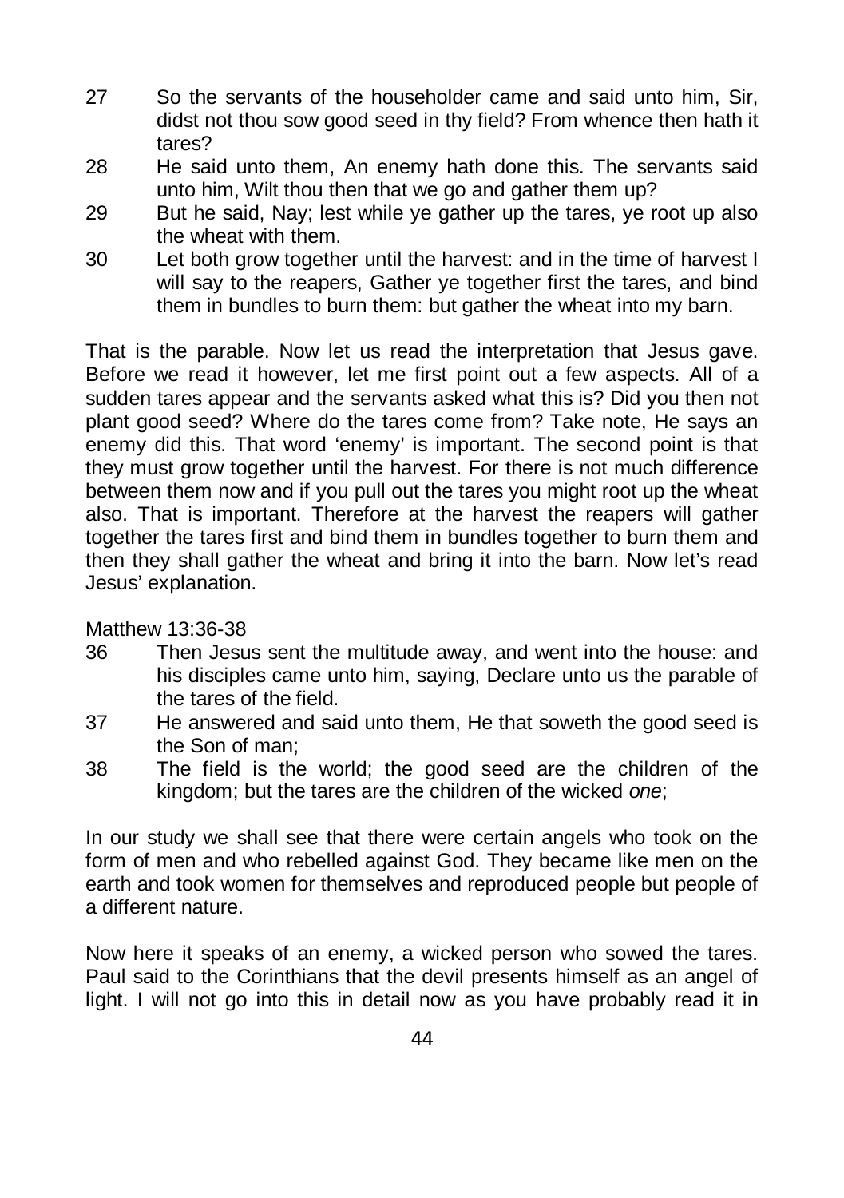27 So the servants of the householder came and said unto him, Sir, didst not thou sow good seed in thy field? From whence then hath it tares?

28 He said unto them, An enemy hath done this. The servants said unto him, Wilt thou then that we go and gather them up?

29 But he said, Nay; lest while ye gather up the tares, ye root up also the wheat with them.

30 Let both grow together until the harvest: and in the time of harvest I will say to the reapers, Gather ye together first the tares, and bind them in bundles to burn them: but gather the wheat into my barn.

That is the parable. Now let us read the interpretation that Jesus gave. Before we read it however, let me first point out a few aspects. All of a sudden tares appear and the servants asked what this is? Did you then not plant good seed? Where do the tares come from? Take note, He says an enemy did this. That word 'enemy' is important. The second point is that they must grow together until the harvest. For there is not much difference between them now and if you pull out the tares you might root up the wheat also. That is important. Therefore at the harvest the reapers will gather together the tares first and bind them in bundles together to burn them and then they shall gather the wheat and bring it into the barn. Now let's read Jesus' explanation.

Matthew 13:36-38

36 Then Jesus sent the multitude away, and went into the house: and his disciples came unto him, saying, Declare unto us the parable of the tares of the field.

37 He answered and said unto them, He that soweth the good seed is the Son of man;

38 The field is the world; the good seed are the children of the kingdom; but the tares are the children of the wicked *one*;

In our study we shall see that there were certain angels who took on the form of men and who rebelled against God. They became like men on the earth and took women for themselves and reproduced people but people of a different nature.

Now here it speaks of an enemy, a wicked person who sowed the tares. Paul said to the Corinthians that the devil presents himself as an angel of light. I will not go into this in detail now as you have probably read it in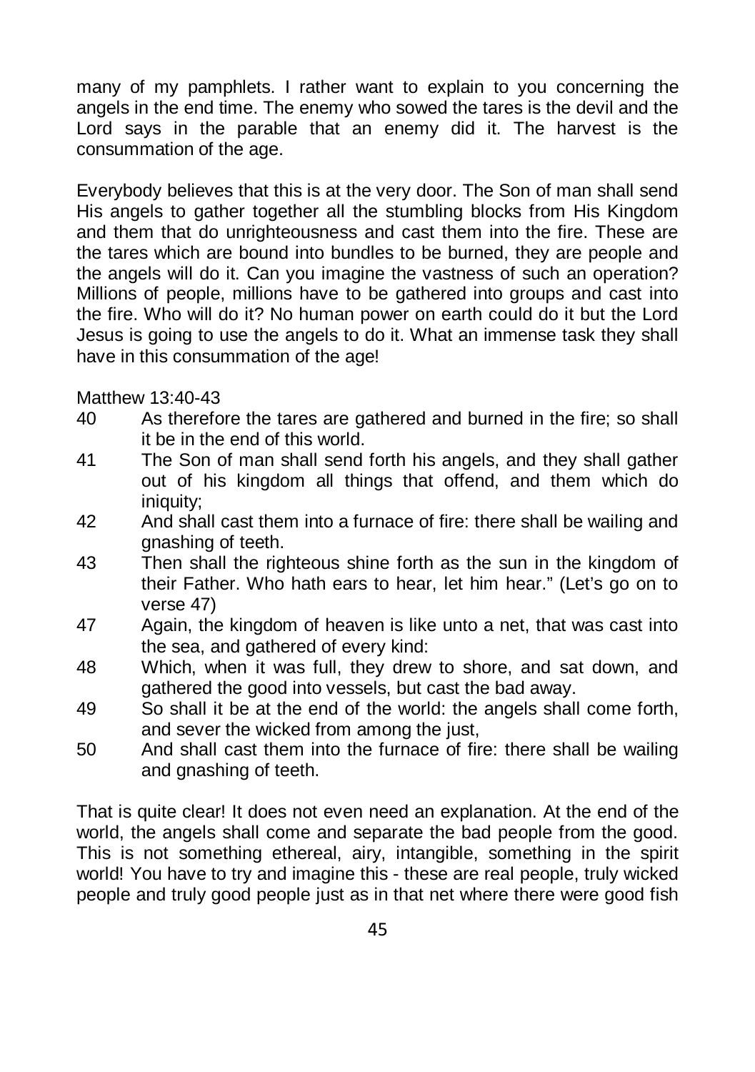many of my pamphlets. I rather want to explain to you concerning the angels in the end time. The enemy who sowed the tares is the devil and the Lord says in the parable that an enemy did it. The harvest is the consummation of the age.

Everybody believes that this is at the very door. The Son of man shall send His angels to gather together all the stumbling blocks from His Kingdom and them that do unrighteousness and cast them into the fire. These are the tares which are bound into bundles to be burned, they are people and the angels will do it. Can you imagine the vastness of such an operation? Millions of people, millions have to be gathered into groups and cast into the fire. Who will do it? No human power on earth could do it but the Lord Jesus is going to use the angels to do it. What an immense task they shall have in this consummation of the age!

Matthew 13:40-43

40 As therefore the tares are gathered and burned in the fire; so shall it be in the end of this world.

41 The Son of man shall send forth his angels, and they shall gather out of his kingdom all things that offend, and them which do iniquity;

42 And shall cast them into a furnace of fire: there shall be wailing and gnashing of teeth.

43 Then shall the righteous shine forth as the sun in the kingdom of their Father. Who hath ears to hear, let him hear." (Let's go on to verse 47)

47 Again, the kingdom of heaven is like unto a net, that was cast into the sea, and gathered of every kind:

48 Which, when it was full, they drew to shore, and sat down, and gathered the good into vessels, but cast the bad away.

49 So shall it be at the end of the world: the angels shall come forth, and sever the wicked from among the just,

50 And shall cast them into the furnace of fire: there shall be wailing and gnashing of teeth.

That is quite clear! It does not even need an explanation. At the end of the world, the angels shall come and separate the bad people from the good. This is not something ethereal, airy, intangible, something in the spirit world! You have to try and imagine this - these are real people, truly wicked people and truly good people just as in that net where there were good fish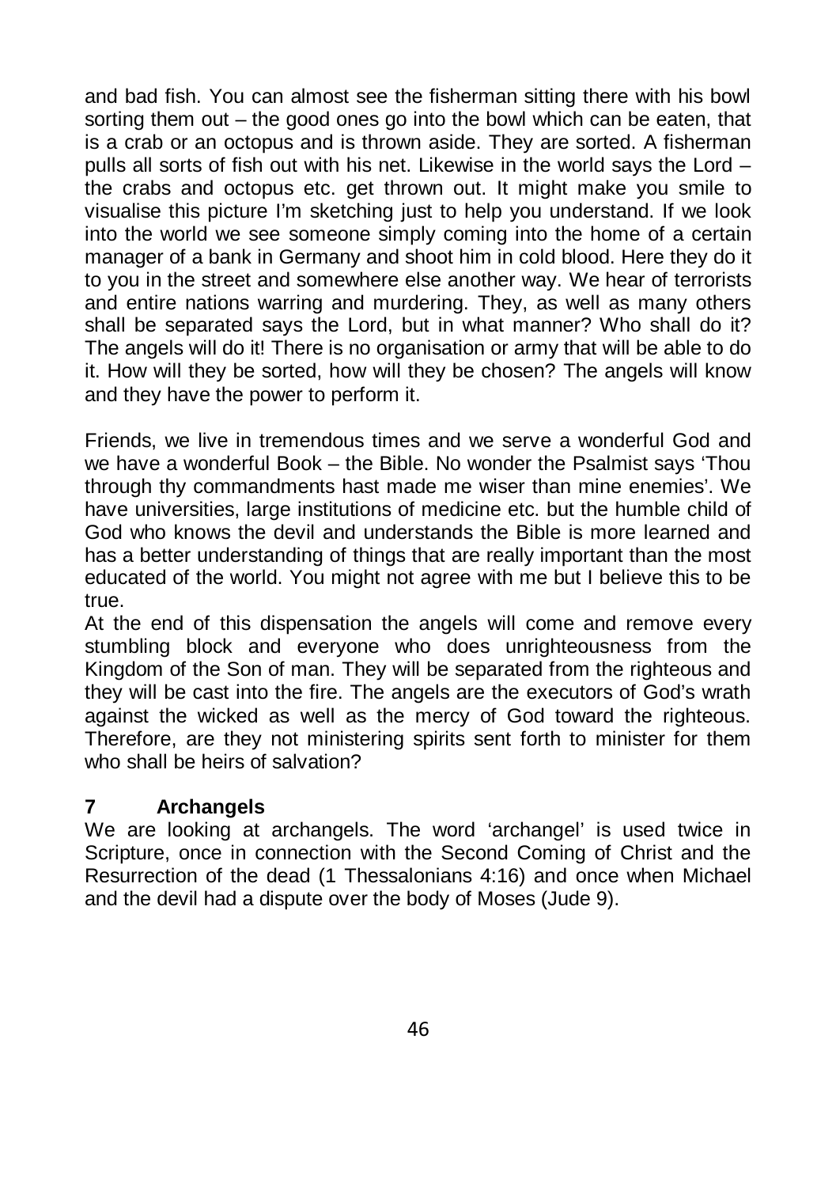and bad fish. You can almost see the fisherman sitting there with his bowl sorting them out – the good ones go into the bowl which can be eaten, that is a crab or an octopus and is thrown aside. They are sorted. A fisherman pulls all sorts of fish out with his net. Likewise in the world says the Lord – the crabs and octopus etc. get thrown out. It might make you smile to visualise this picture I'm sketching just to help you understand. If we look into the world we see someone simply coming into the home of a certain manager of a bank in Germany and shoot him in cold blood. Here they do it to you in the street and somewhere else another way. We hear of terrorists and entire nations warring and murdering. They, as well as many others shall be separated says the Lord, but in what manner? Who shall do it? The angels will do it! There is no organisation or army that will be able to do it. How will they be sorted, how will they be chosen? The angels will know and they have the power to perform it.

Friends, we live in tremendous times and we serve a wonderful God and we have a wonderful Book – the Bible. No wonder the Psalmist says 'Thou through thy commandments hast made me wiser than mine enemies'. We have universities, large institutions of medicine etc. but the humble child of God who knows the devil and understands the Bible is more learned and has a better understanding of things that are really important than the most educated of the world. You might not agree with me but I believe this to be true.

At the end of this dispensation the angels will come and remove every stumbling block and everyone who does unrighteousness from the Kingdom of the Son of man. They will be separated from the righteous and they will be cast into the fire. The angels are the executors of God's wrath against the wicked as well as the mercy of God toward the righteous. Therefore, are they not ministering spirits sent forth to minister for them who shall be heirs of salvation?

## 7 Archangels

We are looking at archangels. The word 'archangel' is used twice in Scripture, once in connection with the Second Coming of Christ and the Resurrection of the dead (1 Thessalonians 4:16) and once when Michael and the devil had a dispute over the body of Moses (Jude 9).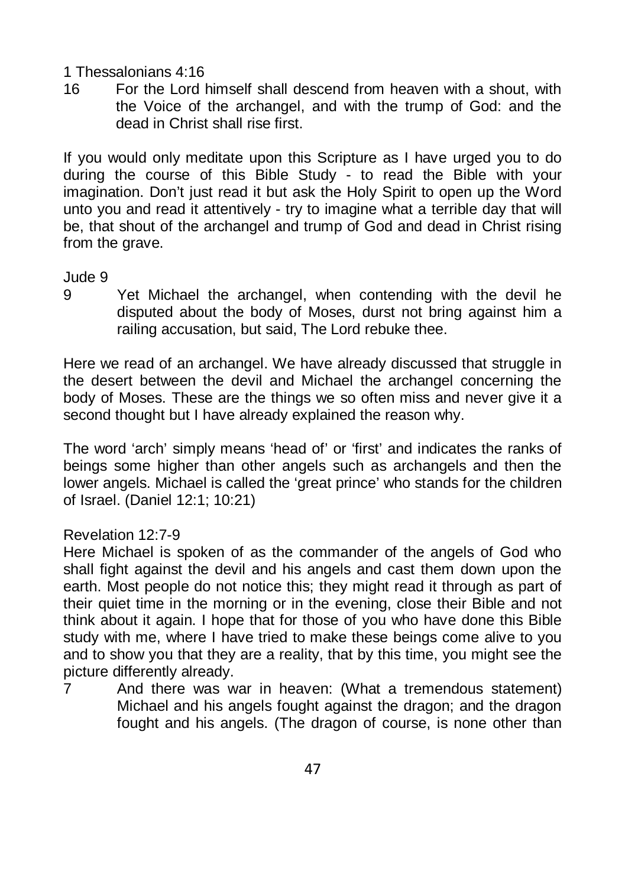1 Thessalonians 4:16

16 For the Lord himself shall descend from heaven with a shout, with the Voice of the archangel, and with the trump of God: and the dead in Christ shall rise first.

If you would only meditate upon this Scripture as I have urged you to do during the course of this Bible Study - to read the Bible with your imagination. Don't just read it but ask the Holy Spirit to open up the Word unto you and read it attentively - try to imagine what a terrible day that will be, that shout of the archangel and trump of God and dead in Christ rising from the grave.

Jude 9

9 Yet Michael the archangel, when contending with the devil he disputed about the body of Moses, durst not bring against him a railing accusation, but said, The Lord rebuke thee.

Here we read of an archangel. We have already discussed that struggle in the desert between the devil and Michael the archangel concerning the body of Moses. These are the things we so often miss and never give it a second thought but I have already explained the reason why.

The word 'arch' simply means 'head of' or 'first' and indicates the ranks of beings some higher than other angels such as archangels and then the lower angels. Michael is called the 'great prince' who stands for the children of Israel. (Daniel 12:1; 10:21)

Revelation 12:7-9

Here Michael is spoken of as the commander of the angels of God who shall fight against the devil and his angels and cast them down upon the earth. Most people do not notice this; they might read it through as part of their quiet time in the morning or in the evening, close their Bible and not think about it again. I hope that for those of you who have done this Bible study with me, where I have tried to make these beings come alive to you and to show you that they are a reality, that by this time, you might see the picture differently already.

7 And there was war in heaven: (What a tremendous statement) Michael and his angels fought against the dragon; and the dragon fought and his angels. (The dragon of course, is none other than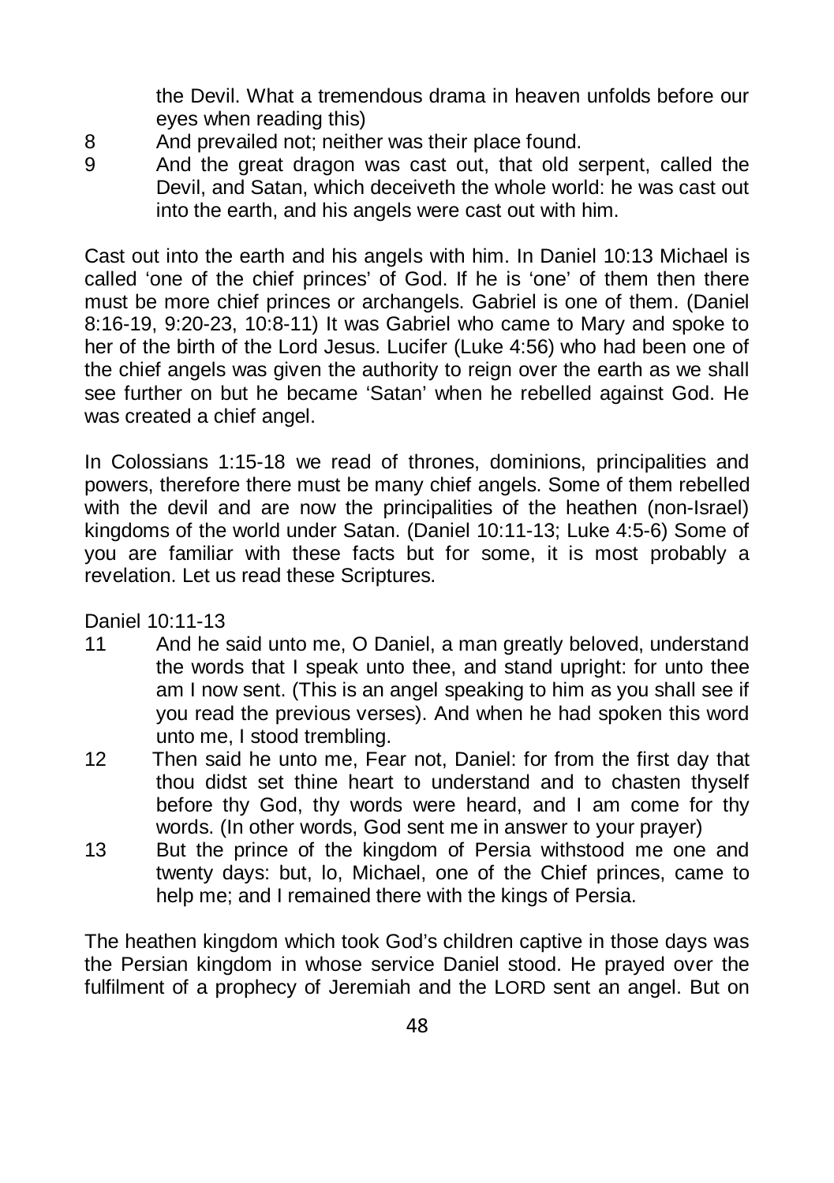the Devil. What a tremendous drama in heaven unfolds before our eyes when reading this)

8 And prevailed not; neither was their place found.

9 And the great dragon was cast out, that old serpent, called the Devil, and Satan, which deceiveth the whole world: he was cast out into the earth, and his angels were cast out with him.

Cast out into the earth and his angels with him. In Daniel 10:13 Michael is called 'one of the chief princes' of God. If he is 'one' of them then there must be more chief princes or archangels. Gabriel is one of them. (Daniel 8:16-19, 9:20-23, 10:8-11) It was Gabriel who came to Mary and spoke to her of the birth of the Lord Jesus. Lucifer (Luke 4:56) who had been one of the chief angels was given the authority to reign over the earth as we shall see further on but he became 'Satan' when he rebelled against God. He was created a chief angel.

In Colossians 1:15-18 we read of thrones, dominions, principalities and powers, therefore there must be many chief angels. Some of them rebelled with the devil and are now the principalities of the heathen (non-Israel) kingdoms of the world under Satan. (Daniel 10:11-13; Luke 4:5-6) Some of you are familiar with these facts but for some, it is most probably a revelation. Let us read these Scriptures.

Daniel 10:11-13

11 And he said unto me, O Daniel, a man greatly beloved, understand the words that I speak unto thee, and stand upright: for unto thee am I now sent. (This is an angel speaking to him as you shall see if you read the previous verses). And when he had spoken this word unto me, I stood trembling.

12 Then said he unto me, Fear not, Daniel: for from the first day that thou didst set thine heart to understand and to chasten thyself before thy God, thy words were heard, and I am come for thy words. (In other words, God sent me in answer to your prayer)

13 But the prince of the kingdom of Persia withstood me one and twenty days: but, lo, Michael, one of the Chief princes, came to help me; and I remained there with the kings of Persia.

The heathen kingdom which took God's children captive in those days was the Persian kingdom in whose service Daniel stood. He prayed over the fulfilment of a prophecy of Jeremiah and the LORD sent an angel. But on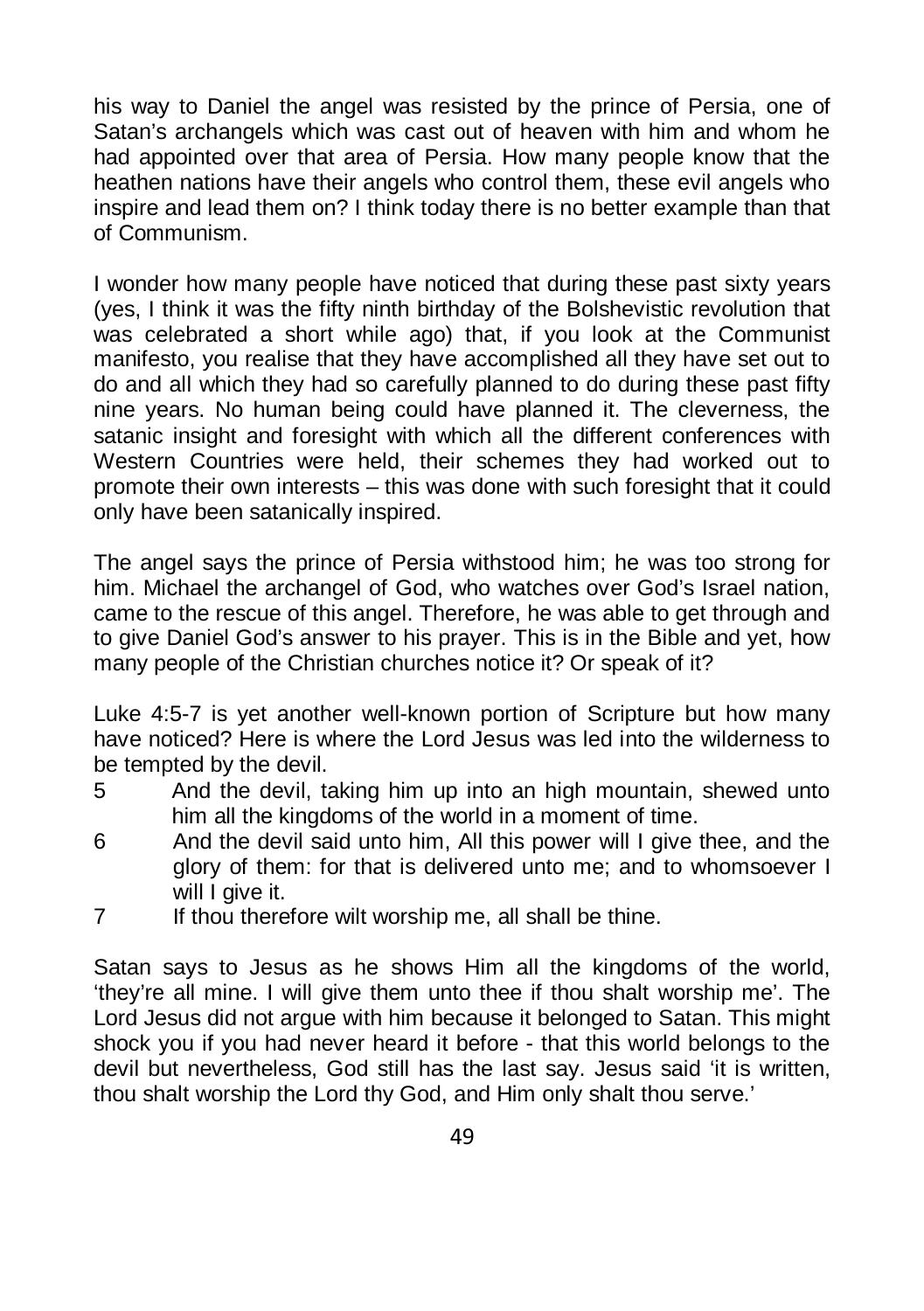his way to Daniel the angel was resisted by the prince of Persia, one of Satan's archangels which was cast out of heaven with him and whom he had appointed over that area of Persia. How many people know that the heathen nations have their angels who control them, these evil angels who inspire and lead them on? I think today there is no better example than that of Communism.

I wonder how many people have noticed that during these past sixty years (yes, I think it was the fifty ninth birthday of the Bolshevistic revolution that was celebrated a short while ago) that, if you look at the Communist manifesto, you realise that they have accomplished all they have set out to do and all which they had so carefully planned to do during these past fifty nine years. No human being could have planned it. The cleverness, the satanic insight and foresight with which all the different conferences with Western Countries were held, their schemes they had worked out to promote their own interests – this was done with such foresight that it could only have been satanically inspired.

The angel says the prince of Persia withstood him; he was too strong for him. Michael the archangel of God, who watches over God's Israel nation, came to the rescue of this angel. Therefore, he was able to get through and to give Daniel God's answer to his prayer. This is in the Bible and yet, how many people of the Christian churches notice it? Or speak of it?

Luke 4:5-7 is yet another well-known portion of Scripture but how many have noticed? Here is where the Lord Jesus was led into the wilderness to be tempted by the devil.

5 And the devil, taking him up into an high mountain, shewed unto him all the kingdoms of the world in a moment of time.

6 And the devil said unto him, All this power will I give thee, and the glory of them: for that is delivered unto me; and to whomsoever I will I give it.

7 If thou therefore wilt worship me, all shall be thine.

Satan says to Jesus as he shows Him all the kingdoms of the world, 'they're all mine. I will give them unto thee if thou shalt worship me'. The Lord Jesus did not argue with him because it belonged to Satan. This might shock you if you had never heard it before - that this world belongs to the devil but nevertheless, God still has the last say. Jesus said 'it is written, thou shalt worship the Lord thy God, and Him only shalt thou serve.'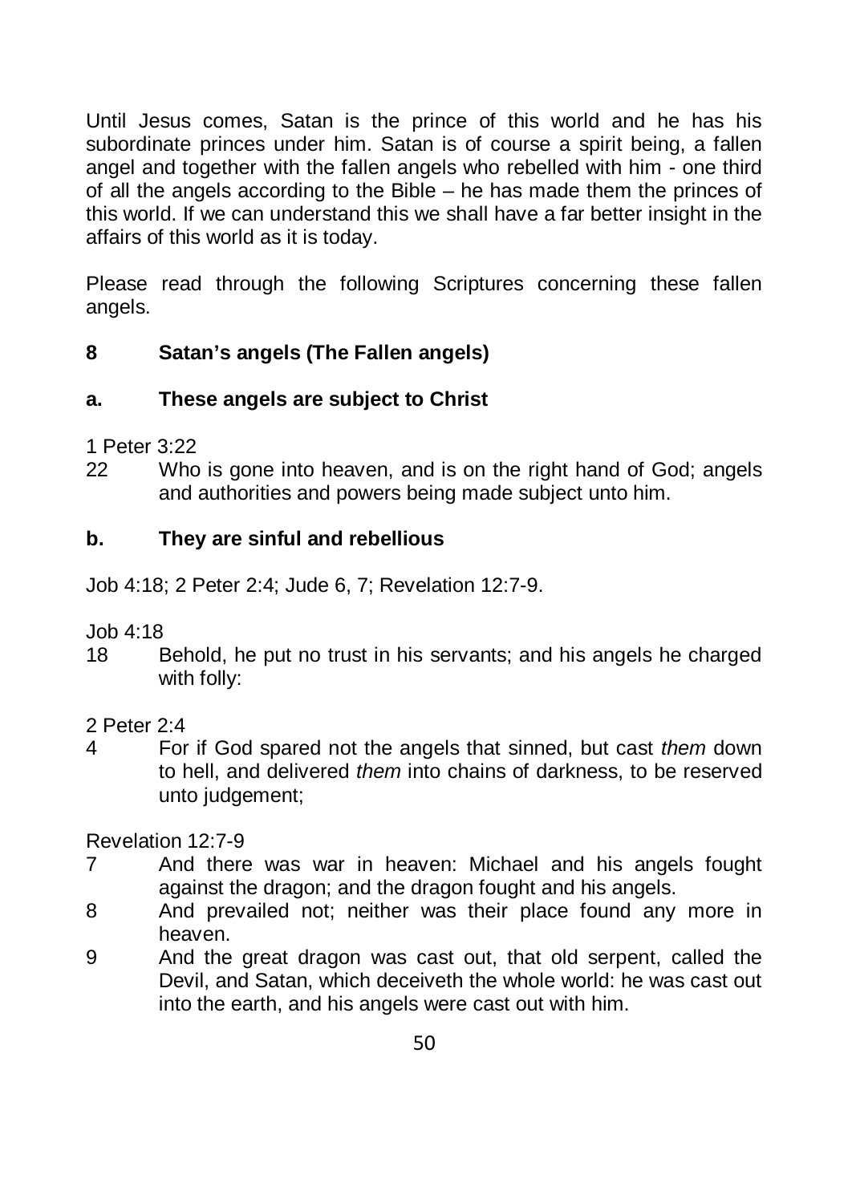Until Jesus comes, Satan is the prince of this world and he has his subordinate princes under him. Satan is of course a spirit being, a fallen angel and together with the fallen angels who rebelled with him - one third of all the angels according to the Bible – he has made them the princes of this world. If we can understand this we shall have a far better insight in the affairs of this world as it is today.

Please read through the following Scriptures concerning these fallen angels.

## 8 Satan's angels (The Fallen angels)

### a. These angels are subject to Christ

1 Peter 3:22

22 Who is gone into heaven, and is on the right hand of God; angels and authorities and powers being made subject unto him.

### b. They are sinful and rebellious

Job 4:18; 2 Peter 2:4; Jude 6, 7; Revelation 12:7-9.

Job 4:18

18 Behold, he put no trust in his servants; and his angels he charged with folly:

2 Peter 2:4

4 For if God spared not the angels that sinned, but cast *them* down to hell, and delivered *them* into chains of darkness, to be reserved unto judgement;

Revelation 12:7-9

7 And there was war in heaven: Michael and his angels fought against the dragon; and the dragon fought and his angels.

8 And prevailed not; neither was their place found any more in heaven.

9 And the great dragon was cast out, that old serpent, called the Devil, and Satan, which deceiveth the whole world: he was cast out into the earth, and his angels were cast out with him.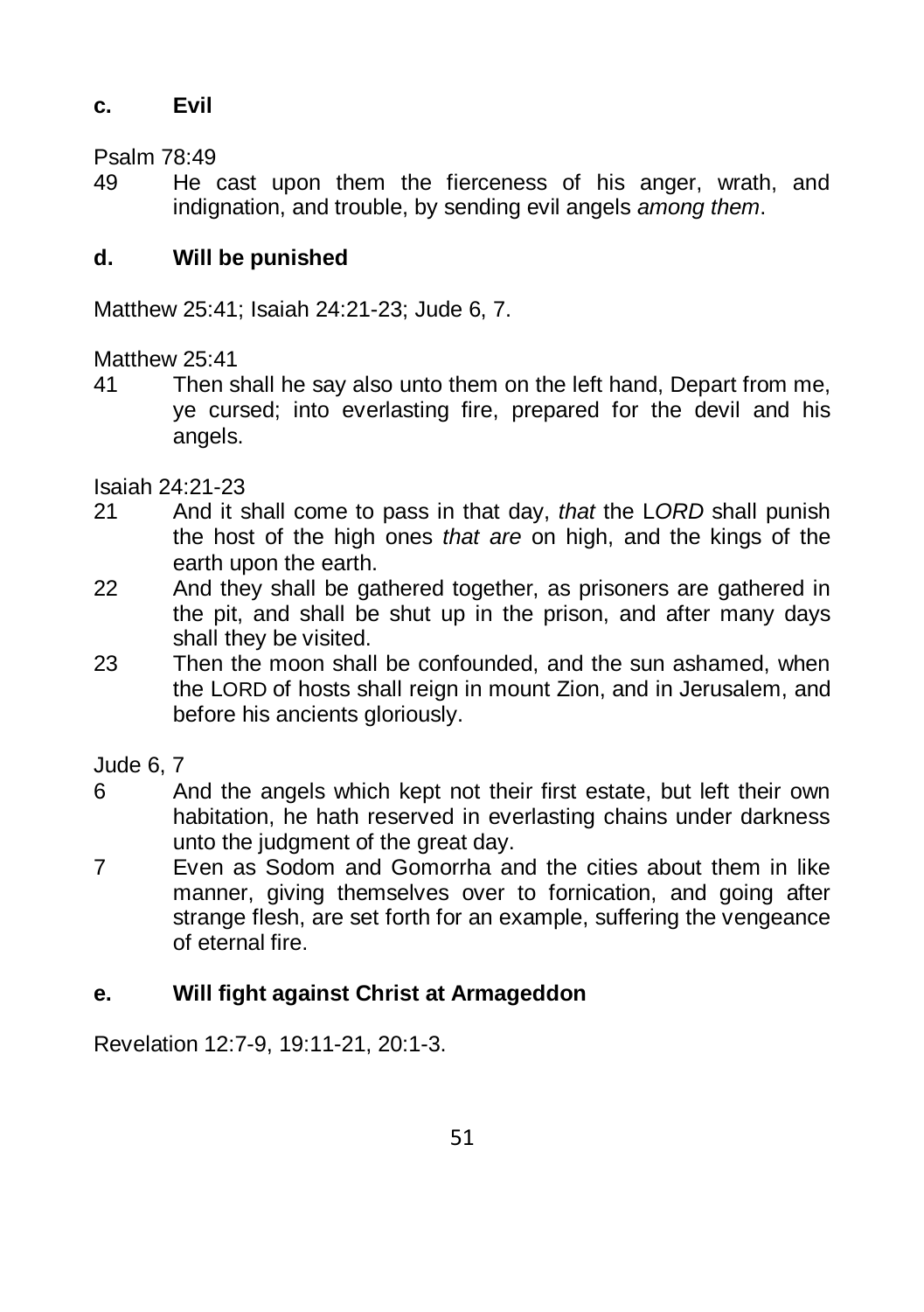### c. Evil

Psalm 78:49

49 He cast upon them the fierceness of his anger, wrath, and indignation, and trouble, by sending evil angels *among them*.

### d. Will be punished

Matthew 25:41; Isaiah 24:21-23; Jude 6, 7.

Matthew 25:41

41 Then shall he say also unto them on the left hand, Depart from me, ye cursed; into everlasting fire, prepared for the devil and his angels.

Isaiah 24:21-23

21 And it shall come to pass in that day, *that* the L*ORD* shall punish the host of the high ones *that are* on high, and the kings of the earth upon the earth.

22 And they shall be gathered together, as prisoners are gathered in the pit, and shall be shut up in the prison, and after many days shall they be visited.

23 Then the moon shall be confounded, and the sun ashamed, when the LORD of hosts shall reign in mount Zion, and in Jerusalem, and before his ancients gloriously.

Jude 6, 7

6 And the angels which kept not their first estate, but left their own habitation, he hath reserved in everlasting chains under darkness unto the judgment of the great day.

7 Even as Sodom and Gomorrha and the cities about them in like manner, giving themselves over to fornication, and going after strange flesh, are set forth for an example, suffering the vengeance of eternal fire.

### e. Will fight against Christ at Armageddon

Revelation 12:7-9, 19:11-21, 20:1-3.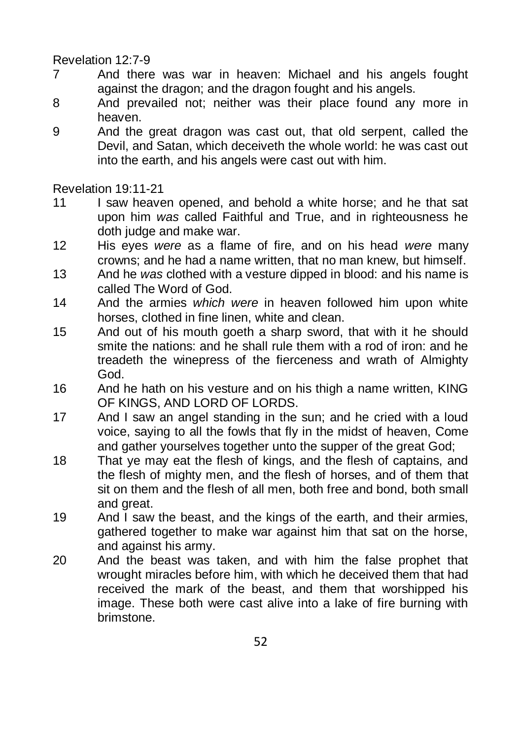Revelation 12:7-9

7 And there was war in heaven: Michael and his angels fought against the dragon; and the dragon fought and his angels.

8 And prevailed not; neither was their place found any more in heaven.

9 And the great dragon was cast out, that old serpent, called the Devil, and Satan, which deceiveth the whole world: he was cast out into the earth, and his angels were cast out with him.

Revelation 19:11-21

11 I saw heaven opened, and behold a white horse; and he that sat upon him *was* called Faithful and True, and in righteousness he doth judge and make war.

12 His eyes *were* as a flame of fire, and on his head *were* many crowns; and he had a name written, that no man knew, but himself.

13 And he *was* clothed with a vesture dipped in blood: and his name is called The Word of God.

14 And the armies *which were* in heaven followed him upon white horses, clothed in fine linen, white and clean.

15 And out of his mouth goeth a sharp sword, that with it he should smite the nations: and he shall rule them with a rod of iron: and he treadeth the winepress of the fierceness and wrath of Almighty God.

16 And he hath on his vesture and on his thigh a name written, KING OF KINGS, AND LORD OF LORDS.

17 And I saw an angel standing in the sun; and he cried with a loud voice, saying to all the fowls that fly in the midst of heaven, Come and gather yourselves together unto the supper of the great God;

18 That ye may eat the flesh of kings, and the flesh of captains, and the flesh of mighty men, and the flesh of horses, and of them that sit on them and the flesh of all men, both free and bond, both small and great.

19 And I saw the beast, and the kings of the earth, and their armies, gathered together to make war against him that sat on the horse, and against his army.

20 And the beast was taken, and with him the false prophet that wrought miracles before him, with which he deceived them that had received the mark of the beast, and them that worshipped his image. These both were cast alive into a lake of fire burning with brimstone.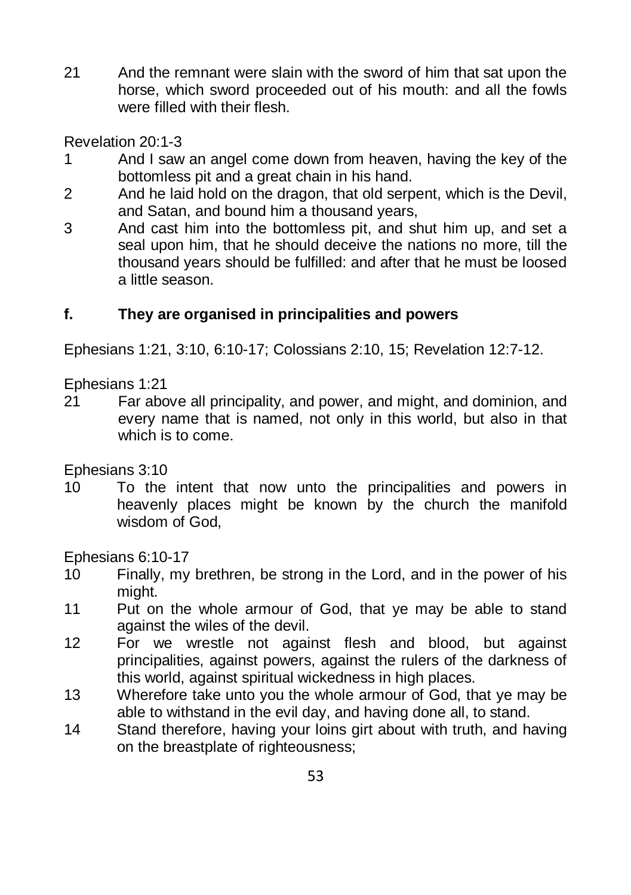21 And the remnant were slain with the sword of him that sat upon the horse, which sword proceeded out of his mouth: and all the fowls were filled with their flesh.

Revelation 20:1-3

1 And I saw an angel come down from heaven, having the key of the bottomless pit and a great chain in his hand.

2 And he laid hold on the dragon, that old serpent, which is the Devil, and Satan, and bound him a thousand years,

3 And cast him into the bottomless pit, and shut him up, and set a seal upon him, that he should deceive the nations no more, till the thousand years should be fulfilled: and after that he must be loosed a little season.

**f. They are organised in principalities and powers**

Ephesians 1:21, 3:10, 6:10-17; Colossians 2:10, 15; Revelation 12:7-12.

Ephesians 1:21

21 Far above all principality, and power, and might, and dominion, and every name that is named, not only in this world, but also in that which is to come.

Ephesians 3:10

10 To the intent that now unto the principalities and powers in heavenly places might be known by the church the manifold wisdom of God,

Ephesians 6:10-17

10 Finally, my brethren, be strong in the Lord, and in the power of his might.

11 Put on the whole armour of God, that ye may be able to stand against the wiles of the devil.

12 For we wrestle not against flesh and blood, but against principalities, against powers, against the rulers of the darkness of this world, against spiritual wickedness in high places.

13 Wherefore take unto you the whole armour of God, that ye may be able to withstand in the evil day, and having done all, to stand.

14 Stand therefore, having your loins girt about with truth, and having on the breastplate of righteousness;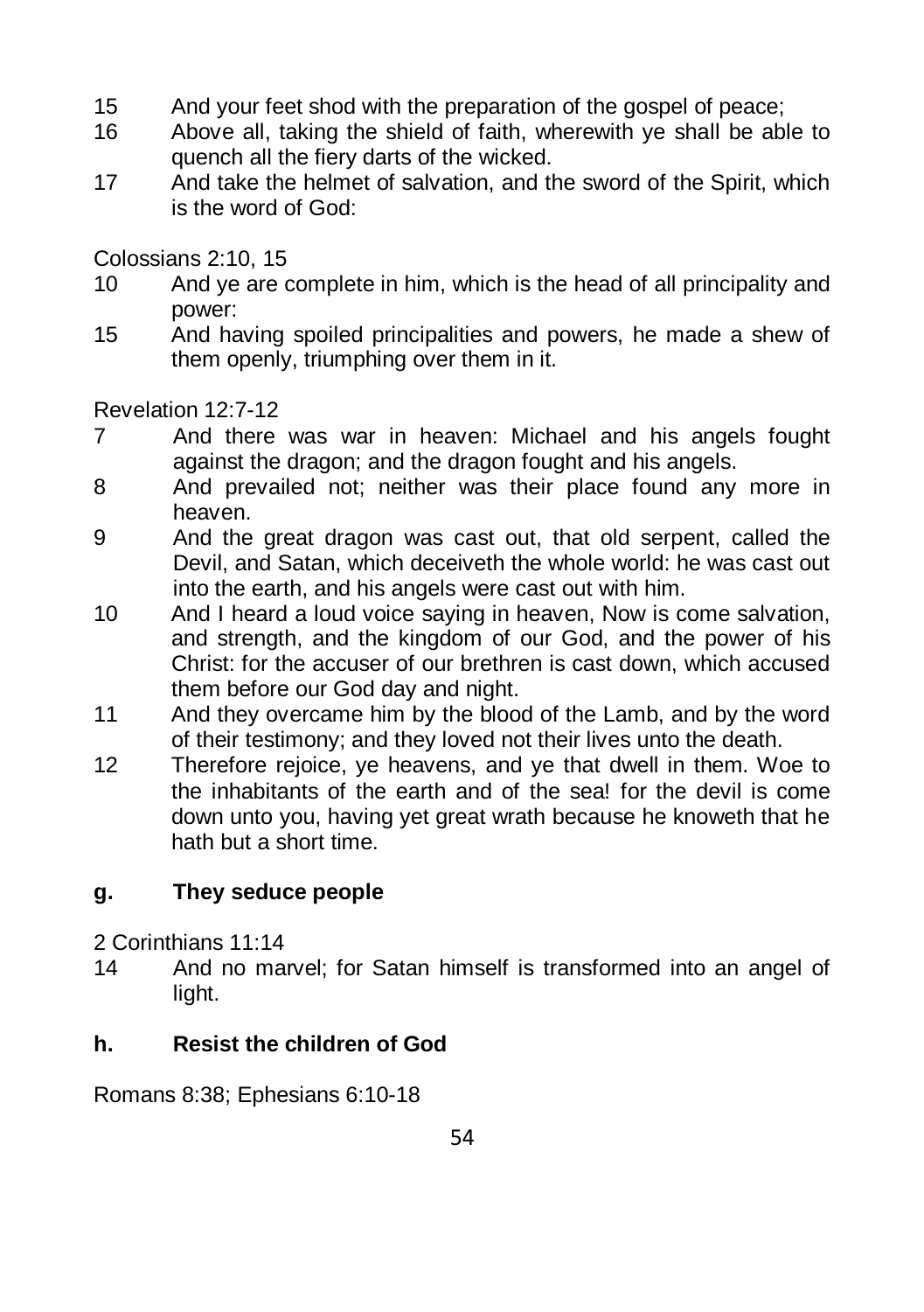15 And your feet shod with the preparation of the gospel of peace;
16 Above all, taking the shield of faith, wherewith ye shall be able to quench all the fiery darts of the wicked.
17 And take the helmet of salvation, and the sword of the Spirit, which is the word of God:

Colossians 2:10, 15
10 And ye are complete in him, which is the head of all principality and power:
15 And having spoiled principalities and powers, he made a shew of them openly, triumphing over them in it.

Revelation 12:7-12
7 And there was war in heaven: Michael and his angels fought against the dragon; and the dragon fought and his angels.
8 And prevailed not; neither was their place found any more in heaven.
9 And the great dragon was cast out, that old serpent, called the Devil, and Satan, which deceiveth the whole world: he was cast out into the earth, and his angels were cast out with him.
10 And I heard a loud voice saying in heaven, Now is come salvation, and strength, and the kingdom of our God, and the power of his Christ: for the accuser of our brethren is cast down, which accused them before our God day and night.
11 And they overcame him by the blood of the Lamb, and by the word of their testimony; and they loved not their lives unto the death.
12 Therefore rejoice, ye heavens, and ye that dwell in them. Woe to the inhabitants of the earth and of the sea! for the devil is come down unto you, having yet great wrath because he knoweth that he hath but a short time.

### g. They seduce people

2 Corinthians 11:14
14 And no marvel; for Satan himself is transformed into an angel of light.

### h. Resist the children of God

Romans 8:38; Ephesians 6:10-18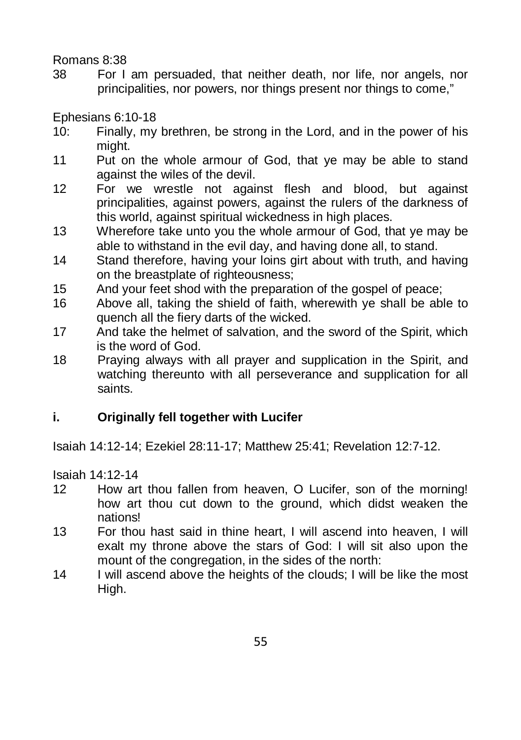Romans 8:38

38 For I am persuaded, that neither death, nor life, nor angels, nor principalities, nor powers, nor things present nor things to come,"

Ephesians 6:10-18

10: Finally, my brethren, be strong in the Lord, and in the power of his might.

11 Put on the whole armour of God, that ye may be able to stand against the wiles of the devil.

12 For we wrestle not against flesh and blood, but against principalities, against powers, against the rulers of the darkness of this world, against spiritual wickedness in high places.

13 Wherefore take unto you the whole armour of God, that ye may be able to withstand in the evil day, and having done all, to stand.

14 Stand therefore, having your loins girt about with truth, and having on the breastplate of righteousness;

15 And your feet shod with the preparation of the gospel of peace;

16 Above all, taking the shield of faith, wherewith ye shall be able to quench all the fiery darts of the wicked.

17 And take the helmet of salvation, and the sword of the Spirit, which is the word of God.

18 Praying always with all prayer and supplication in the Spirit, and watching thereunto with all perseverance and supplication for all saints.

**i. Originally fell together with Lucifer**

Isaiah 14:12-14; Ezekiel 28:11-17; Matthew 25:41; Revelation 12:7-12.

Isaiah 14:12-14

12 How art thou fallen from heaven, O Lucifer, son of the morning! how art thou cut down to the ground, which didst weaken the nations!

13 For thou hast said in thine heart, I will ascend into heaven, I will exalt my throne above the stars of God: I will sit also upon the mount of the congregation, in the sides of the north:

14 I will ascend above the heights of the clouds; I will be like the most High.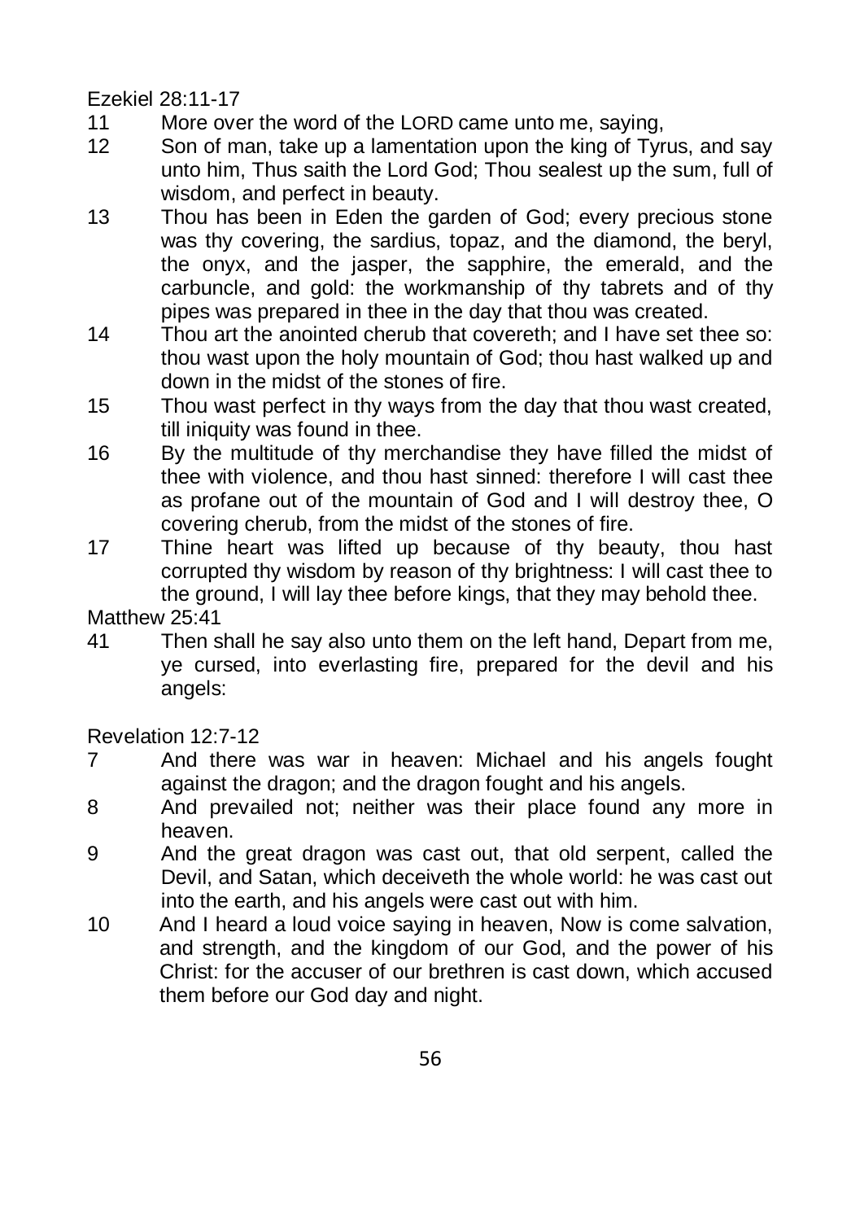Ezekiel 28:11-17

11 More over the word of the LORD came unto me, saying,

12 Son of man, take up a lamentation upon the king of Tyrus, and say unto him, Thus saith the Lord God; Thou sealest up the sum, full of wisdom, and perfect in beauty.

13 Thou has been in Eden the garden of God; every precious stone was thy covering, the sardius, topaz, and the diamond, the beryl, the onyx, and the jasper, the sapphire, the emerald, and the carbuncle, and gold: the workmanship of thy tabrets and of thy pipes was prepared in thee in the day that thou was created.

14 Thou art the anointed cherub that covereth; and I have set thee so: thou wast upon the holy mountain of God; thou hast walked up and down in the midst of the stones of fire.

15 Thou wast perfect in thy ways from the day that thou wast created, till iniquity was found in thee.

16 By the multitude of thy merchandise they have filled the midst of thee with violence, and thou hast sinned: therefore I will cast thee as profane out of the mountain of God and I will destroy thee, O covering cherub, from the midst of the stones of fire.

17 Thine heart was lifted up because of thy beauty, thou hast corrupted thy wisdom by reason of thy brightness: I will cast thee to the ground, I will lay thee before kings, that they may behold thee.

Matthew 25:41

41 Then shall he say also unto them on the left hand, Depart from me, ye cursed, into everlasting fire, prepared for the devil and his angels:

Revelation 12:7-12

7 And there was war in heaven: Michael and his angels fought against the dragon; and the dragon fought and his angels.

8 And prevailed not; neither was their place found any more in heaven.

9 And the great dragon was cast out, that old serpent, called the Devil, and Satan, which deceiveth the whole world: he was cast out into the earth, and his angels were cast out with him.

10 And I heard a loud voice saying in heaven, Now is come salvation, and strength, and the kingdom of our God, and the power of his Christ: for the accuser of our brethren is cast down, which accused them before our God day and night.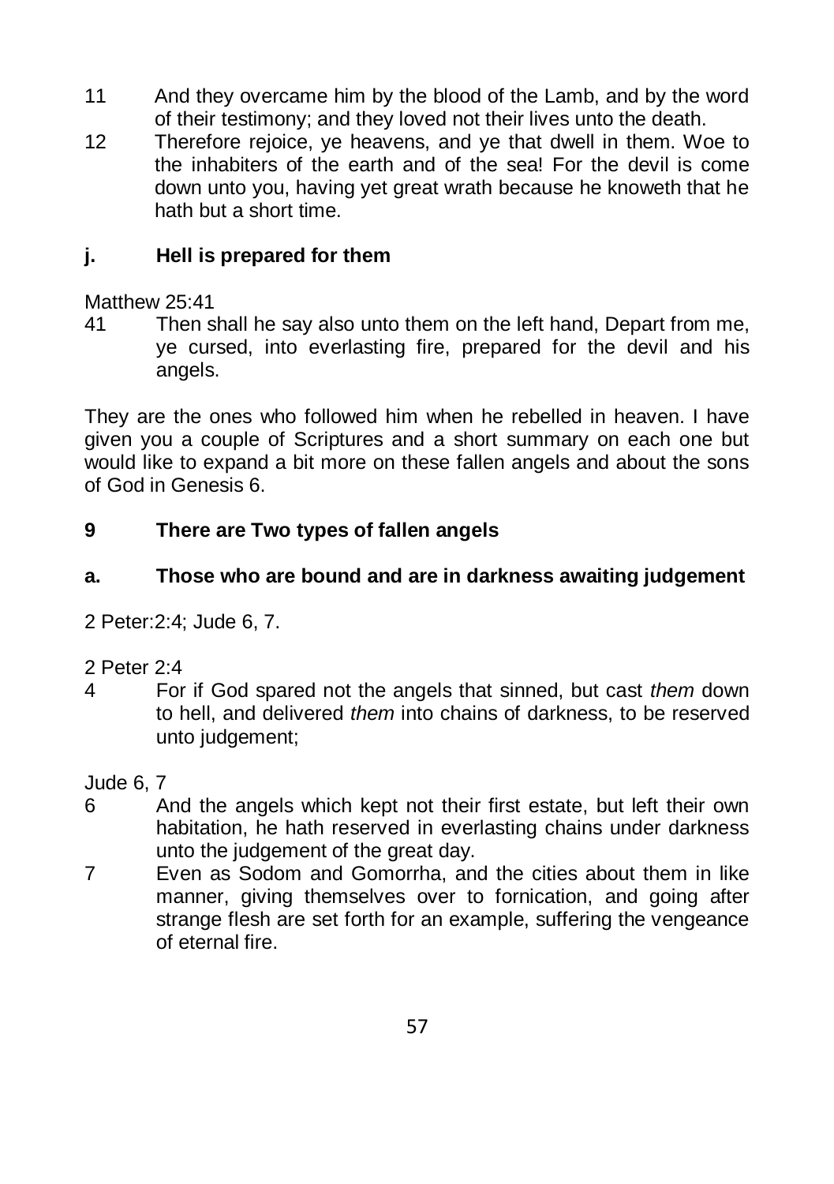11 And they overcame him by the blood of the Lamb, and by the word of their testimony; and they loved not their lives unto the death.

12 Therefore rejoice, ye heavens, and ye that dwell in them. Woe to the inhabiters of the earth and of the sea! For the devil is come down unto you, having yet great wrath because he knoweth that he hath but a short time.

### j. Hell is prepared for them

Matthew 25:41

41 Then shall he say also unto them on the left hand, Depart from me, ye cursed, into everlasting fire, prepared for the devil and his angels.

They are the ones who followed him when he rebelled in heaven. I have given you a couple of Scriptures and a short summary on each one but would like to expand a bit more on these fallen angels and about the sons of God in Genesis 6.

## 9 There are Two types of fallen angels

### a. Those who are bound and are in darkness awaiting judgement

2 Peter:2:4; Jude 6, 7.

2 Peter 2:4

4 For if God spared not the angels that sinned, but cast *them* down to hell, and delivered *them* into chains of darkness, to be reserved unto judgement;

Jude 6, 7

6 And the angels which kept not their first estate, but left their own habitation, he hath reserved in everlasting chains under darkness unto the judgement of the great day.

7 Even as Sodom and Gomorrha, and the cities about them in like manner, giving themselves over to fornication, and going after strange flesh are set forth for an example, suffering the vengeance of eternal fire.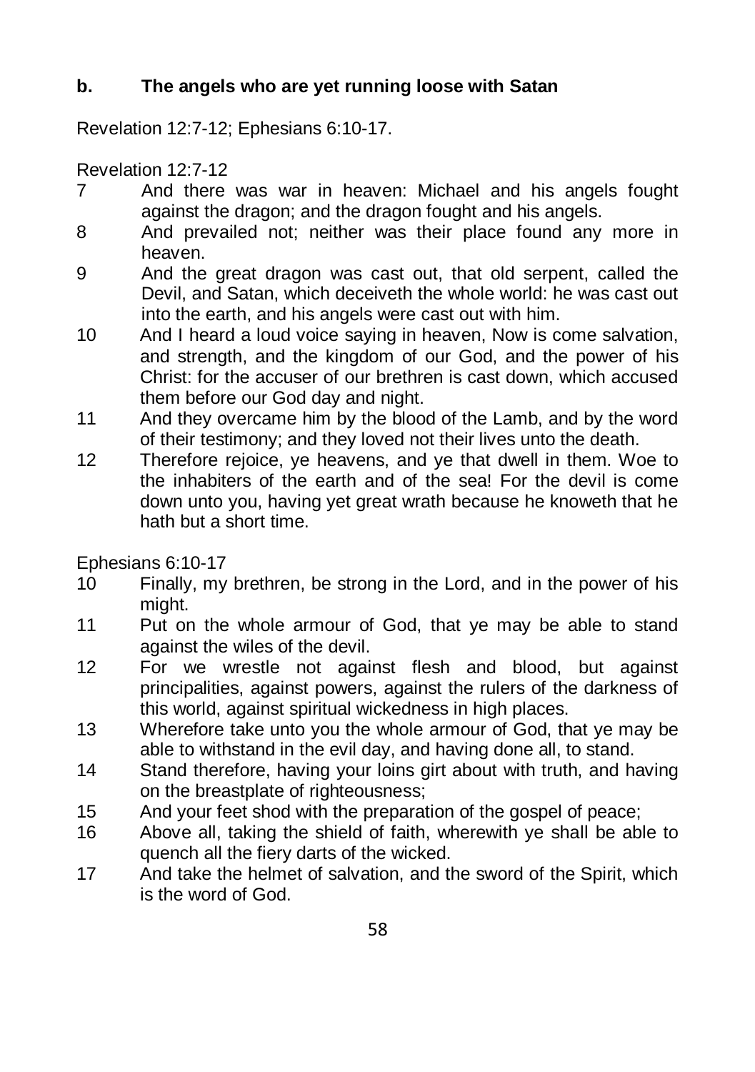### b. The angels who are yet running loose with Satan

Revelation 12:7-12; Ephesians 6:10-17.

Revelation 12:7-12

7 And there was war in heaven: Michael and his angels fought against the dragon; and the dragon fought and his angels.

8 And prevailed not; neither was their place found any more in heaven.

9 And the great dragon was cast out, that old serpent, called the Devil, and Satan, which deceiveth the whole world: he was cast out into the earth, and his angels were cast out with him.

10 And I heard a loud voice saying in heaven, Now is come salvation, and strength, and the kingdom of our God, and the power of his Christ: for the accuser of our brethren is cast down, which accused them before our God day and night.

11 And they overcame him by the blood of the Lamb, and by the word of their testimony; and they loved not their lives unto the death.

12 Therefore rejoice, ye heavens, and ye that dwell in them. Woe to the inhabiters of the earth and of the sea! For the devil is come down unto you, having yet great wrath because he knoweth that he hath but a short time.

Ephesians 6:10-17

10 Finally, my brethren, be strong in the Lord, and in the power of his might.

11 Put on the whole armour of God, that ye may be able to stand against the wiles of the devil.

12 For we wrestle not against flesh and blood, but against principalities, against powers, against the rulers of the darkness of this world, against spiritual wickedness in high places.

13 Wherefore take unto you the whole armour of God, that ye may be able to withstand in the evil day, and having done all, to stand.

14 Stand therefore, having your loins girt about with truth, and having on the breastplate of righteousness;

15 And your feet shod with the preparation of the gospel of peace;

16 Above all, taking the shield of faith, wherewith ye shall be able to quench all the fiery darts of the wicked.

17 And take the helmet of salvation, and the sword of the Spirit, which is the word of God.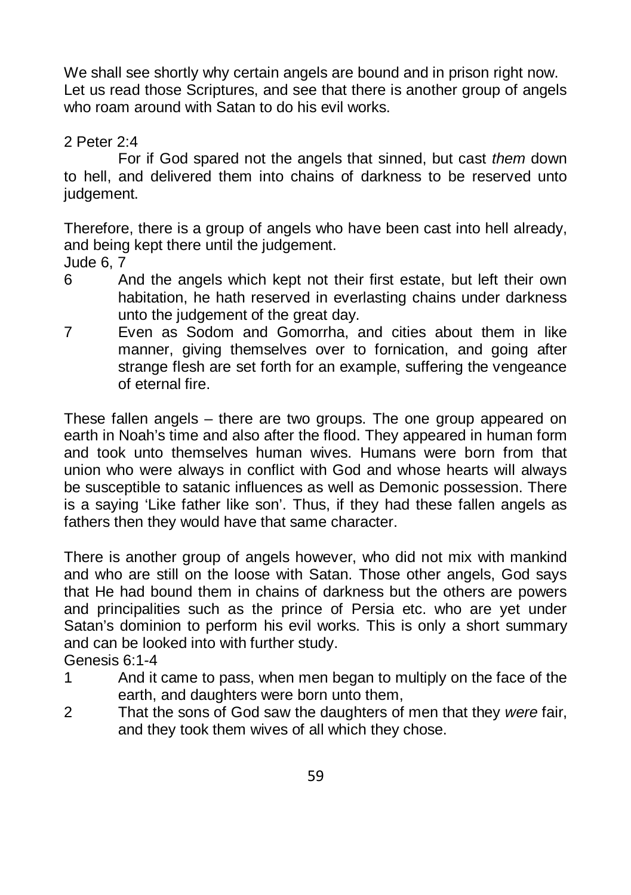We shall see shortly why certain angels are bound and in prison right now. Let us read those Scriptures, and see that there is another group of angels who roam around with Satan to do his evil works.

2 Peter 2:4

For if God spared not the angels that sinned, but cast *them* down to hell, and delivered them into chains of darkness to be reserved unto judgement.

Therefore, there is a group of angels who have been cast into hell already, and being kept there until the judgement.

Jude 6, 7

6 And the angels which kept not their first estate, but left their own habitation, he hath reserved in everlasting chains under darkness unto the judgement of the great day.

7 Even as Sodom and Gomorrha, and cities about them in like manner, giving themselves over to fornication, and going after strange flesh are set forth for an example, suffering the vengeance of eternal fire.

These fallen angels – there are two groups. The one group appeared on earth in Noah's time and also after the flood. They appeared in human form and took unto themselves human wives. Humans were born from that union who were always in conflict with God and whose hearts will always be susceptible to satanic influences as well as Demonic possession. There is a saying 'Like father like son'. Thus, if they had these fallen angels as fathers then they would have that same character.

There is another group of angels however, who did not mix with mankind and who are still on the loose with Satan. Those other angels, God says that He had bound them in chains of darkness but the others are powers and principalities such as the prince of Persia etc. who are yet under Satan's dominion to perform his evil works. This is only a short summary and can be looked into with further study.

Genesis 6:1-4

1 And it came to pass, when men began to multiply on the face of the earth, and daughters were born unto them,

2 That the sons of God saw the daughters of men that they *were* fair, and they took them wives of all which they chose.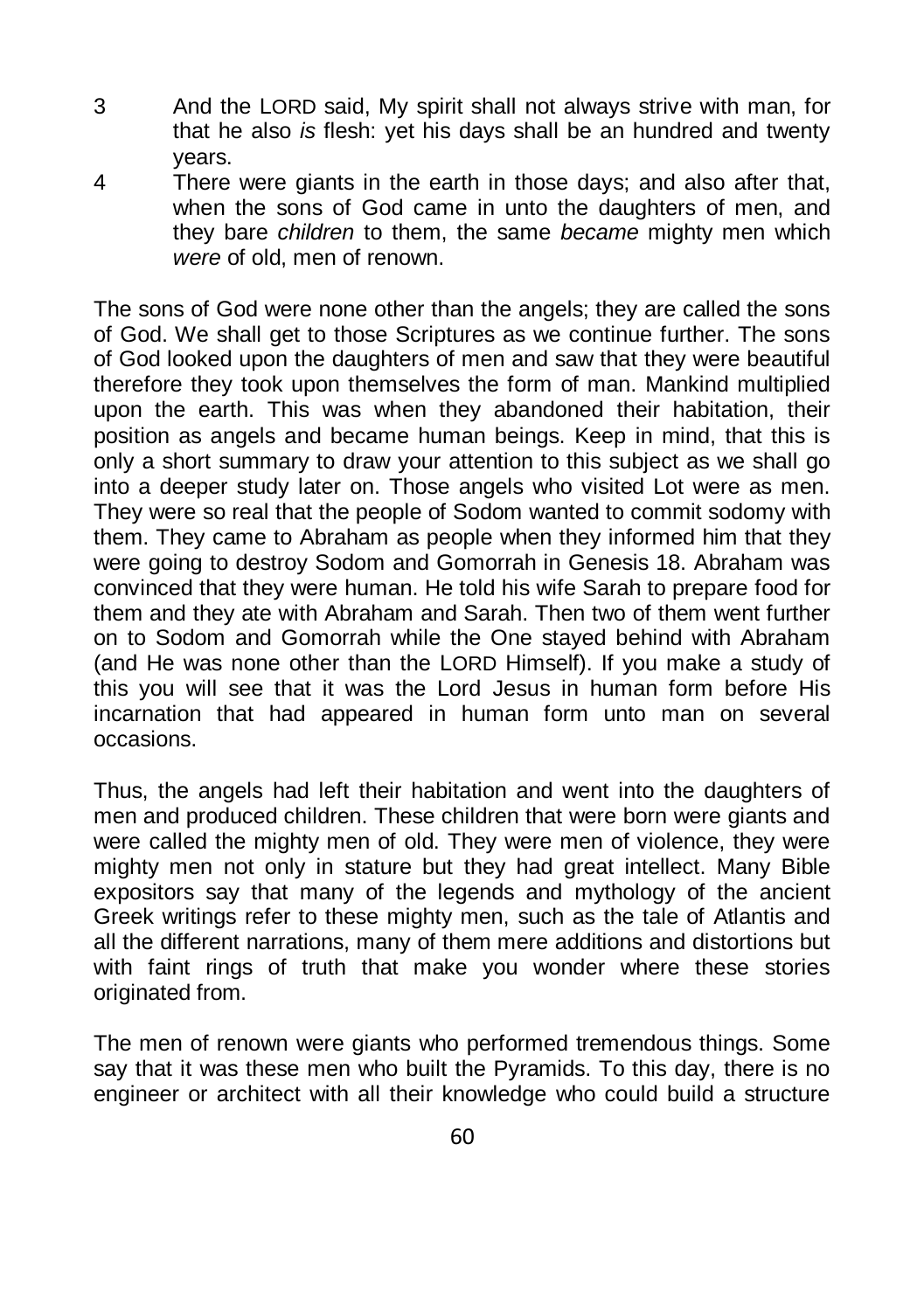3 And the LORD said, My spirit shall not always strive with man, for that he also *is* flesh: yet his days shall be an hundred and twenty years.

4 There were giants in the earth in those days; and also after that, when the sons of God came in unto the daughters of men, and they bare *children* to them, the same *became* mighty men which *were* of old, men of renown.

The sons of God were none other than the angels; they are called the sons of God. We shall get to those Scriptures as we continue further. The sons of God looked upon the daughters of men and saw that they were beautiful therefore they took upon themselves the form of man. Mankind multiplied upon the earth. This was when they abandoned their habitation, their position as angels and became human beings. Keep in mind, that this is only a short summary to draw your attention to this subject as we shall go into a deeper study later on. Those angels who visited Lot were as men. They were so real that the people of Sodom wanted to commit sodomy with them. They came to Abraham as people when they informed him that they were going to destroy Sodom and Gomorrah in Genesis 18. Abraham was convinced that they were human. He told his wife Sarah to prepare food for them and they ate with Abraham and Sarah. Then two of them went further on to Sodom and Gomorrah while the One stayed behind with Abraham (and He was none other than the LORD Himself). If you make a study of this you will see that it was the Lord Jesus in human form before His incarnation that had appeared in human form unto man on several occasions.

Thus, the angels had left their habitation and went into the daughters of men and produced children. These children that were born were giants and were called the mighty men of old. They were men of violence, they were mighty men not only in stature but they had great intellect. Many Bible expositors say that many of the legends and mythology of the ancient Greek writings refer to these mighty men, such as the tale of Atlantis and all the different narrations, many of them mere additions and distortions but with faint rings of truth that make you wonder where these stories originated from.

The men of renown were giants who performed tremendous things. Some say that it was these men who built the Pyramids. To this day, there is no engineer or architect with all their knowledge who could build a structure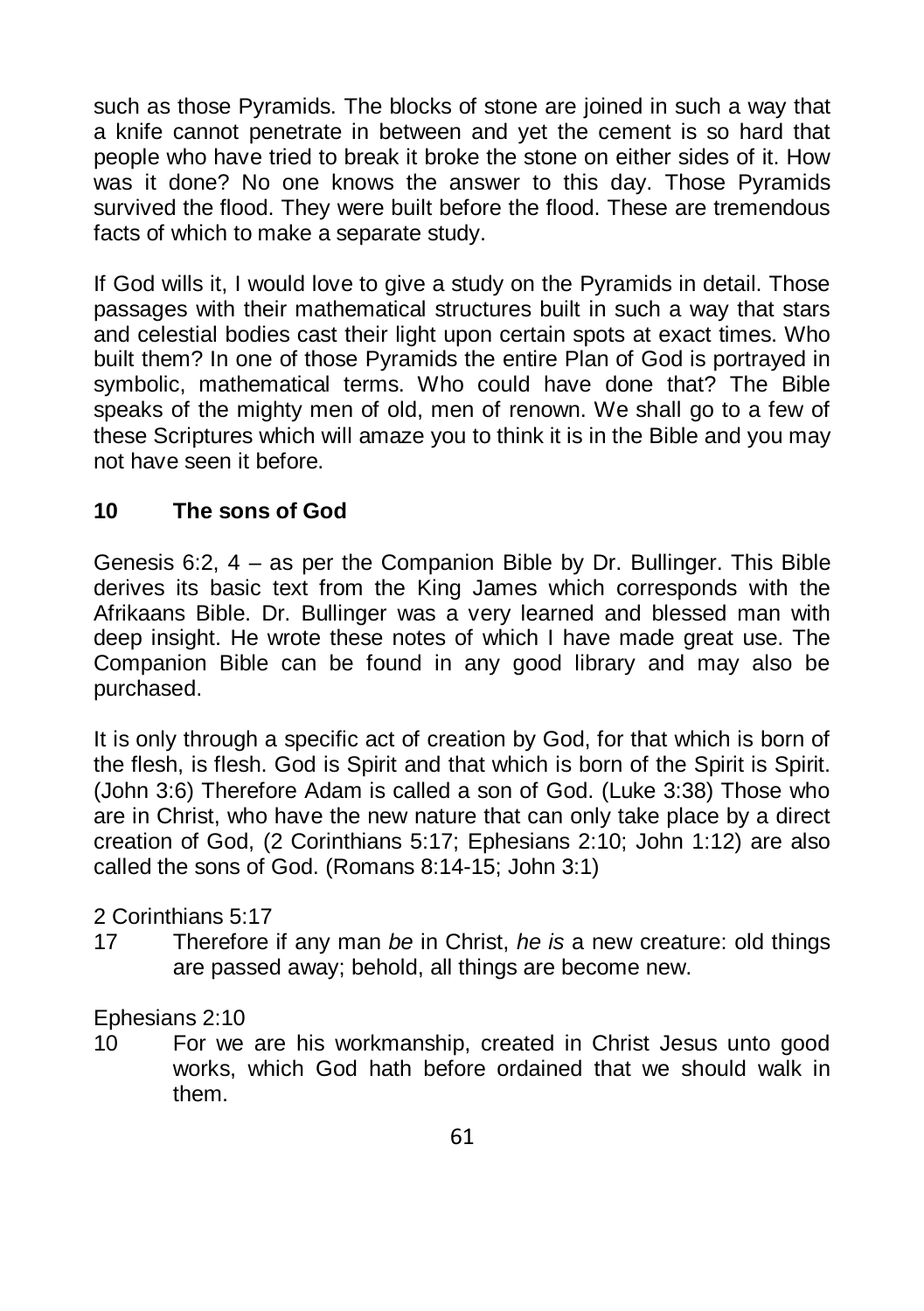such as those Pyramids. The blocks of stone are joined in such a way that a knife cannot penetrate in between and yet the cement is so hard that people who have tried to break it broke the stone on either sides of it. How was it done? No one knows the answer to this day. Those Pyramids survived the flood. They were built before the flood. These are tremendous facts of which to make a separate study.

If God wills it, I would love to give a study on the Pyramids in detail. Those passages with their mathematical structures built in such a way that stars and celestial bodies cast their light upon certain spots at exact times. Who built them? In one of those Pyramids the entire Plan of God is portrayed in symbolic, mathematical terms. Who could have done that? The Bible speaks of the mighty men of old, men of renown. We shall go to a few of these Scriptures which will amaze you to think it is in the Bible and you may not have seen it before.

## 10 The sons of God

Genesis 6:2, 4 – as per the Companion Bible by Dr. Bullinger. This Bible derives its basic text from the King James which corresponds with the Afrikaans Bible. Dr. Bullinger was a very learned and blessed man with deep insight. He wrote these notes of which I have made great use. The Companion Bible can be found in any good library and may also be purchased.

It is only through a specific act of creation by God, for that which is born of the flesh, is flesh. God is Spirit and that which is born of the Spirit is Spirit. (John 3:6) Therefore Adam is called a son of God. (Luke 3:38) Those who are in Christ, who have the new nature that can only take place by a direct creation of God, (2 Corinthians 5:17; Ephesians 2:10; John 1:12) are also called the sons of God. (Romans 8:14-15; John 3:1)

2 Corinthians 5:17

17 Therefore if any man *be* in Christ, *he is* a new creature: old things are passed away; behold, all things are become new.

Ephesians 2:10

10 For we are his workmanship, created in Christ Jesus unto good works, which God hath before ordained that we should walk in them.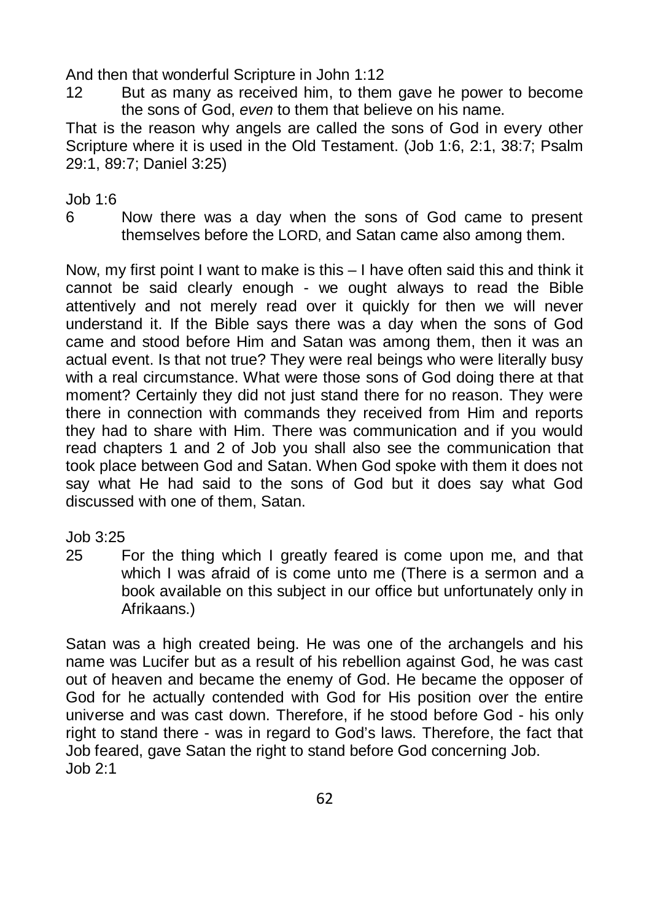And then that wonderful Scripture in John 1:12

12 But as many as received him, to them gave he power to become the sons of God, *even* to them that believe on his name.

That is the reason why angels are called the sons of God in every other Scripture where it is used in the Old Testament. (Job 1:6, 2:1, 38:7; Psalm 29:1, 89:7; Daniel 3:25)

Job 1:6

6 Now there was a day when the sons of God came to present themselves before the LORD, and Satan came also among them.

Now, my first point I want to make is this – I have often said this and think it cannot be said clearly enough - we ought always to read the Bible attentively and not merely read over it quickly for then we will never understand it. If the Bible says there was a day when the sons of God came and stood before Him and Satan was among them, then it was an actual event. Is that not true? They were real beings who were literally busy with a real circumstance. What were those sons of God doing there at that moment? Certainly they did not just stand there for no reason. They were there in connection with commands they received from Him and reports they had to share with Him. There was communication and if you would read chapters 1 and 2 of Job you shall also see the communication that took place between God and Satan. When God spoke with them it does not say what He had said to the sons of God but it does say what God discussed with one of them, Satan.

Job 3:25

25 For the thing which I greatly feared is come upon me, and that which I was afraid of is come unto me (There is a sermon and a book available on this subject in our office but unfortunately only in Afrikaans.)

Satan was a high created being. He was one of the archangels and his name was Lucifer but as a result of his rebellion against God, he was cast out of heaven and became the enemy of God. He became the opposer of God for he actually contended with God for His position over the entire universe and was cast down. Therefore, if he stood before God - his only right to stand there - was in regard to God's laws. Therefore, the fact that Job feared, gave Satan the right to stand before God concerning Job.

Job 2:1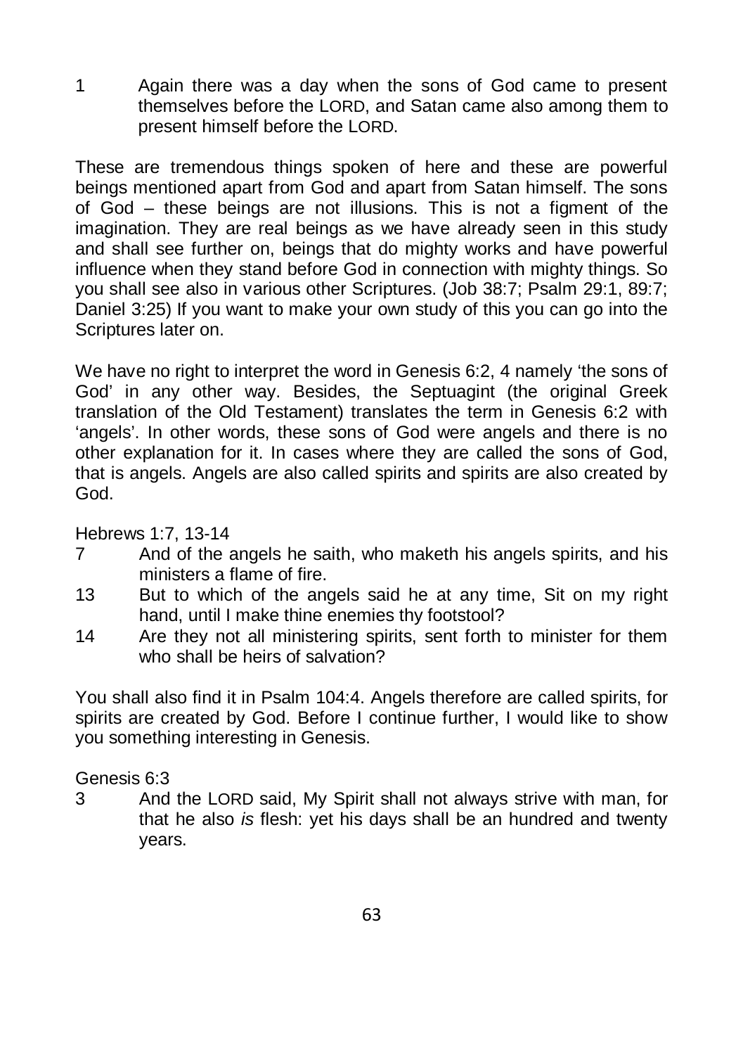1 Again there was a day when the sons of God came to present themselves before the LORD, and Satan came also among them to present himself before the LORD.

These are tremendous things spoken of here and these are powerful beings mentioned apart from God and apart from Satan himself. The sons of God – these beings are not illusions. This is not a figment of the imagination. They are real beings as we have already seen in this study and shall see further on, beings that do mighty works and have powerful influence when they stand before God in connection with mighty things. So you shall see also in various other Scriptures. (Job 38:7; Psalm 29:1, 89:7; Daniel 3:25) If you want to make your own study of this you can go into the Scriptures later on.

We have no right to interpret the word in Genesis 6:2, 4 namely 'the sons of God' in any other way. Besides, the Septuagint (the original Greek translation of the Old Testament) translates the term in Genesis 6:2 with 'angels'. In other words, these sons of God were angels and there is no other explanation for it. In cases where they are called the sons of God, that is angels. Angels are also called spirits and spirits are also created by God.

Hebrews 1:7, 13-14

7 And of the angels he saith, who maketh his angels spirits, and his ministers a flame of fire.

13 But to which of the angels said he at any time, Sit on my right hand, until I make thine enemies thy footstool?

14 Are they not all ministering spirits, sent forth to minister for them who shall be heirs of salvation?

You shall also find it in Psalm 104:4. Angels therefore are called spirits, for spirits are created by God. Before I continue further, I would like to show you something interesting in Genesis.

Genesis 6:3

3 And the LORD said, My Spirit shall not always strive with man, for that he also *is* flesh: yet his days shall be an hundred and twenty years.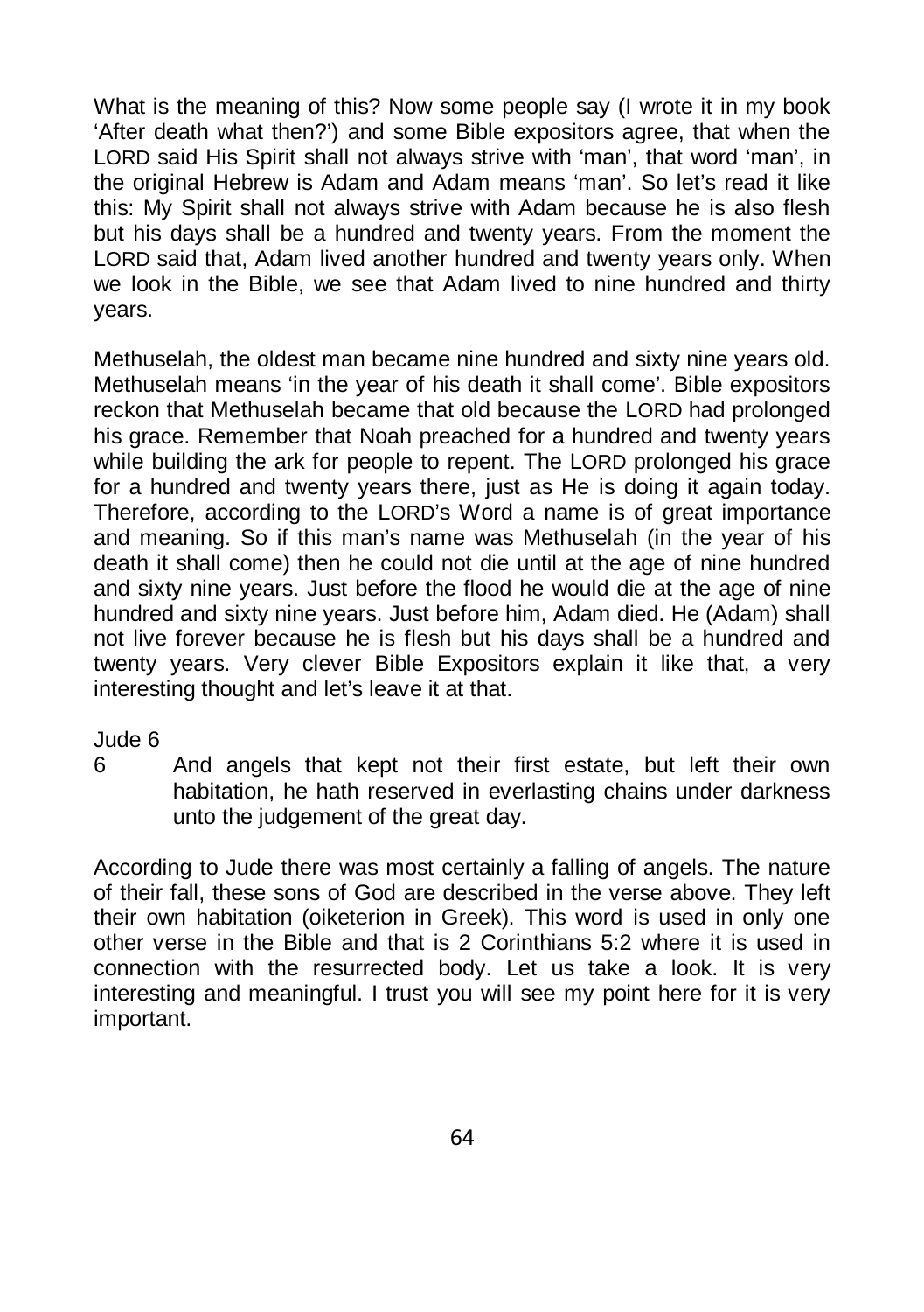What is the meaning of this? Now some people say (I wrote it in my book 'After death what then?') and some Bible expositors agree, that when the LORD said His Spirit shall not always strive with 'man', that word 'man', in the original Hebrew is Adam and Adam means 'man'. So let's read it like this: My Spirit shall not always strive with Adam because he is also flesh but his days shall be a hundred and twenty years. From the moment the LORD said that, Adam lived another hundred and twenty years only. When we look in the Bible, we see that Adam lived to nine hundred and thirty years.

Methuselah, the oldest man became nine hundred and sixty nine years old. Methuselah means 'in the year of his death it shall come'. Bible expositors reckon that Methuselah became that old because the LORD had prolonged his grace. Remember that Noah preached for a hundred and twenty years while building the ark for people to repent. The LORD prolonged his grace for a hundred and twenty years there, just as He is doing it again today. Therefore, according to the LORD's Word a name is of great importance and meaning. So if this man's name was Methuselah (in the year of his death it shall come) then he could not die until at the age of nine hundred and sixty nine years. Just before the flood he would die at the age of nine hundred and sixty nine years. Just before him, Adam died. He (Adam) shall not live forever because he is flesh but his days shall be a hundred and twenty years. Very clever Bible Expositors explain it like that, a very interesting thought and let's leave it at that.

Jude 6

6 And angels that kept not their first estate, but left their own habitation, he hath reserved in everlasting chains under darkness unto the judgement of the great day.

According to Jude there was most certainly a falling of angels. The nature of their fall, these sons of God are described in the verse above. They left their own habitation (oiketerion in Greek). This word is used in only one other verse in the Bible and that is 2 Corinthians 5:2 where it is used in connection with the resurrected body. Let us take a look. It is very interesting and meaningful. I trust you will see my point here for it is very important.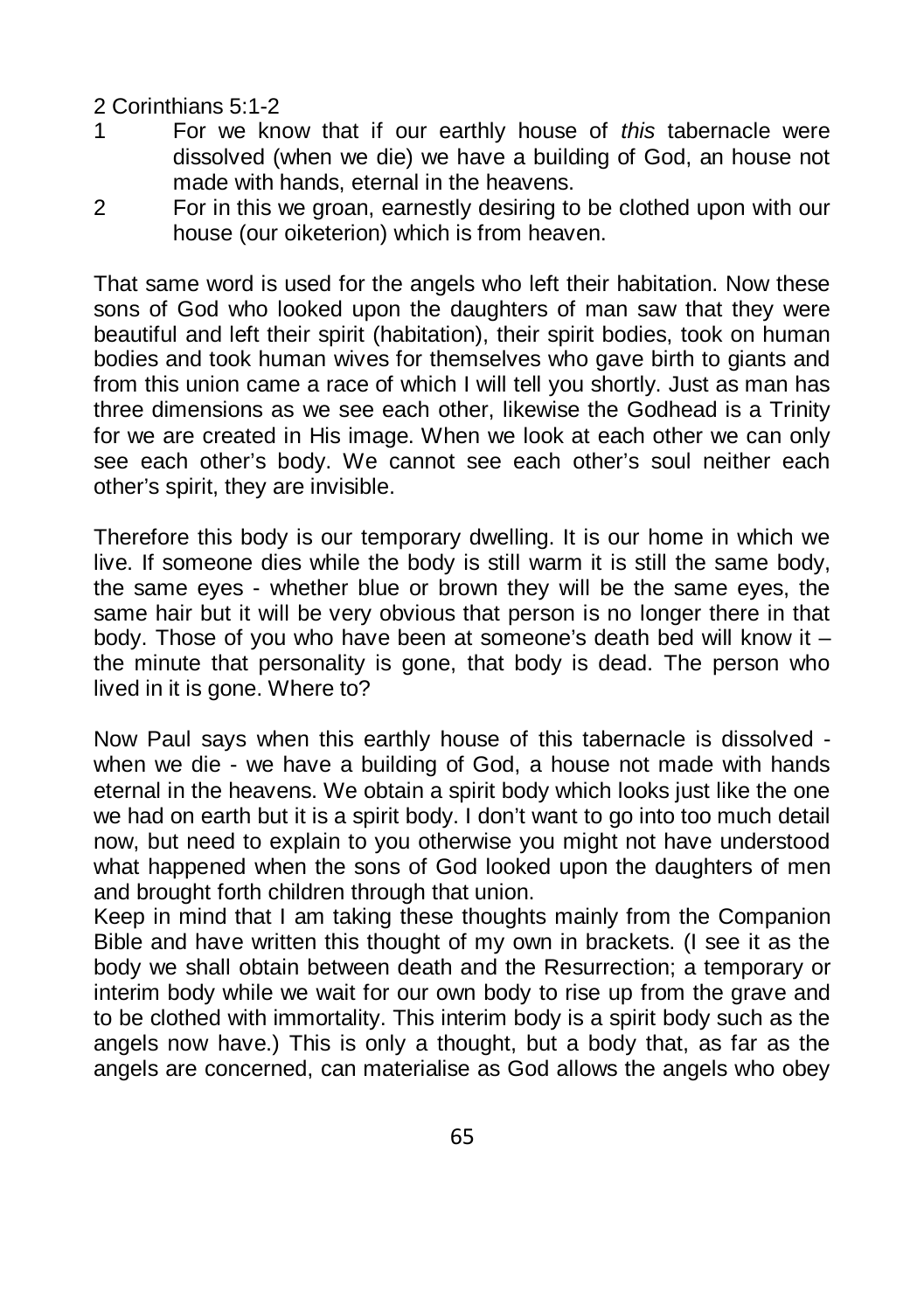2 Corinthians 5:1-2

1 For we know that if our earthly house of *this* tabernacle were dissolved (when we die) we have a building of God, an house not made with hands, eternal in the heavens.

2 For in this we groan, earnestly desiring to be clothed upon with our house (our oiketerion) which is from heaven.

That same word is used for the angels who left their habitation. Now these sons of God who looked upon the daughters of man saw that they were beautiful and left their spirit (habitation), their spirit bodies, took on human bodies and took human wives for themselves who gave birth to giants and from this union came a race of which I will tell you shortly. Just as man has three dimensions as we see each other, likewise the Godhead is a Trinity for we are created in His image. When we look at each other we can only see each other's body. We cannot see each other's soul neither each other's spirit, they are invisible.

Therefore this body is our temporary dwelling. It is our home in which we live. If someone dies while the body is still warm it is still the same body, the same eyes - whether blue or brown they will be the same eyes, the same hair but it will be very obvious that person is no longer there in that body. Those of you who have been at someone's death bed will know it – the minute that personality is gone, that body is dead. The person who lived in it is gone. Where to?

Now Paul says when this earthly house of this tabernacle is dissolved - when we die - we have a building of God, a house not made with hands eternal in the heavens. We obtain a spirit body which looks just like the one we had on earth but it is a spirit body. I don't want to go into too much detail now, but need to explain to you otherwise you might not have understood what happened when the sons of God looked upon the daughters of men and brought forth children through that union.

Keep in mind that I am taking these thoughts mainly from the Companion Bible and have written this thought of my own in brackets. (I see it as the body we shall obtain between death and the Resurrection; a temporary or interim body while we wait for our own body to rise up from the grave and to be clothed with immortality. This interim body is a spirit body such as the angels now have.) This is only a thought, but a body that, as far as the angels are concerned, can materialise as God allows the angels who obey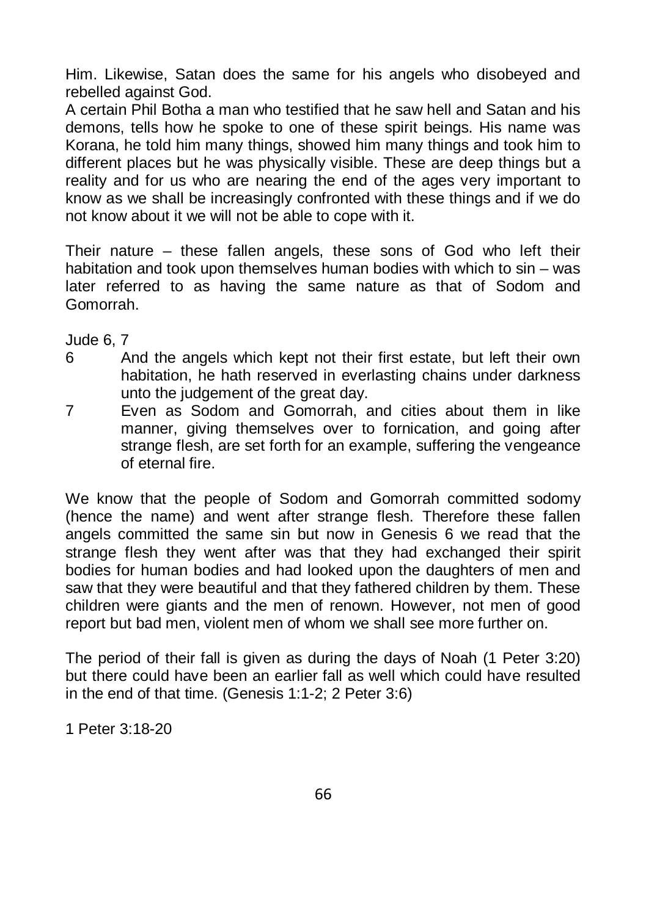Him. Likewise, Satan does the same for his angels who disobeyed and rebelled against God.

A certain Phil Botha a man who testified that he saw hell and Satan and his demons, tells how he spoke to one of these spirit beings. His name was Korana, he told him many things, showed him many things and took him to different places but he was physically visible. These are deep things but a reality and for us who are nearing the end of the ages very important to know as we shall be increasingly confronted with these things and if we do not know about it we will not be able to cope with it.

Their nature – these fallen angels, these sons of God who left their habitation and took upon themselves human bodies with which to sin – was later referred to as having the same nature as that of Sodom and Gomorrah.

Jude 6, 7

6 And the angels which kept not their first estate, but left their own habitation, he hath reserved in everlasting chains under darkness unto the judgement of the great day.

7 Even as Sodom and Gomorrah, and cities about them in like manner, giving themselves over to fornication, and going after strange flesh, are set forth for an example, suffering the vengeance of eternal fire.

We know that the people of Sodom and Gomorrah committed sodomy (hence the name) and went after strange flesh. Therefore these fallen angels committed the same sin but now in Genesis 6 we read that the strange flesh they went after was that they had exchanged their spirit bodies for human bodies and had looked upon the daughters of men and saw that they were beautiful and that they fathered children by them. These children were giants and the men of renown. However, not men of good report but bad men, violent men of whom we shall see more further on.

The period of their fall is given as during the days of Noah (1 Peter 3:20) but there could have been an earlier fall as well which could have resulted in the end of that time. (Genesis 1:1-2; 2 Peter 3:6)

1 Peter 3:18-20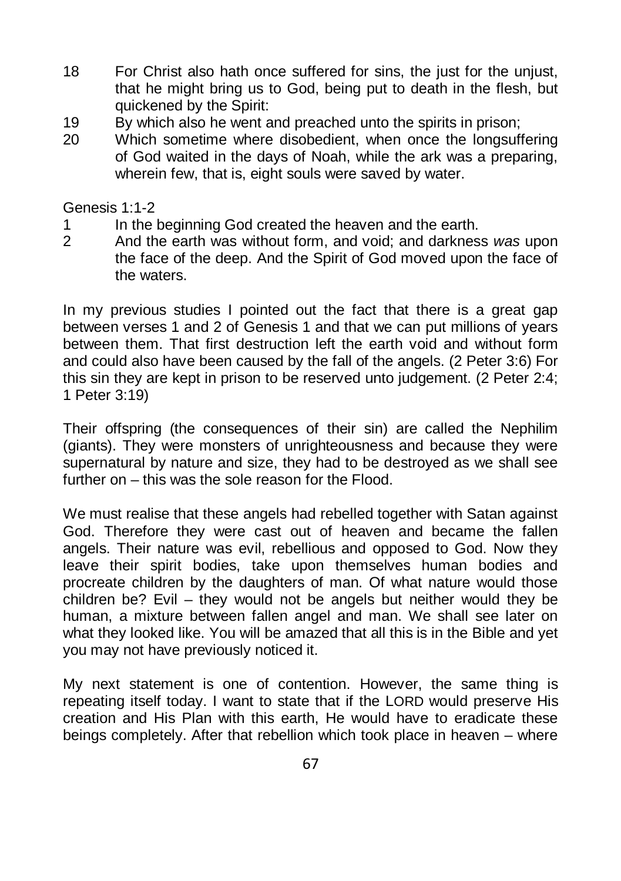18 For Christ also hath once suffered for sins, the just for the unjust, that he might bring us to God, being put to death in the flesh, but quickened by the Spirit:

19 By which also he went and preached unto the spirits in prison;

20 Which sometime where disobedient, when once the longsuffering of God waited in the days of Noah, while the ark was a preparing, wherein few, that is, eight souls were saved by water.

Genesis 1:1-2

1 In the beginning God created the heaven and the earth.

2 And the earth was without form, and void; and darkness *was* upon the face of the deep. And the Spirit of God moved upon the face of the waters.

In my previous studies I pointed out the fact that there is a great gap between verses 1 and 2 of Genesis 1 and that we can put millions of years between them. That first destruction left the earth void and without form and could also have been caused by the fall of the angels. (2 Peter 3:6) For this sin they are kept in prison to be reserved unto judgement. (2 Peter 2:4; 1 Peter 3:19)

Their offspring (the consequences of their sin) are called the Nephilim (giants). They were monsters of unrighteousness and because they were supernatural by nature and size, they had to be destroyed as we shall see further on – this was the sole reason for the Flood.

We must realise that these angels had rebelled together with Satan against God. Therefore they were cast out of heaven and became the fallen angels. Their nature was evil, rebellious and opposed to God. Now they leave their spirit bodies, take upon themselves human bodies and procreate children by the daughters of man. Of what nature would those children be? Evil – they would not be angels but neither would they be human, a mixture between fallen angel and man. We shall see later on what they looked like. You will be amazed that all this is in the Bible and yet you may not have previously noticed it.

My next statement is one of contention. However, the same thing is repeating itself today. I want to state that if the LORD would preserve His creation and His Plan with this earth, He would have to eradicate these beings completely. After that rebellion which took place in heaven – where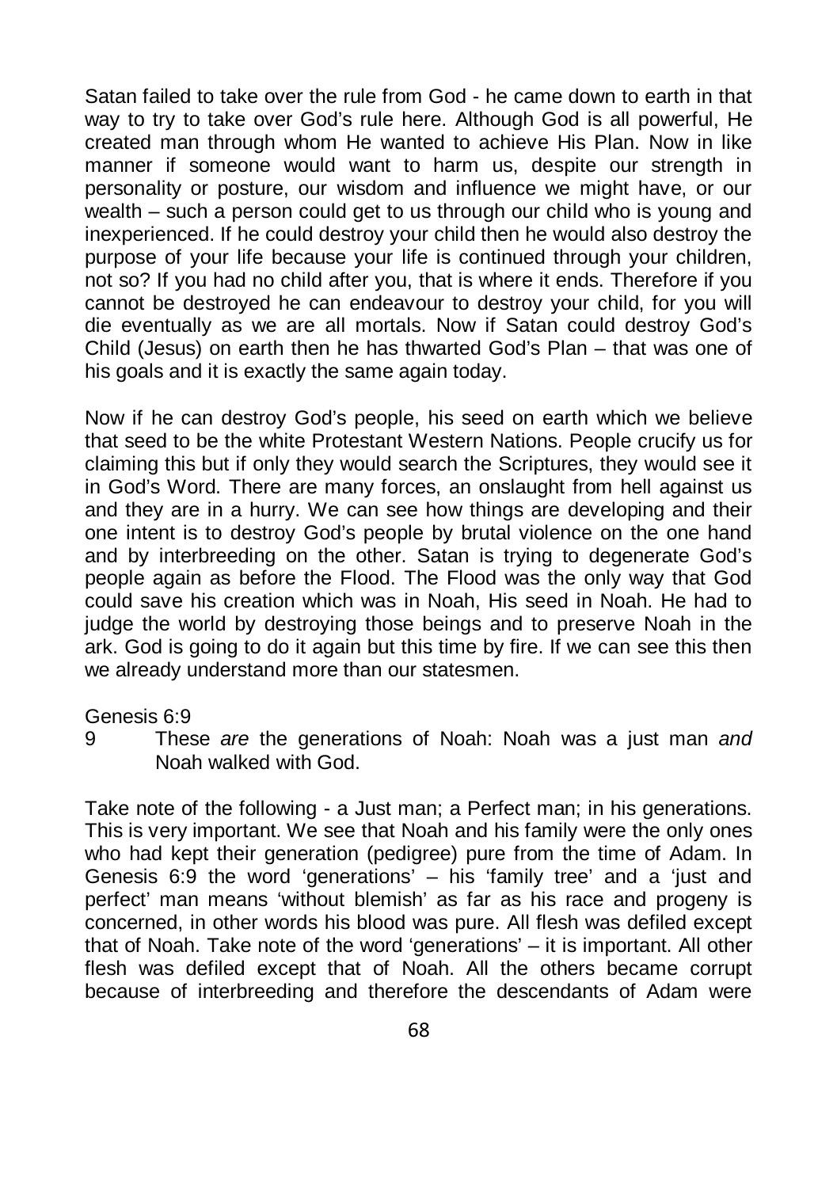Satan failed to take over the rule from God - he came down to earth in that way to try to take over God's rule here. Although God is all powerful, He created man through whom He wanted to achieve His Plan. Now in like manner if someone would want to harm us, despite our strength in personality or posture, our wisdom and influence we might have, or our wealth – such a person could get to us through our child who is young and inexperienced. If he could destroy your child then he would also destroy the purpose of your life because your life is continued through your children, not so? If you had no child after you, that is where it ends. Therefore if you cannot be destroyed he can endeavour to destroy your child, for you will die eventually as we are all mortals. Now if Satan could destroy God's Child (Jesus) on earth then he has thwarted God's Plan – that was one of his goals and it is exactly the same again today.

Now if he can destroy God's people, his seed on earth which we believe that seed to be the white Protestant Western Nations. People crucify us for claiming this but if only they would search the Scriptures, they would see it in God's Word. There are many forces, an onslaught from hell against us and they are in a hurry. We can see how things are developing and their one intent is to destroy God's people by brutal violence on the one hand and by interbreeding on the other. Satan is trying to degenerate God's people again as before the Flood. The Flood was the only way that God could save his creation which was in Noah, His seed in Noah. He had to judge the world by destroying those beings and to preserve Noah in the ark. God is going to do it again but this time by fire. If we can see this then we already understand more than our statesmen.

Genesis 6:9

9 These *are* the generations of Noah: Noah was a just man *and* Noah walked with God.

Take note of the following - a Just man; a Perfect man; in his generations. This is very important. We see that Noah and his family were the only ones who had kept their generation (pedigree) pure from the time of Adam. In Genesis 6:9 the word 'generations' – his 'family tree' and a 'just and perfect' man means 'without blemish' as far as his race and progeny is concerned, in other words his blood was pure. All flesh was defiled except that of Noah. Take note of the word 'generations' – it is important. All other flesh was defiled except that of Noah. All the others became corrupt because of interbreeding and therefore the descendants of Adam were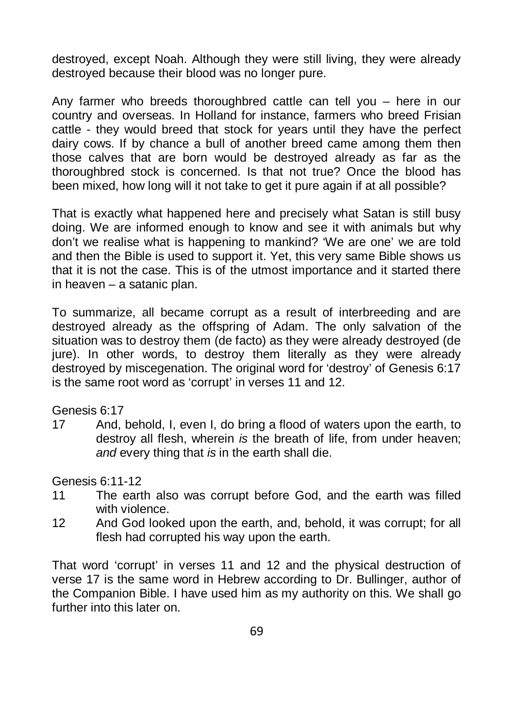destroyed, except Noah. Although they were still living, they were already destroyed because their blood was no longer pure.

Any farmer who breeds thoroughbred cattle can tell you – here in our country and overseas. In Holland for instance, farmers who breed Frisian cattle - they would breed that stock for years until they have the perfect dairy cows. If by chance a bull of another breed came among them then those calves that are born would be destroyed already as far as the thoroughbred stock is concerned. Is that not true? Once the blood has been mixed, how long will it not take to get it pure again if at all possible?

That is exactly what happened here and precisely what Satan is still busy doing. We are informed enough to know and see it with animals but why don't we realise what is happening to mankind? 'We are one' we are told and then the Bible is used to support it. Yet, this very same Bible shows us that it is not the case. This is of the utmost importance and it started there in heaven – a satanic plan.

To summarize, all became corrupt as a result of interbreeding and are destroyed already as the offspring of Adam. The only salvation of the situation was to destroy them (de facto) as they were already destroyed (de jure). In other words, to destroy them literally as they were already destroyed by miscegenation. The original word for 'destroy' of Genesis 6:17 is the same root word as 'corrupt' in verses 11 and 12.

Genesis 6:17

17 And, behold, I, even I, do bring a flood of waters upon the earth, to destroy all flesh, wherein *is* the breath of life, from under heaven; *and* every thing that *is* in the earth shall die.

Genesis 6:11-12

11 The earth also was corrupt before God, and the earth was filled with violence.

12 And God looked upon the earth, and, behold, it was corrupt; for all flesh had corrupted his way upon the earth.

That word 'corrupt' in verses 11 and 12 and the physical destruction of verse 17 is the same word in Hebrew according to Dr. Bullinger, author of the Companion Bible. I have used him as my authority on this. We shall go further into this later on.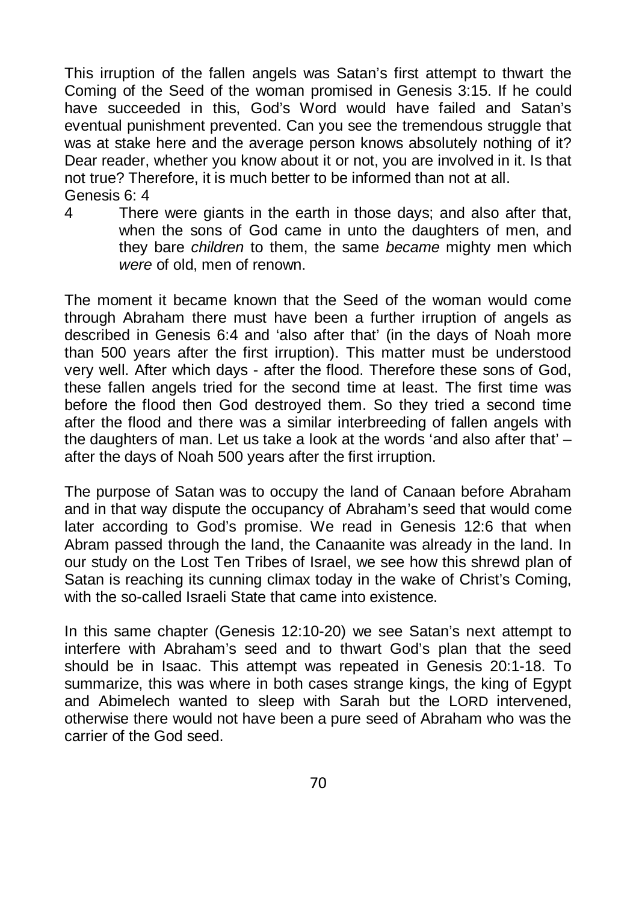This irruption of the fallen angels was Satan's first attempt to thwart the Coming of the Seed of the woman promised in Genesis 3:15. If he could have succeeded in this, God's Word would have failed and Satan's eventual punishment prevented. Can you see the tremendous struggle that was at stake here and the average person knows absolutely nothing of it? Dear reader, whether you know about it or not, you are involved in it. Is that not true? Therefore, it is much better to be informed than not at all.

Genesis 6: 4

4 There were giants in the earth in those days; and also after that, when the sons of God came in unto the daughters of men, and they bare *children* to them, the same *became* mighty men which *were* of old, men of renown.

The moment it became known that the Seed of the woman would come through Abraham there must have been a further irruption of angels as described in Genesis 6:4 and 'also after that' (in the days of Noah more than 500 years after the first irruption). This matter must be understood very well. After which days - after the flood. Therefore these sons of God, these fallen angels tried for the second time at least. The first time was before the flood then God destroyed them. So they tried a second time after the flood and there was a similar interbreeding of fallen angels with the daughters of man. Let us take a look at the words 'and also after that' – after the days of Noah 500 years after the first irruption.

The purpose of Satan was to occupy the land of Canaan before Abraham and in that way dispute the occupancy of Abraham's seed that would come later according to God's promise. We read in Genesis 12:6 that when Abram passed through the land, the Canaanite was already in the land. In our study on the Lost Ten Tribes of Israel, we see how this shrewd plan of Satan is reaching its cunning climax today in the wake of Christ's Coming, with the so-called Israeli State that came into existence.

In this same chapter (Genesis 12:10-20) we see Satan's next attempt to interfere with Abraham's seed and to thwart God's plan that the seed should be in Isaac. This attempt was repeated in Genesis 20:1-18. To summarize, this was where in both cases strange kings, the king of Egypt and Abimelech wanted to sleep with Sarah but the LORD intervened, otherwise there would not have been a pure seed of Abraham who was the carrier of the God seed.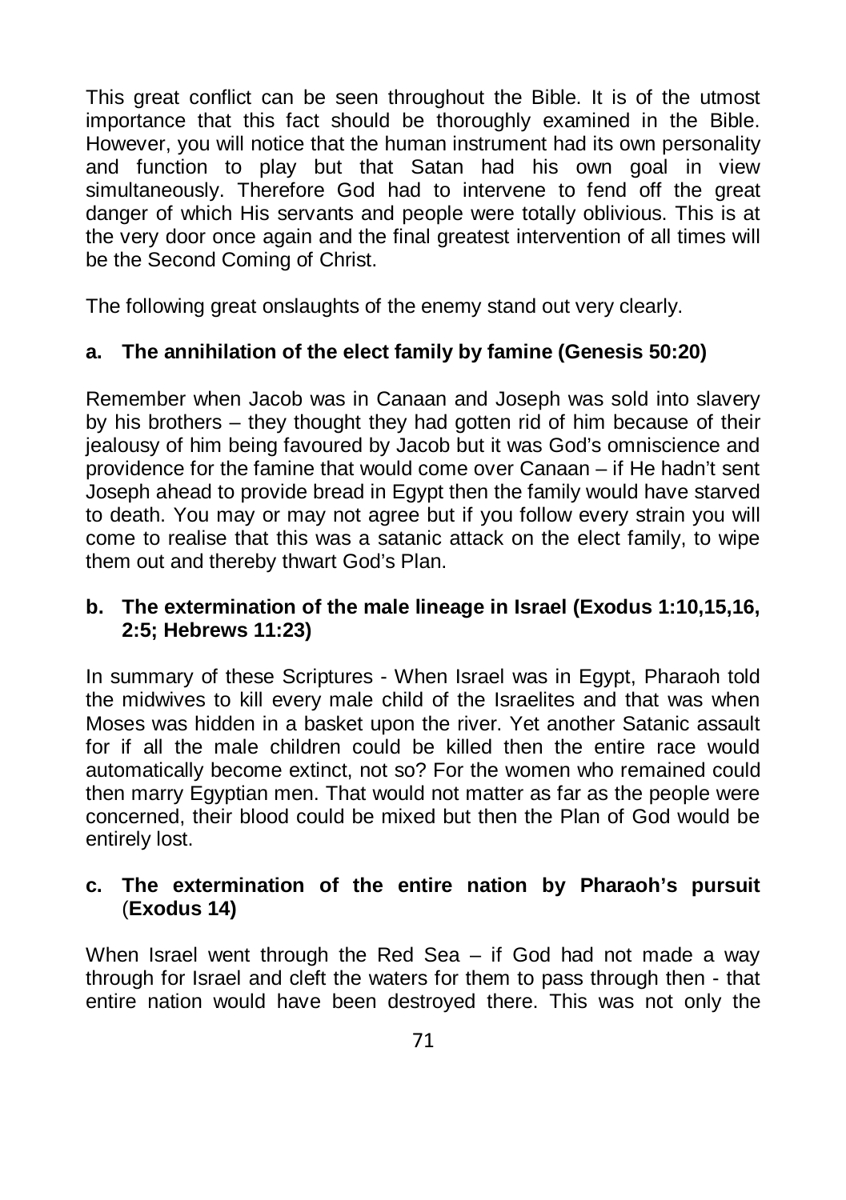This great conflict can be seen throughout the Bible. It is of the utmost importance that this fact should be thoroughly examined in the Bible. However, you will notice that the human instrument had its own personality and function to play but that Satan had his own goal in view simultaneously. Therefore God had to intervene to fend off the great danger of which His servants and people were totally oblivious. This is at the very door once again and the final greatest intervention of all times will be the Second Coming of Christ.

The following great onslaughts of the enemy stand out very clearly.

**a. The annihilation of the elect family by famine (Genesis 50:20)**

Remember when Jacob was in Canaan and Joseph was sold into slavery by his brothers – they thought they had gotten rid of him because of their jealousy of him being favoured by Jacob but it was God's omniscience and providence for the famine that would come over Canaan – if He hadn't sent Joseph ahead to provide bread in Egypt then the family would have starved to death. You may or may not agree but if you follow every strain you will come to realise that this was a satanic attack on the elect family, to wipe them out and thereby thwart God's Plan.

**b. The extermination of the male lineage in Israel (Exodus 1:10,15,16, 2:5; Hebrews 11:23)**

In summary of these Scriptures - When Israel was in Egypt, Pharaoh told the midwives to kill every male child of the Israelites and that was when Moses was hidden in a basket upon the river. Yet another Satanic assault for if all the male children could be killed then the entire race would automatically become extinct, not so? For the women who remained could then marry Egyptian men. That would not matter as far as the people were concerned, their blood could be mixed but then the Plan of God would be entirely lost.

**c. The extermination of the entire nation by Pharaoh's pursuit (Exodus 14)**

When Israel went through the Red Sea – if God had not made a way through for Israel and cleft the waters for them to pass through then - that entire nation would have been destroyed there. This was not only the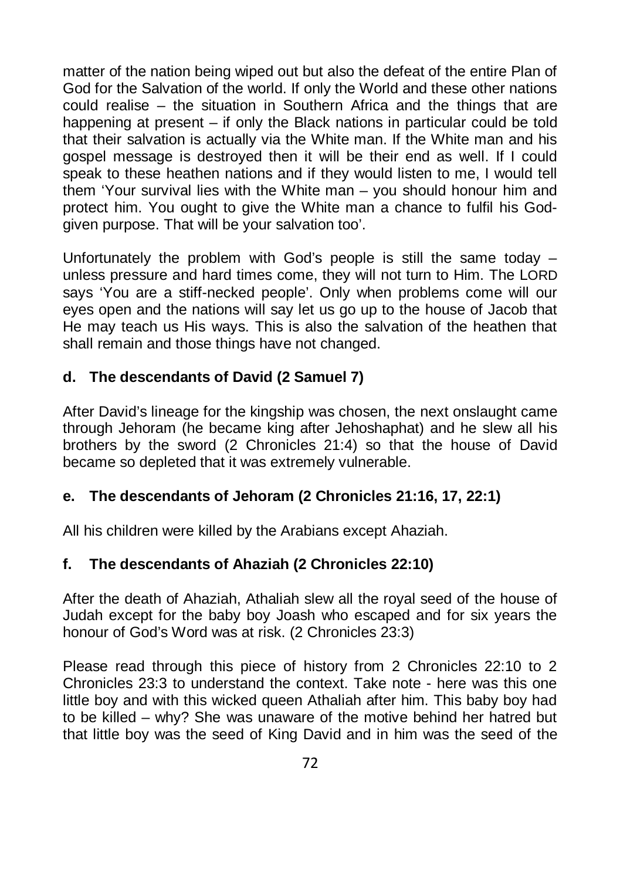matter of the nation being wiped out but also the defeat of the entire Plan of God for the Salvation of the world. If only the World and these other nations could realise – the situation in Southern Africa and the things that are happening at present – if only the Black nations in particular could be told that their salvation is actually via the White man. If the White man and his gospel message is destroyed then it will be their end as well. If I could speak to these heathen nations and if they would listen to me, I would tell them 'Your survival lies with the White man – you should honour him and protect him. You ought to give the White man a chance to fulfil his God-given purpose. That will be your salvation too'.

Unfortunately the problem with God's people is still the same today – unless pressure and hard times come, they will not turn to Him. The LORD says 'You are a stiff-necked people'. Only when problems come will our eyes open and the nations will say let us go up to the house of Jacob that He may teach us His ways. This is also the salvation of the heathen that shall remain and those things have not changed.

#### d. The descendants of David (2 Samuel 7)

After David's lineage for the kingship was chosen, the next onslaught came through Jehoram (he became king after Jehoshaphat) and he slew all his brothers by the sword (2 Chronicles 21:4) so that the house of David became so depleted that it was extremely vulnerable.

#### e. The descendants of Jehoram (2 Chronicles 21:16, 17, 22:1)

All his children were killed by the Arabians except Ahaziah.

#### f. The descendants of Ahaziah (2 Chronicles 22:10)

After the death of Ahaziah, Athaliah slew all the royal seed of the house of Judah except for the baby boy Joash who escaped and for six years the honour of God's Word was at risk. (2 Chronicles 23:3)

Please read through this piece of history from 2 Chronicles 22:10 to 2 Chronicles 23:3 to understand the context. Take note - here was this one little boy and with this wicked queen Athaliah after him. This baby boy had to be killed – why? She was unaware of the motive behind her hatred but that little boy was the seed of King David and in him was the seed of the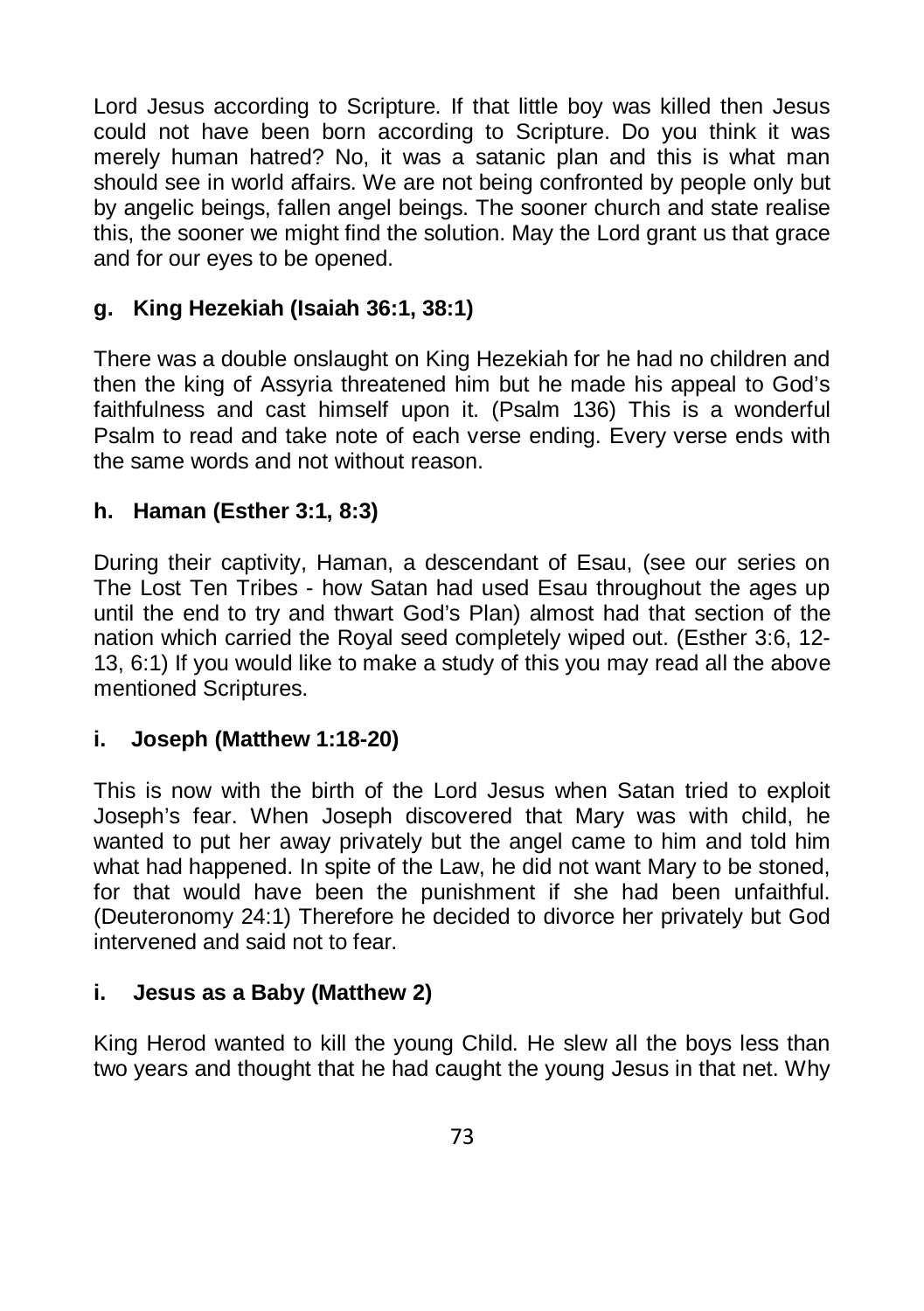Lord Jesus according to Scripture. If that little boy was killed then Jesus could not have been born according to Scripture. Do you think it was merely human hatred? No, it was a satanic plan and this is what man should see in world affairs. We are not being confronted by people only but by angelic beings, fallen angel beings. The sooner church and state realise this, the sooner we might find the solution. May the Lord grant us that grace and for our eyes to be opened.

**g. King Hezekiah (Isaiah 36:1, 38:1)**

There was a double onslaught on King Hezekiah for he had no children and then the king of Assyria threatened him but he made his appeal to God's faithfulness and cast himself upon it. (Psalm 136) This is a wonderful Psalm to read and take note of each verse ending. Every verse ends with the same words and not without reason.

**h. Haman (Esther 3:1, 8:3)**

During their captivity, Haman, a descendant of Esau, (see our series on The Lost Ten Tribes - how Satan had used Esau throughout the ages up until the end to try and thwart God's Plan) almost had that section of the nation which carried the Royal seed completely wiped out. (Esther 3:6, 12-13, 6:1) If you would like to make a study of this you may read all the above mentioned Scriptures.

**i. Joseph (Matthew 1:18-20)**

This is now with the birth of the Lord Jesus when Satan tried to exploit Joseph's fear. When Joseph discovered that Mary was with child, he wanted to put her away privately but the angel came to him and told him what had happened. In spite of the Law, he did not want Mary to be stoned, for that would have been the punishment if she had been unfaithful. (Deuteronomy 24:1) Therefore he decided to divorce her privately but God intervened and said not to fear.

**i. Jesus as a Baby (Matthew 2)**

King Herod wanted to kill the young Child. He slew all the boys less than two years and thought that he had caught the young Jesus in that net. Why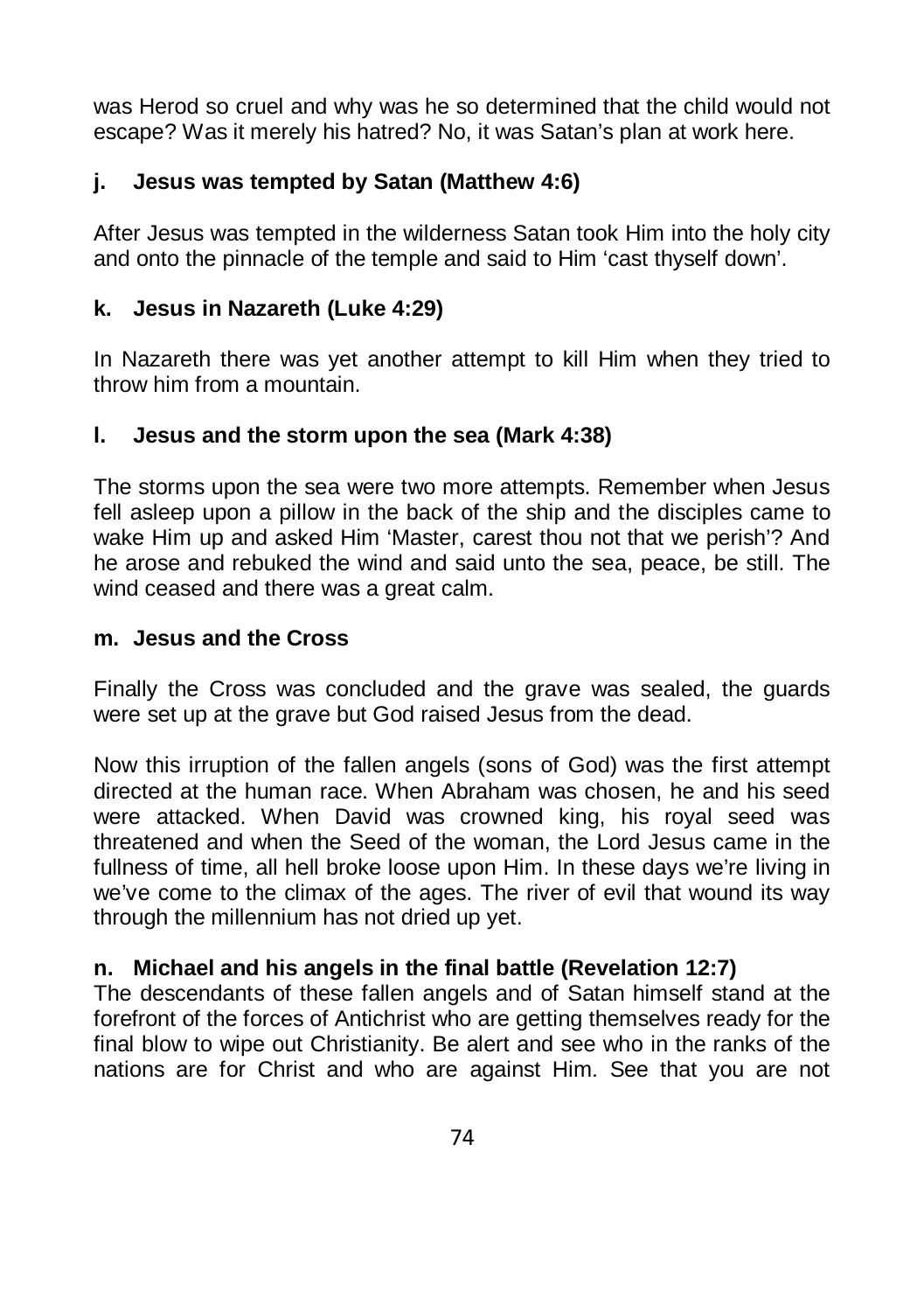was Herod so cruel and why was he so determined that the child would not escape? Was it merely his hatred? No, it was Satan's plan at work here.

### j. Jesus was tempted by Satan (Matthew 4:6)

After Jesus was tempted in the wilderness Satan took Him into the holy city and onto the pinnacle of the temple and said to Him 'cast thyself down'.

### k. Jesus in Nazareth (Luke 4:29)

In Nazareth there was yet another attempt to kill Him when they tried to throw him from a mountain.

### l. Jesus and the storm upon the sea (Mark 4:38)

The storms upon the sea were two more attempts. Remember when Jesus fell asleep upon a pillow in the back of the ship and the disciples came to wake Him up and asked Him 'Master, carest thou not that we perish'? And he arose and rebuked the wind and said unto the sea, peace, be still. The wind ceased and there was a great calm.

### m. Jesus and the Cross

Finally the Cross was concluded and the grave was sealed, the guards were set up at the grave but God raised Jesus from the dead.

Now this irruption of the fallen angels (sons of God) was the first attempt directed at the human race. When Abraham was chosen, he and his seed were attacked. When David was crowned king, his royal seed was threatened and when the Seed of the woman, the Lord Jesus came in the fullness of time, all hell broke loose upon Him. In these days we're living in we've come to the climax of the ages. The river of evil that wound its way through the millennium has not dried up yet.

### n. Michael and his angels in the final battle (Revelation 12:7)

The descendants of these fallen angels and of Satan himself stand at the forefront of the forces of Antichrist who are getting themselves ready for the final blow to wipe out Christianity. Be alert and see who in the ranks of the nations are for Christ and who are against Him. See that you are not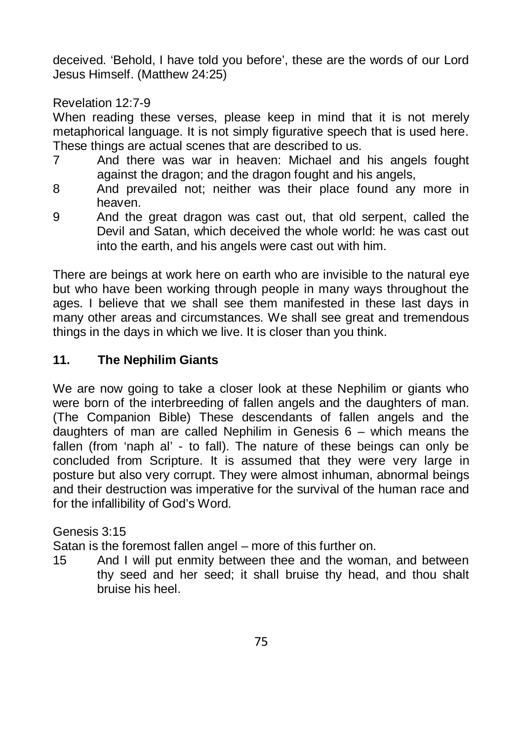deceived. 'Behold, I have told you before', these are the words of our Lord Jesus Himself. (Matthew 24:25)

Revelation 12:7-9

When reading these verses, please keep in mind that it is not merely metaphorical language. It is not simply figurative speech that is used here. These things are actual scenes that are described to us.

7 And there was war in heaven: Michael and his angels fought against the dragon; and the dragon fought and his angels,

8 And prevailed not; neither was their place found any more in heaven.

9 And the great dragon was cast out, that old serpent, called the Devil and Satan, which deceived the whole world: he was cast out into the earth, and his angels were cast out with him.

There are beings at work here on earth who are invisible to the natural eye but who have been working through people in many ways throughout the ages. I believe that we shall see them manifested in these last days in many other areas and circumstances. We shall see great and tremendous things in the days in which we live. It is closer than you think.

## 11. The Nephilim Giants

We are now going to take a closer look at these Nephilim or giants who were born of the interbreeding of fallen angels and the daughters of man. (The Companion Bible) These descendants of fallen angels and the daughters of man are called Nephilim in Genesis 6 – which means the fallen (from 'naph al' - to fall). The nature of these beings can only be concluded from Scripture. It is assumed that they were very large in posture but also very corrupt. They were almost inhuman, abnormal beings and their destruction was imperative for the survival of the human race and for the infallibility of God's Word.

Genesis 3:15

Satan is the foremost fallen angel – more of this further on.

15 And I will put enmity between thee and the woman, and between thy seed and her seed; it shall bruise thy head, and thou shalt bruise his heel.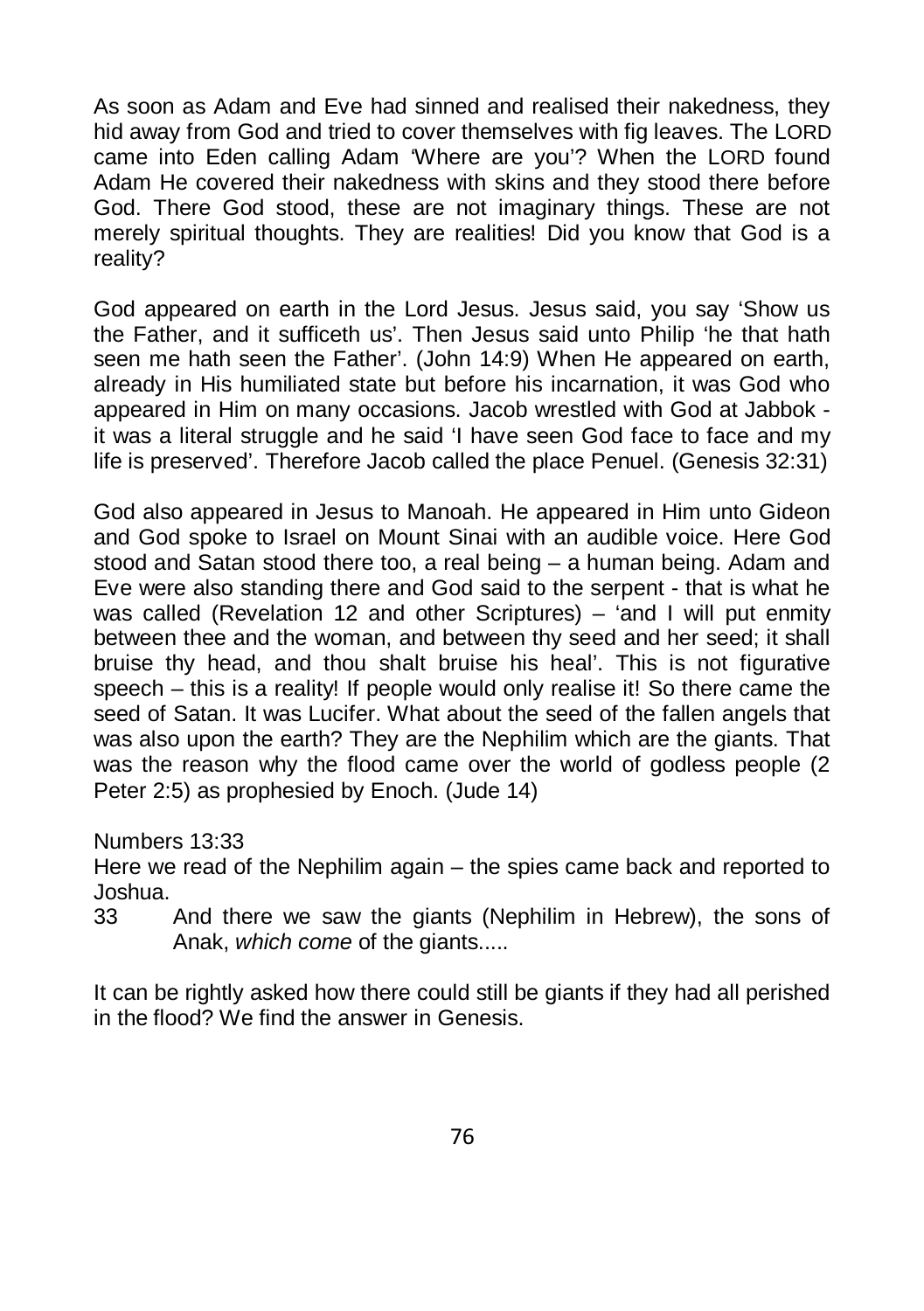As soon as Adam and Eve had sinned and realised their nakedness, they hid away from God and tried to cover themselves with fig leaves. The LORD came into Eden calling Adam 'Where are you'? When the LORD found Adam He covered their nakedness with skins and they stood there before God. There God stood, these are not imaginary things. These are not merely spiritual thoughts. They are realities! Did you know that God is a reality?

God appeared on earth in the Lord Jesus. Jesus said, you say 'Show us the Father, and it sufficeth us'. Then Jesus said unto Philip 'he that hath seen me hath seen the Father'. (John 14:9) When He appeared on earth, already in His humiliated state but before his incarnation, it was God who appeared in Him on many occasions. Jacob wrestled with God at Jabbok - it was a literal struggle and he said 'I have seen God face to face and my life is preserved'. Therefore Jacob called the place Penuel. (Genesis 32:31)

God also appeared in Jesus to Manoah. He appeared in Him unto Gideon and God spoke to Israel on Mount Sinai with an audible voice. Here God stood and Satan stood there too, a real being – a human being. Adam and Eve were also standing there and God said to the serpent - that is what he was called (Revelation 12 and other Scriptures) – 'and I will put enmity between thee and the woman, and between thy seed and her seed; it shall bruise thy head, and thou shalt bruise his heal'. This is not figurative speech – this is a reality! If people would only realise it! So there came the seed of Satan. It was Lucifer. What about the seed of the fallen angels that was also upon the earth? They are the Nephilim which are the giants. That was the reason why the flood came over the world of godless people (2 Peter 2:5) as prophesied by Enoch. (Jude 14)

Numbers 13:33

Here we read of the Nephilim again – the spies came back and reported to Joshua.

33 And there we saw the giants (Nephilim in Hebrew), the sons of Anak, *which come* of the giants.....

It can be rightly asked how there could still be giants if they had all perished in the flood? We find the answer in Genesis.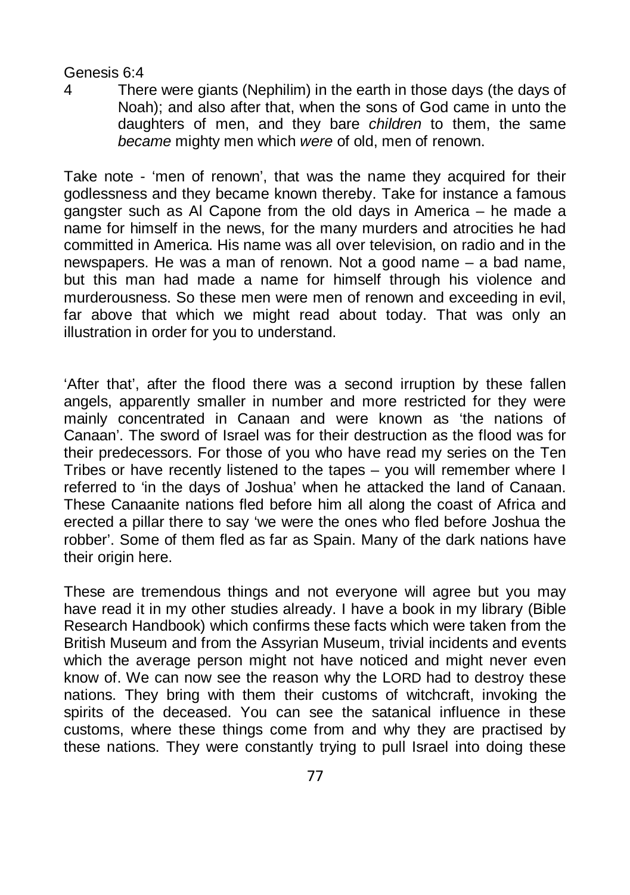Genesis 6:4

4 There were giants (Nephilim) in the earth in those days (the days of Noah); and also after that, when the sons of God came in unto the daughters of men, and they bare *children* to them, the same *became* mighty men which *were* of old, men of renown.

Take note - 'men of renown', that was the name they acquired for their godlessness and they became known thereby. Take for instance a famous gangster such as Al Capone from the old days in America – he made a name for himself in the news, for the many murders and atrocities he had committed in America. His name was all over television, on radio and in the newspapers. He was a man of renown. Not a good name – a bad name, but this man had made a name for himself through his violence and murderousness. So these men were men of renown and exceeding in evil, far above that which we might read about today. That was only an illustration in order for you to understand.

'After that', after the flood there was a second irruption by these fallen angels, apparently smaller in number and more restricted for they were mainly concentrated in Canaan and were known as 'the nations of Canaan'. The sword of Israel was for their destruction as the flood was for their predecessors. For those of you who have read my series on the Ten Tribes or have recently listened to the tapes – you will remember where I referred to 'in the days of Joshua' when he attacked the land of Canaan. These Canaanite nations fled before him all along the coast of Africa and erected a pillar there to say 'we were the ones who fled before Joshua the robber'. Some of them fled as far as Spain. Many of the dark nations have their origin here.

These are tremendous things and not everyone will agree but you may have read it in my other studies already. I have a book in my library (Bible Research Handbook) which confirms these facts which were taken from the British Museum and from the Assyrian Museum, trivial incidents and events which the average person might not have noticed and might never even know of. We can now see the reason why the LORD had to destroy these nations. They bring with them their customs of witchcraft, invoking the spirits of the deceased. You can see the satanical influence in these customs, where these things come from and why they are practised by these nations. They were constantly trying to pull Israel into doing these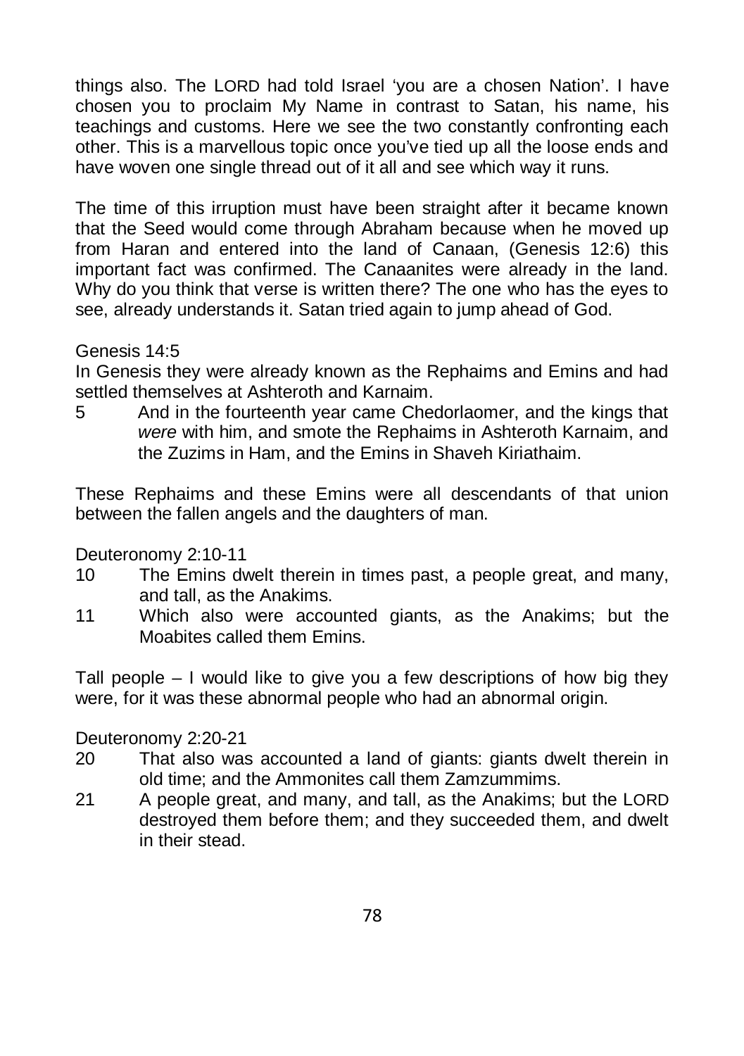things also. The LORD had told Israel 'you are a chosen Nation'. I have chosen you to proclaim My Name in contrast to Satan, his name, his teachings and customs. Here we see the two constantly confronting each other. This is a marvellous topic once you've tied up all the loose ends and have woven one single thread out of it all and see which way it runs.

The time of this irruption must have been straight after it became known that the Seed would come through Abraham because when he moved up from Haran and entered into the land of Canaan, (Genesis 12:6) this important fact was confirmed. The Canaanites were already in the land. Why do you think that verse is written there? The one who has the eyes to see, already understands it. Satan tried again to jump ahead of God.

Genesis 14:5

In Genesis they were already known as the Rephaims and Emins and had settled themselves at Ashteroth and Karnaim.

5 And in the fourteenth year came Chedorlaomer, and the kings that *were* with him, and smote the Rephaims in Ashteroth Karnaim, and the Zuzims in Ham, and the Emins in Shaveh Kiriathaim.

These Rephaims and these Emins were all descendants of that union between the fallen angels and the daughters of man.

Deuteronomy 2:10-11

10 The Emins dwelt therein in times past, a people great, and many, and tall, as the Anakims.

11 Which also were accounted giants, as the Anakims; but the Moabites called them Emins.

Tall people – I would like to give you a few descriptions of how big they were, for it was these abnormal people who had an abnormal origin.

Deuteronomy 2:20-21

20 That also was accounted a land of giants: giants dwelt therein in old time; and the Ammonites call them Zamzummims.

21 A people great, and many, and tall, as the Anakims; but the LORD destroyed them before them; and they succeeded them, and dwelt in their stead.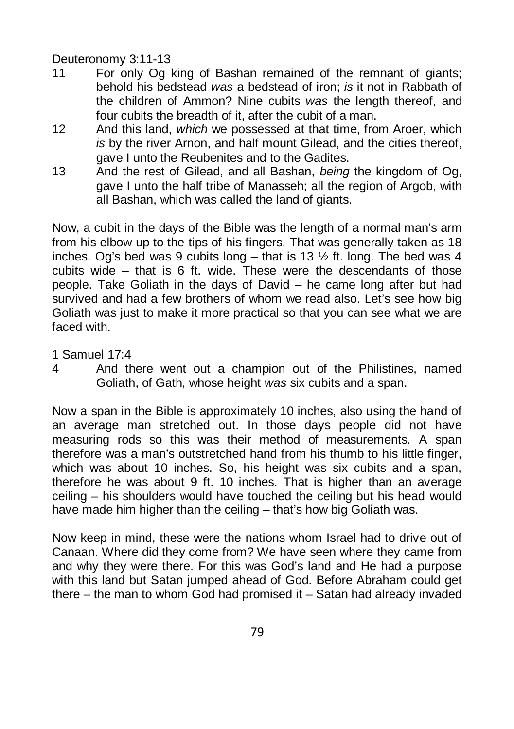Deuteronomy 3:11-13

11 For only Og king of Bashan remained of the remnant of giants; behold his bedstead *was* a bedstead of iron; *is* it not in Rabbath of the children of Ammon? Nine cubits *was* the length thereof, and four cubits the breadth of it, after the cubit of a man.

12 And this land, *which* we possessed at that time, from Aroer, which *is* by the river Arnon, and half mount Gilead, and the cities thereof, gave I unto the Reubenites and to the Gadites.

13 And the rest of Gilead, and all Bashan, *being* the kingdom of Og, gave I unto the half tribe of Manasseh; all the region of Argob, with all Bashan, which was called the land of giants.

Now, a cubit in the days of the Bible was the length of a normal man's arm from his elbow up to the tips of his fingers. That was generally taken as 18 inches. Og's bed was 9 cubits long – that is 13 ½ ft. long. The bed was 4 cubits wide – that is 6 ft. wide. These were the descendants of those people. Take Goliath in the days of David – he came long after but had survived and had a few brothers of whom we read also. Let's see how big Goliath was just to make it more practical so that you can see what we are faced with.

1 Samuel 17:4

4 And there went out a champion out of the Philistines, named Goliath, of Gath, whose height *was* six cubits and a span.

Now a span in the Bible is approximately 10 inches, also using the hand of an average man stretched out. In those days people did not have measuring rods so this was their method of measurements. A span therefore was a man's outstretched hand from his thumb to his little finger, which was about 10 inches. So, his height was six cubits and a span, therefore he was about 9 ft. 10 inches. That is higher than an average ceiling – his shoulders would have touched the ceiling but his head would have made him higher than the ceiling – that's how big Goliath was.

Now keep in mind, these were the nations whom Israel had to drive out of Canaan. Where did they come from? We have seen where they came from and why they were there. For this was God's land and He had a purpose with this land but Satan jumped ahead of God. Before Abraham could get there – the man to whom God had promised it – Satan had already invaded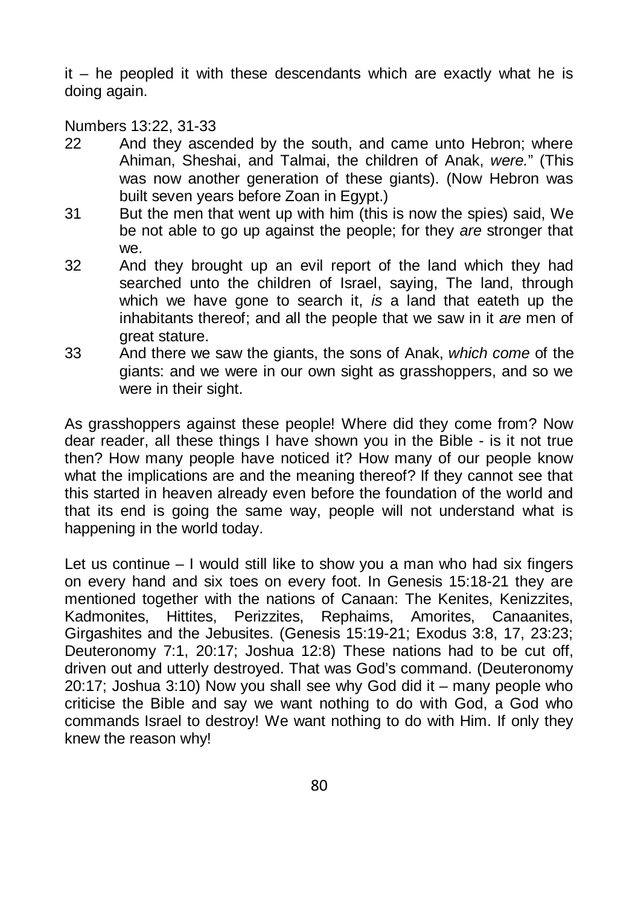it – he peopled it with these descendants which are exactly what he is doing again.

Numbers 13:22, 31-33

22 And they ascended by the south, and came unto Hebron; where Ahiman, Sheshai, and Talmai, the children of Anak, *were.*" (This was now another generation of these giants). (Now Hebron was built seven years before Zoan in Egypt.)

31 But the men that went up with him (this is now the spies) said, We be not able to go up against the people; for they *are* stronger that we.

32 And they brought up an evil report of the land which they had searched unto the children of Israel, saying, The land, through which we have gone to search it, *is* a land that eateth up the inhabitants thereof; and all the people that we saw in it *are* men of great stature.

33 And there we saw the giants, the sons of Anak, *which come* of the giants: and we were in our own sight as grasshoppers, and so we were in their sight.

As grasshoppers against these people! Where did they come from? Now dear reader, all these things I have shown you in the Bible - is it not true then? How many people have noticed it? How many of our people know what the implications are and the meaning thereof? If they cannot see that this started in heaven already even before the foundation of the world and that its end is going the same way, people will not understand what is happening in the world today.

Let us continue – I would still like to show you a man who had six fingers on every hand and six toes on every foot. In Genesis 15:18-21 they are mentioned together with the nations of Canaan: The Kenites, Kenizzites, Kadmonites, Hittites, Perizzites, Rephaims, Amorites, Canaanites, Girgashites and the Jebusites. (Genesis 15:19-21; Exodus 3:8, 17, 23:23; Deuteronomy 7:1, 20:17; Joshua 12:8) These nations had to be cut off, driven out and utterly destroyed. That was God's command. (Deuteronomy 20:17; Joshua 3:10) Now you shall see why God did it – many people who criticise the Bible and say we want nothing to do with God, a God who commands Israel to destroy! We want nothing to do with Him. If only they knew the reason why!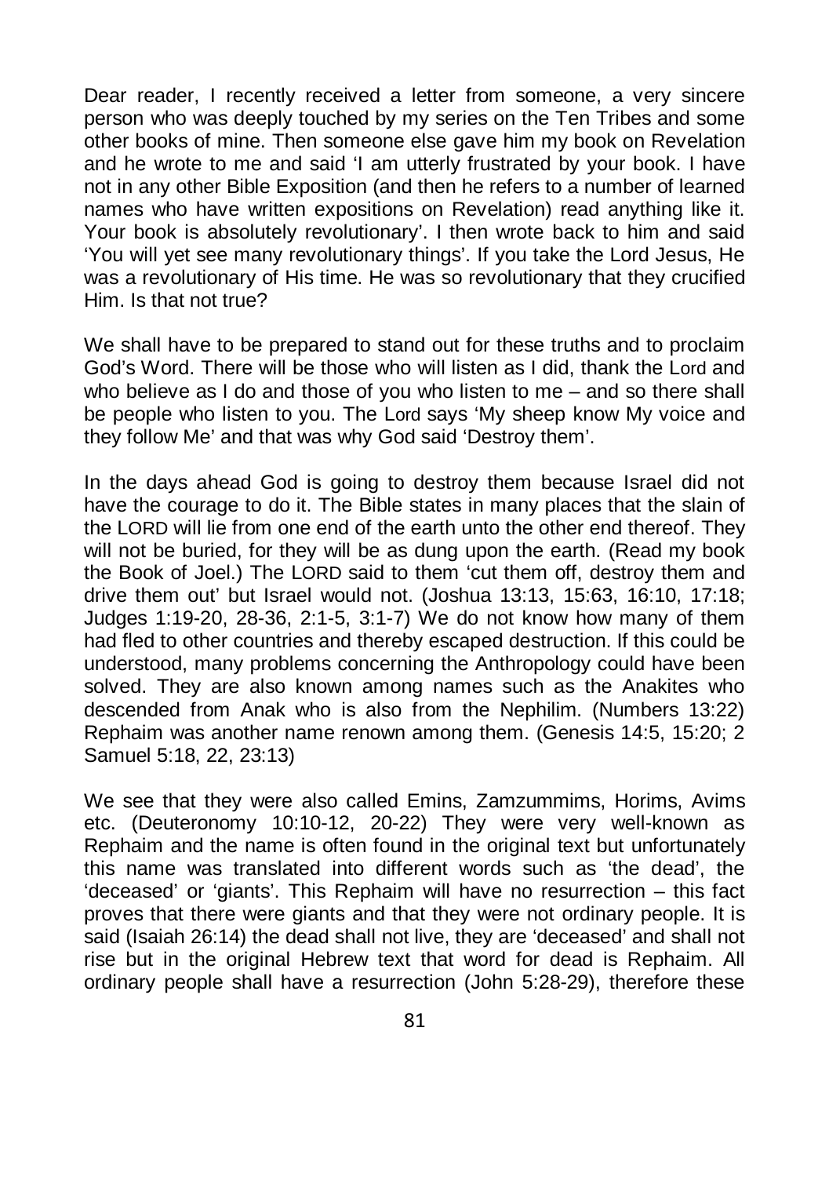Dear reader, I recently received a letter from someone, a very sincere person who was deeply touched by my series on the Ten Tribes and some other books of mine. Then someone else gave him my book on Revelation and he wrote to me and said 'I am utterly frustrated by your book. I have not in any other Bible Exposition (and then he refers to a number of learned names who have written expositions on Revelation) read anything like it. Your book is absolutely revolutionary'. I then wrote back to him and said 'You will yet see many revolutionary things'. If you take the Lord Jesus, He was a revolutionary of His time. He was so revolutionary that they crucified Him. Is that not true?

We shall have to be prepared to stand out for these truths and to proclaim God's Word. There will be those who will listen as I did, thank the Lord and who believe as I do and those of you who listen to me – and so there shall be people who listen to you. The Lord says 'My sheep know My voice and they follow Me' and that was why God said 'Destroy them'.

In the days ahead God is going to destroy them because Israel did not have the courage to do it. The Bible states in many places that the slain of the LORD will lie from one end of the earth unto the other end thereof. They will not be buried, for they will be as dung upon the earth. (Read my book the Book of Joel.) The LORD said to them 'cut them off, destroy them and drive them out' but Israel would not. (Joshua 13:13, 15:63, 16:10, 17:18; Judges 1:19-20, 28-36, 2:1-5, 3:1-7) We do not know how many of them had fled to other countries and thereby escaped destruction. If this could be understood, many problems concerning the Anthropology could have been solved. They are also known among names such as the Anakites who descended from Anak who is also from the Nephilim. (Numbers 13:22) Rephaim was another name renown among them. (Genesis 14:5, 15:20; 2 Samuel 5:18, 22, 23:13)

We see that they were also called Emins, Zamzummims, Horims, Avims etc. (Deuteronomy 10:10-12, 20-22) They were very well-known as Rephaim and the name is often found in the original text but unfortunately this name was translated into different words such as 'the dead', the 'deceased' or 'giants'. This Rephaim will have no resurrection – this fact proves that there were giants and that they were not ordinary people. It is said (Isaiah 26:14) the dead shall not live, they are 'deceased' and shall not rise but in the original Hebrew text that word for dead is Rephaim. All ordinary people shall have a resurrection (John 5:28-29), therefore these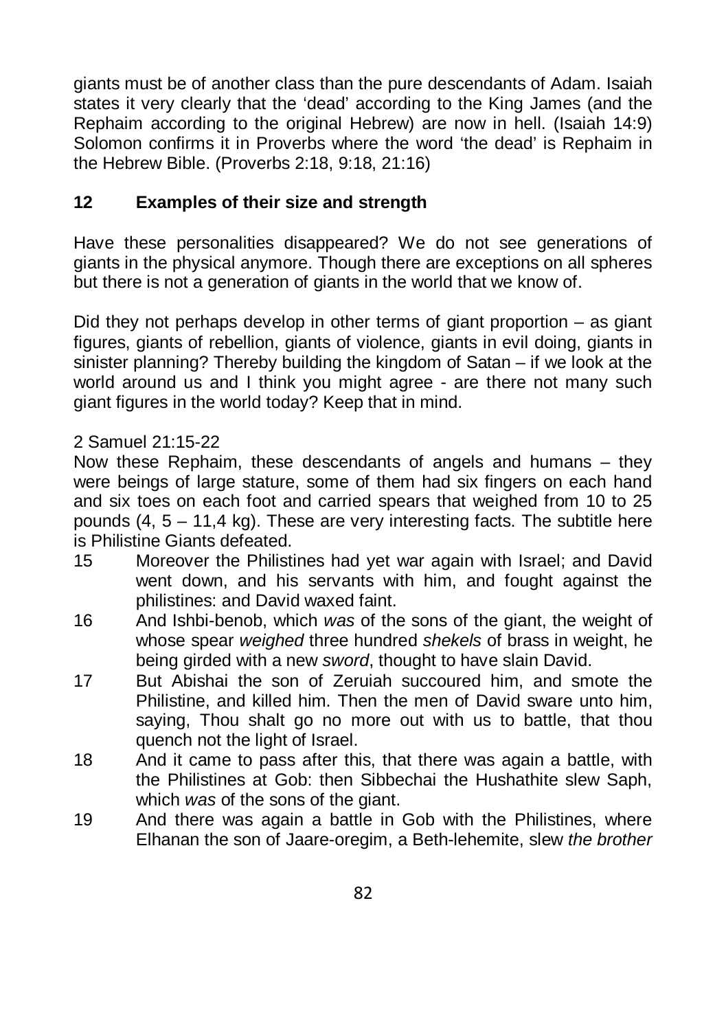giants must be of another class than the pure descendants of Adam. Isaiah states it very clearly that the 'dead' according to the King James (and the Rephaim according to the original Hebrew) are now in hell. (Isaiah 14:9) Solomon confirms it in Proverbs where the word 'the dead' is Rephaim in the Hebrew Bible. (Proverbs 2:18, 9:18, 21:16)

## 12 Examples of their size and strength

Have these personalities disappeared? We do not see generations of giants in the physical anymore. Though there are exceptions on all spheres but there is not a generation of giants in the world that we know of.

Did they not perhaps develop in other terms of giant proportion – as giant figures, giants of rebellion, giants of violence, giants in evil doing, giants in sinister planning? Thereby building the kingdom of Satan – if we look at the world around us and I think you might agree - are there not many such giant figures in the world today? Keep that in mind.

2 Samuel 21:15-22

Now these Rephaim, these descendants of angels and humans – they were beings of large stature, some of them had six fingers on each hand and six toes on each foot and carried spears that weighed from 10 to 25 pounds (4, 5 – 11,4 kg). These are very interesting facts. The subtitle here is Philistine Giants defeated.

15 Moreover the Philistines had yet war again with Israel; and David went down, and his servants with him, and fought against the philistines: and David waxed faint.

16 And Ishbi-benob, which *was* of the sons of the giant, the weight of whose spear *weighed* three hundred *shekels* of brass in weight, he being girded with a new *sword*, thought to have slain David.

17 But Abishai the son of Zeruiah succoured him, and smote the Philistine, and killed him. Then the men of David sware unto him, saying, Thou shalt go no more out with us to battle, that thou quench not the light of Israel.

18 And it came to pass after this, that there was again a battle, with the Philistines at Gob: then Sibbechai the Hushathite slew Saph, which *was* of the sons of the giant.

19 And there was again a battle in Gob with the Philistines, where Elhanan the son of Jaare-oregim, a Beth-lehemite, slew *the brother*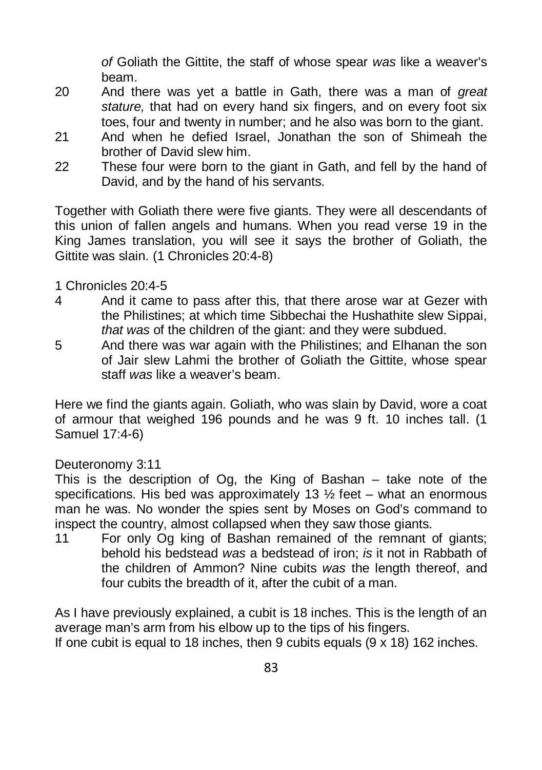*of* Goliath the Gittite, the staff of whose spear *was* like a weaver's beam.

20 And there was yet a battle in Gath, there was a man of *great stature,* that had on every hand six fingers, and on every foot six toes, four and twenty in number; and he also was born to the giant.

21 And when he defied Israel, Jonathan the son of Shimeah the brother of David slew him.

22 These four were born to the giant in Gath, and fell by the hand of David, and by the hand of his servants.

Together with Goliath there were five giants. They were all descendants of this union of fallen angels and humans. When you read verse 19 in the King James translation, you will see it says the brother of Goliath, the Gittite was slain. (1 Chronicles 20:4-8)

1 Chronicles 20:4-5

4 And it came to pass after this, that there arose war at Gezer with the Philistines; at which time Sibbechai the Hushathite slew Sippai, *that was* of the children of the giant: and they were subdued.

5 And there was war again with the Philistines; and Elhanan the son of Jair slew Lahmi the brother of Goliath the Gittite, whose spear staff *was* like a weaver's beam.

Here we find the giants again. Goliath, who was slain by David, wore a coat of armour that weighed 196 pounds and he was 9 ft. 10 inches tall. (1 Samuel 17:4-6)

Deuteronomy 3:11

This is the description of Og, the King of Bashan – take note of the specifications. His bed was approximately 13 ½ feet – what an enormous man he was. No wonder the spies sent by Moses on God's command to inspect the country, almost collapsed when they saw those giants.

11 For only Og king of Bashan remained of the remnant of giants; behold his bedstead *was* a bedstead of iron; *is* it not in Rabbath of the children of Ammon? Nine cubits *was* the length thereof, and four cubits the breadth of it, after the cubit of a man.

As I have previously explained, a cubit is 18 inches. This is the length of an average man's arm from his elbow up to the tips of his fingers.
If one cubit is equal to 18 inches, then 9 cubits equals (9 x 18) 162 inches.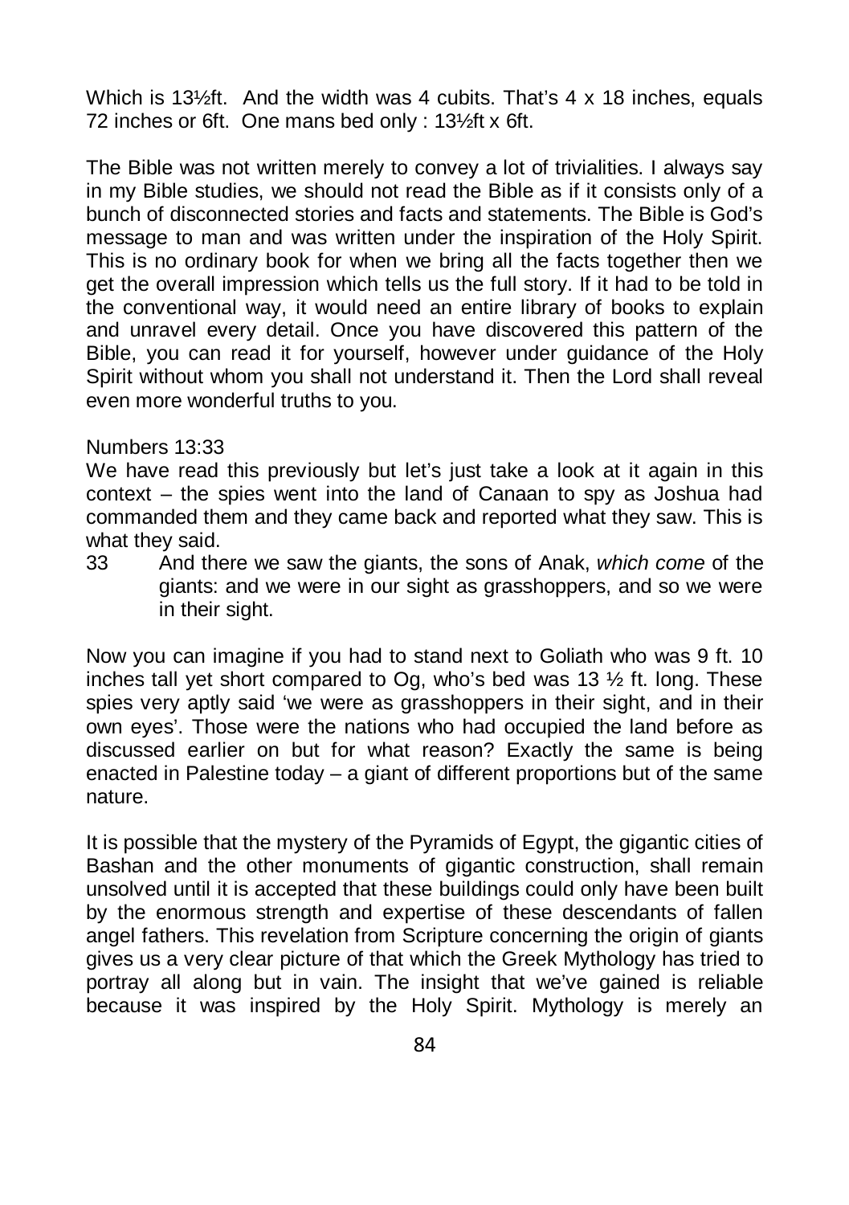Which is 13½ft. And the width was 4 cubits. That's 4 x 18 inches, equals 72 inches or 6ft. One mans bed only : 13½ft x 6ft.

The Bible was not written merely to convey a lot of trivialities. I always say in my Bible studies, we should not read the Bible as if it consists only of a bunch of disconnected stories and facts and statements. The Bible is God's message to man and was written under the inspiration of the Holy Spirit. This is no ordinary book for when we bring all the facts together then we get the overall impression which tells us the full story. If it had to be told in the conventional way, it would need an entire library of books to explain and unravel every detail. Once you have discovered this pattern of the Bible, you can read it for yourself, however under guidance of the Holy Spirit without whom you shall not understand it. Then the Lord shall reveal even more wonderful truths to you.

Numbers 13:33

We have read this previously but let's just take a look at it again in this context – the spies went into the land of Canaan to spy as Joshua had commanded them and they came back and reported what they saw. This is what they said.

33 And there we saw the giants, the sons of Anak, *which come* of the giants: and we were in our sight as grasshoppers, and so we were in their sight.

Now you can imagine if you had to stand next to Goliath who was 9 ft. 10 inches tall yet short compared to Og, who's bed was 13 ½ ft. long. These spies very aptly said 'we were as grasshoppers in their sight, and in their own eyes'. Those were the nations who had occupied the land before as discussed earlier on but for what reason? Exactly the same is being enacted in Palestine today – a giant of different proportions but of the same nature.

It is possible that the mystery of the Pyramids of Egypt, the gigantic cities of Bashan and the other monuments of gigantic construction, shall remain unsolved until it is accepted that these buildings could only have been built by the enormous strength and expertise of these descendants of fallen angel fathers. This revelation from Scripture concerning the origin of giants gives us a very clear picture of that which the Greek Mythology has tried to portray all along but in vain. The insight that we've gained is reliable because it was inspired by the Holy Spirit. Mythology is merely an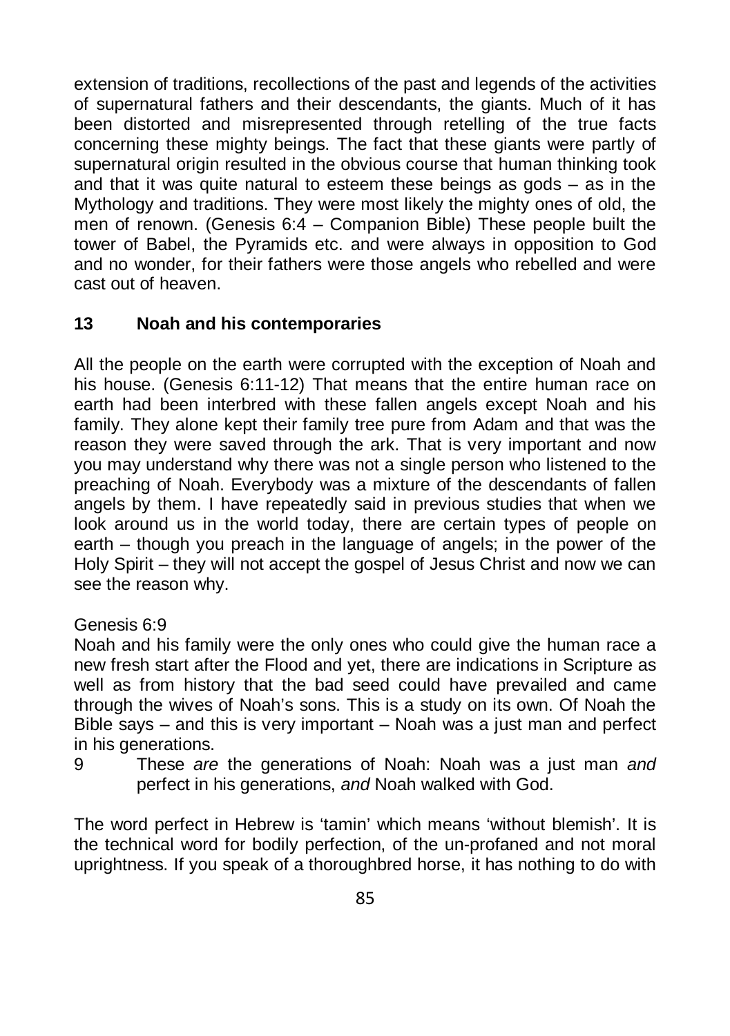extension of traditions, recollections of the past and legends of the activities of supernatural fathers and their descendants, the giants. Much of it has been distorted and misrepresented through retelling of the true facts concerning these mighty beings. The fact that these giants were partly of supernatural origin resulted in the obvious course that human thinking took and that it was quite natural to esteem these beings as gods – as in the Mythology and traditions. They were most likely the mighty ones of old, the men of renown. (Genesis 6:4 – Companion Bible) These people built the tower of Babel, the Pyramids etc. and were always in opposition to God and no wonder, for their fathers were those angels who rebelled and were cast out of heaven.

## 13 Noah and his contemporaries

All the people on the earth were corrupted with the exception of Noah and his house. (Genesis 6:11-12) That means that the entire human race on earth had been interbred with these fallen angels except Noah and his family. They alone kept their family tree pure from Adam and that was the reason they were saved through the ark. That is very important and now you may understand why there was not a single person who listened to the preaching of Noah. Everybody was a mixture of the descendants of fallen angels by them. I have repeatedly said in previous studies that when we look around us in the world today, there are certain types of people on earth – though you preach in the language of angels; in the power of the Holy Spirit – they will not accept the gospel of Jesus Christ and now we can see the reason why.

Genesis 6:9

Noah and his family were the only ones who could give the human race a new fresh start after the Flood and yet, there are indications in Scripture as well as from history that the bad seed could have prevailed and came through the wives of Noah's sons. This is a study on its own. Of Noah the Bible says – and this is very important – Noah was a just man and perfect in his generations.

9 These *are* the generations of Noah: Noah was a just man *and* perfect in his generations, *and* Noah walked with God.

The word perfect in Hebrew is 'tamin' which means 'without blemish'. It is the technical word for bodily perfection, of the un-profaned and not moral uprightness. If you speak of a thoroughbred horse, it has nothing to do with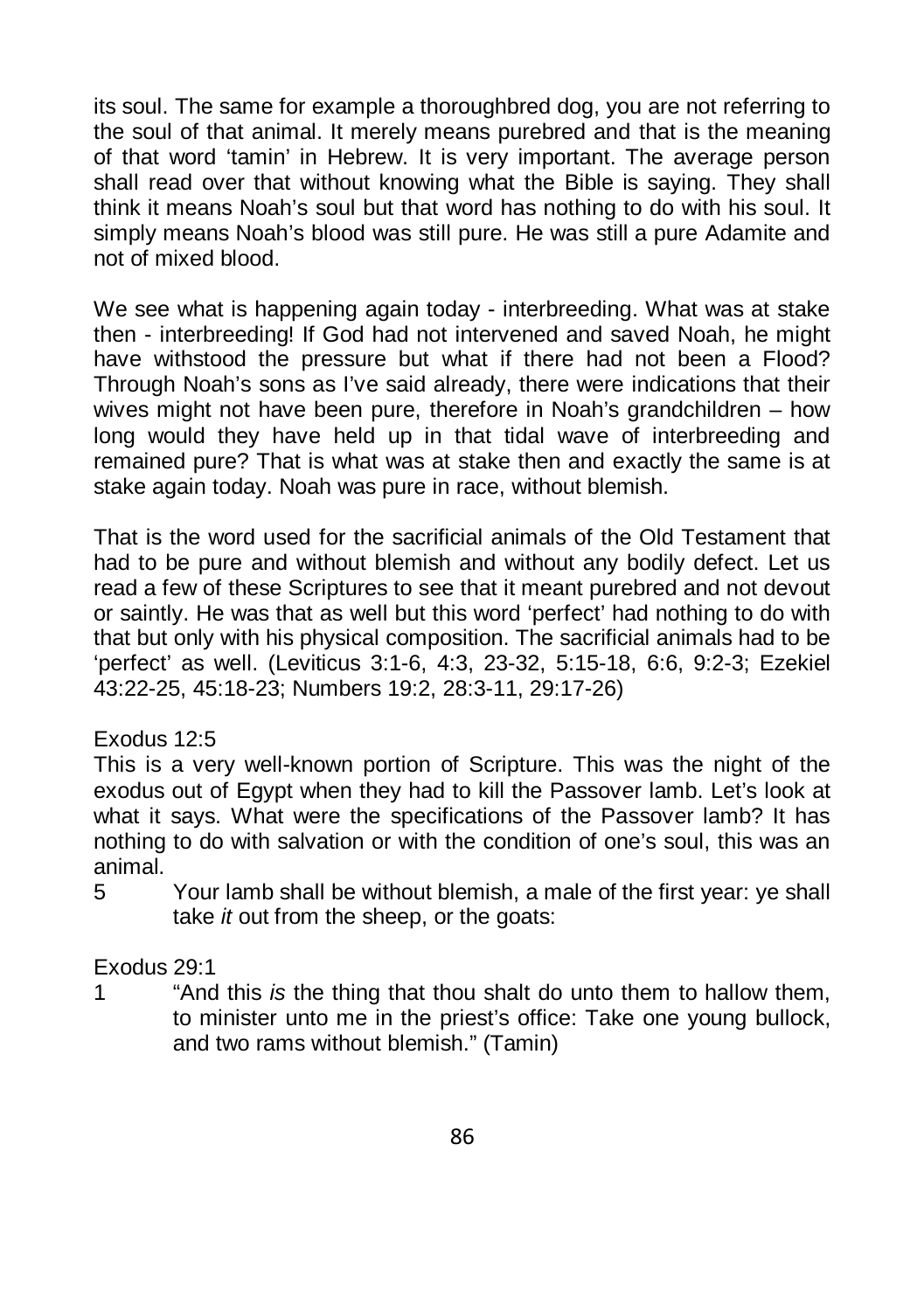its soul. The same for example a thoroughbred dog, you are not referring to the soul of that animal. It merely means purebred and that is the meaning of that word 'tamin' in Hebrew. It is very important. The average person shall read over that without knowing what the Bible is saying. They shall think it means Noah's soul but that word has nothing to do with his soul. It simply means Noah's blood was still pure. He was still a pure Adamite and not of mixed blood.

We see what is happening again today - interbreeding. What was at stake then - interbreeding! If God had not intervened and saved Noah, he might have withstood the pressure but what if there had not been a Flood? Through Noah's sons as I've said already, there were indications that their wives might not have been pure, therefore in Noah's grandchildren – how long would they have held up in that tidal wave of interbreeding and remained pure? That is what was at stake then and exactly the same is at stake again today. Noah was pure in race, without blemish.

That is the word used for the sacrificial animals of the Old Testament that had to be pure and without blemish and without any bodily defect. Let us read a few of these Scriptures to see that it meant purebred and not devout or saintly. He was that as well but this word 'perfect' had nothing to do with that but only with his physical composition. The sacrificial animals had to be 'perfect' as well. (Leviticus 3:1-6, 4:3, 23-32, 5:15-18, 6:6, 9:2-3; Ezekiel 43:22-25, 45:18-23; Numbers 19:2, 28:3-11, 29:17-26)

Exodus 12:5
This is a very well-known portion of Scripture. This was the night of the exodus out of Egypt when they had to kill the Passover lamb. Let's look at what it says. What were the specifications of the Passover lamb? It has nothing to do with salvation or with the condition of one's soul, this was an animal.

5 Your lamb shall be without blemish, a male of the first year: ye shall take *it* out from the sheep, or the goats:

Exodus 29:1

1 "And this *is* the thing that thou shalt do unto them to hallow them, to minister unto me in the priest's office: Take one young bullock, and two rams without blemish." (Tamin)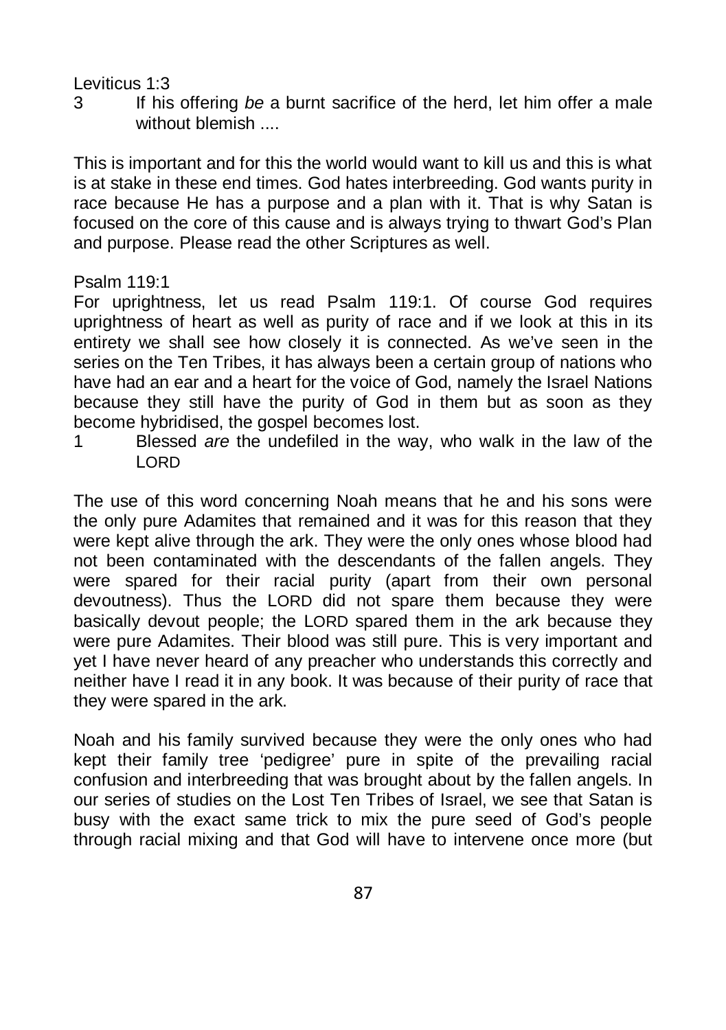Leviticus 1:3

3 If his offering *be* a burnt sacrifice of the herd, let him offer a male without blemish ....

This is important and for this the world would want to kill us and this is what is at stake in these end times. God hates interbreeding. God wants purity in race because He has a purpose and a plan with it. That is why Satan is focused on the core of this cause and is always trying to thwart God's Plan and purpose. Please read the other Scriptures as well.

Psalm 119:1

For uprightness, let us read Psalm 119:1. Of course God requires uprightness of heart as well as purity of race and if we look at this in its entirety we shall see how closely it is connected. As we've seen in the series on the Ten Tribes, it has always been a certain group of nations who have had an ear and a heart for the voice of God, namely the Israel Nations because they still have the purity of God in them but as soon as they become hybridised, the gospel becomes lost.

1 Blessed *are* the undefiled in the way, who walk in the law of the LORD

The use of this word concerning Noah means that he and his sons were the only pure Adamites that remained and it was for this reason that they were kept alive through the ark. They were the only ones whose blood had not been contaminated with the descendants of the fallen angels. They were spared for their racial purity (apart from their own personal devoutness). Thus the LORD did not spare them because they were basically devout people; the LORD spared them in the ark because they were pure Adamites. Their blood was still pure. This is very important and yet I have never heard of any preacher who understands this correctly and neither have I read it in any book. It was because of their purity of race that they were spared in the ark.

Noah and his family survived because they were the only ones who had kept their family tree 'pedigree' pure in spite of the prevailing racial confusion and interbreeding that was brought about by the fallen angels. In our series of studies on the Lost Ten Tribes of Israel, we see that Satan is busy with the exact same trick to mix the pure seed of God's people through racial mixing and that God will have to intervene once more (but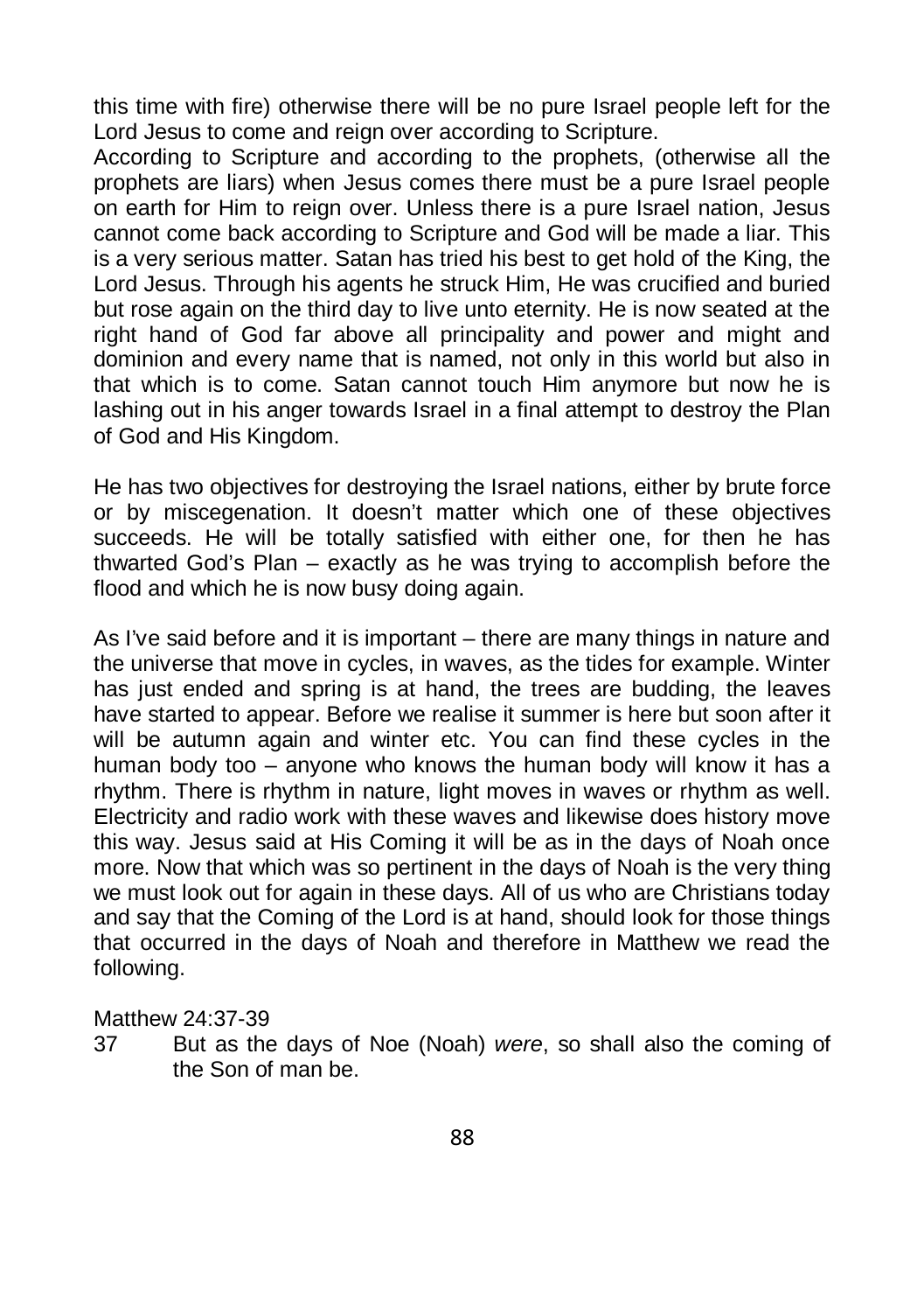this time with fire) otherwise there will be no pure Israel people left for the Lord Jesus to come and reign over according to Scripture.
According to Scripture and according to the prophets, (otherwise all the prophets are liars) when Jesus comes there must be a pure Israel people on earth for Him to reign over. Unless there is a pure Israel nation, Jesus cannot come back according to Scripture and God will be made a liar. This is a very serious matter. Satan has tried his best to get hold of the King, the Lord Jesus. Through his agents he struck Him, He was crucified and buried but rose again on the third day to live unto eternity. He is now seated at the right hand of God far above all principality and power and might and dominion and every name that is named, not only in this world but also in that which is to come. Satan cannot touch Him anymore but now he is lashing out in his anger towards Israel in a final attempt to destroy the Plan of God and His Kingdom.

He has two objectives for destroying the Israel nations, either by brute force or by miscegenation. It doesn't matter which one of these objectives succeeds. He will be totally satisfied with either one, for then he has thwarted God's Plan – exactly as he was trying to accomplish before the flood and which he is now busy doing again.

As I've said before and it is important – there are many things in nature and the universe that move in cycles, in waves, as the tides for example. Winter has just ended and spring is at hand, the trees are budding, the leaves have started to appear. Before we realise it summer is here but soon after it will be autumn again and winter etc. You can find these cycles in the human body too – anyone who knows the human body will know it has a rhythm. There is rhythm in nature, light moves in waves or rhythm as well. Electricity and radio work with these waves and likewise does history move this way. Jesus said at His Coming it will be as in the days of Noah once more. Now that which was so pertinent in the days of Noah is the very thing we must look out for again in these days. All of us who are Christians today and say that the Coming of the Lord is at hand, should look for those things that occurred in the days of Noah and therefore in Matthew we read the following.

Matthew 24:37-39

37 But as the days of Noe (Noah) *were*, so shall also the coming of the Son of man be.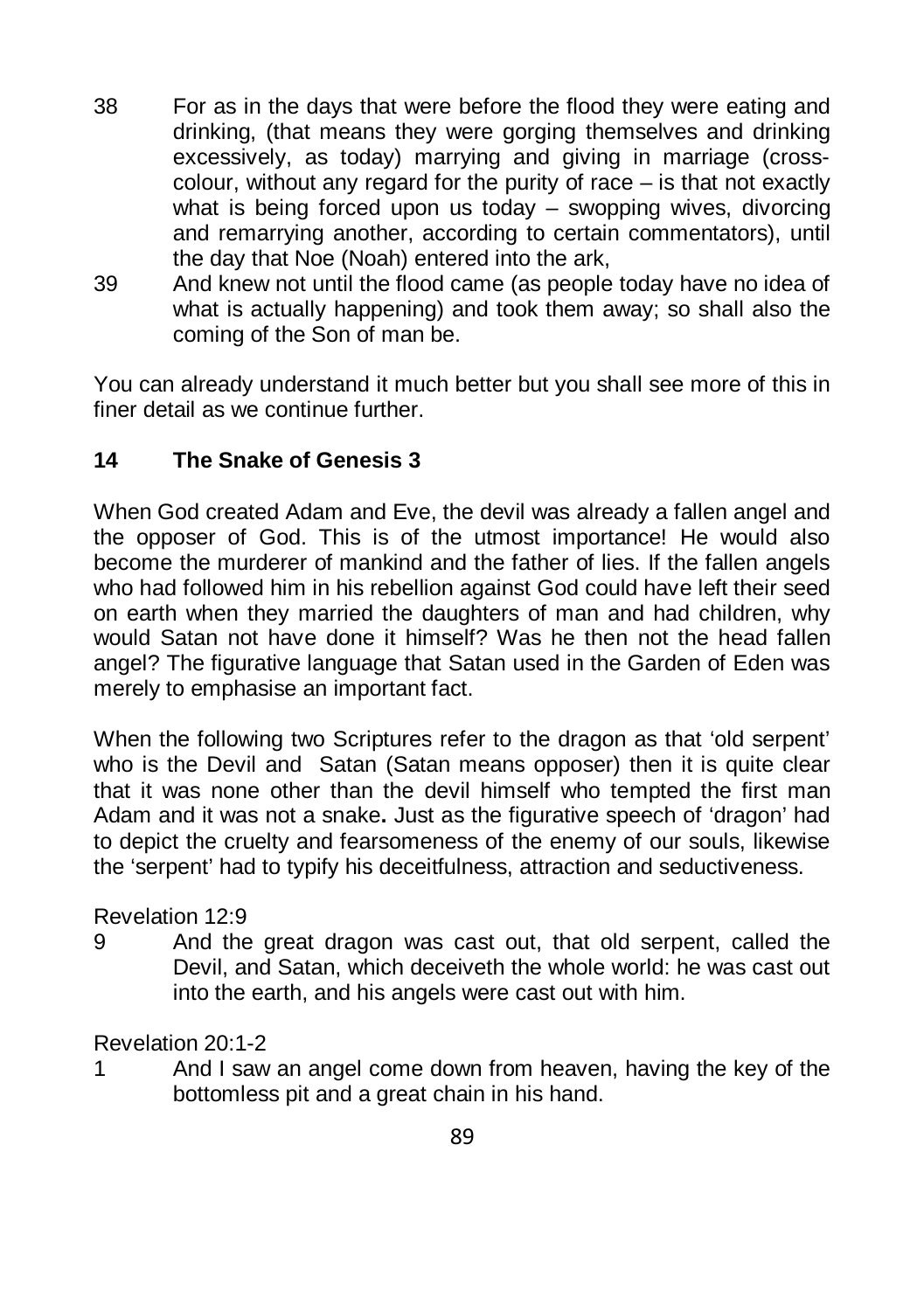38 For as in the days that were before the flood they were eating and drinking, (that means they were gorging themselves and drinking excessively, as today) marrying and giving in marriage (cross-colour, without any regard for the purity of race – is that not exactly what is being forced upon us today – swopping wives, divorcing and remarrying another, according to certain commentators), until the day that Noe (Noah) entered into the ark,

39 And knew not until the flood came (as people today have no idea of what is actually happening) and took them away; so shall also the coming of the Son of man be.

You can already understand it much better but you shall see more of this in finer detail as we continue further.

## 14 The Snake of Genesis 3

When God created Adam and Eve, the devil was already a fallen angel and the opposer of God. This is of the utmost importance! He would also become the murderer of mankind and the father of lies. If the fallen angels who had followed him in his rebellion against God could have left their seed on earth when they married the daughters of man and had children, why would Satan not have done it himself? Was he then not the head fallen angel? The figurative language that Satan used in the Garden of Eden was merely to emphasise an important fact.

When the following two Scriptures refer to the dragon as that 'old serpent' who is the Devil and Satan (Satan means opposer) then it is quite clear that it was none other than the devil himself who tempted the first man Adam and it was not a snake**.** Just as the figurative speech of 'dragon' had to depict the cruelty and fearsomeness of the enemy of our souls, likewise the 'serpent' had to typify his deceitfulness, attraction and seductiveness.

Revelation 12:9

9 And the great dragon was cast out, that old serpent, called the Devil, and Satan, which deceiveth the whole world: he was cast out into the earth, and his angels were cast out with him.

Revelation 20:1-2

1 And I saw an angel come down from heaven, having the key of the bottomless pit and a great chain in his hand.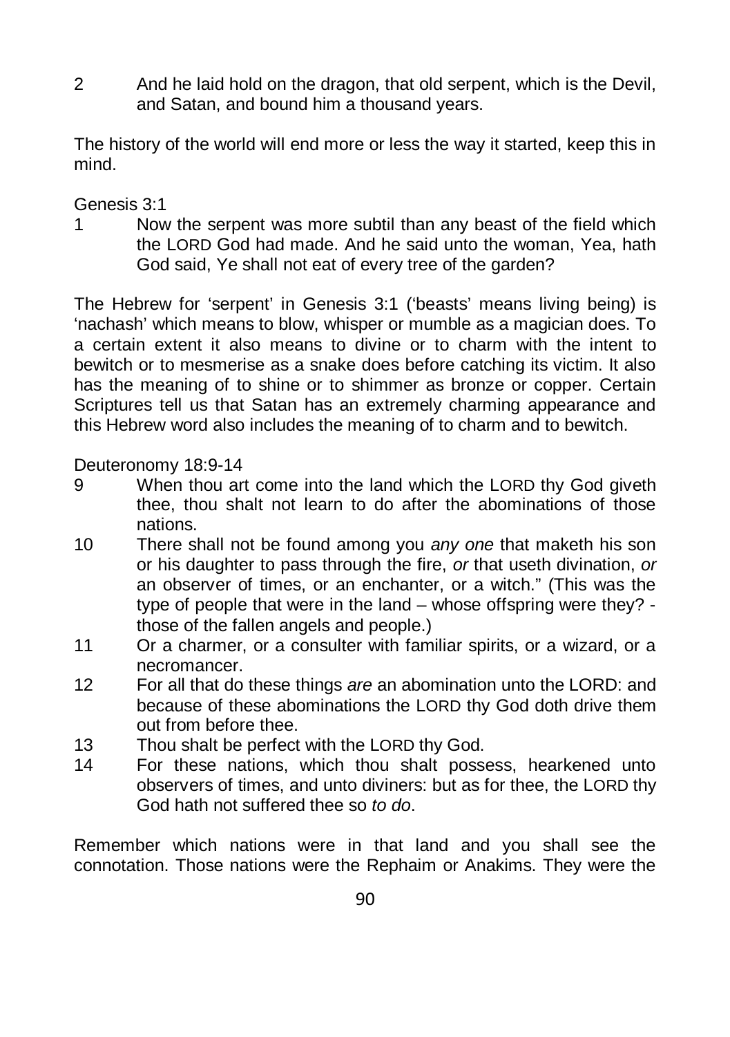2 And he laid hold on the dragon, that old serpent, which is the Devil, and Satan, and bound him a thousand years.

The history of the world will end more or less the way it started, keep this in mind.

Genesis 3:1

1 Now the serpent was more subtil than any beast of the field which the LORD God had made. And he said unto the woman, Yea, hath God said, Ye shall not eat of every tree of the garden?

The Hebrew for 'serpent' in Genesis 3:1 ('beasts' means living being) is 'nachash' which means to blow, whisper or mumble as a magician does. To a certain extent it also means to divine or to charm with the intent to bewitch or to mesmerise as a snake does before catching its victim. It also has the meaning of to shine or to shimmer as bronze or copper. Certain Scriptures tell us that Satan has an extremely charming appearance and this Hebrew word also includes the meaning of to charm and to bewitch.

Deuteronomy 18:9-14

9 When thou art come into the land which the LORD thy God giveth thee, thou shalt not learn to do after the abominations of those nations.

10 There shall not be found among you *any one* that maketh his son or his daughter to pass through the fire, *or* that useth divination, *or* an observer of times, or an enchanter, or a witch." (This was the type of people that were in the land – whose offspring were they? - those of the fallen angels and people.)

11 Or a charmer, or a consulter with familiar spirits, or a wizard, or a necromancer.

12 For all that do these things *are* an abomination unto the LORD: and because of these abominations the LORD thy God doth drive them out from before thee.

13 Thou shalt be perfect with the LORD thy God.

14 For these nations, which thou shalt possess, hearkened unto observers of times, and unto diviners: but as for thee, the LORD thy God hath not suffered thee so *to do*.

Remember which nations were in that land and you shall see the connotation. Those nations were the Rephaim or Anakims. They were the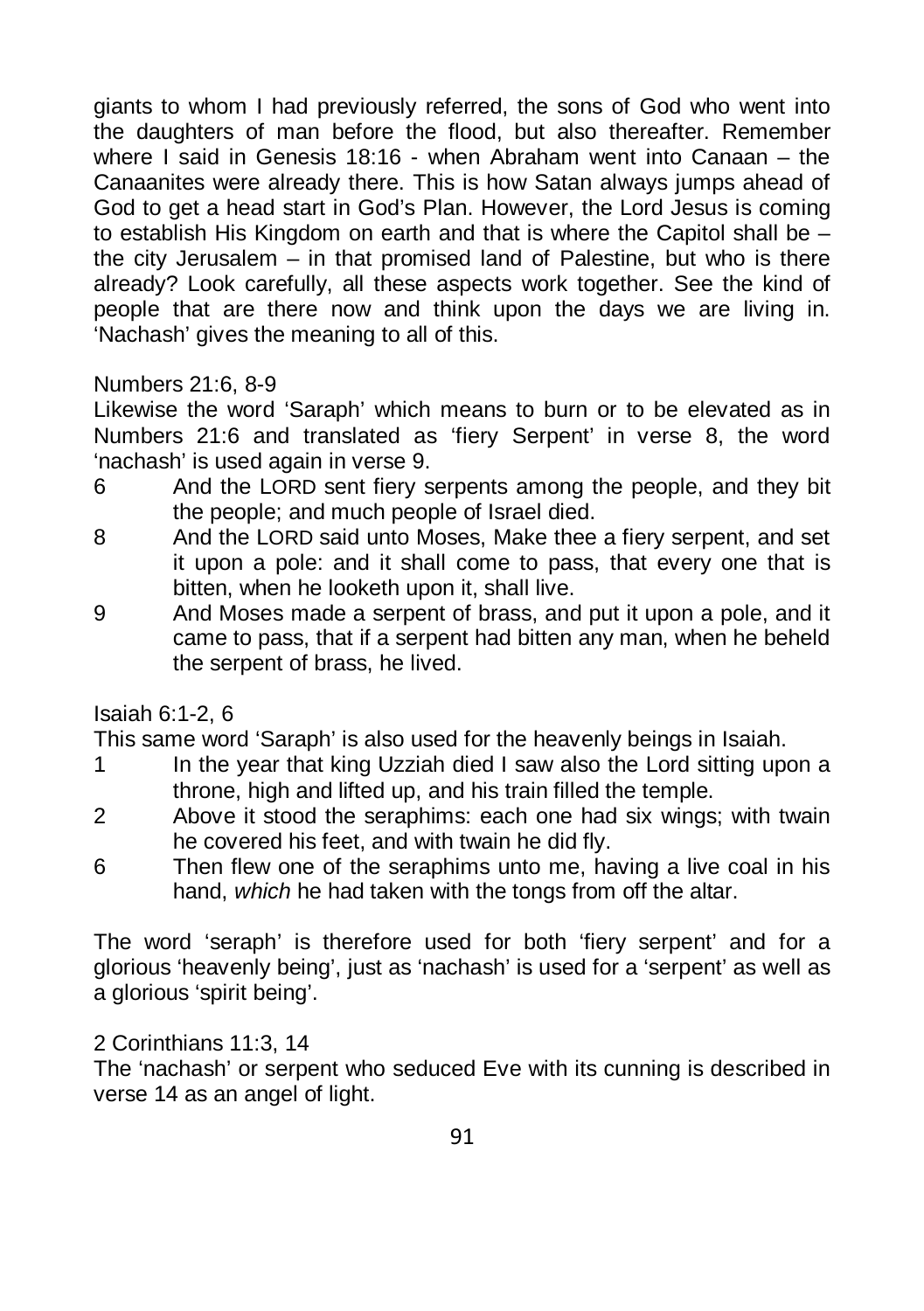giants to whom I had previously referred, the sons of God who went into the daughters of man before the flood, but also thereafter. Remember where I said in Genesis 18:16 - when Abraham went into Canaan – the Canaanites were already there. This is how Satan always jumps ahead of God to get a head start in God's Plan. However, the Lord Jesus is coming to establish His Kingdom on earth and that is where the Capitol shall be – the city Jerusalem – in that promised land of Palestine, but who is there already? Look carefully, all these aspects work together. See the kind of people that are there now and think upon the days we are living in. 'Nachash' gives the meaning to all of this.

Numbers 21:6, 8-9

Likewise the word 'Saraph' which means to burn or to be elevated as in Numbers 21:6 and translated as 'fiery Serpent' in verse 8, the word 'nachash' is used again in verse 9.

6 And the LORD sent fiery serpents among the people, and they bit the people; and much people of Israel died.

8 And the LORD said unto Moses, Make thee a fiery serpent, and set it upon a pole: and it shall come to pass, that every one that is bitten, when he looketh upon it, shall live.

9 And Moses made a serpent of brass, and put it upon a pole, and it came to pass, that if a serpent had bitten any man, when he beheld the serpent of brass, he lived.

Isaiah 6:1-2, 6

This same word 'Saraph' is also used for the heavenly beings in Isaiah.

1 In the year that king Uzziah died I saw also the Lord sitting upon a throne, high and lifted up, and his train filled the temple.

2 Above it stood the seraphims: each one had six wings; with twain he covered his feet, and with twain he did fly.

6 Then flew one of the seraphims unto me, having a live coal in his hand, *which* he had taken with the tongs from off the altar.

The word 'seraph' is therefore used for both 'fiery serpent' and for a glorious 'heavenly being', just as 'nachash' is used for a 'serpent' as well as a glorious 'spirit being'.

2 Corinthians 11:3, 14

The 'nachash' or serpent who seduced Eve with its cunning is described in verse 14 as an angel of light.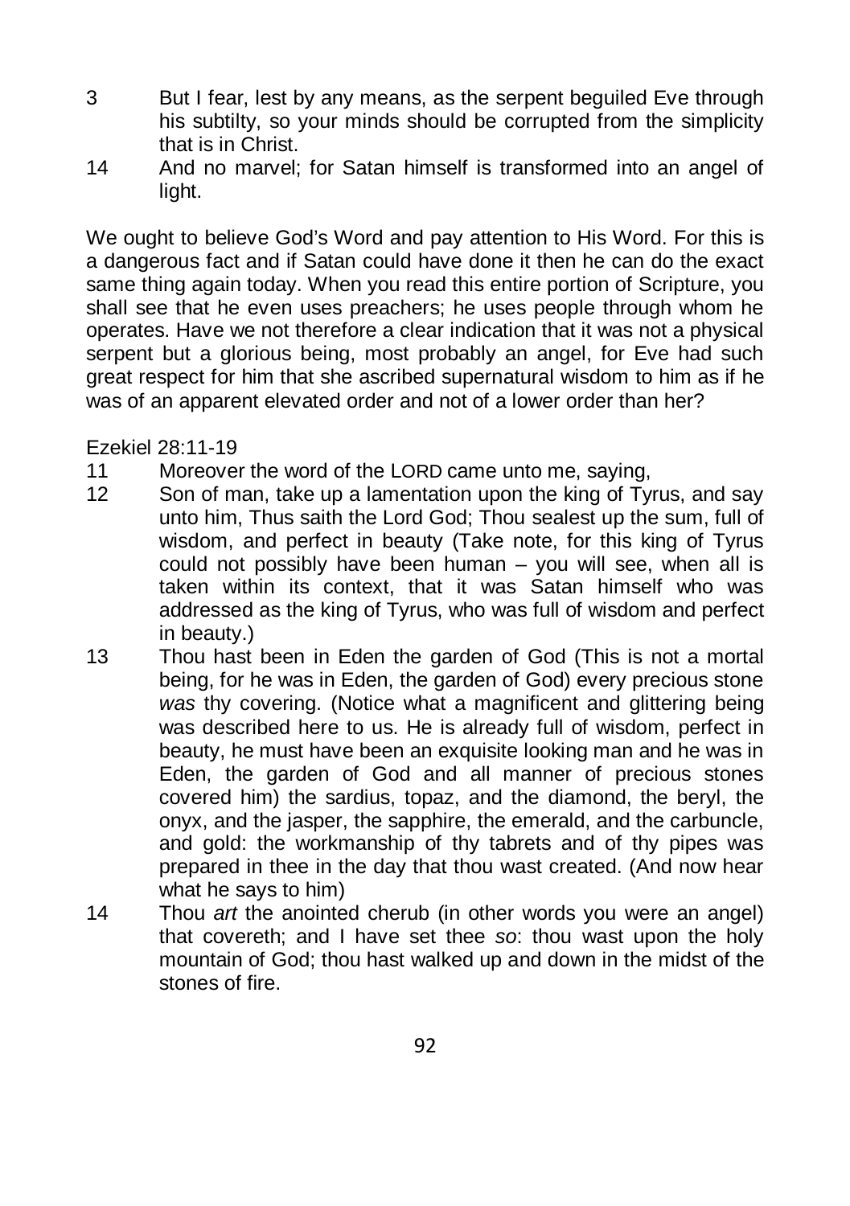3 But I fear, lest by any means, as the serpent beguiled Eve through his subtilty, so your minds should be corrupted from the simplicity that is in Christ.

14 And no marvel; for Satan himself is transformed into an angel of light.

We ought to believe God's Word and pay attention to His Word. For this is a dangerous fact and if Satan could have done it then he can do the exact same thing again today. When you read this entire portion of Scripture, you shall see that he even uses preachers; he uses people through whom he operates. Have we not therefore a clear indication that it was not a physical serpent but a glorious being, most probably an angel, for Eve had such great respect for him that she ascribed supernatural wisdom to him as if he was of an apparent elevated order and not of a lower order than her?

Ezekiel 28:11-19

11 Moreover the word of the LORD came unto me, saying,

12 Son of man, take up a lamentation upon the king of Tyrus, and say unto him, Thus saith the Lord God; Thou sealest up the sum, full of wisdom, and perfect in beauty (Take note, for this king of Tyrus could not possibly have been human – you will see, when all is taken within its context, that it was Satan himself who was addressed as the king of Tyrus, who was full of wisdom and perfect in beauty.)

13 Thou hast been in Eden the garden of God (This is not a mortal being, for he was in Eden, the garden of God) every precious stone *was* thy covering. (Notice what a magnificent and glittering being was described here to us. He is already full of wisdom, perfect in beauty, he must have been an exquisite looking man and he was in Eden, the garden of God and all manner of precious stones covered him) the sardius, topaz, and the diamond, the beryl, the onyx, and the jasper, the sapphire, the emerald, and the carbuncle, and gold: the workmanship of thy tabrets and of thy pipes was prepared in thee in the day that thou wast created. (And now hear what he says to him)

14 Thou *art* the anointed cherub (in other words you were an angel) that covereth; and I have set thee *so*: thou wast upon the holy mountain of God; thou hast walked up and down in the midst of the stones of fire.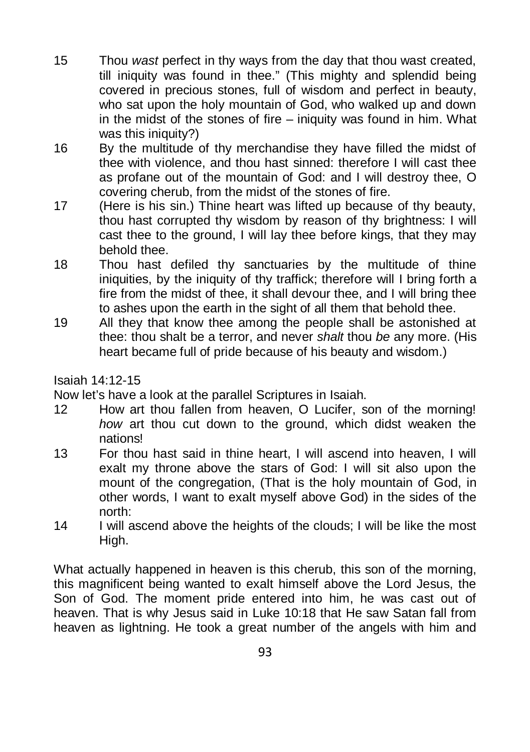15 Thou *wast* perfect in thy ways from the day that thou wast created, till iniquity was found in thee." (This mighty and splendid being covered in precious stones, full of wisdom and perfect in beauty, who sat upon the holy mountain of God, who walked up and down in the midst of the stones of fire – iniquity was found in him. What was this iniquity?)

16 By the multitude of thy merchandise they have filled the midst of thee with violence, and thou hast sinned: therefore I will cast thee as profane out of the mountain of God: and I will destroy thee, O covering cherub, from the midst of the stones of fire.

17 (Here is his sin.) Thine heart was lifted up because of thy beauty, thou hast corrupted thy wisdom by reason of thy brightness: I will cast thee to the ground, I will lay thee before kings, that they may behold thee.

18 Thou hast defiled thy sanctuaries by the multitude of thine iniquities, by the iniquity of thy traffick; therefore will I bring forth a fire from the midst of thee, it shall devour thee, and I will bring thee to ashes upon the earth in the sight of all them that behold thee.

19 All they that know thee among the people shall be astonished at thee: thou shalt be a terror, and never *shalt* thou *be* any more. (His heart became full of pride because of his beauty and wisdom.)

Isaiah 14:12-15

Now let's have a look at the parallel Scriptures in Isaiah.

12 How art thou fallen from heaven, O Lucifer, son of the morning! *how* art thou cut down to the ground, which didst weaken the nations!

13 For thou hast said in thine heart, I will ascend into heaven, I will exalt my throne above the stars of God: I will sit also upon the mount of the congregation, (That is the holy mountain of God, in other words, I want to exalt myself above God) in the sides of the north:

14 I will ascend above the heights of the clouds; I will be like the most High.

What actually happened in heaven is this cherub, this son of the morning, this magnificent being wanted to exalt himself above the Lord Jesus, the Son of God. The moment pride entered into him, he was cast out of heaven. That is why Jesus said in Luke 10:18 that He saw Satan fall from heaven as lightning. He took a great number of the angels with him and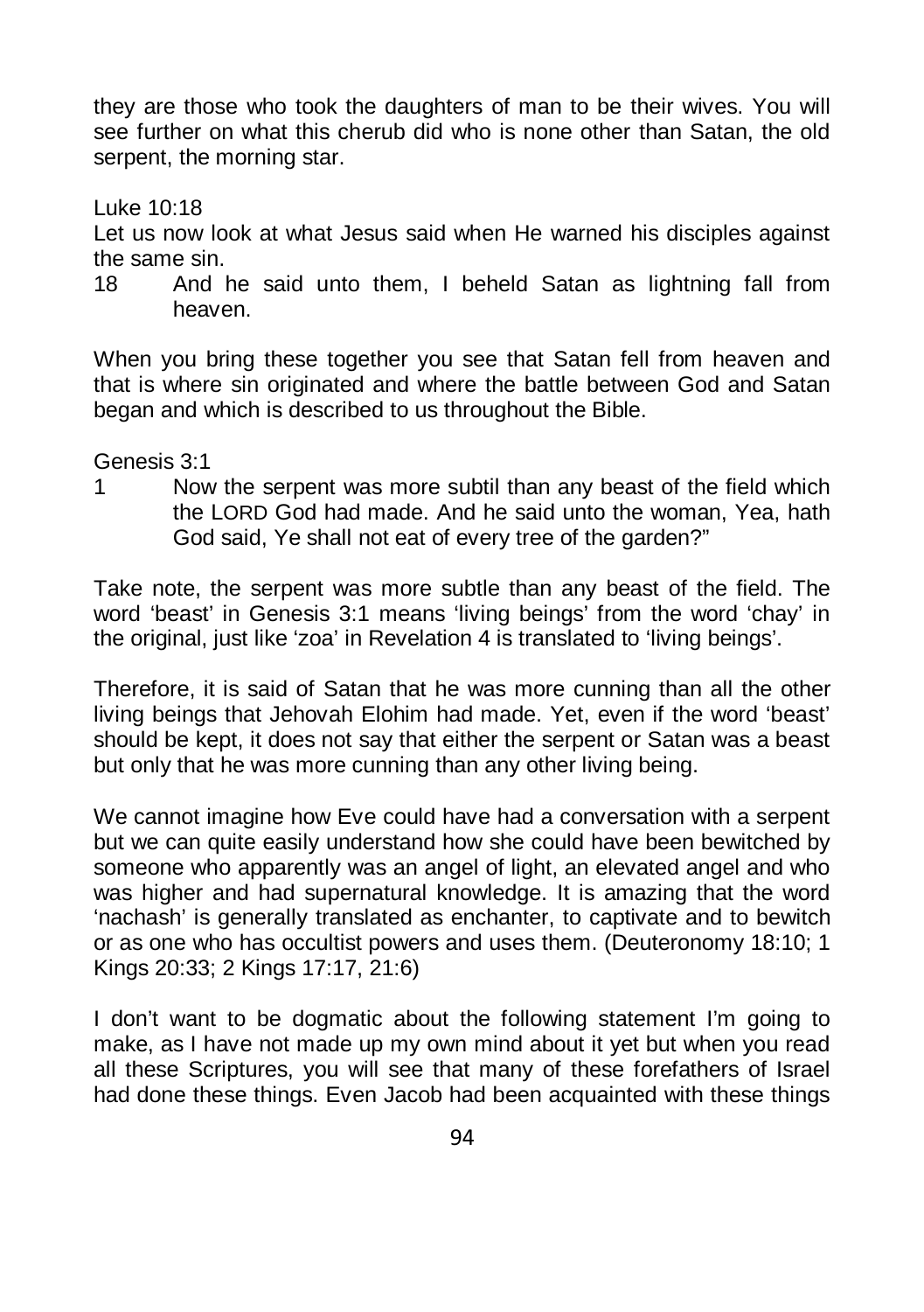they are those who took the daughters of man to be their wives. You will see further on what this cherub did who is none other than Satan, the old serpent, the morning star.

Luke 10:18

Let us now look at what Jesus said when He warned his disciples against the same sin.

18 And he said unto them, I beheld Satan as lightning fall from heaven.

When you bring these together you see that Satan fell from heaven and that is where sin originated and where the battle between God and Satan began and which is described to us throughout the Bible.

Genesis 3:1

1 Now the serpent was more subtil than any beast of the field which the LORD God had made. And he said unto the woman, Yea, hath God said, Ye shall not eat of every tree of the garden?"

Take note, the serpent was more subtle than any beast of the field. The word 'beast' in Genesis 3:1 means 'living beings' from the word 'chay' in the original, just like 'zoa' in Revelation 4 is translated to 'living beings'.

Therefore, it is said of Satan that he was more cunning than all the other living beings that Jehovah Elohim had made. Yet, even if the word 'beast' should be kept, it does not say that either the serpent or Satan was a beast but only that he was more cunning than any other living being.

We cannot imagine how Eve could have had a conversation with a serpent but we can quite easily understand how she could have been bewitched by someone who apparently was an angel of light, an elevated angel and who was higher and had supernatural knowledge. It is amazing that the word 'nachash' is generally translated as enchanter, to captivate and to bewitch or as one who has occultist powers and uses them. (Deuteronomy 18:10; 1 Kings 20:33; 2 Kings 17:17, 21:6)

I don't want to be dogmatic about the following statement I'm going to make, as I have not made up my own mind about it yet but when you read all these Scriptures, you will see that many of these forefathers of Israel had done these things. Even Jacob had been acquainted with these things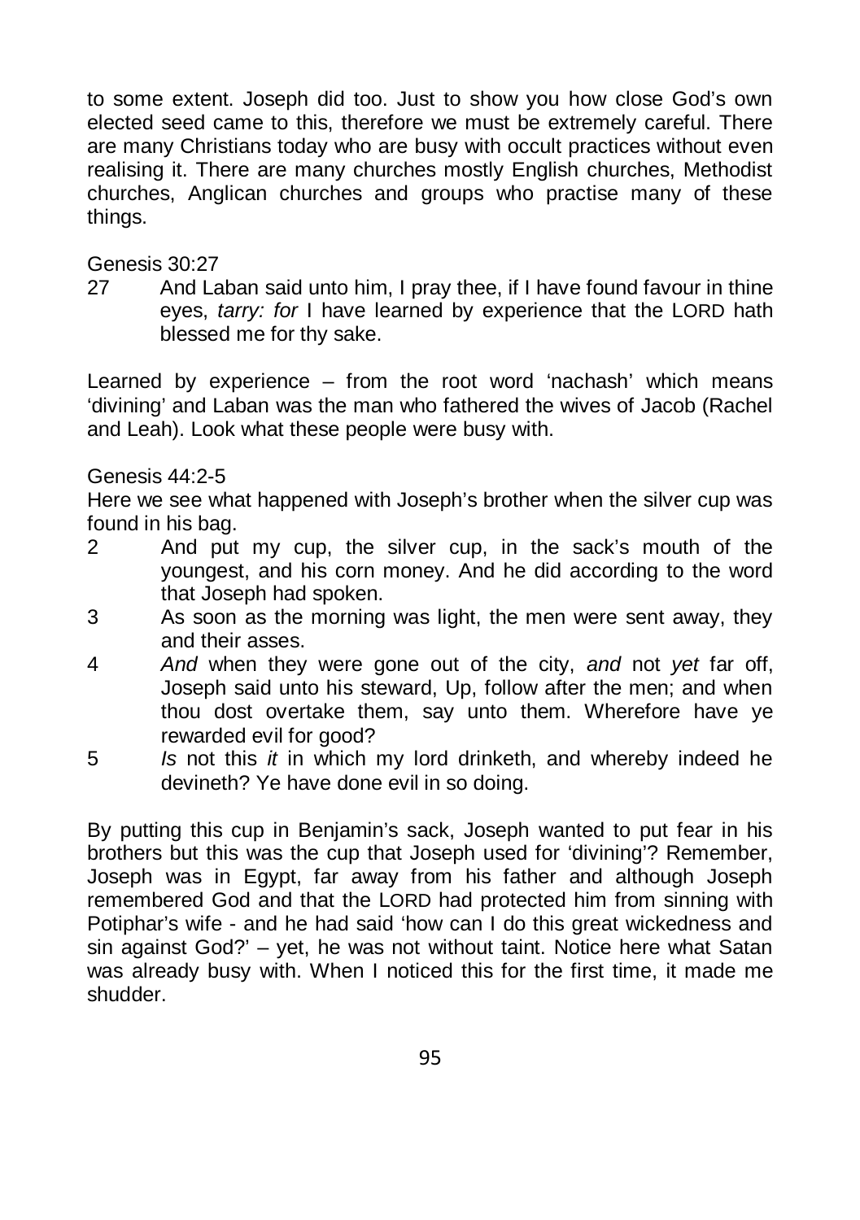to some extent. Joseph did too. Just to show you how close God's own elected seed came to this, therefore we must be extremely careful. There are many Christians today who are busy with occult practices without even realising it. There are many churches mostly English churches, Methodist churches, Anglican churches and groups who practise many of these things.

Genesis 30:27

27 And Laban said unto him, I pray thee, if I have found favour in thine eyes, *tarry: for* I have learned by experience that the LORD hath blessed me for thy sake.

Learned by experience – from the root word 'nachash' which means 'divining' and Laban was the man who fathered the wives of Jacob (Rachel and Leah). Look what these people were busy with.

Genesis 44:2-5

Here we see what happened with Joseph's brother when the silver cup was found in his bag.

2 And put my cup, the silver cup, in the sack's mouth of the youngest, and his corn money. And he did according to the word that Joseph had spoken.

3 As soon as the morning was light, the men were sent away, they and their asses.

4 *And* when they were gone out of the city, *and* not *yet* far off, Joseph said unto his steward, Up, follow after the men; and when thou dost overtake them, say unto them. Wherefore have ye rewarded evil for good?

5 *Is* not this *it* in which my lord drinketh, and whereby indeed he devineth? Ye have done evil in so doing.

By putting this cup in Benjamin's sack, Joseph wanted to put fear in his brothers but this was the cup that Joseph used for 'divining'? Remember, Joseph was in Egypt, far away from his father and although Joseph remembered God and that the LORD had protected him from sinning with Potiphar's wife - and he had said 'how can I do this great wickedness and sin against God?' – yet, he was not without taint. Notice here what Satan was already busy with. When I noticed this for the first time, it made me shudder.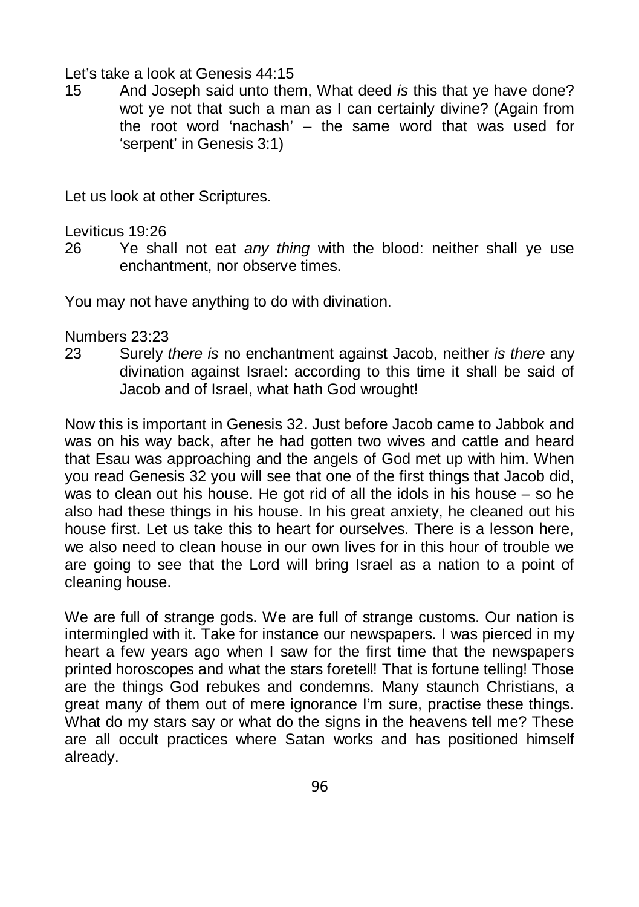Let's take a look at Genesis 44:15

15 And Joseph said unto them, What deed *is* this that ye have done? wot ye not that such a man as I can certainly divine? (Again from the root word 'nachash' – the same word that was used for 'serpent' in Genesis 3:1)

Let us look at other Scriptures.

Leviticus 19:26

26 Ye shall not eat *any thing* with the blood: neither shall ye use enchantment, nor observe times.

You may not have anything to do with divination.

Numbers 23:23

23 Surely *there is* no enchantment against Jacob, neither *is there* any divination against Israel: according to this time it shall be said of Jacob and of Israel, what hath God wrought!

Now this is important in Genesis 32. Just before Jacob came to Jabbok and was on his way back, after he had gotten two wives and cattle and heard that Esau was approaching and the angels of God met up with him. When you read Genesis 32 you will see that one of the first things that Jacob did, was to clean out his house. He got rid of all the idols in his house – so he also had these things in his house. In his great anxiety, he cleaned out his house first. Let us take this to heart for ourselves. There is a lesson here, we also need to clean house in our own lives for in this hour of trouble we are going to see that the Lord will bring Israel as a nation to a point of cleaning house.

We are full of strange gods. We are full of strange customs. Our nation is intermingled with it. Take for instance our newspapers. I was pierced in my heart a few years ago when I saw for the first time that the newspapers printed horoscopes and what the stars foretell! That is fortune telling! Those are the things God rebukes and condemns. Many staunch Christians, a great many of them out of mere ignorance I'm sure, practise these things. What do my stars say or what do the signs in the heavens tell me? These are all occult practices where Satan works and has positioned himself already.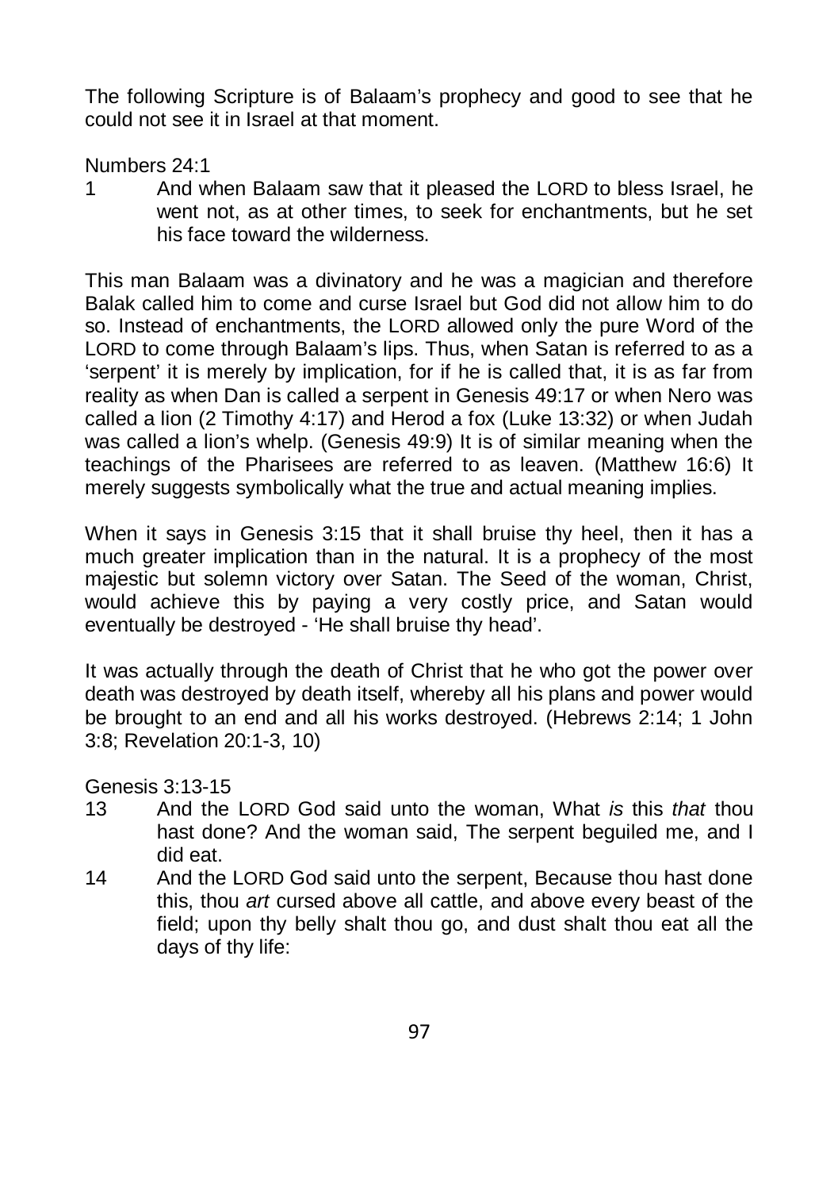The following Scripture is of Balaam's prophecy and good to see that he could not see it in Israel at that moment.

Numbers 24:1

1 And when Balaam saw that it pleased the LORD to bless Israel, he went not, as at other times, to seek for enchantments, but he set his face toward the wilderness.

This man Balaam was a divinatory and he was a magician and therefore Balak called him to come and curse Israel but God did not allow him to do so. Instead of enchantments, the LORD allowed only the pure Word of the LORD to come through Balaam's lips. Thus, when Satan is referred to as a 'serpent' it is merely by implication, for if he is called that, it is as far from reality as when Dan is called a serpent in Genesis 49:17 or when Nero was called a lion (2 Timothy 4:17) and Herod a fox (Luke 13:32) or when Judah was called a lion's whelp. (Genesis 49:9) It is of similar meaning when the teachings of the Pharisees are referred to as leaven. (Matthew 16:6) It merely suggests symbolically what the true and actual meaning implies.

When it says in Genesis 3:15 that it shall bruise thy heel, then it has a much greater implication than in the natural. It is a prophecy of the most majestic but solemn victory over Satan. The Seed of the woman, Christ, would achieve this by paying a very costly price, and Satan would eventually be destroyed - 'He shall bruise thy head'.

It was actually through the death of Christ that he who got the power over death was destroyed by death itself, whereby all his plans and power would be brought to an end and all his works destroyed. (Hebrews 2:14; 1 John 3:8; Revelation 20:1-3, 10)

Genesis 3:13-15

13 And the LORD God said unto the woman, What *is* this *that* thou hast done? And the woman said, The serpent beguiled me, and I did eat.

14 And the LORD God said unto the serpent, Because thou hast done this, thou *art* cursed above all cattle, and above every beast of the field; upon thy belly shalt thou go, and dust shalt thou eat all the days of thy life: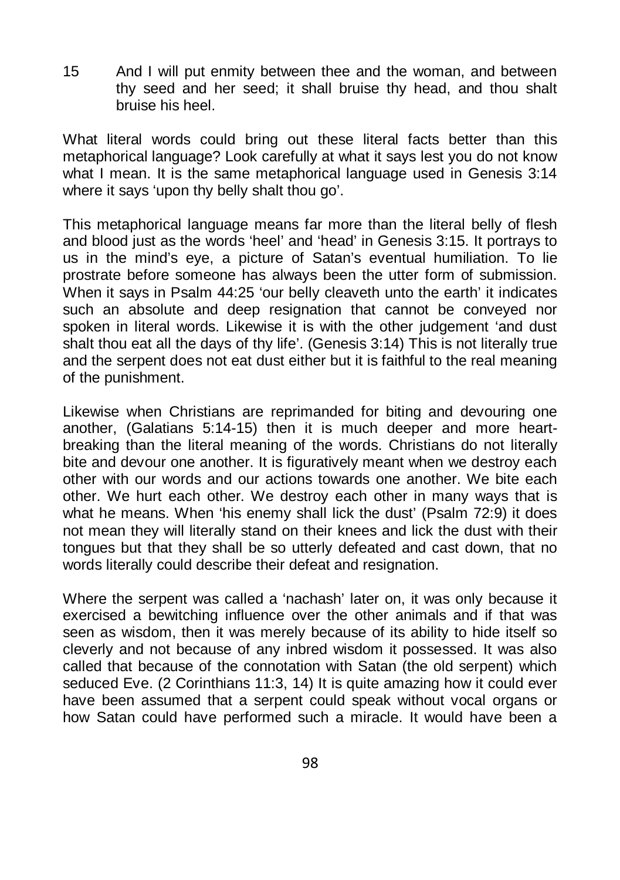15 And I will put enmity between thee and the woman, and between thy seed and her seed; it shall bruise thy head, and thou shalt bruise his heel.

What literal words could bring out these literal facts better than this metaphorical language? Look carefully at what it says lest you do not know what I mean. It is the same metaphorical language used in Genesis 3:14 where it says 'upon thy belly shalt thou go'.

This metaphorical language means far more than the literal belly of flesh and blood just as the words 'heel' and 'head' in Genesis 3:15. It portrays to us in the mind's eye, a picture of Satan's eventual humiliation. To lie prostrate before someone has always been the utter form of submission. When it says in Psalm 44:25 'our belly cleaveth unto the earth' it indicates such an absolute and deep resignation that cannot be conveyed nor spoken in literal words. Likewise it is with the other judgement 'and dust shalt thou eat all the days of thy life'. (Genesis 3:14) This is not literally true and the serpent does not eat dust either but it is faithful to the real meaning of the punishment.

Likewise when Christians are reprimanded for biting and devouring one another, (Galatians 5:14-15) then it is much deeper and more heart-breaking than the literal meaning of the words. Christians do not literally bite and devour one another. It is figuratively meant when we destroy each other with our words and our actions towards one another. We bite each other. We hurt each other. We destroy each other in many ways that is what he means. When 'his enemy shall lick the dust' (Psalm 72:9) it does not mean they will literally stand on their knees and lick the dust with their tongues but that they shall be so utterly defeated and cast down, that no words literally could describe their defeat and resignation.

Where the serpent was called a 'nachash' later on, it was only because it exercised a bewitching influence over the other animals and if that was seen as wisdom, then it was merely because of its ability to hide itself so cleverly and not because of any inbred wisdom it possessed. It was also called that because of the connotation with Satan (the old serpent) which seduced Eve. (2 Corinthians 11:3, 14) It is quite amazing how it could ever have been assumed that a serpent could speak without vocal organs or how Satan could have performed such a miracle. It would have been a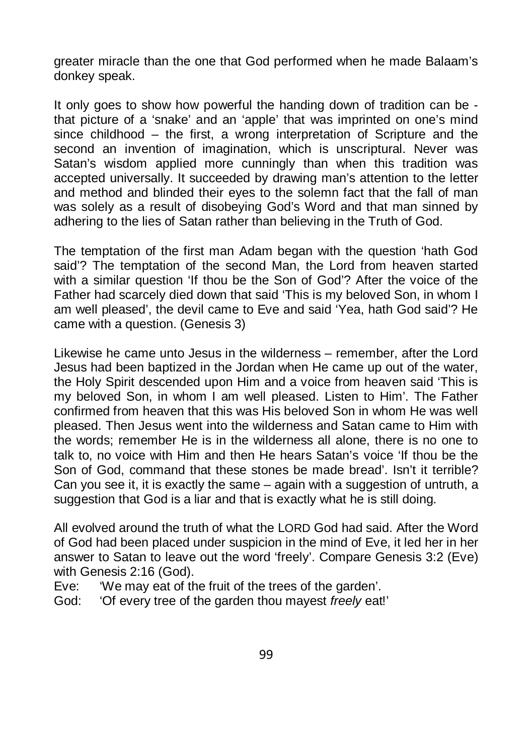greater miracle than the one that God performed when he made Balaam's donkey speak.

It only goes to show how powerful the handing down of tradition can be - that picture of a 'snake' and an 'apple' that was imprinted on one's mind since childhood – the first, a wrong interpretation of Scripture and the second an invention of imagination, which is unscriptural. Never was Satan's wisdom applied more cunningly than when this tradition was accepted universally. It succeeded by drawing man's attention to the letter and method and blinded their eyes to the solemn fact that the fall of man was solely as a result of disobeying God's Word and that man sinned by adhering to the lies of Satan rather than believing in the Truth of God.

The temptation of the first man Adam began with the question 'hath God said'? The temptation of the second Man, the Lord from heaven started with a similar question 'If thou be the Son of God'? After the voice of the Father had scarcely died down that said 'This is my beloved Son, in whom I am well pleased', the devil came to Eve and said 'Yea, hath God said'? He came with a question. (Genesis 3)

Likewise he came unto Jesus in the wilderness – remember, after the Lord Jesus had been baptized in the Jordan when He came up out of the water, the Holy Spirit descended upon Him and a voice from heaven said 'This is my beloved Son, in whom I am well pleased. Listen to Him'. The Father confirmed from heaven that this was His beloved Son in whom He was well pleased. Then Jesus went into the wilderness and Satan came to Him with the words; remember He is in the wilderness all alone, there is no one to talk to, no voice with Him and then He hears Satan's voice 'If thou be the Son of God, command that these stones be made bread'. Isn't it terrible? Can you see it, it is exactly the same – again with a suggestion of untruth, a suggestion that God is a liar and that is exactly what he is still doing.

All evolved around the truth of what the LORD God had said. After the Word of God had been placed under suspicion in the mind of Eve, it led her in her answer to Satan to leave out the word 'freely'. Compare Genesis 3:2 (Eve) with Genesis 2:16 (God).

Eve: 'We may eat of the fruit of the trees of the garden'.
God: 'Of every tree of the garden thou mayest *freely* eat!'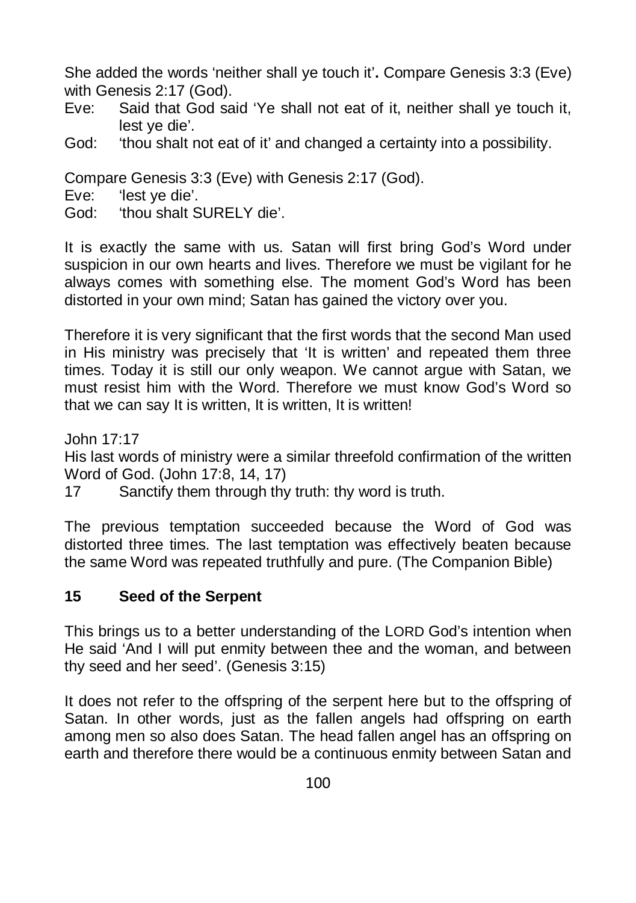She added the words 'neither shall ye touch it'**.** Compare Genesis 3:3 (Eve) with Genesis 2:17 (God).

Eve: Said that God said 'Ye shall not eat of it, neither shall ye touch it, lest ye die'.

God: 'thou shalt not eat of it' and changed a certainty into a possibility.

Compare Genesis 3:3 (Eve) with Genesis 2:17 (God).

Eve: 'lest ye die'.

God: 'thou shalt SURELY die'.

It is exactly the same with us. Satan will first bring God's Word under suspicion in our own hearts and lives. Therefore we must be vigilant for he always comes with something else. The moment God's Word has been distorted in your own mind; Satan has gained the victory over you.

Therefore it is very significant that the first words that the second Man used in His ministry was precisely that 'It is written' and repeated them three times. Today it is still our only weapon. We cannot argue with Satan, we must resist him with the Word. Therefore we must know God's Word so that we can say It is written, It is written, It is written!

John 17:17

His last words of ministry were a similar threefold confirmation of the written Word of God. (John 17:8, 14, 17)

17 Sanctify them through thy truth: thy word is truth.

The previous temptation succeeded because the Word of God was distorted three times. The last temptation was effectively beaten because the same Word was repeated truthfully and pure. (The Companion Bible)

## 15 Seed of the Serpent

This brings us to a better understanding of the LORD God's intention when He said 'And I will put enmity between thee and the woman, and between thy seed and her seed'. (Genesis 3:15)

It does not refer to the offspring of the serpent here but to the offspring of Satan. In other words, just as the fallen angels had offspring on earth among men so also does Satan. The head fallen angel has an offspring on earth and therefore there would be a continuous enmity between Satan and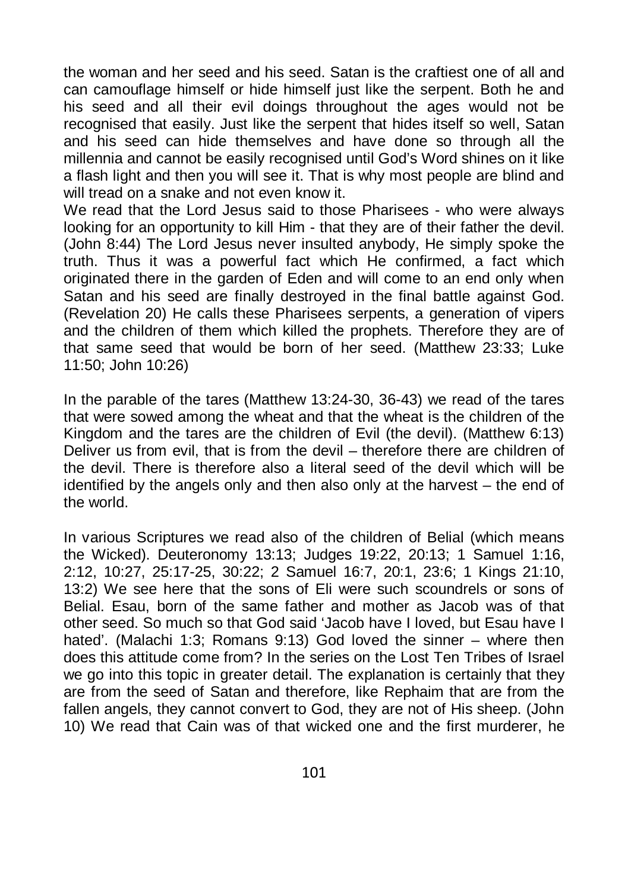the woman and her seed and his seed. Satan is the craftiest one of all and can camouflage himself or hide himself just like the serpent. Both he and his seed and all their evil doings throughout the ages would not be recognised that easily. Just like the serpent that hides itself so well, Satan and his seed can hide themselves and have done so through all the millennia and cannot be easily recognised until God's Word shines on it like a flash light and then you will see it. That is why most people are blind and will tread on a snake and not even know it.
We read that the Lord Jesus said to those Pharisees - who were always looking for an opportunity to kill Him - that they are of their father the devil. (John 8:44) The Lord Jesus never insulted anybody, He simply spoke the truth. Thus it was a powerful fact which He confirmed, a fact which originated there in the garden of Eden and will come to an end only when Satan and his seed are finally destroyed in the final battle against God. (Revelation 20) He calls these Pharisees serpents, a generation of vipers and the children of them which killed the prophets. Therefore they are of that same seed that would be born of her seed. (Matthew 23:33; Luke 11:50; John 10:26)

In the parable of the tares (Matthew 13:24-30, 36-43) we read of the tares that were sowed among the wheat and that the wheat is the children of the Kingdom and the tares are the children of Evil (the devil). (Matthew 6:13) Deliver us from evil, that is from the devil – therefore there are children of the devil. There is therefore also a literal seed of the devil which will be identified by the angels only and then also only at the harvest – the end of the world.

In various Scriptures we read also of the children of Belial (which means the Wicked). Deuteronomy 13:13; Judges 19:22, 20:13; 1 Samuel 1:16, 2:12, 10:27, 25:17-25, 30:22; 2 Samuel 16:7, 20:1, 23:6; 1 Kings 21:10, 13:2) We see here that the sons of Eli were such scoundrels or sons of Belial. Esau, born of the same father and mother as Jacob was of that other seed. So much so that God said 'Jacob have I loved, but Esau have I hated'. (Malachi 1:3; Romans 9:13) God loved the sinner – where then does this attitude come from? In the series on the Lost Ten Tribes of Israel we go into this topic in greater detail. The explanation is certainly that they are from the seed of Satan and therefore, like Rephaim that are from the fallen angels, they cannot convert to God, they are not of His sheep. (John 10) We read that Cain was of that wicked one and the first murderer, he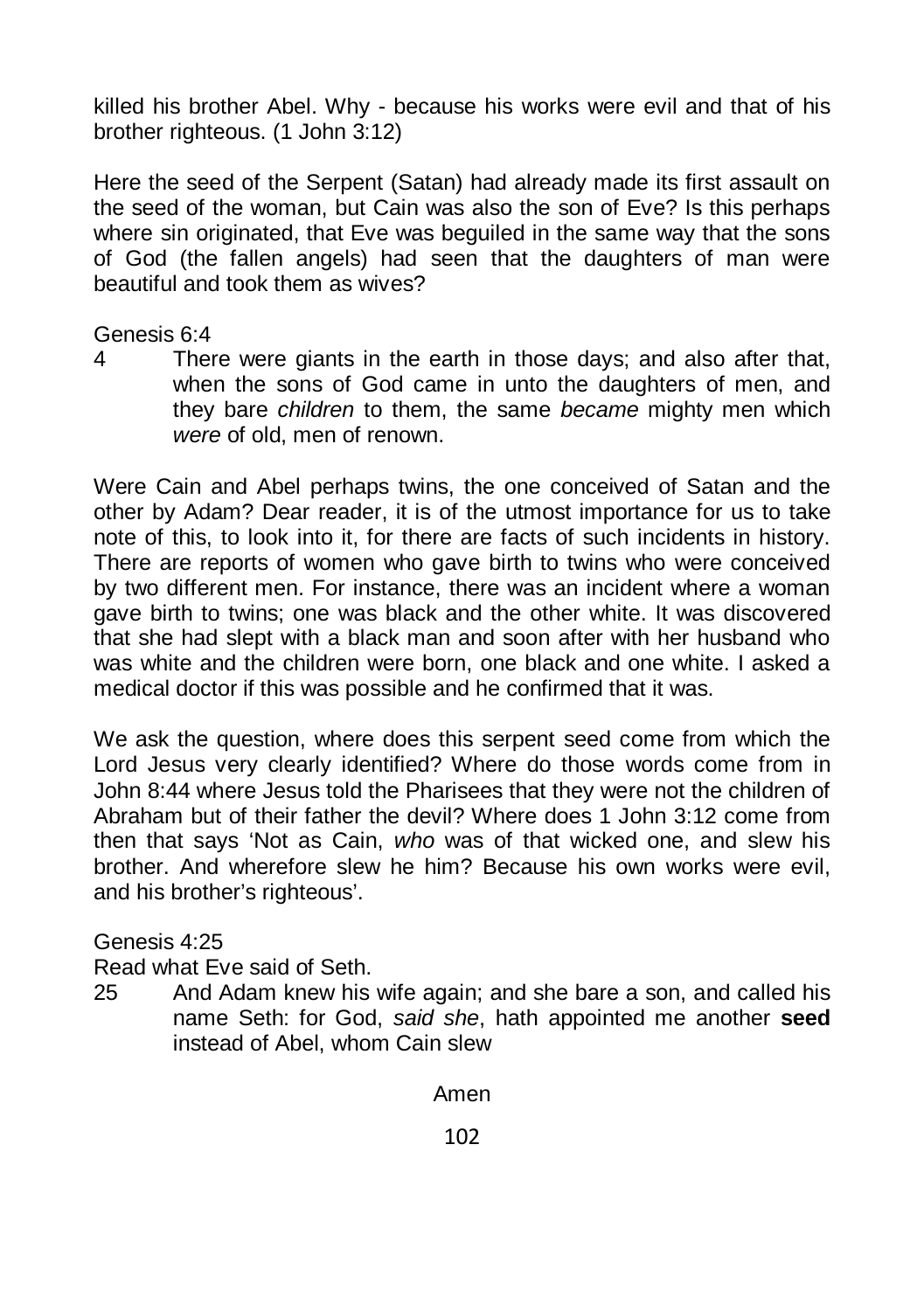killed his brother Abel. Why - because his works were evil and that of his brother righteous. (1 John 3:12)

Here the seed of the Serpent (Satan) had already made its first assault on the seed of the woman, but Cain was also the son of Eve? Is this perhaps where sin originated, that Eve was beguiled in the same way that the sons of God (the fallen angels) had seen that the daughters of man were beautiful and took them as wives?

Genesis 6:4

4 There were giants in the earth in those days; and also after that, when the sons of God came in unto the daughters of men, and they bare *children* to them, the same *became* mighty men which *were* of old, men of renown.

Were Cain and Abel perhaps twins, the one conceived of Satan and the other by Adam? Dear reader, it is of the utmost importance for us to take note of this, to look into it, for there are facts of such incidents in history. There are reports of women who gave birth to twins who were conceived by two different men. For instance, there was an incident where a woman gave birth to twins; one was black and the other white. It was discovered that she had slept with a black man and soon after with her husband who was white and the children were born, one black and one white. I asked a medical doctor if this was possible and he confirmed that it was.

We ask the question, where does this serpent seed come from which the Lord Jesus very clearly identified? Where do those words come from in John 8:44 where Jesus told the Pharisees that they were not the children of Abraham but of their father the devil? Where does 1 John 3:12 come from then that says 'Not as Cain, *who* was of that wicked one, and slew his brother. And wherefore slew he him? Because his own works were evil, and his brother's righteous'.

Genesis 4:25

Read what Eve said of Seth.

25 And Adam knew his wife again; and she bare a son, and called his name Seth: for God, *said she*, hath appointed me another **seed** instead of Abel, whom Cain slew

Amen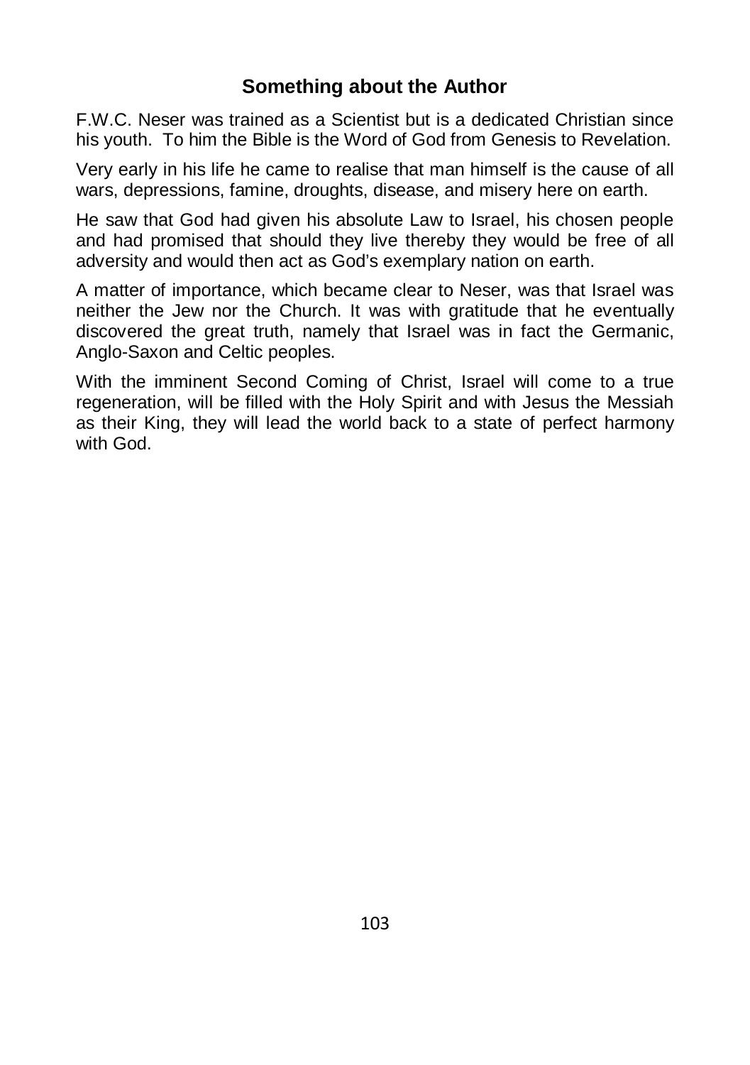## Something about the Author

F.W.C. Neser was trained as a Scientist but is a dedicated Christian since his youth. To him the Bible is the Word of God from Genesis to Revelation.

Very early in his life he came to realise that man himself is the cause of all wars, depressions, famine, droughts, disease, and misery here on earth.

He saw that God had given his absolute Law to Israel, his chosen people and had promised that should they live thereby they would be free of all adversity and would then act as God's exemplary nation on earth.

A matter of importance, which became clear to Neser, was that Israel was neither the Jew nor the Church. It was with gratitude that he eventually discovered the great truth, namely that Israel was in fact the Germanic, Anglo-Saxon and Celtic peoples.

With the imminent Second Coming of Christ, Israel will come to a true regeneration, will be filled with the Holy Spirit and with Jesus the Messiah as their King, they will lead the world back to a state of perfect harmony with God.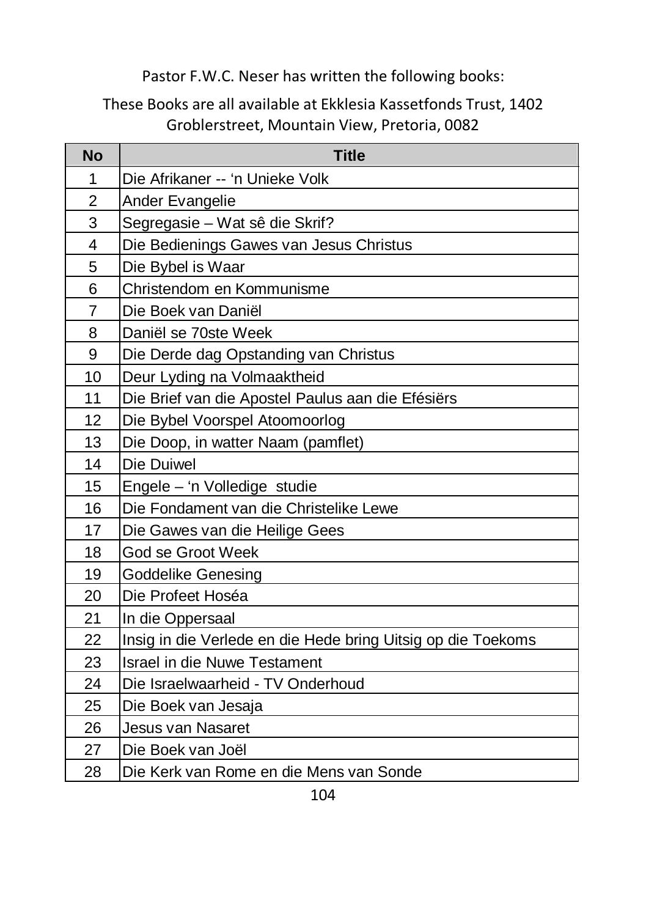Pastor F.W.C. Neser has written the following books:

These Books are all available at Ekklesia Kassetfonds Trust, 1402 Groblerstreet, Mountain View, Pretoria, 0082

| No | Title |
|---|---|
| 1 | Die Afrikaner -- 'n Unieke Volk |
| 2 | Ander Evangelie |
| 3 | Segregasie – Wat sê die Skrif? |
| 4 | Die Bedienings Gawes van Jesus Christus |
| 5 | Die Bybel is Waar |
| 6 | Christendom en Kommunisme |
| 7 | Die Boek van Daniël |
| 8 | Daniël se 70ste Week |
| 9 | Die Derde dag Opstanding van Christus |
| 10 | Deur Lyding na Volmaaktheid |
| 11 | Die Brief van die Apostel Paulus aan die Efésiërs |
| 12 | Die Bybel Voorspel Atoomoorlog |
| 13 | Die Doop, in watter Naam (pamflet) |
| 14 | Die Duiwel |
| 15 | Engele – 'n Volledige studie |
| 16 | Die Fondament van die Christelike Lewe |
| 17 | Die Gawes van die Heilige Gees |
| 18 | God se Groot Week |
| 19 | Goddelike Genesing |
| 20 | Die Profeet Hoséa |
| 21 | In die Oppersaal |
| 22 | Insig in die Verlede en die Hede bring Uitsig op die Toekoms |
| 23 | Israel in die Nuwe Testament |
| 24 | Die Israelwaarheid - TV Onderhoud |
| 25 | Die Boek van Jesaja |
| 26 | Jesus van Nasaret |
| 27 | Die Boek van Joël |
| 28 | Die Kerk van Rome en die Mens van Sonde |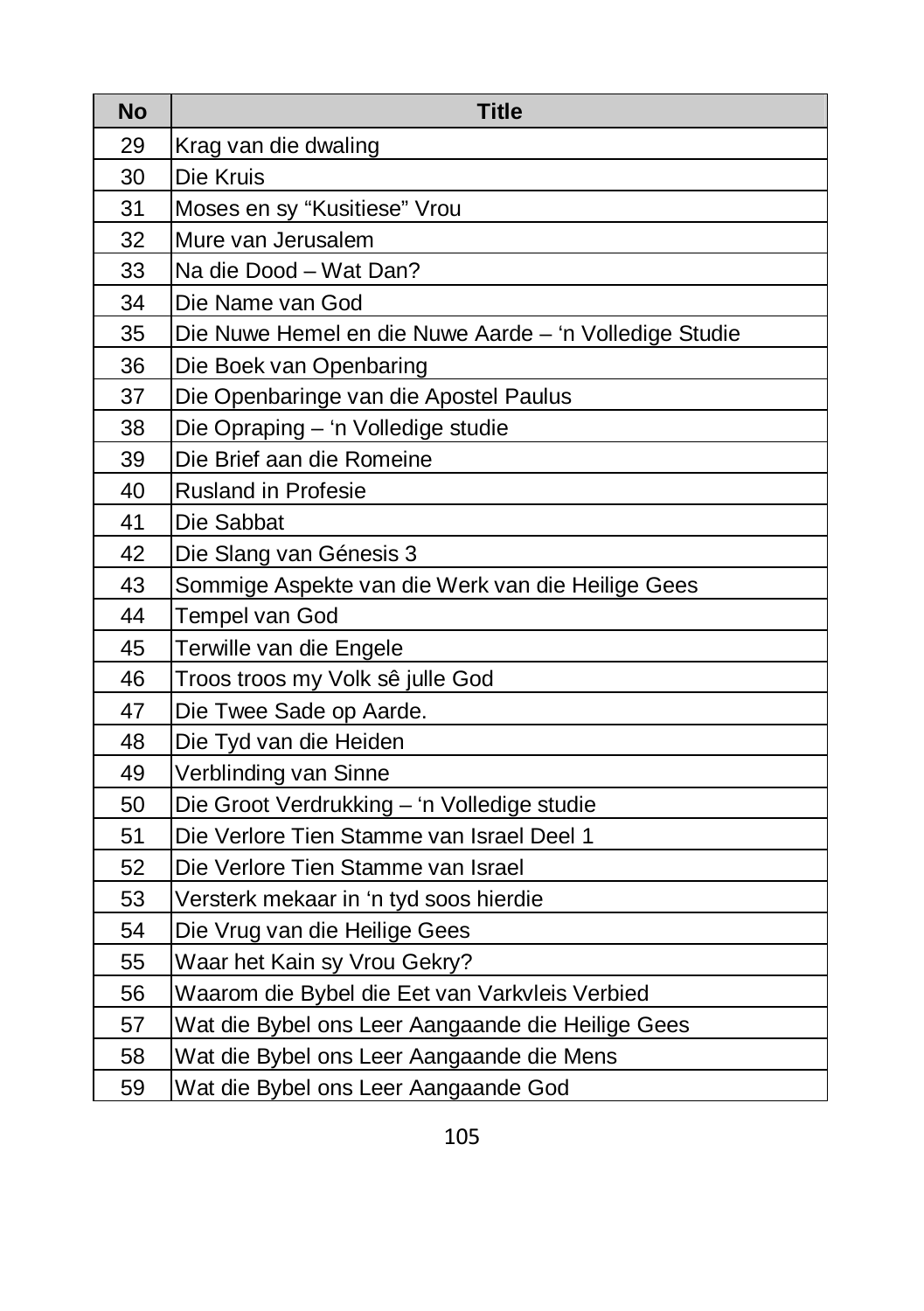| No | Title |
|---|---|
| 29 | Krag van die dwaling |
| 30 | Die Kruis |
| 31 | Moses en sy “Kusitiese” Vrou |
| 32 | Mure van Jerusalem |
| 33 | Na die Dood – Wat Dan? |
| 34 | Die Name van God |
| 35 | Die Nuwe Hemel en die Nuwe Aarde – ‘n Volledige Studie |
| 36 | Die Boek van Openbaring |
| 37 | Die Openbaringe van die Apostel Paulus |
| 38 | Die Opraping – ‘n Volledige studie |
| 39 | Die Brief aan die Romeine |
| 40 | Rusland in Profesie |
| 41 | Die Sabbat |
| 42 | Die Slang van Génesis 3 |
| 43 | Sommige Aspekte van die Werk van die Heilige Gees |
| 44 | Tempel van God |
| 45 | Terwille van die Engele |
| 46 | Troos troos my Volk sê julle God |
| 47 | Die Twee Sade op Aarde. |
| 48 | Die Tyd van die Heiden |
| 49 | Verblinding van Sinne |
| 50 | Die Groot Verdrukking – ‘n Volledige studie |
| 51 | Die Verlore Tien Stamme van Israel Deel 1 |
| 52 | Die Verlore Tien Stamme van Israel |
| 53 | Versterk mekaar in ‘n tyd soos hierdie |
| 54 | Die Vrug van die Heilige Gees |
| 55 | Waar het Kain sy Vrou Gekry? |
| 56 | Waarom die Bybel die Eet van Varkvleis Verbied |
| 57 | Wat die Bybel ons Leer Aangaande die Heilige Gees |
| 58 | Wat die Bybel ons Leer Aangaande die Mens |
| 59 | Wat die Bybel ons Leer Aangaande God |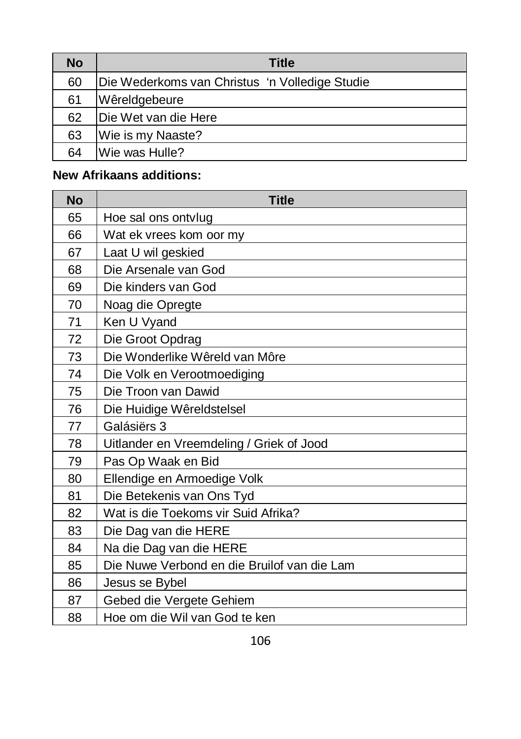| No | Title |
|---|---|
| 60 | Die Wederkoms van Christus 'n Volledige Studie |
| 61 | Wêreldgebeure |
| 62 | Die Wet van die Here |
| 63 | Wie is my Naaste? |
| 64 | Wie was Hulle? |

**New Afrikaans additions:**

| No | Title |
|---|---|
| 65 | Hoe sal ons ontvlug |
| 66 | Wat ek vrees kom oor my |
| 67 | Laat U wil geskied |
| 68 | Die Arsenale van God |
| 69 | Die kinders van God |
| 70 | Noag die Opregte |
| 71 | Ken U Vyand |
| 72 | Die Groot Opdrag |
| 73 | Die Wonderlike Wêreld van Môre |
| 74 | Die Volk en Verootmoediging |
| 75 | Die Troon van Dawid |
| 76 | Die Huidige Wêreldstelsel |
| 77 | Galásiërs 3 |
| 78 | Uitlander en Vreemdeling / Griek of Jood |
| 79 | Pas Op Waak en Bid |
| 80 | Ellendige en Armoedige Volk |
| 81 | Die Betekenis van Ons Tyd |
| 82 | Wat is die Toekoms vir Suid Afrika? |
| 83 | Die Dag van die HERE |
| 84 | Na die Dag van die HERE |
| 85 | Die Nuwe Verbond en die Bruilof van die Lam |
| 86 | Jesus se Bybel |
| 87 | Gebed die Vergete Gehiem |
| 88 | Hoe om die Wil van God te ken |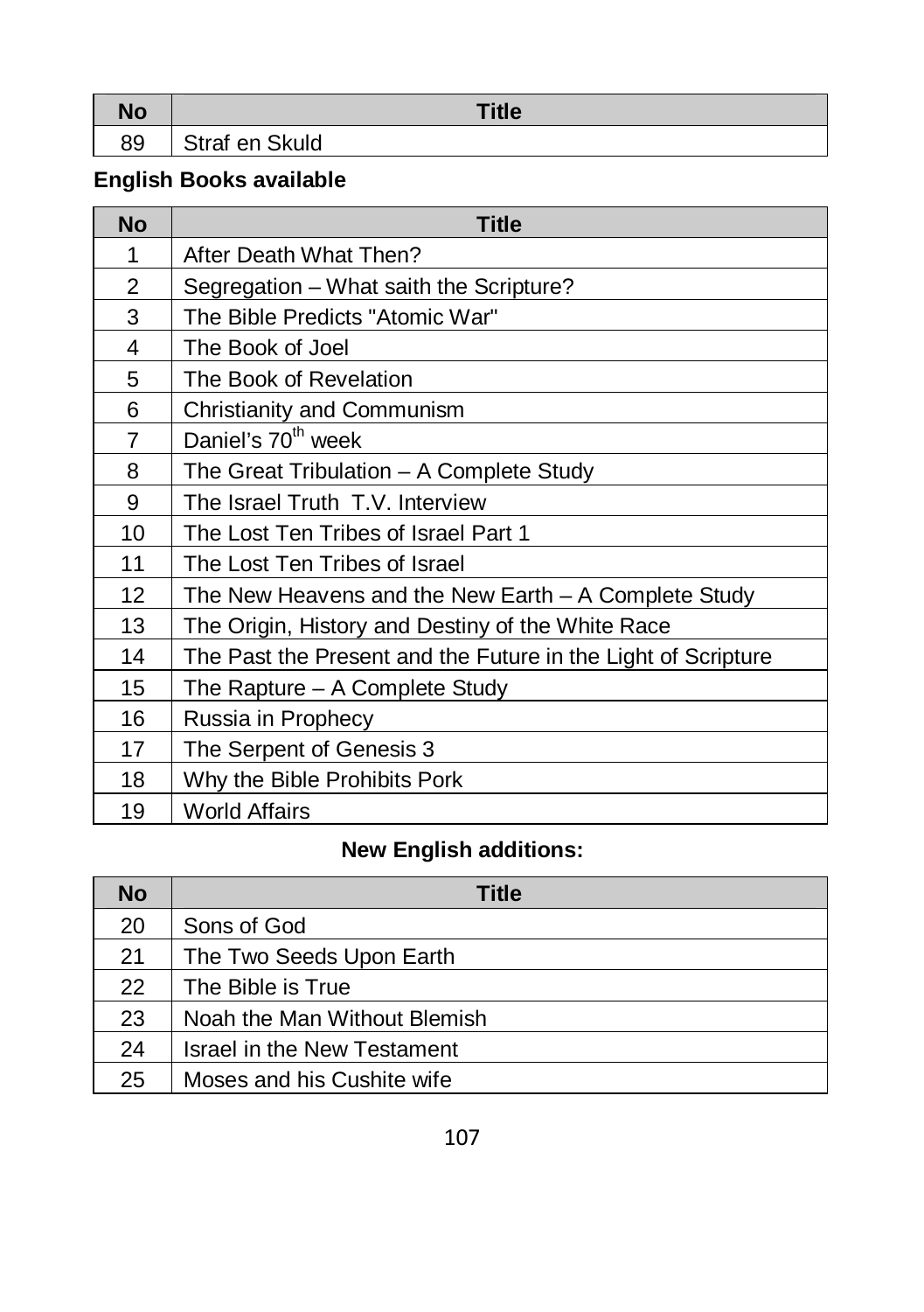| No | Title |
| --- | --- |
| 89 | Straf en Skuld |

**English Books available**

| No | Title |
| --- | --- |
| 1 | After Death What Then? |
| 2 | Segregation – What saith the Scripture? |
| 3 | The Bible Predicts "Atomic War" |
| 4 | The Book of Joel |
| 5 | The Book of Revelation |
| 6 | Christianity and Communism |
| 7 | Daniel's 70th week |
| 8 | The Great Tribulation – A Complete Study |
| 9 | The Israel Truth T.V. Interview |
| 10 | The Lost Ten Tribes of Israel Part 1 |
| 11 | The Lost Ten Tribes of Israel |
| 12 | The New Heavens and the New Earth – A Complete Study |
| 13 | The Origin, History and Destiny of the White Race |
| 14 | The Past the Present and the Future in the Light of Scripture |
| 15 | The Rapture – A Complete Study |
| 16 | Russia in Prophecy |
| 17 | The Serpent of Genesis 3 |
| 18 | Why the Bible Prohibits Pork |
| 19 | World Affairs |

**New English additions:**

| No | Title |
| --- | --- |
| 20 | Sons of God |
| 21 | The Two Seeds Upon Earth |
| 22 | The Bible is True |
| 23 | Noah the Man Without Blemish |
| 24 | Israel in the New Testament |
| 25 | Moses and his Cushite wife |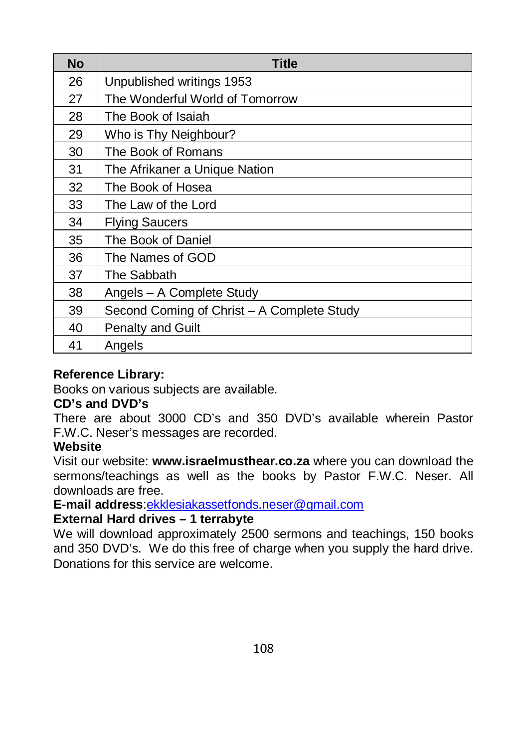| No | Title |
|---|---|
| 26 | Unpublished writings 1953 |
| 27 | The Wonderful World of Tomorrow |
| 28 | The Book of Isaiah |
| 29 | Who is Thy Neighbour? |
| 30 | The Book of Romans |
| 31 | The Afrikaner a Unique Nation |
| 32 | The Book of Hosea |
| 33 | The Law of the Lord |
| 34 | Flying Saucers |
| 35 | The Book of Daniel |
| 36 | The Names of GOD |
| 37 | The Sabbath |
| 38 | Angels – A Complete Study |
| 39 | Second Coming of Christ – A Complete Study |
| 40 | Penalty and Guilt |
| 41 | Angels |

**Reference Library:**
Books on various subjects are available.

**CD's and DVD's**
There are about 3000 CD's and 350 DVD's available wherein Pastor F.W.C. Neser's messages are recorded.

**Website**
Visit our website: **www.israelmusthear.co.za** where you can download the sermons/teachings as well as the books by Pastor F.W.C. Neser. All downloads are free.

**E-mail address**:ekklesiakassetfonds.neser@gmail.com

**External Hard drives – 1 terrabyte**
We will download approximately 2500 sermons and teachings, 150 books and 350 DVD's. We do this free of charge when you supply the hard drive. Donations for this service are welcome.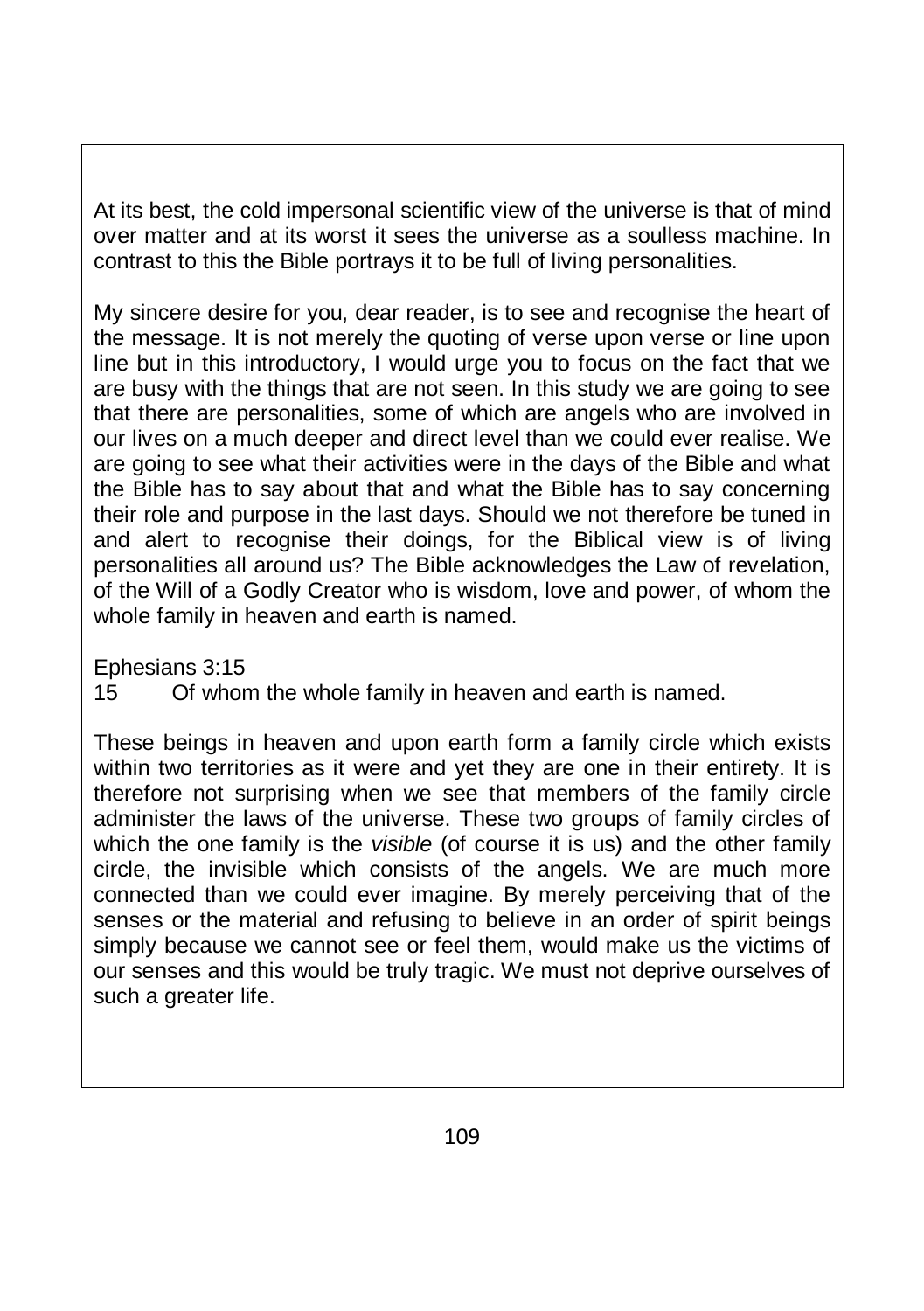At its best, the cold impersonal scientific view of the universe is that of mind over matter and at its worst it sees the universe as a soulless machine. In contrast to this the Bible portrays it to be full of living personalities.

My sincere desire for you, dear reader, is to see and recognise the heart of the message. It is not merely the quoting of verse upon verse or line upon line but in this introductory, I would urge you to focus on the fact that we are busy with the things that are not seen. In this study we are going to see that there are personalities, some of which are angels who are involved in our lives on a much deeper and direct level than we could ever realise. We are going to see what their activities were in the days of the Bible and what the Bible has to say about that and what the Bible has to say concerning their role and purpose in the last days. Should we not therefore be tuned in and alert to recognise their doings, for the Biblical view is of living personalities all around us? The Bible acknowledges the Law of revelation, of the Will of a Godly Creator who is wisdom, love and power, of whom the whole family in heaven and earth is named.

Ephesians 3:15
15 Of whom the whole family in heaven and earth is named.

These beings in heaven and upon earth form a family circle which exists within two territories as it were and yet they are one in their entirety. It is therefore not surprising when we see that members of the family circle administer the laws of the universe. These two groups of family circles of which the one family is the *visible* (of course it is us) and the other family circle, the invisible which consists of the angels. We are much more connected than we could ever imagine. By merely perceiving that of the senses or the material and refusing to believe in an order of spirit beings simply because we cannot see or feel them, would make us the victims of our senses and this would be truly tragic. We must not deprive ourselves of such a greater life.